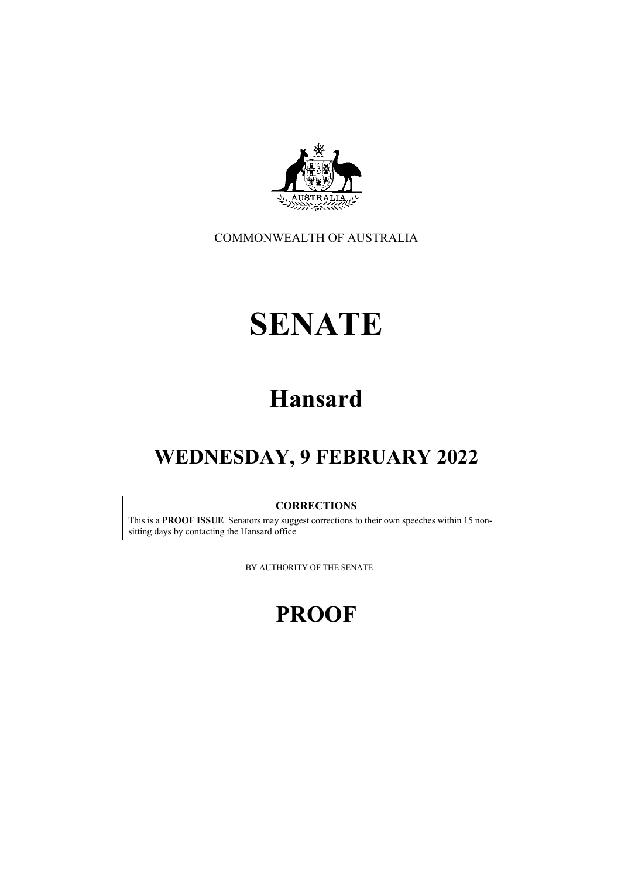COMMONWEALTH OF AUSTRALIA

# SENATE

## Hansard

## WEDNESDAY, 9 FEBRUARY 2022

**CORRECTIONS**

This is a **PROOF ISSUE**. Senators may suggest corrections to their own speeches within 15 non-sitting days by contacting the Hansard office

BY AUTHORITY OF THE SENATE

## PROOF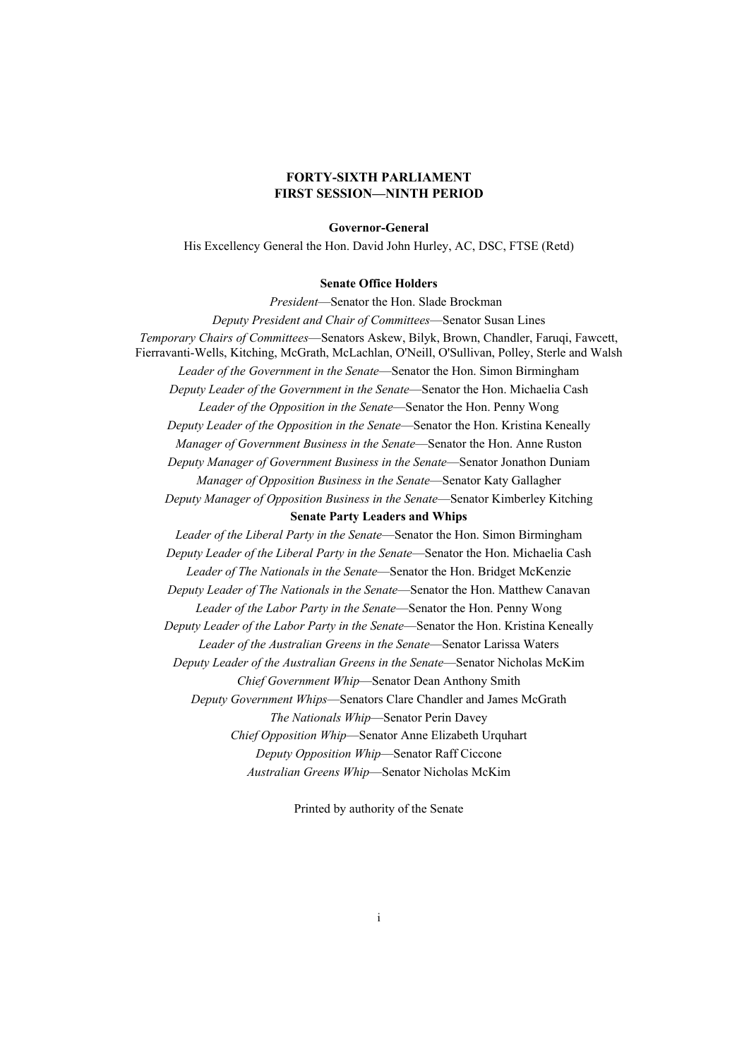# FORTY-SIXTH PARLIAMENT
# FIRST SESSION—NINTH PERIOD

**Governor-General**

His Excellency General the Hon. David John Hurley, AC, DSC, FTSE (Retd)

**Senate Office Holders**

*President*—Senator the Hon. Slade Brockman

*Deputy President and Chair of Committees*—Senator Susan Lines

*Temporary Chairs of Committees*—Senators Askew, Bilyk, Brown, Chandler, Faruqi, Fawcett, Fierravanti-Wells, Kitching, McGrath, McLachlan, O'Neill, O'Sullivan, Polley, Sterle and Walsh

*Leader of the Government in the Senate*—Senator the Hon. Simon Birmingham

*Deputy Leader of the Government in the Senate*—Senator the Hon. Michaelia Cash

*Leader of the Opposition in the Senate*—Senator the Hon. Penny Wong

*Deputy Leader of the Opposition in the Senate*—Senator the Hon. Kristina Keneally

*Manager of Government Business in the Senate*—Senator the Hon. Anne Ruston

*Deputy Manager of Government Business in the Senate*—Senator Jonathon Duniam

*Manager of Opposition Business in the Senate*—Senator Katy Gallagher

*Deputy Manager of Opposition Business in the Senate*—Senator Kimberley Kitching

**Senate Party Leaders and Whips**

*Leader of the Liberal Party in the Senate*—Senator the Hon. Simon Birmingham

*Deputy Leader of the Liberal Party in the Senate*—Senator the Hon. Michaelia Cash

*Leader of The Nationals in the Senate*—Senator the Hon. Bridget McKenzie

*Deputy Leader of The Nationals in the Senate*—Senator the Hon. Matthew Canavan

*Leader of the Labor Party in the Senate*—Senator the Hon. Penny Wong

*Deputy Leader of the Labor Party in the Senate*—Senator the Hon. Kristina Keneally

*Leader of the Australian Greens in the Senate*—Senator Larissa Waters

*Deputy Leader of the Australian Greens in the Senate*—Senator Nicholas McKim

*Chief Government Whip*—Senator Dean Anthony Smith

*Deputy Government Whips*—Senators Clare Chandler and James McGrath

*The Nationals Whip*—Senator Perin Davey

*Chief Opposition Whip*—Senator Anne Elizabeth Urquhart

*Deputy Opposition Whip*—Senator Raff Ciccone

*Australian Greens Whip*—Senator Nicholas McKim

Printed by authority of the Senate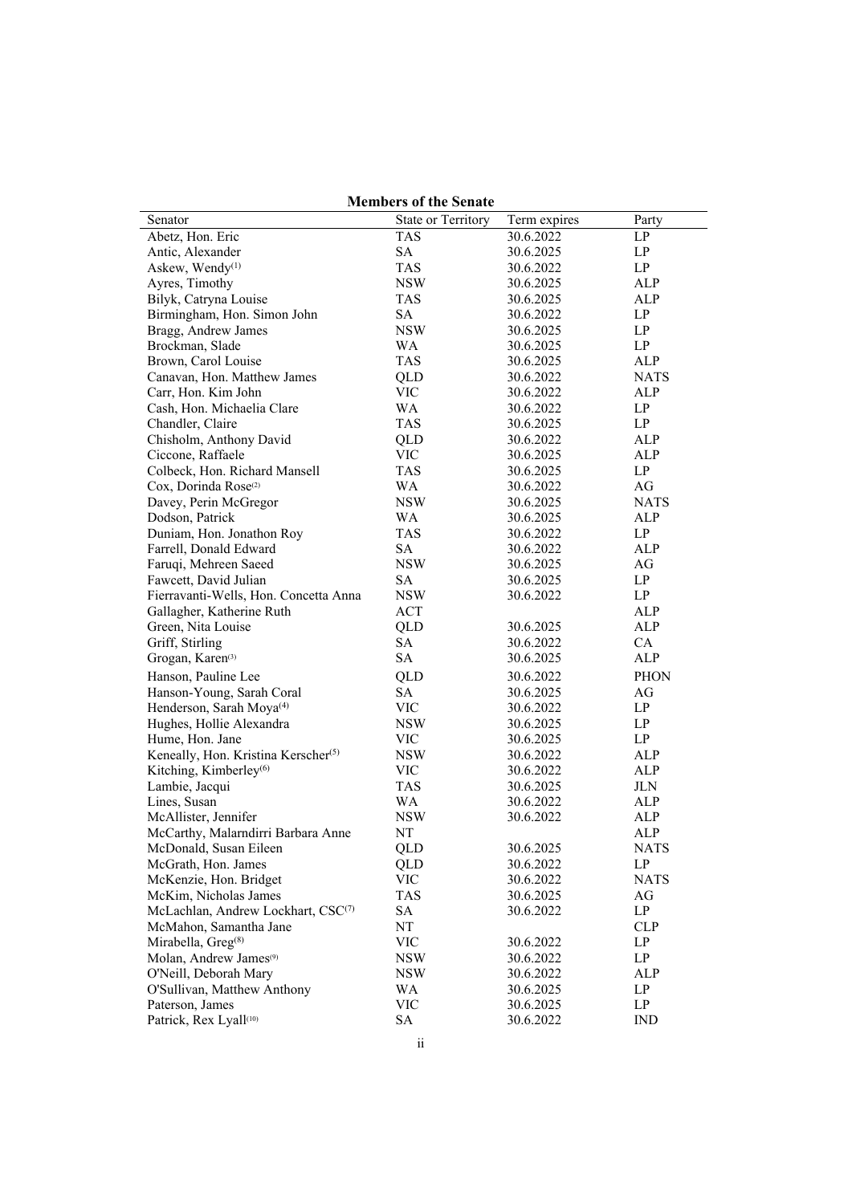**Members of the Senate**

| Senator | State or Territory | Term expires | Party |
|---|---|---|---|
| Abetz, Hon. Eric | TAS | 30.6.2022 | LP |
| Antic, Alexander | SA | 30.6.2025 | LP |
| Askew, Wendy[(1)] | TAS | 30.6.2022 | LP |
| Ayres, Timothy | NSW | 30.6.2025 | ALP |
| Bilyk, Catryna Louise | TAS | 30.6.2025 | ALP |
| Birmingham, Hon. Simon John | SA | 30.6.2022 | LP |
| Bragg, Andrew James | NSW | 30.6.2025 | LP |
| Brockman, Slade | WA | 30.6.2025 | LP |
| Brown, Carol Louise | TAS | 30.6.2025 | ALP |
| Canavan, Hon. Matthew James | QLD | 30.6.2022 | NATS |
| Carr, Hon. Kim John | VIC | 30.6.2022 | ALP |
| Cash, Hon. Michaelia Clare | WA | 30.6.2022 | LP |
| Chandler, Claire | TAS | 30.6.2025 | LP |
| Chisholm, Anthony David | QLD | 30.6.2022 | ALP |
| Ciccone, Raffaele | VIC | 30.6.2025 | ALP |
| Colbeck, Hon. Richard Mansell | TAS | 30.6.2025 | LP |
| Cox, Dorinda Rose[(2)] | WA | 30.6.2022 | AG |
| Davey, Perin McGregor | NSW | 30.6.2025 | NATS |
| Dodson, Patrick | WA | 30.6.2025 | ALP |
| Duniam, Hon. Jonathon Roy | TAS | 30.6.2022 | LP |
| Farrell, Donald Edward | SA | 30.6.2022 | ALP |
| Faruqi, Mehreen Saeed | NSW | 30.6.2025 | AG |
| Fawcett, David Julian | SA | 30.6.2025 | LP |
| Fierravanti-Wells, Hon. Concetta Anna | NSW | 30.6.2022 | LP |
| Gallagher, Katherine Ruth | ACT | | ALP |
| Green, Nita Louise | QLD | 30.6.2025 | ALP |
| Griff, Stirling | SA | 30.6.2022 | CA |
| Grogan, Karen[(3)] | SA | 30.6.2025 | ALP |
| Hanson, Pauline Lee | QLD | 30.6.2022 | PHON |
| Hanson-Young, Sarah Coral | SA | 30.6.2025 | AG |
| Henderson, Sarah Moya[(4)] | VIC | 30.6.2022 | LP |
| Hughes, Hollie Alexandra | NSW | 30.6.2025 | LP |
| Hume, Hon. Jane | VIC | 30.6.2025 | LP |
| Keneally, Hon. Kristina Kerscher[(5)] | NSW | 30.6.2022 | ALP |
| Kitching, Kimberley[(6)] | VIC | 30.6.2022 | ALP |
| Lambie, Jacqui | TAS | 30.6.2025 | JLN |
| Lines, Susan | WA | 30.6.2022 | ALP |
| McAllister, Jennifer | NSW | 30.6.2022 | ALP |
| McCarthy, Malarndirri Barbara Anne | NT | | ALP |
| McDonald, Susan Eileen | QLD | 30.6.2025 | NATS |
| McGrath, Hon. James | QLD | 30.6.2022 | LP |
| McKenzie, Hon. Bridget | VIC | 30.6.2022 | NATS |
| McKim, Nicholas James | TAS | 30.6.2025 | AG |
| McLachlan, Andrew Lockhart, CSC[(7)] | SA | 30.6.2022 | LP |
| McMahon, Samantha Jane | NT | | CLP |
| Mirabella, Greg[(8)] | VIC | 30.6.2022 | LP |
| Molan, Andrew James[(9)] | NSW | 30.6.2022 | LP |
| O'Neill, Deborah Mary | NSW | 30.6.2022 | ALP |
| O'Sullivan, Matthew Anthony | WA | 30.6.2025 | LP |
| Paterson, James | VIC | 30.6.2025 | LP |
| Patrick, Rex Lyall[(10)] | SA | 30.6.2022 | IND |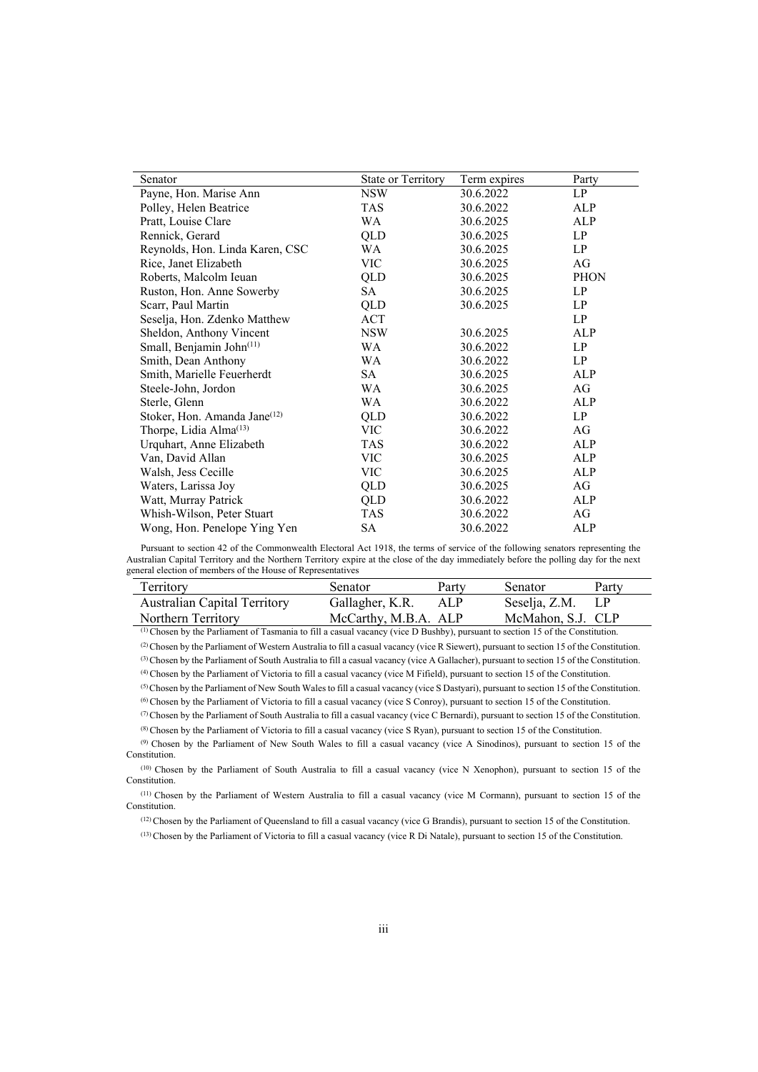| Senator | State or Territory | Term expires | Party |
|---|---|---|---|
| Payne, Hon. Marise Ann | NSW | 30.6.2022 | LP |
| Polley, Helen Beatrice | TAS | 30.6.2022 | ALP |
| Pratt, Louise Clare | WA | 30.6.2025 | ALP |
| Rennick, Gerard | QLD | 30.6.2025 | LP |
| Reynolds, Hon. Linda Karen, CSC | WA | 30.6.2025 | LP |
| Rice, Janet Elizabeth | VIC | 30.6.2025 | AG |
| Roberts, Malcolm Ieuan | QLD | 30.6.2025 | PHON |
| Ruston, Hon. Anne Sowerby | SA | 30.6.2025 | LP |
| Scarr, Paul Martin | QLD | 30.6.2025 | LP |
| Seselja, Hon. Zdenko Matthew | ACT | | LP |
| Sheldon, Anthony Vincent | NSW | 30.6.2025 | ALP |
| Small, Benjamin John[11] | WA | 30.6.2022 | LP |
| Smith, Dean Anthony | WA | 30.6.2022 | LP |
| Smith, Marielle Feuerherdt | SA | 30.6.2025 | ALP |
| Steele-John, Jordon | WA | 30.6.2025 | AG |
| Sterle, Glenn | WA | 30.6.2022 | ALP |
| Stoker, Hon. Amanda Jane[12] | QLD | 30.6.2022 | LP |
| Thorpe, Lidia Alma[13] | VIC | 30.6.2022 | AG |
| Urquhart, Anne Elizabeth | TAS | 30.6.2022 | ALP |
| Van, David Allan | VIC | 30.6.2025 | ALP |
| Walsh, Jess Cecille | VIC | 30.6.2025 | ALP |
| Waters, Larissa Joy | QLD | 30.6.2025 | AG |
| Watt, Murray Patrick | QLD | 30.6.2022 | ALP |
| Whish-Wilson, Peter Stuart | TAS | 30.6.2022 | AG |
| Wong, Hon. Penelope Ying Yen | SA | 30.6.2022 | ALP |

Pursuant to section 42 of the Commonwealth Electoral Act 1918, the terms of service of the following senators representing the Australian Capital Territory and the Northern Territory expire at the close of the day immediately before the polling day for the next general election of members of the House of Representatives

| Territory | Senator | Party | Senator | Party |
|---|---|---|---|---|
| Australian Capital Territory | Gallagher, K.R. | ALP | Seselja, Z.M. | LP |
| Northern Territory | McCarthy, M.B.A. | ALP | McMahon, S.J. | CLP |

[1] Chosen by the Parliament of Tasmania to fill a casual vacancy (vice D Bushby), pursuant to section 15 of the Constitution.

[2] Chosen by the Parliament of Western Australia to fill a casual vacancy (vice R Siewert), pursuant to section 15 of the Constitution.

[3] Chosen by the Parliament of South Australia to fill a casual vacancy (vice A Gallacher), pursuant to section 15 of the Constitution.

[4] Chosen by the Parliament of Victoria to fill a casual vacancy (vice M Fifield), pursuant to section 15 of the Constitution.

[5] Chosen by the Parliament of New South Wales to fill a casual vacancy (vice S Dastyari), pursuant to section 15 of the Constitution.

[6] Chosen by the Parliament of Victoria to fill a casual vacancy (vice S Conroy), pursuant to section 15 of the Constitution.

[7] Chosen by the Parliament of South Australia to fill a casual vacancy (vice C Bernardi), pursuant to section 15 of the Constitution.

[8] Chosen by the Parliament of Victoria to fill a casual vacancy (vice S Ryan), pursuant to section 15 of the Constitution.

[9] Chosen by the Parliament of New South Wales to fill a casual vacancy (vice A Sinodinos), pursuant to section 15 of the Constitution.

[10] Chosen by the Parliament of South Australia to fill a casual vacancy (vice N Xenophon), pursuant to section 15 of the Constitution.

[11] Chosen by the Parliament of Western Australia to fill a casual vacancy (vice M Cormann), pursuant to section 15 of the Constitution.

[12] Chosen by the Parliament of Queensland to fill a casual vacancy (vice G Brandis), pursuant to section 15 of the Constitution.

[13] Chosen by the Parliament of Victoria to fill a casual vacancy (vice R Di Natale), pursuant to section 15 of the Constitution.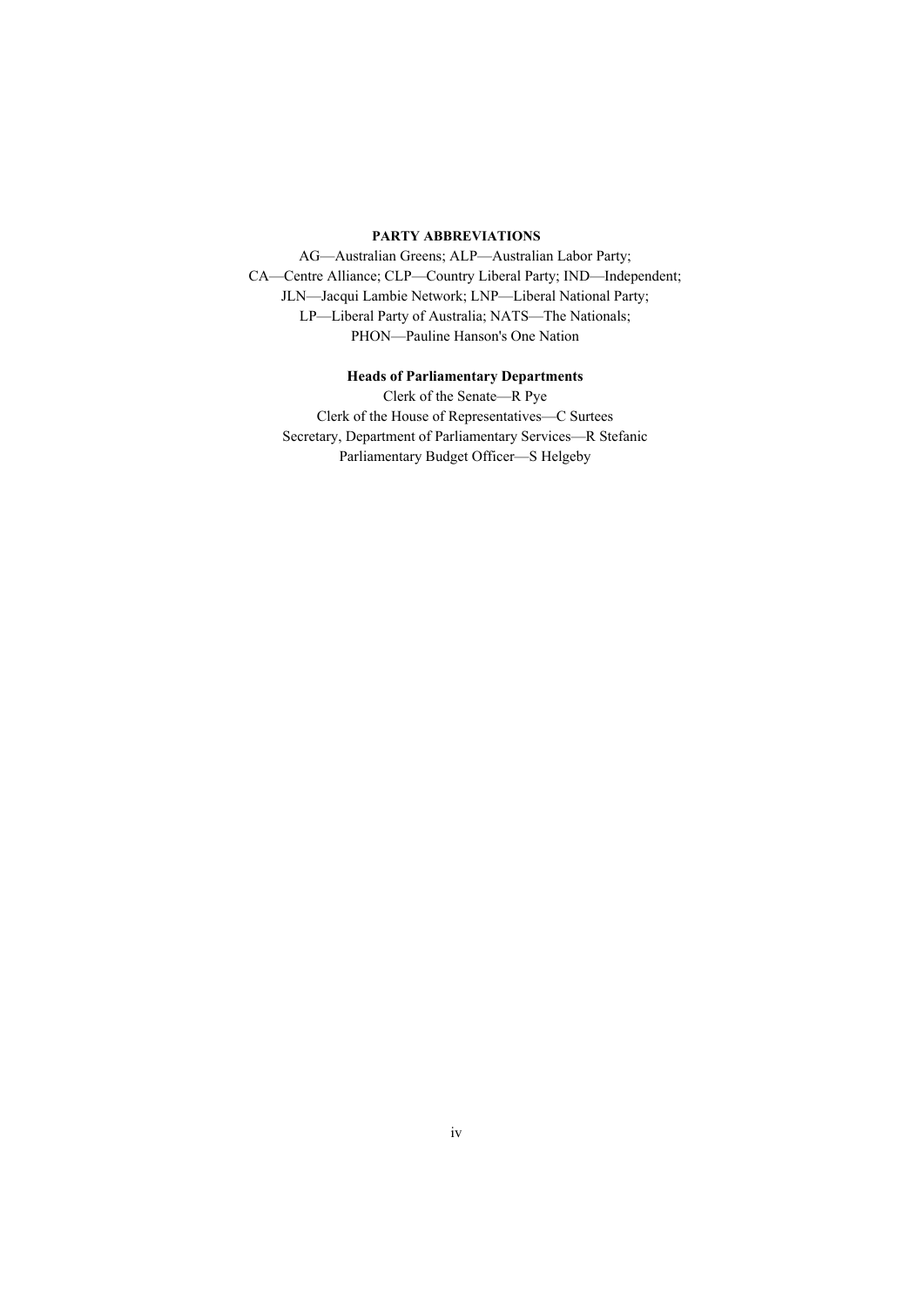**PARTY ABBREVIATIONS**

AG—Australian Greens; ALP—Australian Labor Party;
CA—Centre Alliance; CLP—Country Liberal Party; IND—Independent;
JLN—Jacqui Lambie Network; LNP—Liberal National Party;
LP—Liberal Party of Australia; NATS—The Nationals;
PHON—Pauline Hanson's One Nation

**Heads of Parliamentary Departments**

Clerk of the Senate—R Pye
Clerk of the House of Representatives—C Surtees
Secretary, Department of Parliamentary Services—R Stefanic
Parliamentary Budget Officer—S Helgeby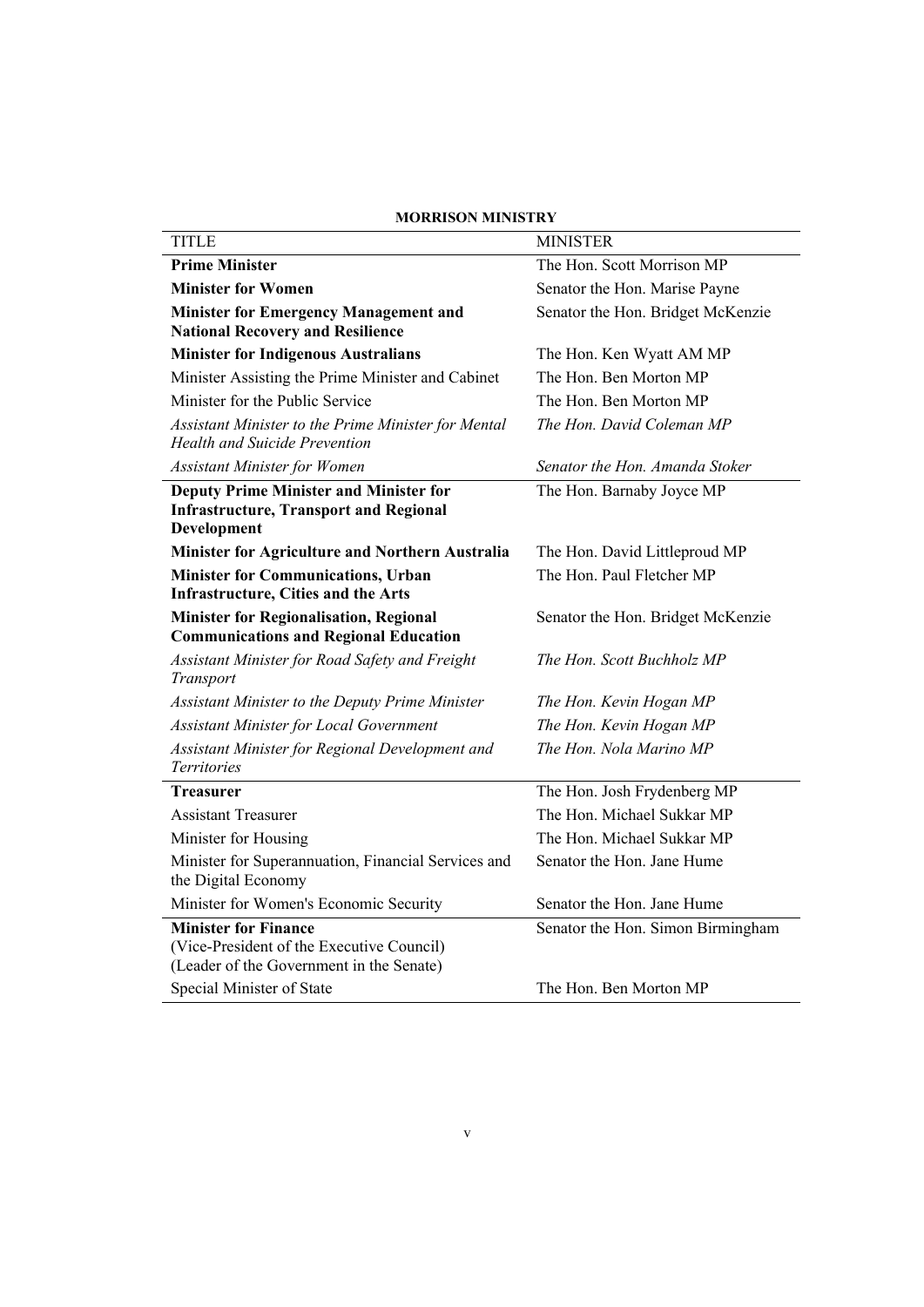**MORRISON MINISTRY**

| TITLE | MINISTER |
|---|---|
| **Prime Minister** | The Hon. Scott Morrison MP |
| **Minister for Women** | Senator the Hon. Marise Payne |
| **Minister for Emergency Management and National Recovery and Resilience** | Senator the Hon. Bridget McKenzie |
| **Minister for Indigenous Australians** | The Hon. Ken Wyatt AM MP |
| Minister Assisting the Prime Minister and Cabinet | The Hon. Ben Morton MP |
| Minister for the Public Service | The Hon. Ben Morton MP |
| *Assistant Minister to the Prime Minister for Mental Health and Suicide Prevention* | *The Hon. David Coleman MP* |
| *Assistant Minister for Women* | *Senator the Hon. Amanda Stoker* |
| **Deputy Prime Minister and Minister for Infrastructure, Transport and Regional Development** | The Hon. Barnaby Joyce MP |
| **Minister for Agriculture and Northern Australia** | The Hon. David Littleproud MP |
| **Minister for Communications, Urban Infrastructure, Cities and the Arts** | The Hon. Paul Fletcher MP |
| **Minister for Regionalisation, Regional Communications and Regional Education** | Senator the Hon. Bridget McKenzie |
| *Assistant Minister for Road Safety and Freight Transport* | *The Hon. Scott Buchholz MP* |
| *Assistant Minister to the Deputy Prime Minister* | *The Hon. Kevin Hogan MP* |
| *Assistant Minister for Local Government* | *The Hon. Kevin Hogan MP* |
| *Assistant Minister for Regional Development and Territories* | *The Hon. Nola Marino MP* |
| **Treasurer** | The Hon. Josh Frydenberg MP |
| Assistant Treasurer | The Hon. Michael Sukkar MP |
| Minister for Housing | The Hon. Michael Sukkar MP |
| Minister for Superannuation, Financial Services and the Digital Economy | Senator the Hon. Jane Hume |
| Minister for Women's Economic Security | Senator the Hon. Jane Hume |
| **Minister for Finance** (Vice-President of the Executive Council) (Leader of the Government in the Senate) | Senator the Hon. Simon Birmingham |
| Special Minister of State | The Hon. Ben Morton MP |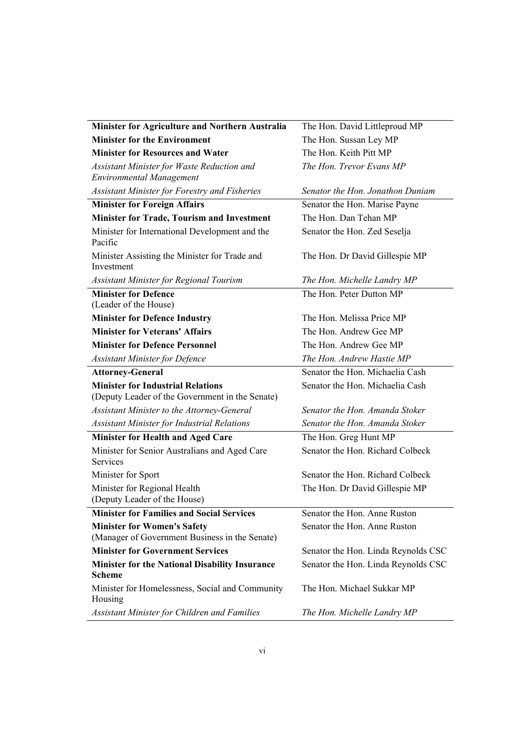| | |
|---|---|
| **Minister for Agriculture and Northern Australia** | The Hon. David Littleproud MP |
| **Minister for the Environment** | The Hon. Sussan Ley MP |
| **Minister for Resources and Water** | The Hon. Keith Pitt MP |
| *Assistant Minister for Waste Reduction and Environmental Management* | *The Hon. Trevor Evans MP* |
| *Assistant Minister for Forestry and Fisheries* | *Senator the Hon. Jonathon Duniam* |
| **Minister for Foreign Affairs** | Senator the Hon. Marise Payne |
| **Minister for Trade, Tourism and Investment** | The Hon. Dan Tehan MP |
| Minister for International Development and the Pacific | Senator the Hon. Zed Seselja |
| Minister Assisting the Minister for Trade and Investment | The Hon. Dr David Gillespie MP |
| *Assistant Minister for Regional Tourism* | *The Hon. Michelle Landry MP* |
| **Minister for Defence** (Leader of the House) | The Hon. Peter Dutton MP |
| **Minister for Defence Industry** | The Hon. Melissa Price MP |
| **Minister for Veterans' Affairs** | The Hon. Andrew Gee MP |
| **Minister for Defence Personnel** | The Hon. Andrew Gee MP |
| *Assistant Minister for Defence* | *The Hon. Andrew Hastie MP* |
| **Attorney-General** | Senator the Hon. Michaelia Cash |
| **Minister for Industrial Relations** (Deputy Leader of the Government in the Senate) | Senator the Hon. Michaelia Cash |
| *Assistant Minister to the Attorney-General* | *Senator the Hon. Amanda Stoker* |
| *Assistant Minister for Industrial Relations* | *Senator the Hon. Amanda Stoker* |
| **Minister for Health and Aged Care** | The Hon. Greg Hunt MP |
| Minister for Senior Australians and Aged Care Services | Senator the Hon. Richard Colbeck |
| Minister for Sport | Senator the Hon. Richard Colbeck |
| Minister for Regional Health (Deputy Leader of the House) | The Hon. Dr David Gillespie MP |
| **Minister for Families and Social Services** | Senator the Hon. Anne Ruston |
| **Minister for Women's Safety** (Manager of Government Business in the Senate) | Senator the Hon. Anne Ruston |
| **Minister for Government Services** | Senator the Hon. Linda Reynolds CSC |
| **Minister for the National Disability Insurance Scheme** | Senator the Hon. Linda Reynolds CSC |
| Minister for Homelessness, Social and Community Housing | The Hon. Michael Sukkar MP |
| *Assistant Minister for Children and Families* | *The Hon. Michelle Landry MP* |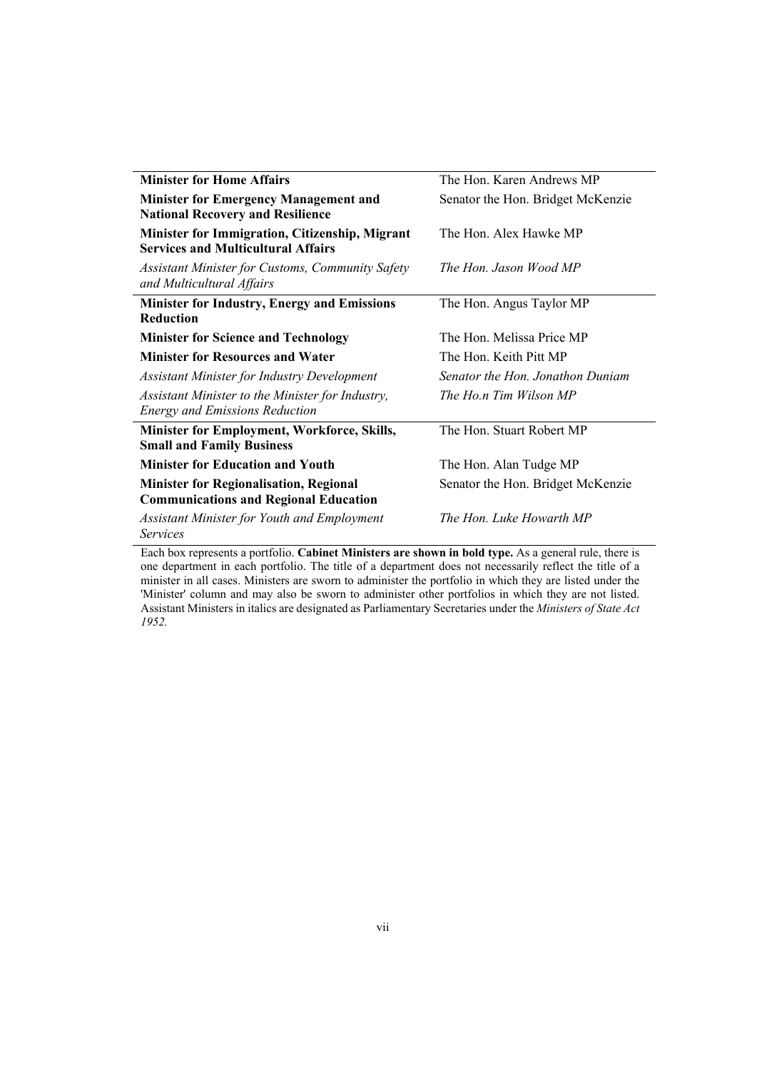| | |
|---|---|
| **Minister for Home Affairs** | The Hon. Karen Andrews MP |
| **Minister for Emergency Management and National Recovery and Resilience** | Senator the Hon. Bridget McKenzie |
| **Minister for Immigration, Citizenship, Migrant Services and Multicultural Affairs** | The Hon. Alex Hawke MP |
| *Assistant Minister for Customs, Community Safety and Multicultural Affairs* | *The Hon. Jason Wood MP* |
| **Minister for Industry, Energy and Emissions Reduction** | The Hon. Angus Taylor MP |
| **Minister for Science and Technology** | The Hon. Melissa Price MP |
| **Minister for Resources and Water** | The Hon. Keith Pitt MP |
| *Assistant Minister for Industry Development* | *Senator the Hon. Jonathon Duniam* |
| *Assistant Minister to the Minister for Industry, Energy and Emissions Reduction* | *The Ho.n Tim Wilson MP* |
| **Minister for Employment, Workforce, Skills, Small and Family Business** | The Hon. Stuart Robert MP |
| **Minister for Education and Youth** | The Hon. Alan Tudge MP |
| **Minister for Regionalisation, Regional Communications and Regional Education** | Senator the Hon. Bridget McKenzie |
| *Assistant Minister for Youth and Employment Services* | *The Hon. Luke Howarth MP* |

Each box represents a portfolio. **Cabinet Ministers are shown in bold type.** As a general rule, there is one department in each portfolio. The title of a department does not necessarily reflect the title of a minister in all cases. Ministers are sworn to administer the portfolio in which they are listed under the 'Minister' column and may also be sworn to administer other portfolios in which they are not listed. Assistant Ministers in italics are designated as Parliamentary Secretaries under the *Ministers of State Act 1952.*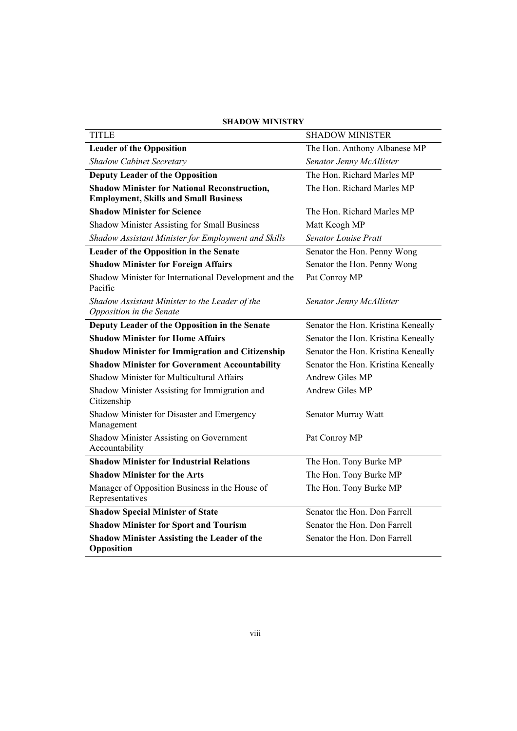**SHADOW MINISTRY**

| TITLE | SHADOW MINISTER |
| --- | --- |
| **Leader of the Opposition** | The Hon. Anthony Albanese MP |
| *Shadow Cabinet Secretary* | *Senator Jenny McAllister* |
| **Deputy Leader of the Opposition** | The Hon. Richard Marles MP |
| **Shadow Minister for National Reconstruction, Employment, Skills and Small Business** | The Hon. Richard Marles MP |
| **Shadow Minister for Science** | The Hon. Richard Marles MP |
| Shadow Minister Assisting for Small Business | Matt Keogh MP |
| *Shadow Assistant Minister for Employment and Skills* | *Senator Louise Pratt* |
| **Leader of the Opposition in the Senate** | Senator the Hon. Penny Wong |
| **Shadow Minister for Foreign Affairs** | Senator the Hon. Penny Wong |
| Shadow Minister for International Development and the Pacific | Pat Conroy MP |
| *Shadow Assistant Minister to the Leader of the Opposition in the Senate* | *Senator Jenny McAllister* |
| **Deputy Leader of the Opposition in the Senate** | Senator the Hon. Kristina Keneally |
| **Shadow Minister for Home Affairs** | Senator the Hon. Kristina Keneally |
| **Shadow Minister for Immigration and Citizenship** | Senator the Hon. Kristina Keneally |
| **Shadow Minister for Government Accountability** | Senator the Hon. Kristina Keneally |
| Shadow Minister for Multicultural Affairs | Andrew Giles MP |
| Shadow Minister Assisting for Immigration and Citizenship | Andrew Giles MP |
| Shadow Minister for Disaster and Emergency Management | Senator Murray Watt |
| Shadow Minister Assisting on Government Accountability | Pat Conroy MP |
| **Shadow Minister for Industrial Relations** | The Hon. Tony Burke MP |
| **Shadow Minister for the Arts** | The Hon. Tony Burke MP |
| Manager of Opposition Business in the House of Representatives | The Hon. Tony Burke MP |
| **Shadow Special Minister of State** | Senator the Hon. Don Farrell |
| **Shadow Minister for Sport and Tourism** | Senator the Hon. Don Farrell |
| **Shadow Minister Assisting the Leader of the Opposition** | Senator the Hon. Don Farrell |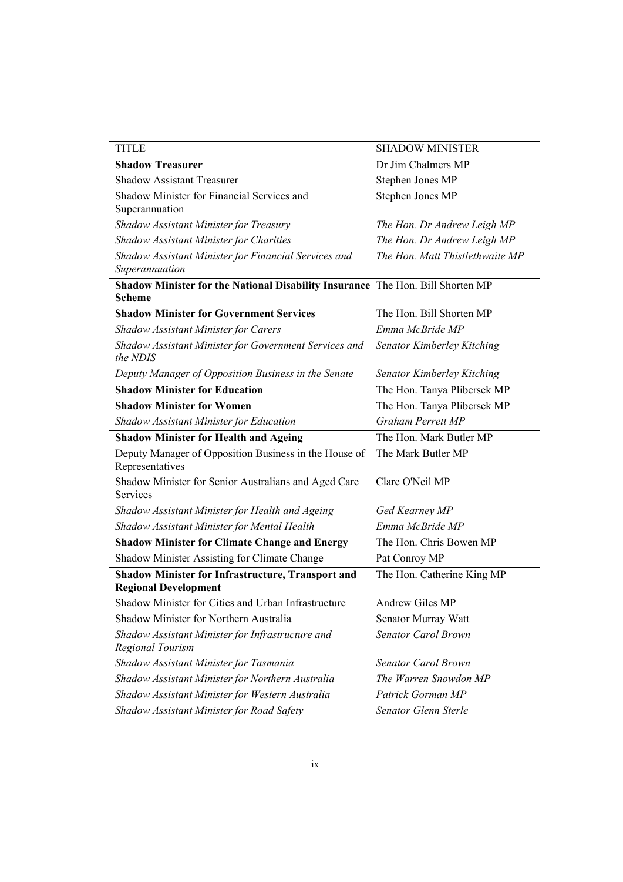| TITLE | SHADOW MINISTER |
|---|---|
| **Shadow Treasurer** | Dr Jim Chalmers MP |
| Shadow Assistant Treasurer | Stephen Jones MP |
| Shadow Minister for Financial Services and Superannuation | Stephen Jones MP |
| *Shadow Assistant Minister for Treasury* | *The Hon. Dr Andrew Leigh MP* |
| *Shadow Assistant Minister for Charities* | *The Hon. Dr Andrew Leigh MP* |
| *Shadow Assistant Minister for Financial Services and Superannuation* | *The Hon. Matt Thistlethwaite MP* |
| **Shadow Minister for the National Disability Insurance Scheme** | The Hon. Bill Shorten MP |
| **Shadow Minister for Government Services** | The Hon. Bill Shorten MP |
| *Shadow Assistant Minister for Carers* | *Emma McBride MP* |
| *Shadow Assistant Minister for Government Services and the NDIS* | *Senator Kimberley Kitching* |
| *Deputy Manager of Opposition Business in the Senate* | *Senator Kimberley Kitching* |
| **Shadow Minister for Education** | The Hon. Tanya Plibersek MP |
| **Shadow Minister for Women** | The Hon. Tanya Plibersek MP |
| *Shadow Assistant Minister for Education* | *Graham Perrett MP* |
| **Shadow Minister for Health and Ageing** | The Hon. Mark Butler MP |
| Deputy Manager of Opposition Business in the House of Representatives | The Mark Butler MP |
| Shadow Minister for Senior Australians and Aged Care Services | Clare O'Neil MP |
| *Shadow Assistant Minister for Health and Ageing* | *Ged Kearney MP* |
| *Shadow Assistant Minister for Mental Health* | *Emma McBride MP* |
| **Shadow Minister for Climate Change and Energy** | The Hon. Chris Bowen MP |
| Shadow Minister Assisting for Climate Change | Pat Conroy MP |
| **Shadow Minister for Infrastructure, Transport and Regional Development** | The Hon. Catherine King MP |
| Shadow Minister for Cities and Urban Infrastructure | Andrew Giles MP |
| Shadow Minister for Northern Australia | Senator Murray Watt |
| *Shadow Assistant Minister for Infrastructure and Regional Tourism* | *Senator Carol Brown* |
| *Shadow Assistant Minister for Tasmania* | *Senator Carol Brown* |
| *Shadow Assistant Minister for Northern Australia* | *The Warren Snowdon MP* |
| *Shadow Assistant Minister for Western Australia* | *Patrick Gorman MP* |
| *Shadow Assistant Minister for Road Safety* | *Senator Glenn Sterle* |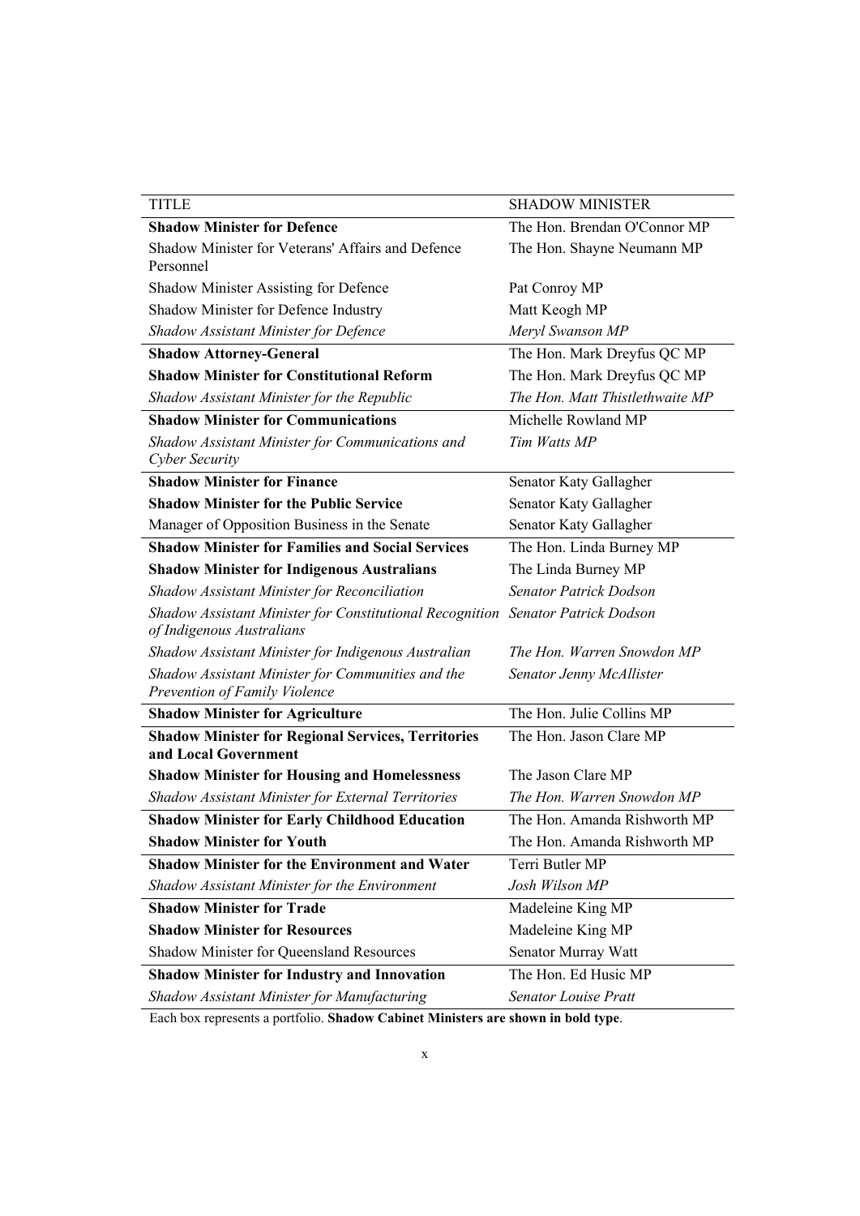| TITLE | SHADOW MINISTER |
|---|---|
| **Shadow Minister for Defence** | The Hon. Brendan O'Connor MP |
| Shadow Minister for Veterans' Affairs and Defence Personnel | The Hon. Shayne Neumann MP |
| Shadow Minister Assisting for Defence | Pat Conroy MP |
| Shadow Minister for Defence Industry | Matt Keogh MP |
| *Shadow Assistant Minister for Defence* | *Meryl Swanson MP* |
| **Shadow Attorney-General** | The Hon. Mark Dreyfus QC MP |
| **Shadow Minister for Constitutional Reform** | The Hon. Mark Dreyfus QC MP |
| *Shadow Assistant Minister for the Republic* | *The Hon. Matt Thistlethwaite MP* |
| **Shadow Minister for Communications** | Michelle Rowland MP |
| *Shadow Assistant Minister for Communications and Cyber Security* | *Tim Watts MP* |
| **Shadow Minister for Finance** | Senator Katy Gallagher |
| **Shadow Minister for the Public Service** | Senator Katy Gallagher |
| Manager of Opposition Business in the Senate | Senator Katy Gallagher |
| **Shadow Minister for Families and Social Services** | The Hon. Linda Burney MP |
| **Shadow Minister for Indigenous Australians** | The Linda Burney MP |
| *Shadow Assistant Minister for Reconciliation* | *Senator Patrick Dodson* |
| *Shadow Assistant Minister for Constitutional Recognition of Indigenous Australians* | *Senator Patrick Dodson* |
| *Shadow Assistant Minister for Indigenous Australian* | *The Hon. Warren Snowdon MP* |
| *Shadow Assistant Minister for Communities and the Prevention of Family Violence* | *Senator Jenny McAllister* |
| **Shadow Minister for Agriculture** | The Hon. Julie Collins MP |
| **Shadow Minister for Regional Services, Territories and Local Government** | The Hon. Jason Clare MP |
| **Shadow Minister for Housing and Homelessness** | The Jason Clare MP |
| *Shadow Assistant Minister for External Territories* | *The Hon. Warren Snowdon MP* |
| **Shadow Minister for Early Childhood Education** | The Hon. Amanda Rishworth MP |
| **Shadow Minister for Youth** | The Hon. Amanda Rishworth MP |
| **Shadow Minister for the Environment and Water** | Terri Butler MP |
| *Shadow Assistant Minister for the Environment* | *Josh Wilson MP* |
| **Shadow Minister for Trade** | Madeleine King MP |
| **Shadow Minister for Resources** | Madeleine King MP |
| Shadow Minister for Queensland Resources | Senator Murray Watt |
| **Shadow Minister for Industry and Innovation** | The Hon. Ed Husic MP |
| *Shadow Assistant Minister for Manufacturing* | *Senator Louise Pratt* |

Each box represents a portfolio. **Shadow Cabinet Ministers are shown in bold type**.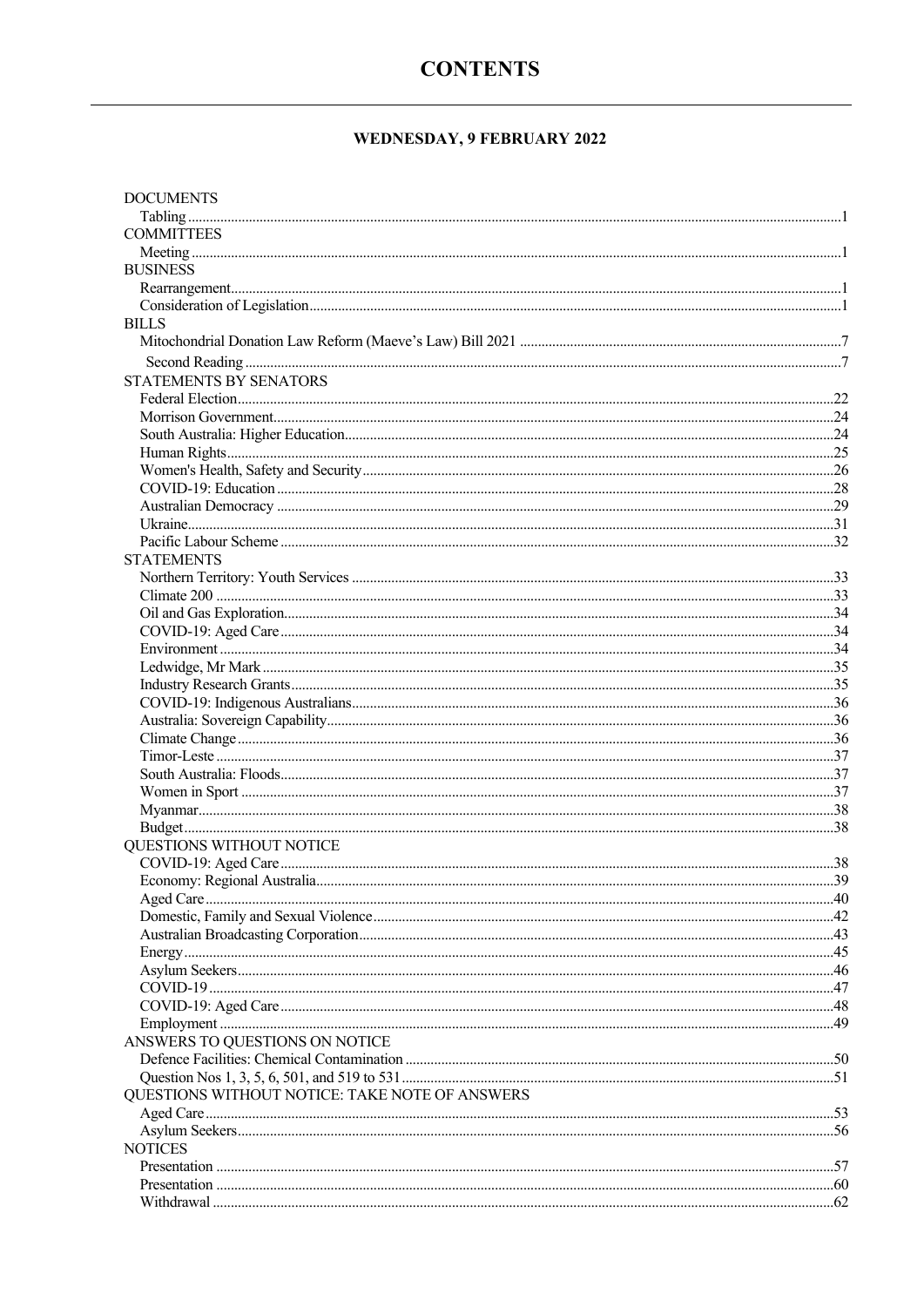# CONTENTS

## WEDNESDAY, 9 FEBRUARY 2022

DOCUMENTS
- Tabling ....1

COMMITTEES
- Meeting ....1

BUSINESS
- Rearrangement ....1
- Consideration of Legislation ....1

BILLS
- Mitochondrial Donation Law Reform (Maeve's Law) Bill 2021 ....7
  - Second Reading ....7

STATEMENTS BY SENATORS
- Federal Election ....22
- Morrison Government ....24
- South Australia: Higher Education ....24
- Human Rights ....25
- Women's Health, Safety and Security ....26
- COVID-19: Education ....28
- Australian Democracy ....29
- Ukraine ....31
- Pacific Labour Scheme ....32

STATEMENTS
- Northern Territory: Youth Services ....33
- Climate 200 ....33
- Oil and Gas Exploration ....34
- COVID-19: Aged Care ....34
- Environment ....34
- Ledwidge, Mr Mark ....35
- Industry Research Grants ....35
- COVID-19: Indigenous Australians ....36
- Australia: Sovereign Capability ....36
- Climate Change ....36
- Timor-Leste ....37
- South Australia: Floods ....37
- Women in Sport ....37
- Myanmar ....38
- Budget ....38

QUESTIONS WITHOUT NOTICE
- COVID-19: Aged Care ....38
- Economy: Regional Australia ....39
- Aged Care ....40
- Domestic, Family and Sexual Violence ....42
- Australian Broadcasting Corporation ....43
- Energy ....45
- Asylum Seekers ....46
- COVID-19 ....47
- COVID-19: Aged Care ....48
- Employment ....49

ANSWERS TO QUESTIONS ON NOTICE
- Defence Facilities: Chemical Contamination ....50
- Question Nos 1, 3, 5, 6, 501, and 519 to 531 ....51

QUESTIONS WITHOUT NOTICE: TAKE NOTE OF ANSWERS
- Aged Care ....53
- Asylum Seekers ....56

NOTICES
- Presentation ....57
- Presentation ....60
- Withdrawal ....62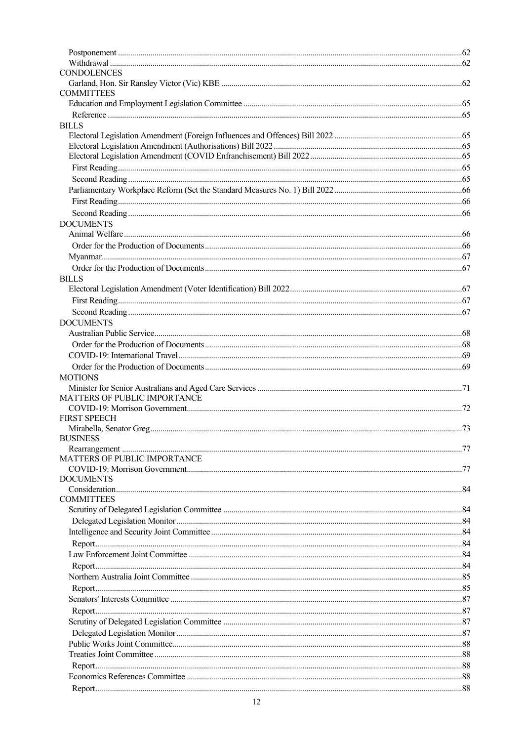Postponement ....62
Withdrawal ....62

CONDOLENCES

Garland, Hon. Sir Ransley Victor (Vic) KBE ....62

COMMITTEES

Education and Employment Legislation Committee ....65
Reference ....65

BILLS

Electoral Legislation Amendment (Foreign Influences and Offences) Bill 2022 ....65
Electoral Legislation Amendment (Authorisations) Bill 2022 ....65
Electoral Legislation Amendment (COVID Enfranchisement) Bill 2022 ....65
First Reading ....65
Second Reading ....65
Parliamentary Workplace Reform (Set the Standard Measures No. 1) Bill 2022 ....66
First Reading ....66
Second Reading ....66

DOCUMENTS

Animal Welfare ....66
Order for the Production of Documents ....66
Myanmar ....67
Order for the Production of Documents ....67

BILLS

Electoral Legislation Amendment (Voter Identification) Bill 2022 ....67
First Reading ....67
Second Reading ....67

DOCUMENTS

Australian Public Service ....68
Order for the Production of Documents ....68
COVID-19: International Travel ....69
Order for the Production of Documents ....69

MOTIONS

Minister for Senior Australians and Aged Care Services ....71

MATTERS OF PUBLIC IMPORTANCE

COVID-19: Morrison Government ....72

FIRST SPEECH

Mirabella, Senator Greg ....73

BUSINESS

Rearrangement ....77

MATTERS OF PUBLIC IMPORTANCE

COVID-19: Morrison Government ....77

DOCUMENTS

Consideration ....84

COMMITTEES

Scrutiny of Delegated Legislation Committee ....84
Delegated Legislation Monitor ....84
Intelligence and Security Joint Committee ....84
Report ....84
Law Enforcement Joint Committee ....84
Report ....84
Northern Australia Joint Committee ....85
Report ....85
Senators' Interests Committee ....87
Report ....87
Scrutiny of Delegated Legislation Committee ....87
Delegated Legislation Monitor ....87
Public Works Joint Committee ....88
Treaties Joint Committee ....88
Report ....88
Economics References Committee ....88
Report ....88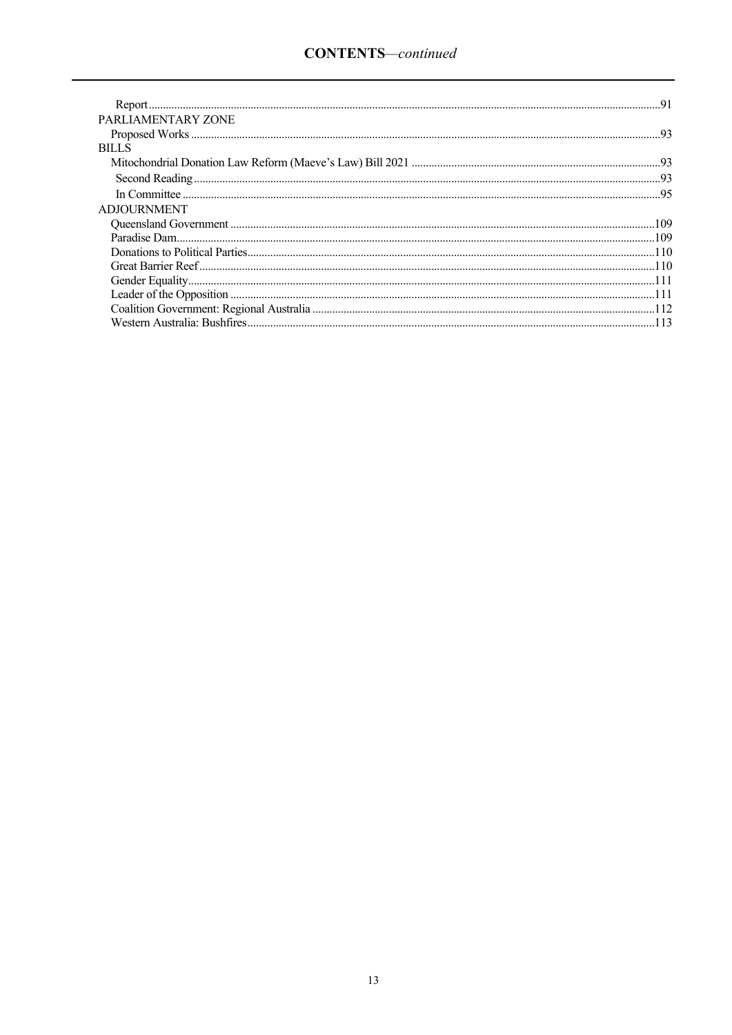## CONTENTS—*continued*

Report ..... 91

PARLIAMENTARY ZONE

Proposed Works ..... 93

BILLS

Mitochondrial Donation Law Reform (Maeve's Law) Bill 2021 ..... 93

Second Reading ..... 93

In Committee ..... 95

ADJOURNMENT

Queensland Government ..... 109

Paradise Dam ..... 109

Donations to Political Parties ..... 110

Great Barrier Reef ..... 110

Gender Equality ..... 111

Leader of the Opposition ..... 111

Coalition Government: Regional Australia ..... 112

Western Australia: Bushfires ..... 113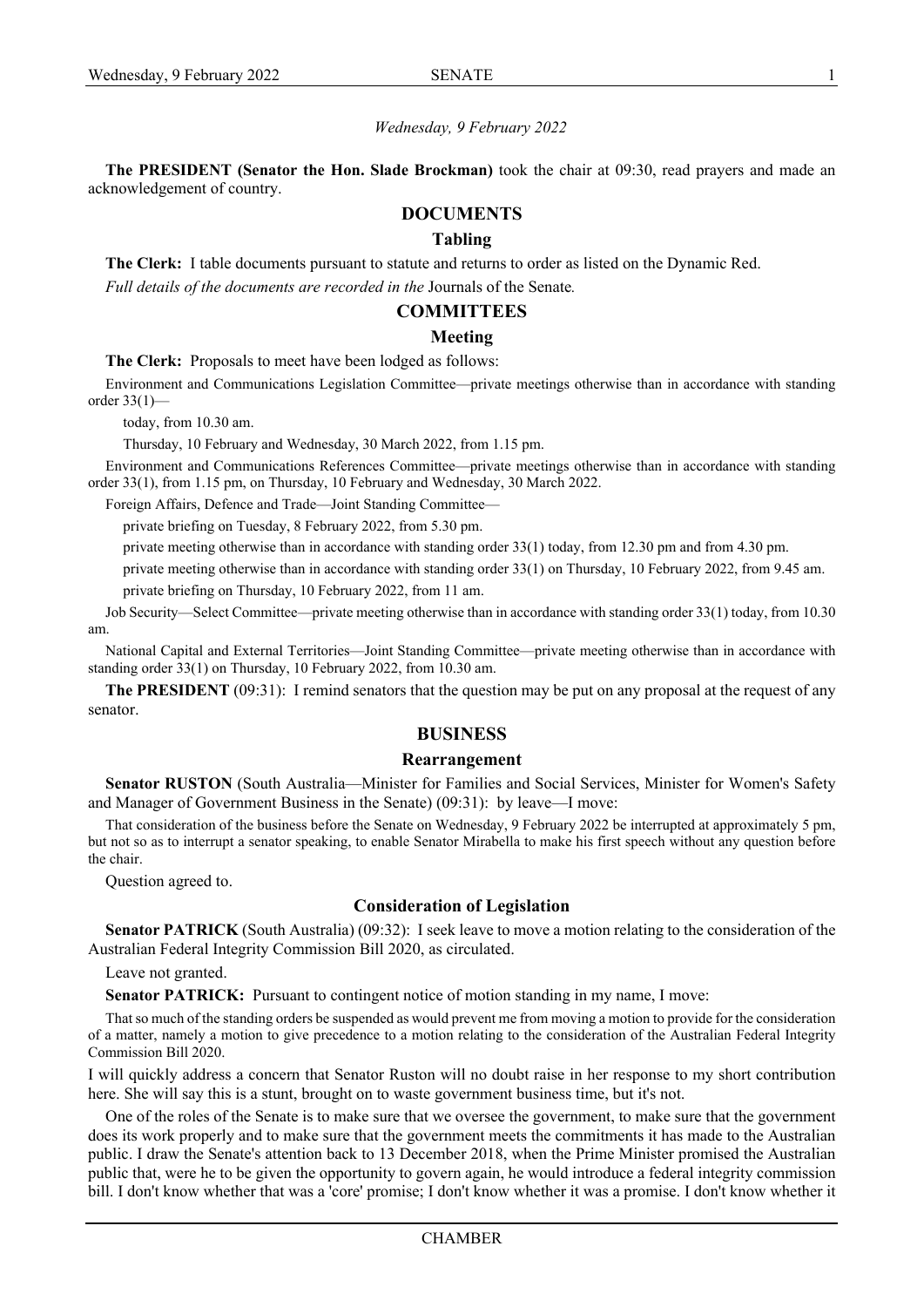*Wednesday, 9 February 2022*

**The PRESIDENT (Senator the Hon. Slade Brockman)** took the chair at 09:30, read prayers and made an acknowledgement of country.

## DOCUMENTS

### Tabling

**The Clerk:** I table documents pursuant to statute and returns to order as listed on the Dynamic Red.

*Full details of the documents are recorded in the* Journals of the Senate*.*

## COMMITTEES

### Meeting

**The Clerk:** Proposals to meet have been lodged as follows:

Environment and Communications Legislation Committee—private meetings otherwise than in accordance with standing order 33(1)—

today, from 10.30 am.

Thursday, 10 February and Wednesday, 30 March 2022, from 1.15 pm.

Environment and Communications References Committee—private meetings otherwise than in accordance with standing order 33(1), from 1.15 pm, on Thursday, 10 February and Wednesday, 30 March 2022.

Foreign Affairs, Defence and Trade—Joint Standing Committee—

private briefing on Tuesday, 8 February 2022, from 5.30 pm.

private meeting otherwise than in accordance with standing order 33(1) today, from 12.30 pm and from 4.30 pm.

private meeting otherwise than in accordance with standing order 33(1) on Thursday, 10 February 2022, from 9.45 am.

private briefing on Thursday, 10 February 2022, from 11 am.

Job Security—Select Committee—private meeting otherwise than in accordance with standing order 33(1) today, from 10.30 am.

National Capital and External Territories—Joint Standing Committee—private meeting otherwise than in accordance with standing order 33(1) on Thursday, 10 February 2022, from 10.30 am.

**The PRESIDENT** (09:31): I remind senators that the question may be put on any proposal at the request of any senator.

## BUSINESS

### Rearrangement

**Senator RUSTON** (South Australia—Minister for Families and Social Services, Minister for Women's Safety and Manager of Government Business in the Senate) (09:31): by leave—I move:

That consideration of the business before the Senate on Wednesday, 9 February 2022 be interrupted at approximately 5 pm, but not so as to interrupt a senator speaking, to enable Senator Mirabella to make his first speech without any question before the chair.

Question agreed to.

### Consideration of Legislation

**Senator PATRICK** (South Australia) (09:32): I seek leave to move a motion relating to the consideration of the Australian Federal Integrity Commission Bill 2020, as circulated.

Leave not granted.

**Senator PATRICK:** Pursuant to contingent notice of motion standing in my name, I move:

That so much of the standing orders be suspended as would prevent me from moving a motion to provide for the consideration of a matter, namely a motion to give precedence to a motion relating to the consideration of the Australian Federal Integrity Commission Bill 2020.

I will quickly address a concern that Senator Ruston will no doubt raise in her response to my short contribution here. She will say this is a stunt, brought on to waste government business time, but it's not.

One of the roles of the Senate is to make sure that we oversee the government, to make sure that the government does its work properly and to make sure that the government meets the commitments it has made to the Australian public. I draw the Senate's attention back to 13 December 2018, when the Prime Minister promised the Australian public that, were he to be given the opportunity to govern again, he would introduce a federal integrity commission bill. I don't know whether that was a 'core' promise; I don't know whether it was a promise. I don't know whether it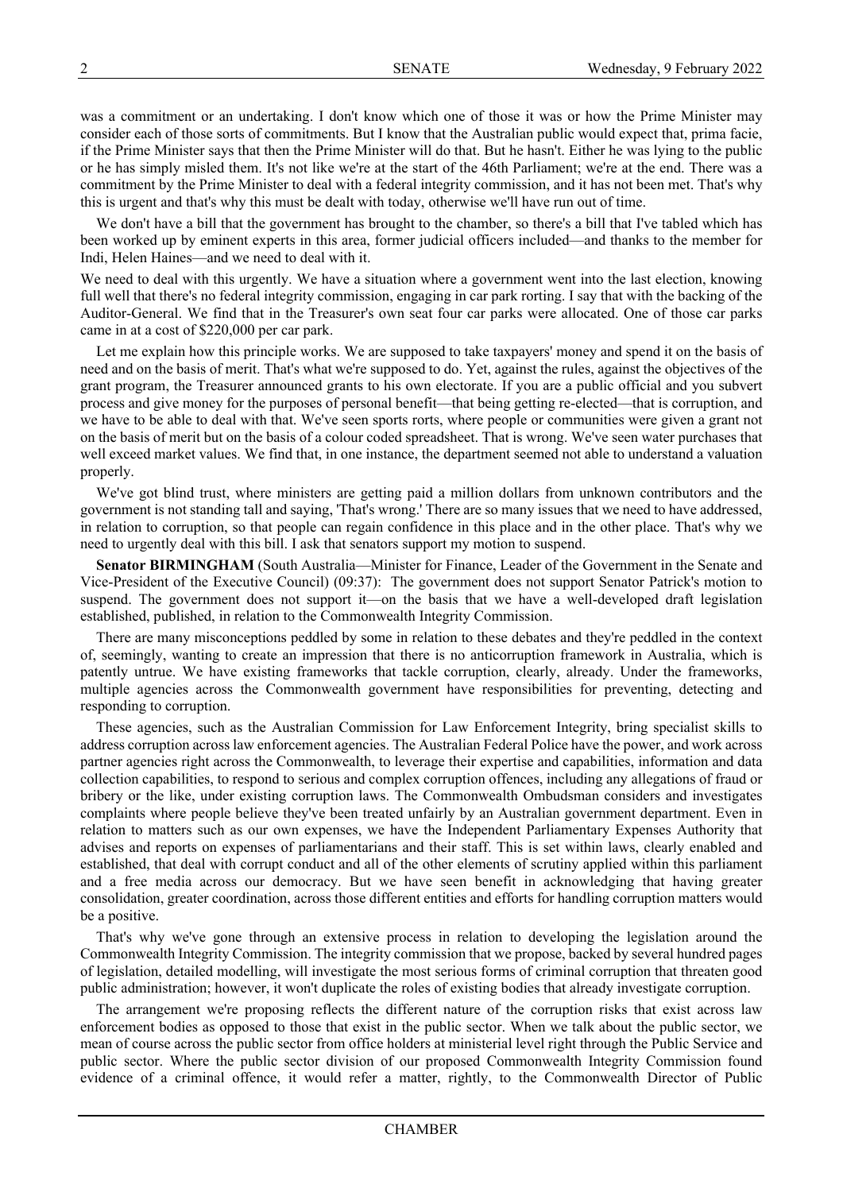was a commitment or an undertaking. I don't know which one of those it was or how the Prime Minister may consider each of those sorts of commitments. But I know that the Australian public would expect that, prima facie, if the Prime Minister says that then the Prime Minister will do that. But he hasn't. Either he was lying to the public or he has simply misled them. It's not like we're at the start of the 46th Parliament; we're at the end. There was a commitment by the Prime Minister to deal with a federal integrity commission, and it has not been met. That's why this is urgent and that's why this must be dealt with today, otherwise we'll have run out of time.

We don't have a bill that the government has brought to the chamber, so there's a bill that I've tabled which has been worked up by eminent experts in this area, former judicial officers included—and thanks to the member for Indi, Helen Haines—and we need to deal with it.

We need to deal with this urgently. We have a situation where a government went into the last election, knowing full well that there's no federal integrity commission, engaging in car park rorting. I say that with the backing of the Auditor-General. We find that in the Treasurer's own seat four car parks were allocated. One of those car parks came in at a cost of $220,000 per car park.

Let me explain how this principle works. We are supposed to take taxpayers' money and spend it on the basis of need and on the basis of merit. That's what we're supposed to do. Yet, against the rules, against the objectives of the grant program, the Treasurer announced grants to his own electorate. If you are a public official and you subvert process and give money for the purposes of personal benefit—that being getting re-elected—that is corruption, and we have to be able to deal with that. We've seen sports rorts, where people or communities were given a grant not on the basis of merit but on the basis of a colour coded spreadsheet. That is wrong. We've seen water purchases that well exceed market values. We find that, in one instance, the department seemed not able to understand a valuation properly.

We've got blind trust, where ministers are getting paid a million dollars from unknown contributors and the government is not standing tall and saying, 'That's wrong.' There are so many issues that we need to have addressed, in relation to corruption, so that people can regain confidence in this place and in the other place. That's why we need to urgently deal with this bill. I ask that senators support my motion to suspend.

**Senator BIRMINGHAM** (South Australia—Minister for Finance, Leader of the Government in the Senate and Vice-President of the Executive Council) (09:37): The government does not support Senator Patrick's motion to suspend. The government does not support it—on the basis that we have a well-developed draft legislation established, published, in relation to the Commonwealth Integrity Commission.

There are many misconceptions peddled by some in relation to these debates and they're peddled in the context of, seemingly, wanting to create an impression that there is no anticorruption framework in Australia, which is patently untrue. We have existing frameworks that tackle corruption, clearly, already. Under the frameworks, multiple agencies across the Commonwealth government have responsibilities for preventing, detecting and responding to corruption.

These agencies, such as the Australian Commission for Law Enforcement Integrity, bring specialist skills to address corruption across law enforcement agencies. The Australian Federal Police have the power, and work across partner agencies right across the Commonwealth, to leverage their expertise and capabilities, information and data collection capabilities, to respond to serious and complex corruption offences, including any allegations of fraud or bribery or the like, under existing corruption laws. The Commonwealth Ombudsman considers and investigates complaints where people believe they've been treated unfairly by an Australian government department. Even in relation to matters such as our own expenses, we have the Independent Parliamentary Expenses Authority that advises and reports on expenses of parliamentarians and their staff. This is set within laws, clearly enabled and established, that deal with corrupt conduct and all of the other elements of scrutiny applied within this parliament and a free media across our democracy. But we have seen benefit in acknowledging that having greater consolidation, greater coordination, across those different entities and efforts for handling corruption matters would be a positive.

That's why we've gone through an extensive process in relation to developing the legislation around the Commonwealth Integrity Commission. The integrity commission that we propose, backed by several hundred pages of legislation, detailed modelling, will investigate the most serious forms of criminal corruption that threaten good public administration; however, it won't duplicate the roles of existing bodies that already investigate corruption.

The arrangement we're proposing reflects the different nature of the corruption risks that exist across law enforcement bodies as opposed to those that exist in the public sector. When we talk about the public sector, we mean of course across the public sector from office holders at ministerial level right through the Public Service and public sector. Where the public sector division of our proposed Commonwealth Integrity Commission found evidence of a criminal offence, it would refer a matter, rightly, to the Commonwealth Director of Public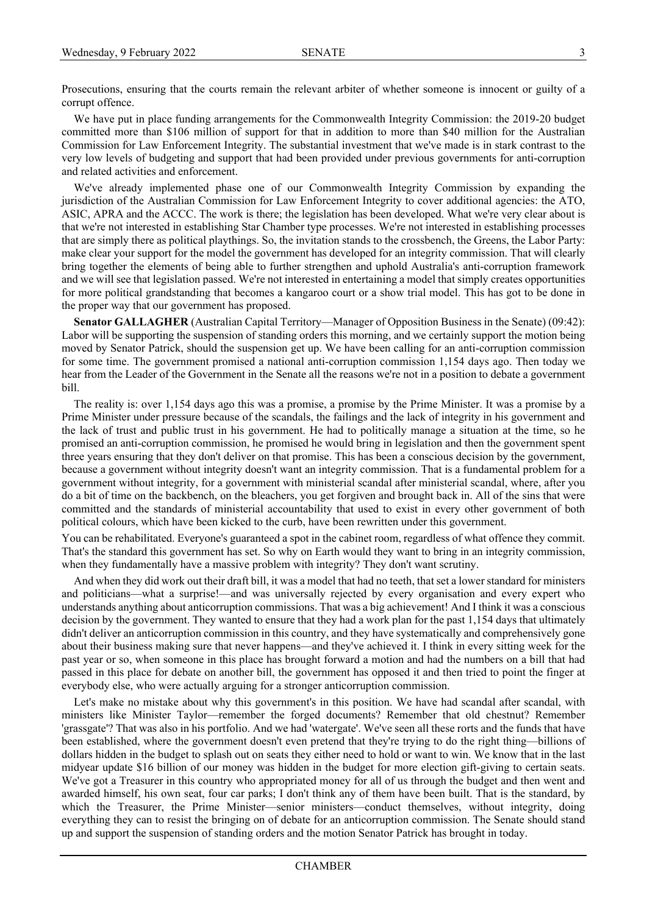Prosecutions, ensuring that the courts remain the relevant arbiter of whether someone is innocent or guilty of a corrupt offence.

We have put in place funding arrangements for the Commonwealth Integrity Commission: the 2019-20 budget committed more than $106 million of support for that in addition to more than $40 million for the Australian Commission for Law Enforcement Integrity. The substantial investment that we've made is in stark contrast to the very low levels of budgeting and support that had been provided under previous governments for anti-corruption and related activities and enforcement.

We've already implemented phase one of our Commonwealth Integrity Commission by expanding the jurisdiction of the Australian Commission for Law Enforcement Integrity to cover additional agencies: the ATO, ASIC, APRA and the ACCC. The work is there; the legislation has been developed. What we're very clear about is that we're not interested in establishing Star Chamber type processes. We're not interested in establishing processes that are simply there as political playthings. So, the invitation stands to the crossbench, the Greens, the Labor Party: make clear your support for the model the government has developed for an integrity commission. That will clearly bring together the elements of being able to further strengthen and uphold Australia's anti-corruption framework and we will see that legislation passed. We're not interested in entertaining a model that simply creates opportunities for more political grandstanding that becomes a kangaroo court or a show trial model. This has got to be done in the proper way that our government has proposed.

**Senator GALLAGHER** (Australian Capital Territory—Manager of Opposition Business in the Senate) (09:42): Labor will be supporting the suspension of standing orders this morning, and we certainly support the motion being moved by Senator Patrick, should the suspension get up. We have been calling for an anti-corruption commission for some time. The government promised a national anti-corruption commission 1,154 days ago. Then today we hear from the Leader of the Government in the Senate all the reasons we're not in a position to debate a government bill.

The reality is: over 1,154 days ago this was a promise, a promise by the Prime Minister. It was a promise by a Prime Minister under pressure because of the scandals, the failings and the lack of integrity in his government and the lack of trust and public trust in his government. He had to politically manage a situation at the time, so he promised an anti-corruption commission, he promised he would bring in legislation and then the government spent three years ensuring that they don't deliver on that promise. This has been a conscious decision by the government, because a government without integrity doesn't want an integrity commission. That is a fundamental problem for a government without integrity, for a government with ministerial scandal after ministerial scandal, where, after you do a bit of time on the backbench, on the bleachers, you get forgiven and brought back in. All of the sins that were committed and the standards of ministerial accountability that used to exist in every other government of both political colours, which have been kicked to the curb, have been rewritten under this government.

You can be rehabilitated. Everyone's guaranteed a spot in the cabinet room, regardless of what offence they commit. That's the standard this government has set. So why on Earth would they want to bring in an integrity commission, when they fundamentally have a massive problem with integrity? They don't want scrutiny.

And when they did work out their draft bill, it was a model that had no teeth, that set a lower standard for ministers and politicians—what a surprise!—and was universally rejected by every organisation and every expert who understands anything about anticorruption commissions. That was a big achievement! And I think it was a conscious decision by the government. They wanted to ensure that they had a work plan for the past 1,154 days that ultimately didn't deliver an anticorruption commission in this country, and they have systematically and comprehensively gone about their business making sure that never happens—and they've achieved it. I think in every sitting week for the past year or so, when someone in this place has brought forward a motion and had the numbers on a bill that had passed in this place for debate on another bill, the government has opposed it and then tried to point the finger at everybody else, who were actually arguing for a stronger anticorruption commission.

Let's make no mistake about why this government's in this position. We have had scandal after scandal, with ministers like Minister Taylor—remember the forged documents? Remember that old chestnut? Remember 'grassgate'? That was also in his portfolio. And we had 'watergate'. We've seen all these rorts and the funds that have been established, where the government doesn't even pretend that they're trying to do the right thing—billions of dollars hidden in the budget to splash out on seats they either need to hold or want to win. We know that in the last midyear update $16 billion of our money was hidden in the budget for more election gift-giving to certain seats. We've got a Treasurer in this country who appropriated money for all of us through the budget and then went and awarded himself, his own seat, four car parks; I don't think any of them have been built. That is the standard, by which the Treasurer, the Prime Minister—senior ministers—conduct themselves, without integrity, doing everything they can to resist the bringing on of debate for an anticorruption commission. The Senate should stand up and support the suspension of standing orders and the motion Senator Patrick has brought in today.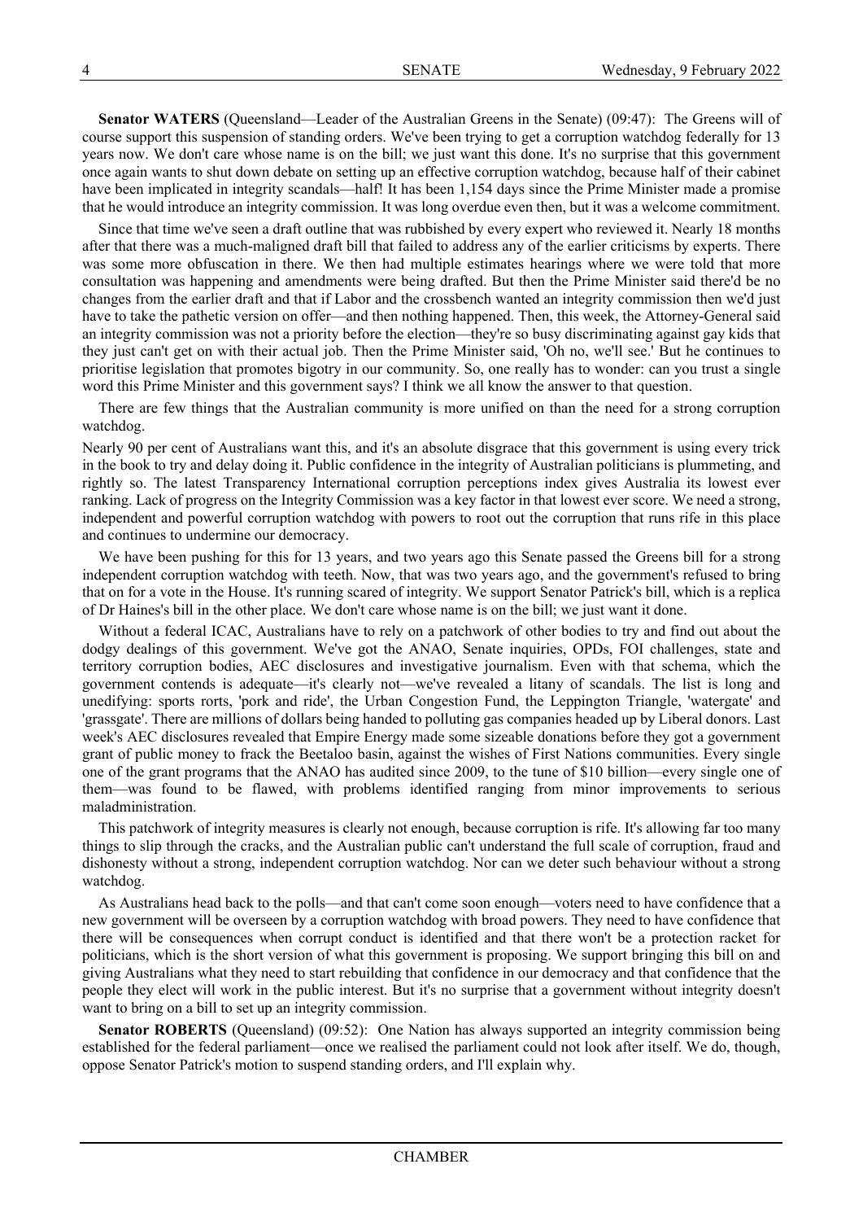**Senator WATERS** (Queensland—Leader of the Australian Greens in the Senate) (09:47): The Greens will of course support this suspension of standing orders. We've been trying to get a corruption watchdog federally for 13 years now. We don't care whose name is on the bill; we just want this done. It's no surprise that this government once again wants to shut down debate on setting up an effective corruption watchdog, because half of their cabinet have been implicated in integrity scandals—half! It has been 1,154 days since the Prime Minister made a promise that he would introduce an integrity commission. It was long overdue even then, but it was a welcome commitment.

Since that time we've seen a draft outline that was rubbished by every expert who reviewed it. Nearly 18 months after that there was a much-maligned draft bill that failed to address any of the earlier criticisms by experts. There was some more obfuscation in there. We then had multiple estimates hearings where we were told that more consultation was happening and amendments were being drafted. But then the Prime Minister said there'd be no changes from the earlier draft and that if Labor and the crossbench wanted an integrity commission then we'd just have to take the pathetic version on offer—and then nothing happened. Then, this week, the Attorney-General said an integrity commission was not a priority before the election—they're so busy discriminating against gay kids that they just can't get on with their actual job. Then the Prime Minister said, 'Oh no, we'll see.' But he continues to prioritise legislation that promotes bigotry in our community. So, one really has to wonder: can you trust a single word this Prime Minister and this government says? I think we all know the answer to that question.

There are few things that the Australian community is more unified on than the need for a strong corruption watchdog.

Nearly 90 per cent of Australians want this, and it's an absolute disgrace that this government is using every trick in the book to try and delay doing it. Public confidence in the integrity of Australian politicians is plummeting, and rightly so. The latest Transparency International corruption perceptions index gives Australia its lowest ever ranking. Lack of progress on the Integrity Commission was a key factor in that lowest ever score. We need a strong, independent and powerful corruption watchdog with powers to root out the corruption that runs rife in this place and continues to undermine our democracy.

We have been pushing for this for 13 years, and two years ago this Senate passed the Greens bill for a strong independent corruption watchdog with teeth. Now, that was two years ago, and the government's refused to bring that on for a vote in the House. It's running scared of integrity. We support Senator Patrick's bill, which is a replica of Dr Haines's bill in the other place. We don't care whose name is on the bill; we just want it done.

Without a federal ICAC, Australians have to rely on a patchwork of other bodies to try and find out about the dodgy dealings of this government. We've got the ANAO, Senate inquiries, OPDs, FOI challenges, state and territory corruption bodies, AEC disclosures and investigative journalism. Even with that schema, which the government contends is adequate—it's clearly not—we've revealed a litany of scandals. The list is long and unedifying: sports rorts, 'pork and ride', the Urban Congestion Fund, the Leppington Triangle, 'watergate' and 'grassgate'. There are millions of dollars being handed to polluting gas companies headed up by Liberal donors. Last week's AEC disclosures revealed that Empire Energy made some sizeable donations before they got a government grant of public money to frack the Beetaloo basin, against the wishes of First Nations communities. Every single one of the grant programs that the ANAO has audited since 2009, to the tune of $10 billion—every single one of them—was found to be flawed, with problems identified ranging from minor improvements to serious maladministration.

This patchwork of integrity measures is clearly not enough, because corruption is rife. It's allowing far too many things to slip through the cracks, and the Australian public can't understand the full scale of corruption, fraud and dishonesty without a strong, independent corruption watchdog. Nor can we deter such behaviour without a strong watchdog.

As Australians head back to the polls—and that can't come soon enough—voters need to have confidence that a new government will be overseen by a corruption watchdog with broad powers. They need to have confidence that there will be consequences when corrupt conduct is identified and that there won't be a protection racket for politicians, which is the short version of what this government is proposing. We support bringing this bill on and giving Australians what they need to start rebuilding that confidence in our democracy and that confidence that the people they elect will work in the public interest. But it's no surprise that a government without integrity doesn't want to bring on a bill to set up an integrity commission.

**Senator ROBERTS** (Queensland) (09:52): One Nation has always supported an integrity commission being established for the federal parliament—once we realised the parliament could not look after itself. We do, though, oppose Senator Patrick's motion to suspend standing orders, and I'll explain why.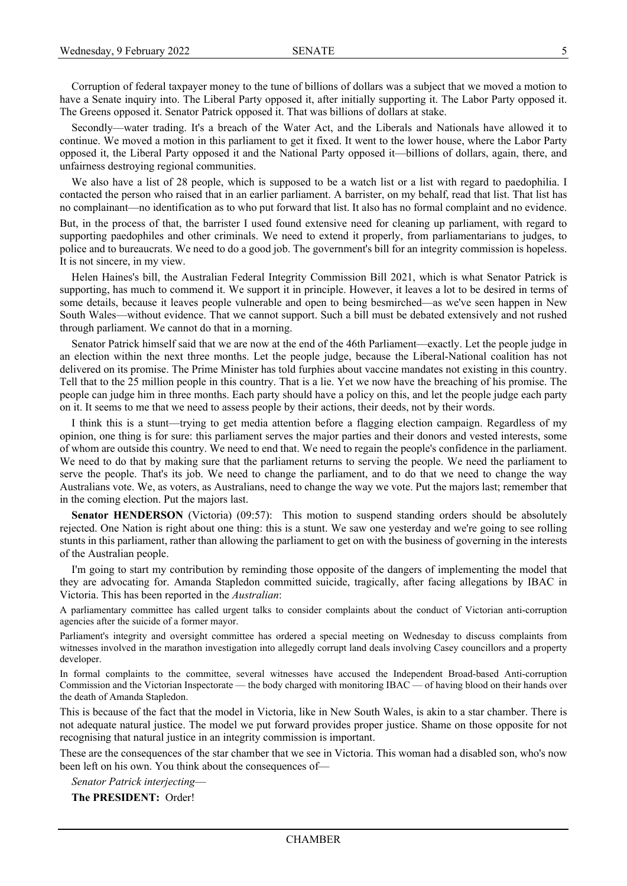Corruption of federal taxpayer money to the tune of billions of dollars was a subject that we moved a motion to have a Senate inquiry into. The Liberal Party opposed it, after initially supporting it. The Labor Party opposed it. The Greens opposed it. Senator Patrick opposed it. That was billions of dollars at stake.

Secondly—water trading. It's a breach of the Water Act, and the Liberals and Nationals have allowed it to continue. We moved a motion in this parliament to get it fixed. It went to the lower house, where the Labor Party opposed it, the Liberal Party opposed it and the National Party opposed it—billions of dollars, again, there, and unfairness destroying regional communities.

We also have a list of 28 people, which is supposed to be a watch list or a list with regard to paedophilia. I contacted the person who raised that in an earlier parliament. A barrister, on my behalf, read that list. That list has no complainant—no identification as to who put forward that list. It also has no formal complaint and no evidence.

But, in the process of that, the barrister I used found extensive need for cleaning up parliament, with regard to supporting paedophiles and other criminals. We need to extend it properly, from parliamentarians to judges, to police and to bureaucrats. We need to do a good job. The government's bill for an integrity commission is hopeless. It is not sincere, in my view.

Helen Haines's bill, the Australian Federal Integrity Commission Bill 2021, which is what Senator Patrick is supporting, has much to commend it. We support it in principle. However, it leaves a lot to be desired in terms of some details, because it leaves people vulnerable and open to being besmirched—as we've seen happen in New South Wales—without evidence. That we cannot support. Such a bill must be debated extensively and not rushed through parliament. We cannot do that in a morning.

Senator Patrick himself said that we are now at the end of the 46th Parliament—exactly. Let the people judge in an election within the next three months. Let the people judge, because the Liberal-National coalition has not delivered on its promise. The Prime Minister has told furphies about vaccine mandates not existing in this country. Tell that to the 25 million people in this country. That is a lie. Yet we now have the breaching of his promise. The people can judge him in three months. Each party should have a policy on this, and let the people judge each party on it. It seems to me that we need to assess people by their actions, their deeds, not by their words.

I think this is a stunt—trying to get media attention before a flagging election campaign. Regardless of my opinion, one thing is for sure: this parliament serves the major parties and their donors and vested interests, some of whom are outside this country. We need to end that. We need to regain the people's confidence in the parliament. We need to do that by making sure that the parliament returns to serving the people. We need the parliament to serve the people. That's its job. We need to change the parliament, and to do that we need to change the way Australians vote. We, as voters, as Australians, need to change the way we vote. Put the majors last; remember that in the coming election. Put the majors last.

**Senator HENDERSON** (Victoria) (09:57): This motion to suspend standing orders should be absolutely rejected. One Nation is right about one thing: this is a stunt. We saw one yesterday and we're going to see rolling stunts in this parliament, rather than allowing the parliament to get on with the business of governing in the interests of the Australian people.

I'm going to start my contribution by reminding those opposite of the dangers of implementing the model that they are advocating for. Amanda Stapledon committed suicide, tragically, after facing allegations by IBAC in Victoria. This has been reported in the *Australian*:

A parliamentary committee has called urgent talks to consider complaints about the conduct of Victorian anti-corruption agencies after the suicide of a former mayor.

Parliament's integrity and oversight committee has ordered a special meeting on Wednesday to discuss complaints from witnesses involved in the marathon investigation into allegedly corrupt land deals involving Casey councillors and a property developer.

In formal complaints to the committee, several witnesses have accused the Independent Broad-based Anti-corruption Commission and the Victorian Inspectorate — the body charged with monitoring IBAC — of having blood on their hands over the death of Amanda Stapledon.

This is because of the fact that the model in Victoria, like in New South Wales, is akin to a star chamber. There is not adequate natural justice. The model we put forward provides proper justice. Shame on those opposite for not recognising that natural justice in an integrity commission is important.

These are the consequences of the star chamber that we see in Victoria. This woman had a disabled son, who's now been left on his own. You think about the consequences of—

*Senator Patrick interjecting*—

**The PRESIDENT:** Order!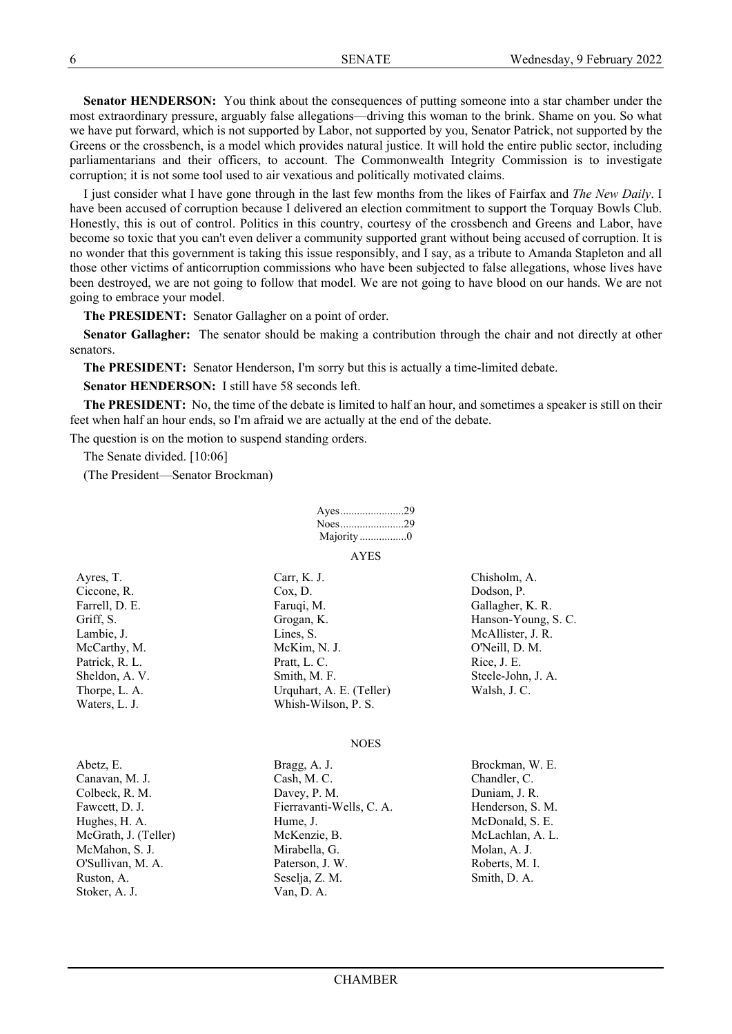**Senator HENDERSON:** You think about the consequences of putting someone into a star chamber under the most extraordinary pressure, arguably false allegations—driving this woman to the brink. Shame on you. So what we have put forward, which is not supported by Labor, not supported by you, Senator Patrick, not supported by the Greens or the crossbench, is a model which provides natural justice. It will hold the entire public sector, including parliamentarians and their officers, to account. The Commonwealth Integrity Commission is to investigate corruption; it is not some tool used to air vexatious and politically motivated claims.

I just consider what I have gone through in the last few months from the likes of Fairfax and *The New Daily*. I have been accused of corruption because I delivered an election commitment to support the Torquay Bowls Club. Honestly, this is out of control. Politics in this country, courtesy of the crossbench and Greens and Labor, have become so toxic that you can't even deliver a community supported grant without being accused of corruption. It is no wonder that this government is taking this issue responsibly, and I say, as a tribute to Amanda Stapleton and all those other victims of anticorruption commissions who have been subjected to false allegations, whose lives have been destroyed, we are not going to follow that model. We are not going to have blood on our hands. We are not going to embrace your model.

**The PRESIDENT:** Senator Gallagher on a point of order.

**Senator Gallagher:** The senator should be making a contribution through the chair and not directly at other senators.

**The PRESIDENT:** Senator Henderson, I'm sorry but this is actually a time-limited debate.

**Senator HENDERSON:** I still have 58 seconds left.

**The PRESIDENT:** No, the time of the debate is limited to half an hour, and sometimes a speaker is still on their feet when half an hour ends, so I'm afraid we are actually at the end of the debate.

The question is on the motion to suspend standing orders.

The Senate divided. [10:06]

(The President—Senator Brockman)

Ayes......................29
Noes......................29
Majority.................0

AYES

Ayres, T.
Carr, K. J.
Chisholm, A.
Ciccone, R.
Cox, D.
Dodson, P.
Farrell, D. E.
Faruqi, M.
Gallagher, K. R.
Griff, S.
Grogan, K.
Hanson-Young, S. C.
Lambie, J.
Lines, S.
McAllister, J. R.
McCarthy, M.
McKim, N. J.
O'Neill, D. M.
Patrick, R. L.
Pratt, L. C.
Rice, J. E.
Sheldon, A. V.
Smith, M. F.
Steele-John, J. A.
Thorpe, L. A.
Urquhart, A. E. (Teller)
Walsh, J. C.
Waters, L. J.
Whish-Wilson, P. S.

NOES

Abetz, E.
Bragg, A. J.
Brockman, W. E.
Canavan, M. J.
Cash, M. C.
Chandler, C.
Colbeck, R. M.
Davey, P. M.
Duniam, J. R.
Fawcett, D. J.
Fierravanti-Wells, C. A.
Henderson, S. M.
Hughes, H. A.
Hume, J.
McDonald, S. E.
McGrath, J. (Teller)
McKenzie, B.
McLachlan, A. L.
McMahon, S. J.
Mirabella, G.
Molan, A. J.
O'Sullivan, M. A.
Paterson, J. W.
Roberts, M. I.
Ruston, A.
Seselja, Z. M.
Smith, D. A.
Stoker, A. J.
Van, D. A.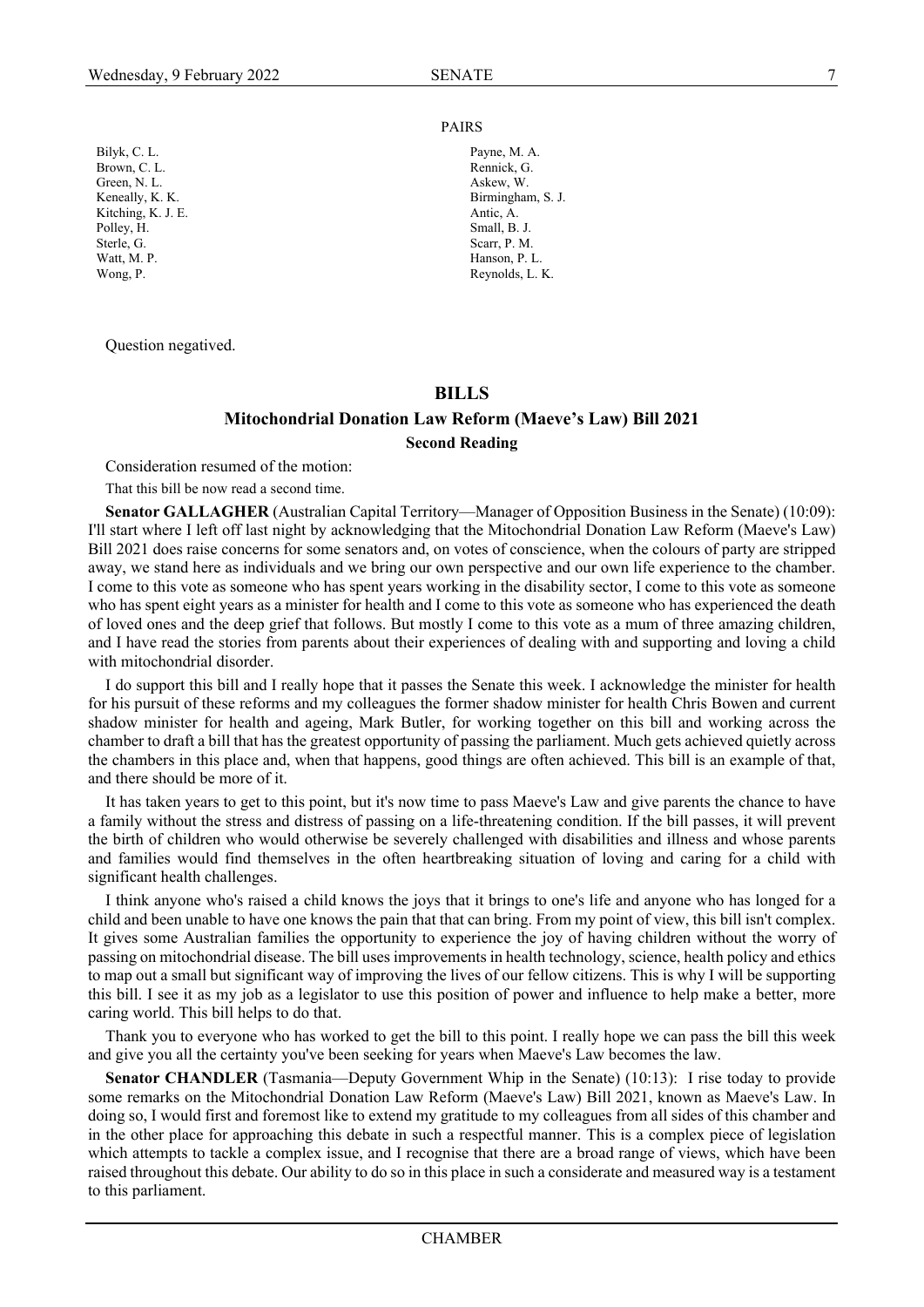PAIRS

| | |
|---|---|
| Bilyk, C. L. | Payne, M. A. |
| Brown, C. L. | Rennick, G. |
| Green, N. L. | Askew, W. |
| Keneally, K. K. | Birmingham, S. J. |
| Kitching, K. J. E. | Antic, A. |
| Polley, H. | Small, B. J. |
| Sterle, G. | Scarr, P. M. |
| Watt, M. P. | Hanson, P. L. |
| Wong, P. | Reynolds, L. K. |

Question negatived.

## BILLS

### Mitochondrial Donation Law Reform (Maeve's Law) Bill 2021

#### Second Reading

Consideration resumed of the motion:

That this bill be now read a second time.

**Senator GALLAGHER** (Australian Capital Territory—Manager of Opposition Business in the Senate) (10:09): I'll start where I left off last night by acknowledging that the Mitochondrial Donation Law Reform (Maeve's Law) Bill 2021 does raise concerns for some senators and, on votes of conscience, when the colours of party are stripped away, we stand here as individuals and we bring our own perspective and our own life experience to the chamber. I come to this vote as someone who has spent years working in the disability sector, I come to this vote as someone who has spent eight years as a minister for health and I come to this vote as someone who has experienced the death of loved ones and the deep grief that follows. But mostly I come to this vote as a mum of three amazing children, and I have read the stories from parents about their experiences of dealing with and supporting and loving a child with mitochondrial disorder.

I do support this bill and I really hope that it passes the Senate this week. I acknowledge the minister for health for his pursuit of these reforms and my colleagues the former shadow minister for health Chris Bowen and current shadow minister for health and ageing, Mark Butler, for working together on this bill and working across the chamber to draft a bill that has the greatest opportunity of passing the parliament. Much gets achieved quietly across the chambers in this place and, when that happens, good things are often achieved. This bill is an example of that, and there should be more of it.

It has taken years to get to this point, but it's now time to pass Maeve's Law and give parents the chance to have a family without the stress and distress of passing on a life-threatening condition. If the bill passes, it will prevent the birth of children who would otherwise be severely challenged with disabilities and illness and whose parents and families would find themselves in the often heartbreaking situation of loving and caring for a child with significant health challenges.

I think anyone who's raised a child knows the joys that it brings to one's life and anyone who has longed for a child and been unable to have one knows the pain that that can bring. From my point of view, this bill isn't complex. It gives some Australian families the opportunity to experience the joy of having children without the worry of passing on mitochondrial disease. The bill uses improvements in health technology, science, health policy and ethics to map out a small but significant way of improving the lives of our fellow citizens. This is why I will be supporting this bill. I see it as my job as a legislator to use this position of power and influence to help make a better, more caring world. This bill helps to do that.

Thank you to everyone who has worked to get the bill to this point. I really hope we can pass the bill this week and give you all the certainty you've been seeking for years when Maeve's Law becomes the law.

**Senator CHANDLER** (Tasmania—Deputy Government Whip in the Senate) (10:13): I rise today to provide some remarks on the Mitochondrial Donation Law Reform (Maeve's Law) Bill 2021, known as Maeve's Law. In doing so, I would first and foremost like to extend my gratitude to my colleagues from all sides of this chamber and in the other place for approaching this debate in such a respectful manner. This is a complex piece of legislation which attempts to tackle a complex issue, and I recognise that there are a broad range of views, which have been raised throughout this debate. Our ability to do so in this place in such a considerate and measured way is a testament to this parliament.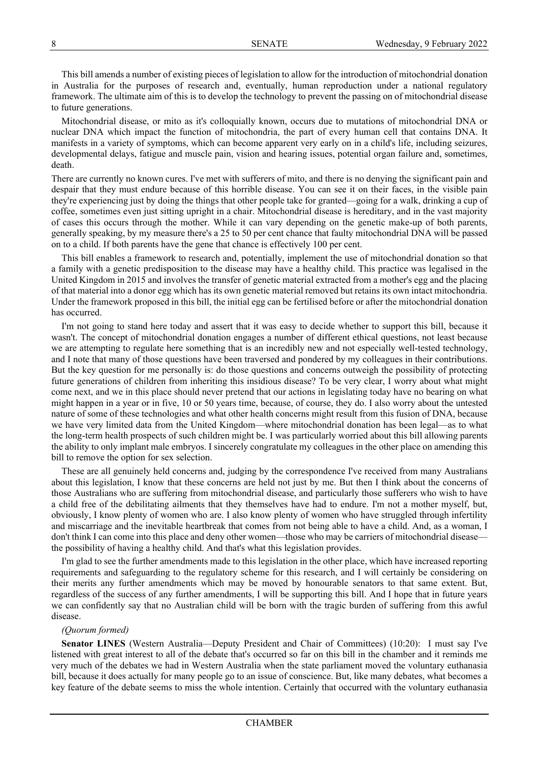This bill amends a number of existing pieces of legislation to allow for the introduction of mitochondrial donation in Australia for the purposes of research and, eventually, human reproduction under a national regulatory framework. The ultimate aim of this is to develop the technology to prevent the passing on of mitochondrial disease to future generations.

Mitochondrial disease, or mito as it's colloquially known, occurs due to mutations of mitochondrial DNA or nuclear DNA which impact the function of mitochondria, the part of every human cell that contains DNA. It manifests in a variety of symptoms, which can become apparent very early on in a child's life, including seizures, developmental delays, fatigue and muscle pain, vision and hearing issues, potential organ failure and, sometimes, death.

There are currently no known cures. I've met with sufferers of mito, and there is no denying the significant pain and despair that they must endure because of this horrible disease. You can see it on their faces, in the visible pain they're experiencing just by doing the things that other people take for granted—going for a walk, drinking a cup of coffee, sometimes even just sitting upright in a chair. Mitochondrial disease is hereditary, and in the vast majority of cases this occurs through the mother. While it can vary depending on the genetic make-up of both parents, generally speaking, by my measure there's a 25 to 50 per cent chance that faulty mitochondrial DNA will be passed on to a child. If both parents have the gene that chance is effectively 100 per cent.

This bill enables a framework to research and, potentially, implement the use of mitochondrial donation so that a family with a genetic predisposition to the disease may have a healthy child. This practice was legalised in the United Kingdom in 2015 and involves the transfer of genetic material extracted from a mother's egg and the placing of that material into a donor egg which has its own genetic material removed but retains its own intact mitochondria. Under the framework proposed in this bill, the initial egg can be fertilised before or after the mitochondrial donation has occurred.

I'm not going to stand here today and assert that it was easy to decide whether to support this bill, because it wasn't. The concept of mitochondrial donation engages a number of different ethical questions, not least because we are attempting to regulate here something that is an incredibly new and not especially well-tested technology, and I note that many of those questions have been traversed and pondered by my colleagues in their contributions. But the key question for me personally is: do those questions and concerns outweigh the possibility of protecting future generations of children from inheriting this insidious disease? To be very clear, I worry about what might come next, and we in this place should never pretend that our actions in legislating today have no bearing on what might happen in a year or in five, 10 or 50 years time, because, of course, they do. I also worry about the untested nature of some of these technologies and what other health concerns might result from this fusion of DNA, because we have very limited data from the United Kingdom—where mitochondrial donation has been legal—as to what the long-term health prospects of such children might be. I was particularly worried about this bill allowing parents the ability to only implant male embryos. I sincerely congratulate my colleagues in the other place on amending this bill to remove the option for sex selection.

These are all genuinely held concerns and, judging by the correspondence I've received from many Australians about this legislation, I know that these concerns are held not just by me. But then I think about the concerns of those Australians who are suffering from mitochondrial disease, and particularly those sufferers who wish to have a child free of the debilitating ailments that they themselves have had to endure. I'm not a mother myself, but, obviously, I know plenty of women who are. I also know plenty of women who have struggled through infertility and miscarriage and the inevitable heartbreak that comes from not being able to have a child. And, as a woman, I don't think I can come into this place and deny other women—those who may be carriers of mitochondrial disease—the possibility of having a healthy child. And that's what this legislation provides.

I'm glad to see the further amendments made to this legislation in the other place, which have increased reporting requirements and safeguarding to the regulatory scheme for this research, and I will certainly be considering on their merits any further amendments which may be moved by honourable senators to that same extent. But, regardless of the success of any further amendments, I will be supporting this bill. And I hope that in future years we can confidently say that no Australian child will be born with the tragic burden of suffering from this awful disease.

*(Quorum formed)*

**Senator LINES** (Western Australia—Deputy President and Chair of Committees) (10:20): I must say I've listened with great interest to all of the debate that's occurred so far on this bill in the chamber and it reminds me very much of the debates we had in Western Australia when the state parliament moved the voluntary euthanasia bill, because it does actually for many people go to an issue of conscience. But, like many debates, what becomes a key feature of the debate seems to miss the whole intention. Certainly that occurred with the voluntary euthanasia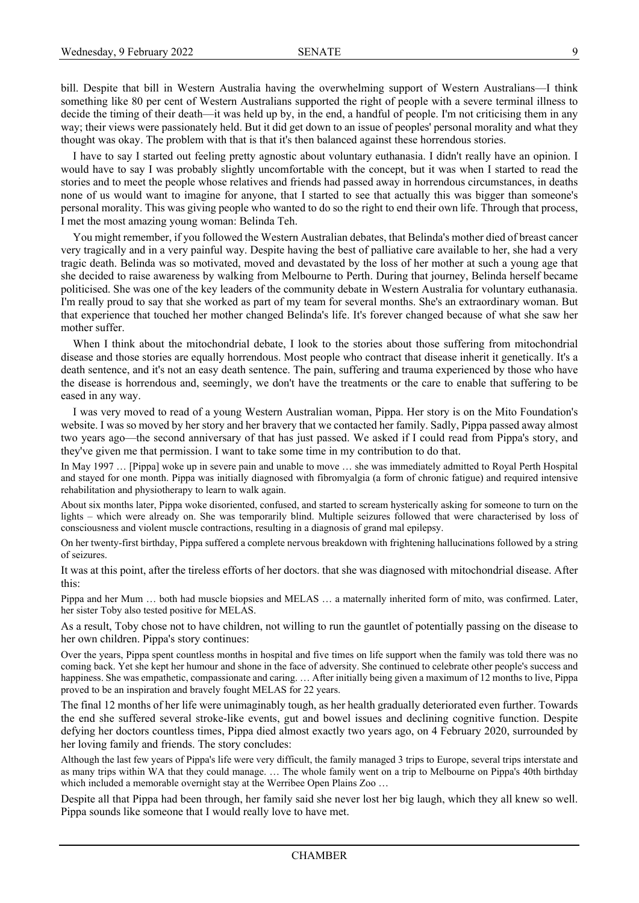bill. Despite that bill in Western Australia having the overwhelming support of Western Australians—I think something like 80 per cent of Western Australians supported the right of people with a severe terminal illness to decide the timing of their death—it was held up by, in the end, a handful of people. I'm not criticising them in any way; their views were passionately held. But it did get down to an issue of peoples' personal morality and what they thought was okay. The problem with that is that it's then balanced against these horrendous stories.

I have to say I started out feeling pretty agnostic about voluntary euthanasia. I didn't really have an opinion. I would have to say I was probably slightly uncomfortable with the concept, but it was when I started to read the stories and to meet the people whose relatives and friends had passed away in horrendous circumstances, in deaths none of us would want to imagine for anyone, that I started to see that actually this was bigger than someone's personal morality. This was giving people who wanted to do so the right to end their own life. Through that process, I met the most amazing young woman: Belinda Teh.

You might remember, if you followed the Western Australian debates, that Belinda's mother died of breast cancer very tragically and in a very painful way. Despite having the best of palliative care available to her, she had a very tragic death. Belinda was so motivated, moved and devastated by the loss of her mother at such a young age that she decided to raise awareness by walking from Melbourne to Perth. During that journey, Belinda herself became politicised. She was one of the key leaders of the community debate in Western Australia for voluntary euthanasia. I'm really proud to say that she worked as part of my team for several months. She's an extraordinary woman. But that experience that touched her mother changed Belinda's life. It's forever changed because of what she saw her mother suffer.

When I think about the mitochondrial debate, I look to the stories about those suffering from mitochondrial disease and those stories are equally horrendous. Most people who contract that disease inherit it genetically. It's a death sentence, and it's not an easy death sentence. The pain, suffering and trauma experienced by those who have the disease is horrendous and, seemingly, we don't have the treatments or the care to enable that suffering to be eased in any way.

I was very moved to read of a young Western Australian woman, Pippa. Her story is on the Mito Foundation's website. I was so moved by her story and her bravery that we contacted her family. Sadly, Pippa passed away almost two years ago—the second anniversary of that has just passed. We asked if I could read from Pippa's story, and they've given me that permission. I want to take some time in my contribution to do that.

> In May 1997 … [Pippa] woke up in severe pain and unable to move … she was immediately admitted to Royal Perth Hospital and stayed for one month. Pippa was initially diagnosed with fibromyalgia (a form of chronic fatigue) and required intensive rehabilitation and physiotherapy to learn to walk again.
>
> About six months later, Pippa woke disoriented, confused, and started to scream hysterically asking for someone to turn on the lights – which were already on. She was temporarily blind. Multiple seizures followed that were characterised by loss of consciousness and violent muscle contractions, resulting in a diagnosis of grand mal epilepsy.
>
> On her twenty-first birthday, Pippa suffered a complete nervous breakdown with frightening hallucinations followed by a string of seizures.

It was at this point, after the tireless efforts of her doctors. that she was diagnosed with mitochondrial disease. After this:

> Pippa and her Mum … both had muscle biopsies and MELAS … a maternally inherited form of mito, was confirmed. Later, her sister Toby also tested positive for MELAS.

As a result, Toby chose not to have children, not willing to run the gauntlet of potentially passing on the disease to her own children. Pippa's story continues:

> Over the years, Pippa spent countless months in hospital and five times on life support when the family was told there was no coming back. Yet she kept her humour and shone in the face of adversity. She continued to celebrate other people's success and happiness. She was empathetic, compassionate and caring. … After initially being given a maximum of 12 months to live, Pippa proved to be an inspiration and bravely fought MELAS for 22 years.

The final 12 months of her life were unimaginably tough, as her health gradually deteriorated even further. Towards the end she suffered several stroke-like events, gut and bowel issues and declining cognitive function. Despite defying her doctors countless times, Pippa died almost exactly two years ago, on 4 February 2020, surrounded by her loving family and friends. The story concludes:

> Although the last few years of Pippa's life were very difficult, the family managed 3 trips to Europe, several trips interstate and as many trips within WA that they could manage. … The whole family went on a trip to Melbourne on Pippa's 40th birthday which included a memorable overnight stay at the Werribee Open Plains Zoo …

Despite all that Pippa had been through, her family said she never lost her big laugh, which they all knew so well. Pippa sounds like someone that I would really love to have met.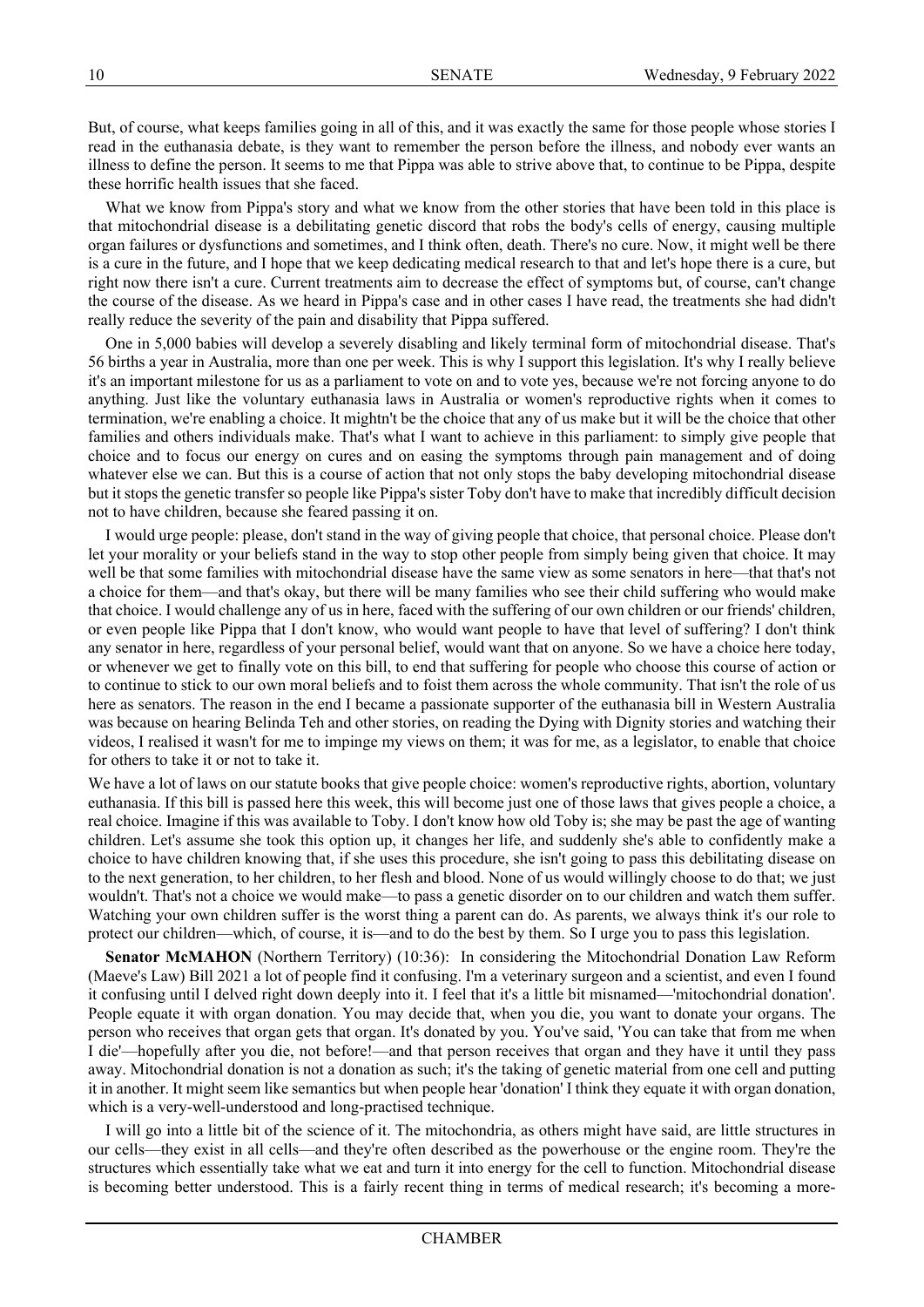But, of course, what keeps families going in all of this, and it was exactly the same for those people whose stories I read in the euthanasia debate, is they want to remember the person before the illness, and nobody ever wants an illness to define the person. It seems to me that Pippa was able to strive above that, to continue to be Pippa, despite these horrific health issues that she faced.

What we know from Pippa's story and what we know from the other stories that have been told in this place is that mitochondrial disease is a debilitating genetic discord that robs the body's cells of energy, causing multiple organ failures or dysfunctions and sometimes, and I think often, death. There's no cure. Now, it might well be there is a cure in the future, and I hope that we keep dedicating medical research to that and let's hope there is a cure, but right now there isn't a cure. Current treatments aim to decrease the effect of symptoms but, of course, can't change the course of the disease. As we heard in Pippa's case and in other cases I have read, the treatments she had didn't really reduce the severity of the pain and disability that Pippa suffered.

One in 5,000 babies will develop a severely disabling and likely terminal form of mitochondrial disease. That's 56 births a year in Australia, more than one per week. This is why I support this legislation. It's why I really believe it's an important milestone for us as a parliament to vote on and to vote yes, because we're not forcing anyone to do anything. Just like the voluntary euthanasia laws in Australia or women's reproductive rights when it comes to termination, we're enabling a choice. It mightn't be the choice that any of us make but it will be the choice that other families and others individuals make. That's what I want to achieve in this parliament: to simply give people that choice and to focus our energy on cures and on easing the symptoms through pain management and of doing whatever else we can. But this is a course of action that not only stops the baby developing mitochondrial disease but it stops the genetic transfer so people like Pippa's sister Toby don't have to make that incredibly difficult decision not to have children, because she feared passing it on.

I would urge people: please, don't stand in the way of giving people that choice, that personal choice. Please don't let your morality or your beliefs stand in the way to stop other people from simply being given that choice. It may well be that some families with mitochondrial disease have the same view as some senators in here—that that's not a choice for them—and that's okay, but there will be many families who see their child suffering who would make that choice. I would challenge any of us in here, faced with the suffering of our own children or our friends' children, or even people like Pippa that I don't know, who would want people to have that level of suffering? I don't think any senator in here, regardless of your personal belief, would want that on anyone. So we have a choice here today, or whenever we get to finally vote on this bill, to end that suffering for people who choose this course of action or to continue to stick to our own moral beliefs and to foist them across the whole community. That isn't the role of us here as senators. The reason in the end I became a passionate supporter of the euthanasia bill in Western Australia was because on hearing Belinda Teh and other stories, on reading the Dying with Dignity stories and watching their videos, I realised it wasn't for me to impinge my views on them; it was for me, as a legislator, to enable that choice for others to take it or not to take it.

We have a lot of laws on our statute books that give people choice: women's reproductive rights, abortion, voluntary euthanasia. If this bill is passed here this week, this will become just one of those laws that gives people a choice, a real choice. Imagine if this was available to Toby. I don't know how old Toby is; she may be past the age of wanting children. Let's assume she took this option up, it changes her life, and suddenly she's able to confidently make a choice to have children knowing that, if she uses this procedure, she isn't going to pass this debilitating disease on to the next generation, to her children, to her flesh and blood. None of us would willingly choose to do that; we just wouldn't. That's not a choice we would make—to pass a genetic disorder on to our children and watch them suffer. Watching your own children suffer is the worst thing a parent can do. As parents, we always think it's our role to protect our children—which, of course, it is—and to do the best by them. So I urge you to pass this legislation.

**Senator McMAHON** (Northern Territory) (10:36): In considering the Mitochondrial Donation Law Reform (Maeve's Law) Bill 2021 a lot of people find it confusing. I'm a veterinary surgeon and a scientist, and even I found it confusing until I delved right down deeply into it. I feel that it's a little bit misnamed—'mitochondrial donation'. People equate it with organ donation. You may decide that, when you die, you want to donate your organs. The person who receives that organ gets that organ. It's donated by you. You've said, 'You can take that from me when I die'—hopefully after you die, not before!—and that person receives that organ and they have it until they pass away. Mitochondrial donation is not a donation as such; it's the taking of genetic material from one cell and putting it in another. It might seem like semantics but when people hear 'donation' I think they equate it with organ donation, which is a very-well-understood and long-practised technique.

I will go into a little bit of the science of it. The mitochondria, as others might have said, are little structures in our cells—they exist in all cells—and they're often described as the powerhouse or the engine room. They're the structures which essentially take what we eat and turn it into energy for the cell to function. Mitochondrial disease is becoming better understood. This is a fairly recent thing in terms of medical research; it's becoming a more-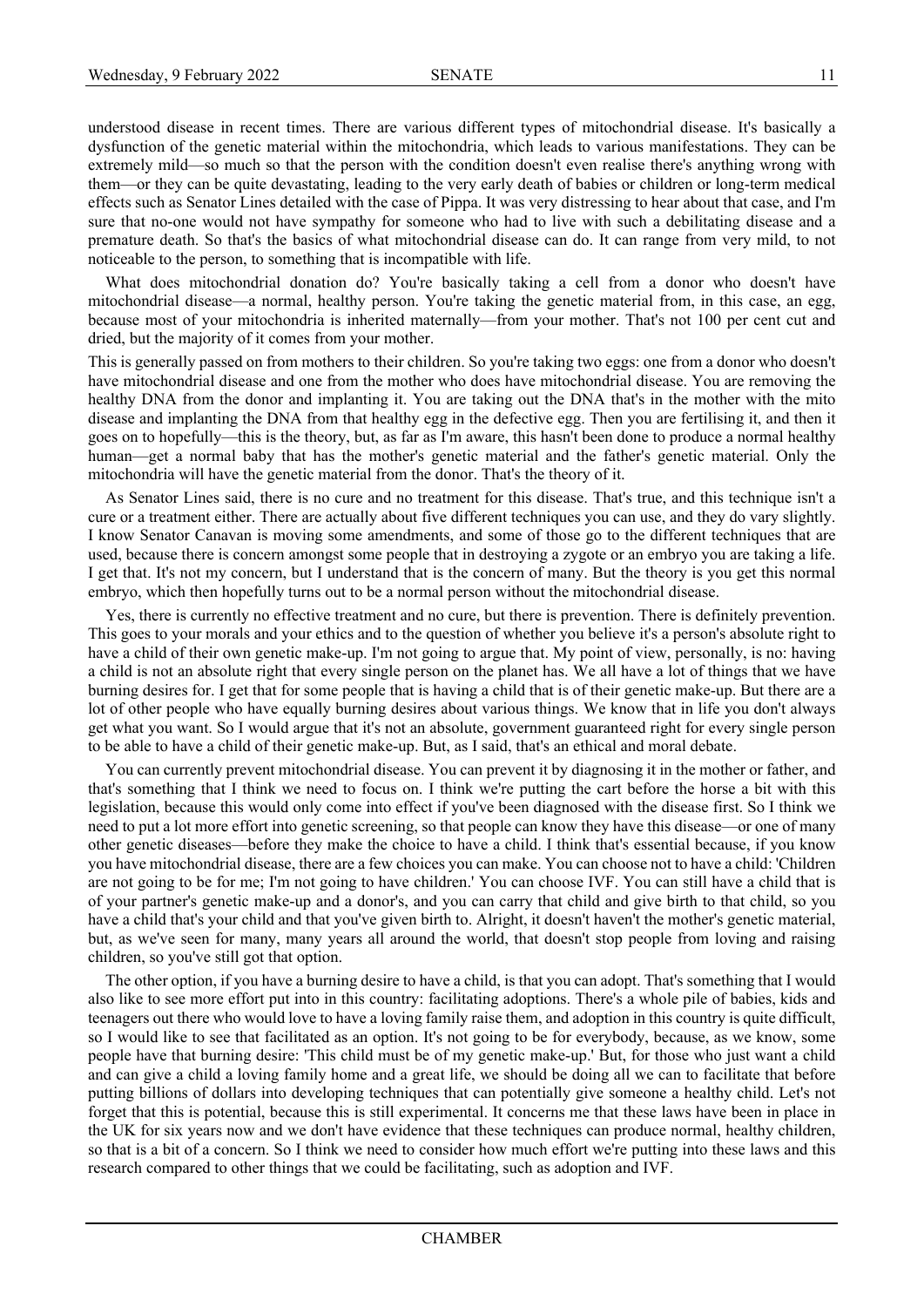understood disease in recent times. There are various different types of mitochondrial disease. It's basically a dysfunction of the genetic material within the mitochondria, which leads to various manifestations. They can be extremely mild—so much so that the person with the condition doesn't even realise there's anything wrong with them—or they can be quite devastating, leading to the very early death of babies or children or long-term medical effects such as Senator Lines detailed with the case of Pippa. It was very distressing to hear about that case, and I'm sure that no-one would not have sympathy for someone who had to live with such a debilitating disease and a premature death. So that's the basics of what mitochondrial disease can do. It can range from very mild, to not noticeable to the person, to something that is incompatible with life.

What does mitochondrial donation do? You're basically taking a cell from a donor who doesn't have mitochondrial disease—a normal, healthy person. You're taking the genetic material from, in this case, an egg, because most of your mitochondria is inherited maternally—from your mother. That's not 100 per cent cut and dried, but the majority of it comes from your mother.

This is generally passed on from mothers to their children. So you're taking two eggs: one from a donor who doesn't have mitochondrial disease and one from the mother who does have mitochondrial disease. You are removing the healthy DNA from the donor and implanting it. You are taking out the DNA that's in the mother with the mito disease and implanting the DNA from that healthy egg in the defective egg. Then you are fertilising it, and then it goes on to hopefully—this is the theory, but, as far as I'm aware, this hasn't been done to produce a normal healthy human—get a normal baby that has the mother's genetic material and the father's genetic material. Only the mitochondria will have the genetic material from the donor. That's the theory of it.

As Senator Lines said, there is no cure and no treatment for this disease. That's true, and this technique isn't a cure or a treatment either. There are actually about five different techniques you can use, and they do vary slightly. I know Senator Canavan is moving some amendments, and some of those go to the different techniques that are used, because there is concern amongst some people that in destroying a zygote or an embryo you are taking a life. I get that. It's not my concern, but I understand that is the concern of many. But the theory is you get this normal embryo, which then hopefully turns out to be a normal person without the mitochondrial disease.

Yes, there is currently no effective treatment and no cure, but there is prevention. There is definitely prevention. This goes to your morals and your ethics and to the question of whether you believe it's a person's absolute right to have a child of their own genetic make-up. I'm not going to argue that. My point of view, personally, is no: having a child is not an absolute right that every single person on the planet has. We all have a lot of things that we have burning desires for. I get that for some people that is having a child that is of their genetic make-up. But there are a lot of other people who have equally burning desires about various things. We know that in life you don't always get what you want. So I would argue that it's not an absolute, government guaranteed right for every single person to be able to have a child of their genetic make-up. But, as I said, that's an ethical and moral debate.

You can currently prevent mitochondrial disease. You can prevent it by diagnosing it in the mother or father, and that's something that I think we need to focus on. I think we're putting the cart before the horse a bit with this legislation, because this would only come into effect if you've been diagnosed with the disease first. So I think we need to put a lot more effort into genetic screening, so that people can know they have this disease—or one of many other genetic diseases—before they make the choice to have a child. I think that's essential because, if you know you have mitochondrial disease, there are a few choices you can make. You can choose not to have a child: 'Children are not going to be for me; I'm not going to have children.' You can choose IVF. You can still have a child that is of your partner's genetic make-up and a donor's, and you can carry that child and give birth to that child, so you have a child that's your child and that you've given birth to. Alright, it doesn't haven't the mother's genetic material, but, as we've seen for many, many years all around the world, that doesn't stop people from loving and raising children, so you've still got that option.

The other option, if you have a burning desire to have a child, is that you can adopt. That's something that I would also like to see more effort put into in this country: facilitating adoptions. There's a whole pile of babies, kids and teenagers out there who would love to have a loving family raise them, and adoption in this country is quite difficult, so I would like to see that facilitated as an option. It's not going to be for everybody, because, as we know, some people have that burning desire: 'This child must be of my genetic make-up.' But, for those who just want a child and can give a child a loving family home and a great life, we should be doing all we can to facilitate that before putting billions of dollars into developing techniques that can potentially give someone a healthy child. Let's not forget that this is potential, because this is still experimental. It concerns me that these laws have been in place in the UK for six years now and we don't have evidence that these techniques can produce normal, healthy children, so that is a bit of a concern. So I think we need to consider how much effort we're putting into these laws and this research compared to other things that we could be facilitating, such as adoption and IVF.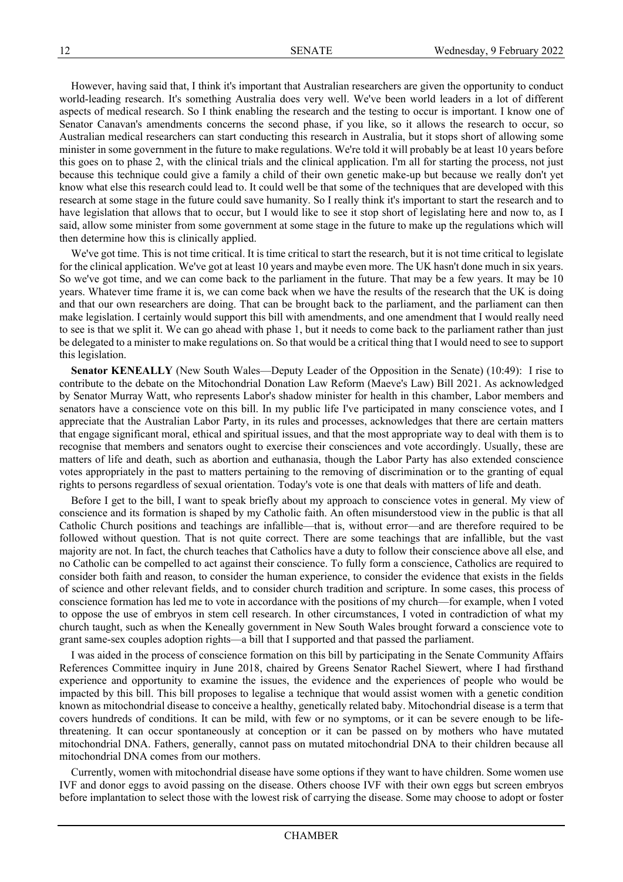However, having said that, I think it's important that Australian researchers are given the opportunity to conduct world-leading research. It's something Australia does very well. We've been world leaders in a lot of different aspects of medical research. So I think enabling the research and the testing to occur is important. I know one of Senator Canavan's amendments concerns the second phase, if you like, so it allows the research to occur, so Australian medical researchers can start conducting this research in Australia, but it stops short of allowing some minister in some government in the future to make regulations. We're told it will probably be at least 10 years before this goes on to phase 2, with the clinical trials and the clinical application. I'm all for starting the process, not just because this technique could give a family a child of their own genetic make-up but because we really don't yet know what else this research could lead to. It could well be that some of the techniques that are developed with this research at some stage in the future could save humanity. So I really think it's important to start the research and to have legislation that allows that to occur, but I would like to see it stop short of legislating here and now to, as I said, allow some minister from some government at some stage in the future to make up the regulations which will then determine how this is clinically applied.

We've got time. This is not time critical. It is time critical to start the research, but it is not time critical to legislate for the clinical application. We've got at least 10 years and maybe even more. The UK hasn't done much in six years. So we've got time, and we can come back to the parliament in the future. That may be a few years. It may be 10 years. Whatever time frame it is, we can come back when we have the results of the research that the UK is doing and that our own researchers are doing. That can be brought back to the parliament, and the parliament can then make legislation. I certainly would support this bill with amendments, and one amendment that I would really need to see is that we split it. We can go ahead with phase 1, but it needs to come back to the parliament rather than just be delegated to a minister to make regulations on. So that would be a critical thing that I would need to see to support this legislation.

**Senator KENEALLY** (New South Wales—Deputy Leader of the Opposition in the Senate) (10:49): I rise to contribute to the debate on the Mitochondrial Donation Law Reform (Maeve's Law) Bill 2021. As acknowledged by Senator Murray Watt, who represents Labor's shadow minister for health in this chamber, Labor members and senators have a conscience vote on this bill. In my public life I've participated in many conscience votes, and I appreciate that the Australian Labor Party, in its rules and processes, acknowledges that there are certain matters that engage significant moral, ethical and spiritual issues, and that the most appropriate way to deal with them is to recognise that members and senators ought to exercise their consciences and vote accordingly. Usually, these are matters of life and death, such as abortion and euthanasia, though the Labor Party has also extended conscience votes appropriately in the past to matters pertaining to the removing of discrimination or to the granting of equal rights to persons regardless of sexual orientation. Today's vote is one that deals with matters of life and death.

Before I get to the bill, I want to speak briefly about my approach to conscience votes in general. My view of conscience and its formation is shaped by my Catholic faith. An often misunderstood view in the public is that all Catholic Church positions and teachings are infallible—that is, without error—and are therefore required to be followed without question. That is not quite correct. There are some teachings that are infallible, but the vast majority are not. In fact, the church teaches that Catholics have a duty to follow their conscience above all else, and no Catholic can be compelled to act against their conscience. To fully form a conscience, Catholics are required to consider both faith and reason, to consider the human experience, to consider the evidence that exists in the fields of science and other relevant fields, and to consider church tradition and scripture. In some cases, this process of conscience formation has led me to vote in accordance with the positions of my church—for example, when I voted to oppose the use of embryos in stem cell research. In other circumstances, I voted in contradiction of what my church taught, such as when the Keneally government in New South Wales brought forward a conscience vote to grant same-sex couples adoption rights—a bill that I supported and that passed the parliament.

I was aided in the process of conscience formation on this bill by participating in the Senate Community Affairs References Committee inquiry in June 2018, chaired by Greens Senator Rachel Siewert, where I had firsthand experience and opportunity to examine the issues, the evidence and the experiences of people who would be impacted by this bill. This bill proposes to legalise a technique that would assist women with a genetic condition known as mitochondrial disease to conceive a healthy, genetically related baby. Mitochondrial disease is a term that covers hundreds of conditions. It can be mild, with few or no symptoms, or it can be severe enough to be life-threatening. It can occur spontaneously at conception or it can be passed on by mothers who have mutated mitochondrial DNA. Fathers, generally, cannot pass on mutated mitochondrial DNA to their children because all mitochondrial DNA comes from our mothers.

Currently, women with mitochondrial disease have some options if they want to have children. Some women use IVF and donor eggs to avoid passing on the disease. Others choose IVF with their own eggs but screen embryos before implantation to select those with the lowest risk of carrying the disease. Some may choose to adopt or foster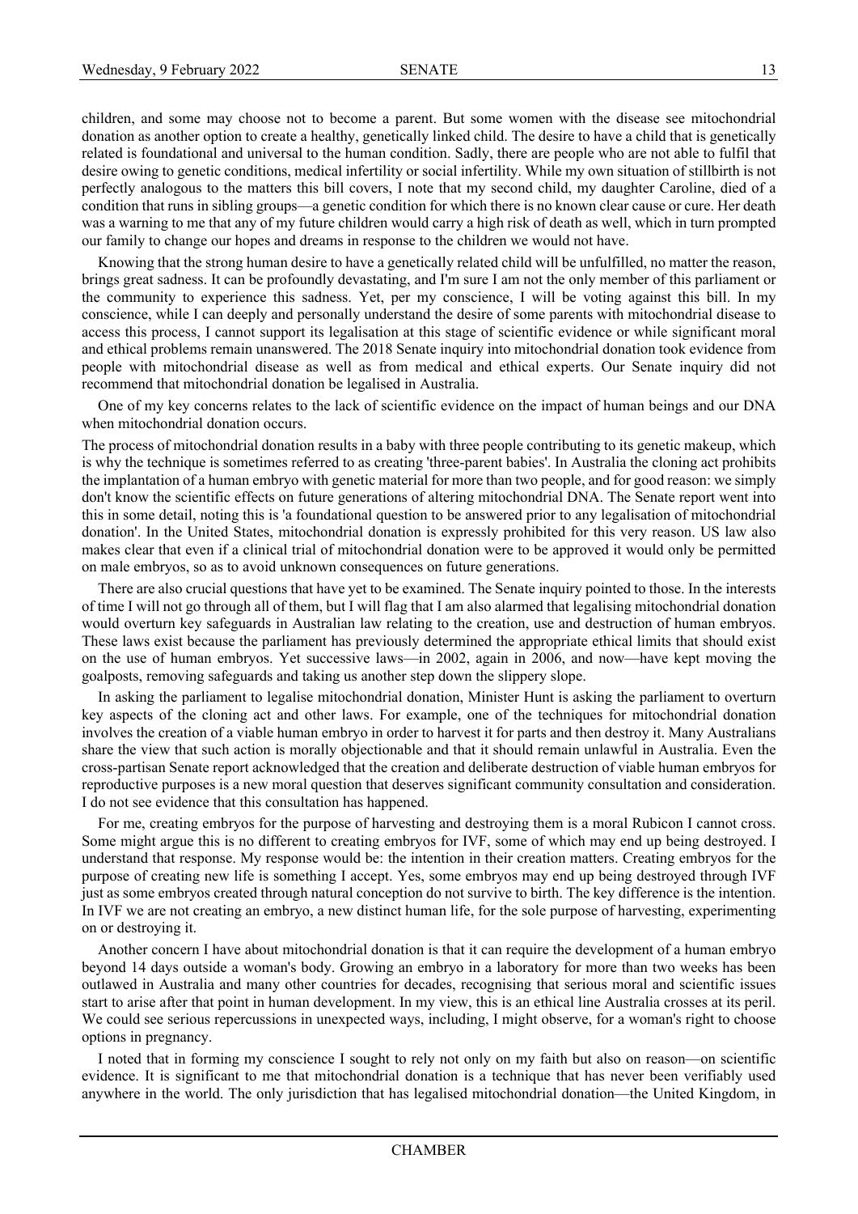children, and some may choose not to become a parent. But some women with the disease see mitochondrial donation as another option to create a healthy, genetically linked child. The desire to have a child that is genetically related is foundational and universal to the human condition. Sadly, there are people who are not able to fulfil that desire owing to genetic conditions, medical infertility or social infertility. While my own situation of stillbirth is not perfectly analogous to the matters this bill covers, I note that my second child, my daughter Caroline, died of a condition that runs in sibling groups—a genetic condition for which there is no known clear cause or cure. Her death was a warning to me that any of my future children would carry a high risk of death as well, which in turn prompted our family to change our hopes and dreams in response to the children we would not have.

Knowing that the strong human desire to have a genetically related child will be unfulfilled, no matter the reason, brings great sadness. It can be profoundly devastating, and I'm sure I am not the only member of this parliament or the community to experience this sadness. Yet, per my conscience, I will be voting against this bill. In my conscience, while I can deeply and personally understand the desire of some parents with mitochondrial disease to access this process, I cannot support its legalisation at this stage of scientific evidence or while significant moral and ethical problems remain unanswered. The 2018 Senate inquiry into mitochondrial donation took evidence from people with mitochondrial disease as well as from medical and ethical experts. Our Senate inquiry did not recommend that mitochondrial donation be legalised in Australia.

One of my key concerns relates to the lack of scientific evidence on the impact of human beings and our DNA when mitochondrial donation occurs.

The process of mitochondrial donation results in a baby with three people contributing to its genetic makeup, which is why the technique is sometimes referred to as creating 'three-parent babies'. In Australia the cloning act prohibits the implantation of a human embryo with genetic material for more than two people, and for good reason: we simply don't know the scientific effects on future generations of altering mitochondrial DNA. The Senate report went into this in some detail, noting this is 'a foundational question to be answered prior to any legalisation of mitochondrial donation'. In the United States, mitochondrial donation is expressly prohibited for this very reason. US law also makes clear that even if a clinical trial of mitochondrial donation were to be approved it would only be permitted on male embryos, so as to avoid unknown consequences on future generations.

There are also crucial questions that have yet to be examined. The Senate inquiry pointed to those. In the interests of time I will not go through all of them, but I will flag that I am also alarmed that legalising mitochondrial donation would overturn key safeguards in Australian law relating to the creation, use and destruction of human embryos. These laws exist because the parliament has previously determined the appropriate ethical limits that should exist on the use of human embryos. Yet successive laws—in 2002, again in 2006, and now—have kept moving the goalposts, removing safeguards and taking us another step down the slippery slope.

In asking the parliament to legalise mitochondrial donation, Minister Hunt is asking the parliament to overturn key aspects of the cloning act and other laws. For example, one of the techniques for mitochondrial donation involves the creation of a viable human embryo in order to harvest it for parts and then destroy it. Many Australians share the view that such action is morally objectionable and that it should remain unlawful in Australia. Even the cross-partisan Senate report acknowledged that the creation and deliberate destruction of viable human embryos for reproductive purposes is a new moral question that deserves significant community consultation and consideration. I do not see evidence that this consultation has happened.

For me, creating embryos for the purpose of harvesting and destroying them is a moral Rubicon I cannot cross. Some might argue this is no different to creating embryos for IVF, some of which may end up being destroyed. I understand that response. My response would be: the intention in their creation matters. Creating embryos for the purpose of creating new life is something I accept. Yes, some embryos may end up being destroyed through IVF just as some embryos created through natural conception do not survive to birth. The key difference is the intention. In IVF we are not creating an embryo, a new distinct human life, for the sole purpose of harvesting, experimenting on or destroying it.

Another concern I have about mitochondrial donation is that it can require the development of a human embryo beyond 14 days outside a woman's body. Growing an embryo in a laboratory for more than two weeks has been outlawed in Australia and many other countries for decades, recognising that serious moral and scientific issues start to arise after that point in human development. In my view, this is an ethical line Australia crosses at its peril. We could see serious repercussions in unexpected ways, including, I might observe, for a woman's right to choose options in pregnancy.

I noted that in forming my conscience I sought to rely not only on my faith but also on reason—on scientific evidence. It is significant to me that mitochondrial donation is a technique that has never been verifiably used anywhere in the world. The only jurisdiction that has legalised mitochondrial donation—the United Kingdom, in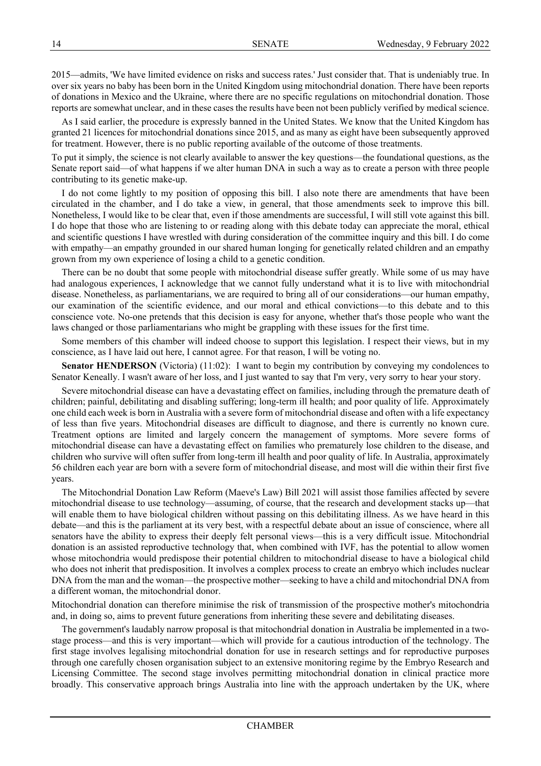2015—admits, 'We have limited evidence on risks and success rates.' Just consider that. That is undeniably true. In over six years no baby has been born in the United Kingdom using mitochondrial donation. There have been reports of donations in Mexico and the Ukraine, where there are no specific regulations on mitochondrial donation. Those reports are somewhat unclear, and in these cases the results have been not been publicly verified by medical science.

As I said earlier, the procedure is expressly banned in the United States. We know that the United Kingdom has granted 21 licences for mitochondrial donations since 2015, and as many as eight have been subsequently approved for treatment. However, there is no public reporting available of the outcome of those treatments.

To put it simply, the science is not clearly available to answer the key questions—the foundational questions, as the Senate report said—of what happens if we alter human DNA in such a way as to create a person with three people contributing to its genetic make-up.

I do not come lightly to my position of opposing this bill. I also note there are amendments that have been circulated in the chamber, and I do take a view, in general, that those amendments seek to improve this bill. Nonetheless, I would like to be clear that, even if those amendments are successful, I will still vote against this bill. I do hope that those who are listening to or reading along with this debate today can appreciate the moral, ethical and scientific questions I have wrestled with during consideration of the committee inquiry and this bill. I do come with empathy—an empathy grounded in our shared human longing for genetically related children and an empathy grown from my own experience of losing a child to a genetic condition.

There can be no doubt that some people with mitochondrial disease suffer greatly. While some of us may have had analogous experiences, I acknowledge that we cannot fully understand what it is to live with mitochondrial disease. Nonetheless, as parliamentarians, we are required to bring all of our considerations—our human empathy, our examination of the scientific evidence, and our moral and ethical convictions—to this debate and to this conscience vote. No-one pretends that this decision is easy for anyone, whether that's those people who want the laws changed or those parliamentarians who might be grappling with these issues for the first time.

Some members of this chamber will indeed choose to support this legislation. I respect their views, but in my conscience, as I have laid out here, I cannot agree. For that reason, I will be voting no.

**Senator HENDERSON** (Victoria) (11:02): I want to begin my contribution by conveying my condolences to Senator Keneally. I wasn't aware of her loss, and I just wanted to say that I'm very, very sorry to hear your story.

Severe mitochondrial disease can have a devastating effect on families, including through the premature death of children; painful, debilitating and disabling suffering; long-term ill health; and poor quality of life. Approximately one child each week is born in Australia with a severe form of mitochondrial disease and often with a life expectancy of less than five years. Mitochondrial diseases are difficult to diagnose, and there is currently no known cure. Treatment options are limited and largely concern the management of symptoms. More severe forms of mitochondrial disease can have a devastating effect on families who prematurely lose children to the disease, and children who survive will often suffer from long-term ill health and poor quality of life. In Australia, approximately 56 children each year are born with a severe form of mitochondrial disease, and most will die within their first five years.

The Mitochondrial Donation Law Reform (Maeve's Law) Bill 2021 will assist those families affected by severe mitochondrial disease to use technology—assuming, of course, that the research and development stacks up—that will enable them to have biological children without passing on this debilitating illness. As we have heard in this debate—and this is the parliament at its very best, with a respectful debate about an issue of conscience, where all senators have the ability to express their deeply felt personal views—this is a very difficult issue. Mitochondrial donation is an assisted reproductive technology that, when combined with IVF, has the potential to allow women whose mitochondria would predispose their potential children to mitochondrial disease to have a biological child who does not inherit that predisposition. It involves a complex process to create an embryo which includes nuclear DNA from the man and the woman—the prospective mother—seeking to have a child and mitochondrial DNA from a different woman, the mitochondrial donor.

Mitochondrial donation can therefore minimise the risk of transmission of the prospective mother's mitochondria and, in doing so, aims to prevent future generations from inheriting these severe and debilitating diseases.

The government's laudably narrow proposal is that mitochondrial donation in Australia be implemented in a two-stage process—and this is very important—which will provide for a cautious introduction of the technology. The first stage involves legalising mitochondrial donation for use in research settings and for reproductive purposes through one carefully chosen organisation subject to an extensive monitoring regime by the Embryo Research and Licensing Committee. The second stage involves permitting mitochondrial donation in clinical practice more broadly. This conservative approach brings Australia into line with the approach undertaken by the UK, where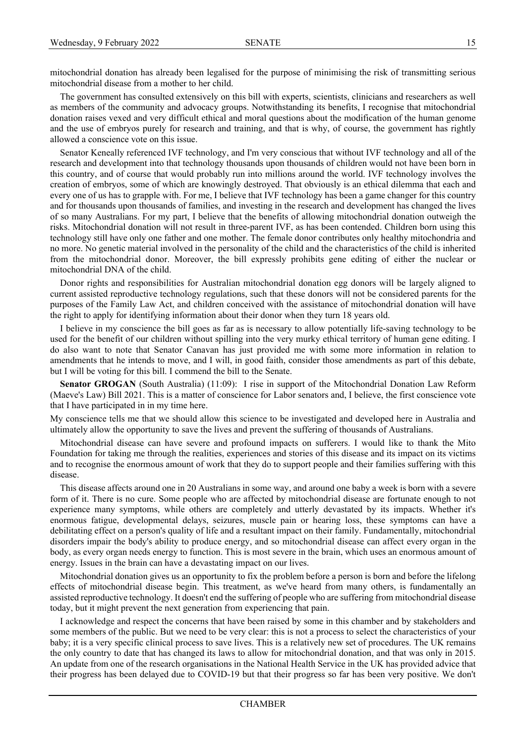mitochondrial donation has already been legalised for the purpose of minimising the risk of transmitting serious mitochondrial disease from a mother to her child.

The government has consulted extensively on this bill with experts, scientists, clinicians and researchers as well as members of the community and advocacy groups. Notwithstanding its benefits, I recognise that mitochondrial donation raises vexed and very difficult ethical and moral questions about the modification of the human genome and the use of embryos purely for research and training, and that is why, of course, the government has rightly allowed a conscience vote on this issue.

Senator Keneally referenced IVF technology, and I'm very conscious that without IVF technology and all of the research and development into that technology thousands upon thousands of children would not have been born in this country, and of course that would probably run into millions around the world. IVF technology involves the creation of embryos, some of which are knowingly destroyed. That obviously is an ethical dilemma that each and every one of us has to grapple with. For me, I believe that IVF technology has been a game changer for this country and for thousands upon thousands of families, and investing in the research and development has changed the lives of so many Australians. For my part, I believe that the benefits of allowing mitochondrial donation outweigh the risks. Mitochondrial donation will not result in three-parent IVF, as has been contended. Children born using this technology still have only one father and one mother. The female donor contributes only healthy mitochondria and no more. No genetic material involved in the personality of the child and the characteristics of the child is inherited from the mitochondrial donor. Moreover, the bill expressly prohibits gene editing of either the nuclear or mitochondrial DNA of the child.

Donor rights and responsibilities for Australian mitochondrial donation egg donors will be largely aligned to current assisted reproductive technology regulations, such that these donors will not be considered parents for the purposes of the Family Law Act, and children conceived with the assistance of mitochondrial donation will have the right to apply for identifying information about their donor when they turn 18 years old.

I believe in my conscience the bill goes as far as is necessary to allow potentially life-saving technology to be used for the benefit of our children without spilling into the very murky ethical territory of human gene editing. I do also want to note that Senator Canavan has just provided me with some more information in relation to amendments that he intends to move, and I will, in good faith, consider those amendments as part of this debate, but I will be voting for this bill. I commend the bill to the Senate.

**Senator GROGAN** (South Australia) (11:09): I rise in support of the Mitochondrial Donation Law Reform (Maeve's Law) Bill 2021. This is a matter of conscience for Labor senators and, I believe, the first conscience vote that I have participated in in my time here.

My conscience tells me that we should allow this science to be investigated and developed here in Australia and ultimately allow the opportunity to save the lives and prevent the suffering of thousands of Australians.

Mitochondrial disease can have severe and profound impacts on sufferers. I would like to thank the Mito Foundation for taking me through the realities, experiences and stories of this disease and its impact on its victims and to recognise the enormous amount of work that they do to support people and their families suffering with this disease.

This disease affects around one in 20 Australians in some way, and around one baby a week is born with a severe form of it. There is no cure. Some people who are affected by mitochondrial disease are fortunate enough to not experience many symptoms, while others are completely and utterly devastated by its impacts. Whether it's enormous fatigue, developmental delays, seizures, muscle pain or hearing loss, these symptoms can have a debilitating effect on a person's quality of life and a resultant impact on their family. Fundamentally, mitochondrial disorders impair the body's ability to produce energy, and so mitochondrial disease can affect every organ in the body, as every organ needs energy to function. This is most severe in the brain, which uses an enormous amount of energy. Issues in the brain can have a devastating impact on our lives.

Mitochondrial donation gives us an opportunity to fix the problem before a person is born and before the lifelong effects of mitochondrial disease begin. This treatment, as we've heard from many others, is fundamentally an assisted reproductive technology. It doesn't end the suffering of people who are suffering from mitochondrial disease today, but it might prevent the next generation from experiencing that pain.

I acknowledge and respect the concerns that have been raised by some in this chamber and by stakeholders and some members of the public. But we need to be very clear: this is not a process to select the characteristics of your baby; it is a very specific clinical process to save lives. This is a relatively new set of procedures. The UK remains the only country to date that has changed its laws to allow for mitochondrial donation, and that was only in 2015. An update from one of the research organisations in the National Health Service in the UK has provided advice that their progress has been delayed due to COVID-19 but that their progress so far has been very positive. We don't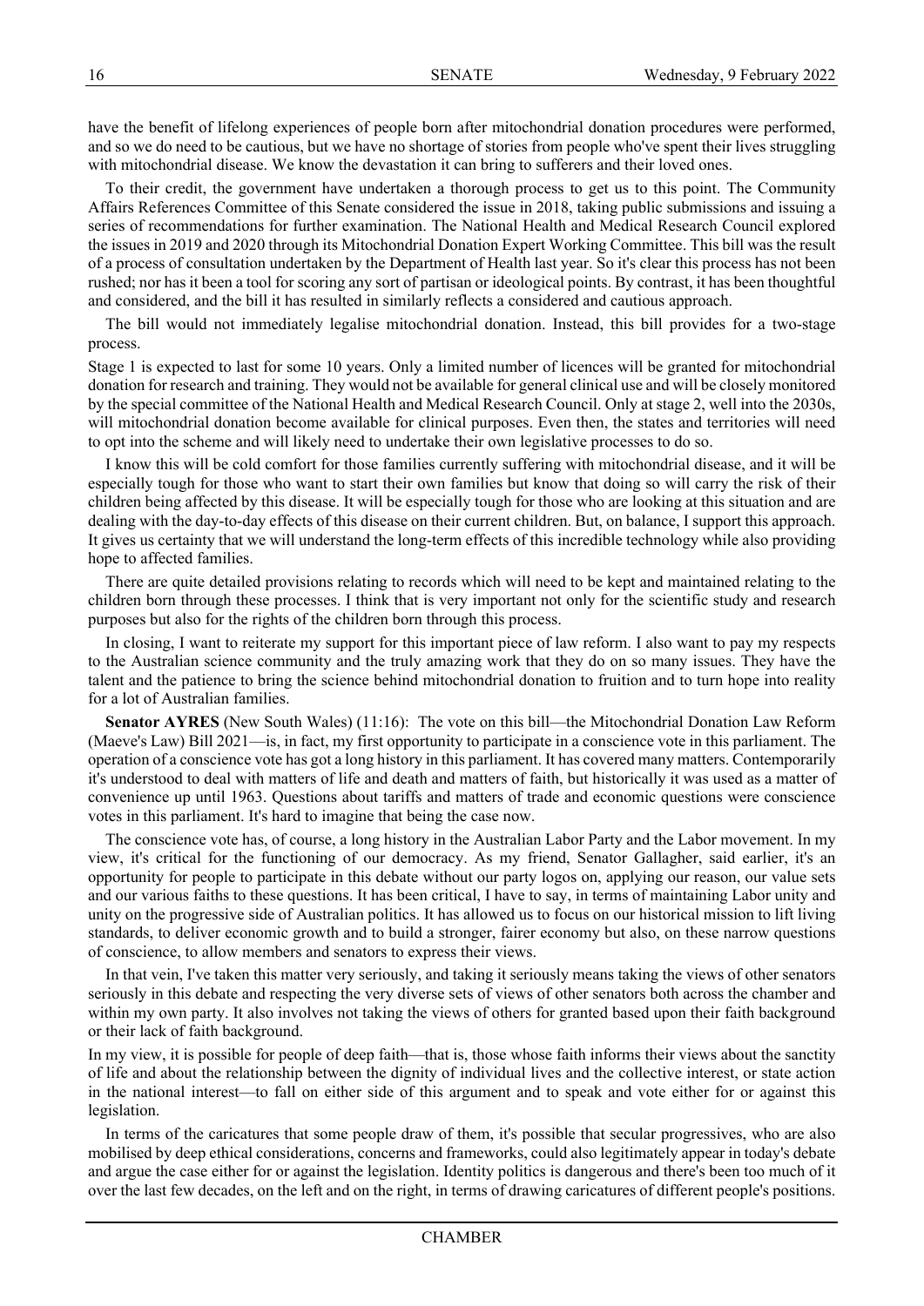have the benefit of lifelong experiences of people born after mitochondrial donation procedures were performed, and so we do need to be cautious, but we have no shortage of stories from people who've spent their lives struggling with mitochondrial disease. We know the devastation it can bring to sufferers and their loved ones.

To their credit, the government have undertaken a thorough process to get us to this point. The Community Affairs References Committee of this Senate considered the issue in 2018, taking public submissions and issuing a series of recommendations for further examination. The National Health and Medical Research Council explored the issues in 2019 and 2020 through its Mitochondrial Donation Expert Working Committee. This bill was the result of a process of consultation undertaken by the Department of Health last year. So it's clear this process has not been rushed; nor has it been a tool for scoring any sort of partisan or ideological points. By contrast, it has been thoughtful and considered, and the bill it has resulted in similarly reflects a considered and cautious approach.

The bill would not immediately legalise mitochondrial donation. Instead, this bill provides for a two-stage process.

Stage 1 is expected to last for some 10 years. Only a limited number of licences will be granted for mitochondrial donation for research and training. They would not be available for general clinical use and will be closely monitored by the special committee of the National Health and Medical Research Council. Only at stage 2, well into the 2030s, will mitochondrial donation become available for clinical purposes. Even then, the states and territories will need to opt into the scheme and will likely need to undertake their own legislative processes to do so.

I know this will be cold comfort for those families currently suffering with mitochondrial disease, and it will be especially tough for those who want to start their own families but know that doing so will carry the risk of their children being affected by this disease. It will be especially tough for those who are looking at this situation and are dealing with the day-to-day effects of this disease on their current children. But, on balance, I support this approach. It gives us certainty that we will understand the long-term effects of this incredible technology while also providing hope to affected families.

There are quite detailed provisions relating to records which will need to be kept and maintained relating to the children born through these processes. I think that is very important not only for the scientific study and research purposes but also for the rights of the children born through this process.

In closing, I want to reiterate my support for this important piece of law reform. I also want to pay my respects to the Australian science community and the truly amazing work that they do on so many issues. They have the talent and the patience to bring the science behind mitochondrial donation to fruition and to turn hope into reality for a lot of Australian families.

**Senator AYRES** (New South Wales) (11:16): The vote on this bill—the Mitochondrial Donation Law Reform (Maeve's Law) Bill 2021—is, in fact, my first opportunity to participate in a conscience vote in this parliament. The operation of a conscience vote has got a long history in this parliament. It has covered many matters. Contemporarily it's understood to deal with matters of life and death and matters of faith, but historically it was used as a matter of convenience up until 1963. Questions about tariffs and matters of trade and economic questions were conscience votes in this parliament. It's hard to imagine that being the case now.

The conscience vote has, of course, a long history in the Australian Labor Party and the Labor movement. In my view, it's critical for the functioning of our democracy. As my friend, Senator Gallagher, said earlier, it's an opportunity for people to participate in this debate without our party logos on, applying our reason, our value sets and our various faiths to these questions. It has been critical, I have to say, in terms of maintaining Labor unity and unity on the progressive side of Australian politics. It has allowed us to focus on our historical mission to lift living standards, to deliver economic growth and to build a stronger, fairer economy but also, on these narrow questions of conscience, to allow members and senators to express their views.

In that vein, I've taken this matter very seriously, and taking it seriously means taking the views of other senators seriously in this debate and respecting the very diverse sets of views of other senators both across the chamber and within my own party. It also involves not taking the views of others for granted based upon their faith background or their lack of faith background.

In my view, it is possible for people of deep faith—that is, those whose faith informs their views about the sanctity of life and about the relationship between the dignity of individual lives and the collective interest, or state action in the national interest—to fall on either side of this argument and to speak and vote either for or against this legislation.

In terms of the caricatures that some people draw of them, it's possible that secular progressives, who are also mobilised by deep ethical considerations, concerns and frameworks, could also legitimately appear in today's debate and argue the case either for or against the legislation. Identity politics is dangerous and there's been too much of it over the last few decades, on the left and on the right, in terms of drawing caricatures of different people's positions.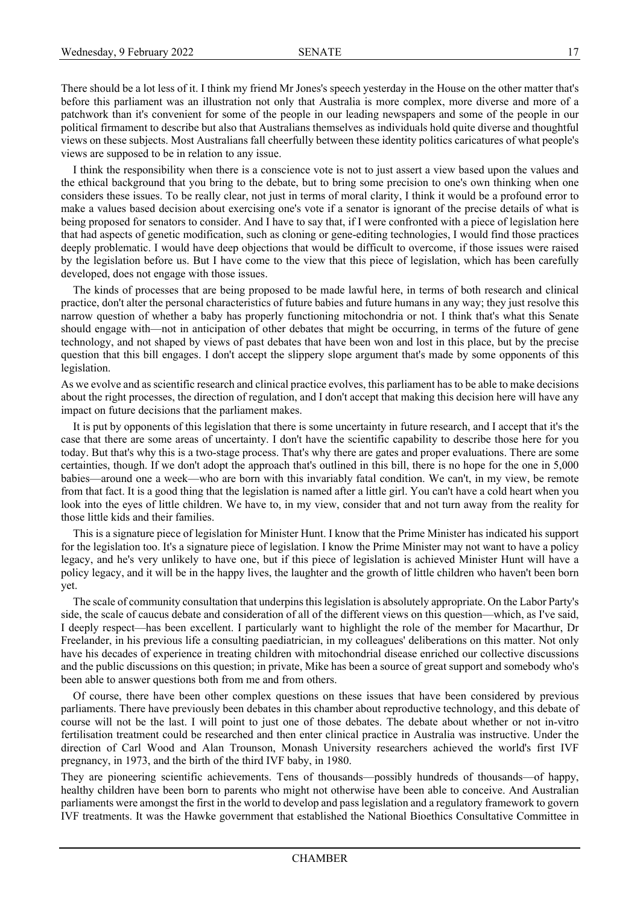There should be a lot less of it. I think my friend Mr Jones's speech yesterday in the House on the other matter that's before this parliament was an illustration not only that Australia is more complex, more diverse and more of a patchwork than it's convenient for some of the people in our leading newspapers and some of the people in our political firmament to describe but also that Australians themselves as individuals hold quite diverse and thoughtful views on these subjects. Most Australians fall cheerfully between these identity politics caricatures of what people's views are supposed to be in relation to any issue.

I think the responsibility when there is a conscience vote is not to just assert a view based upon the values and the ethical background that you bring to the debate, but to bring some precision to one's own thinking when one considers these issues. To be really clear, not just in terms of moral clarity, I think it would be a profound error to make a values based decision about exercising one's vote if a senator is ignorant of the precise details of what is being proposed for senators to consider. And I have to say that, if I were confronted with a piece of legislation here that had aspects of genetic modification, such as cloning or gene-editing technologies, I would find those practices deeply problematic. I would have deep objections that would be difficult to overcome, if those issues were raised by the legislation before us. But I have come to the view that this piece of legislation, which has been carefully developed, does not engage with those issues.

The kinds of processes that are being proposed to be made lawful here, in terms of both research and clinical practice, don't alter the personal characteristics of future babies and future humans in any way; they just resolve this narrow question of whether a baby has properly functioning mitochondria or not. I think that's what this Senate should engage with—not in anticipation of other debates that might be occurring, in terms of the future of gene technology, and not shaped by views of past debates that have been won and lost in this place, but by the precise question that this bill engages. I don't accept the slippery slope argument that's made by some opponents of this legislation.

As we evolve and as scientific research and clinical practice evolves, this parliament has to be able to make decisions about the right processes, the direction of regulation, and I don't accept that making this decision here will have any impact on future decisions that the parliament makes.

It is put by opponents of this legislation that there is some uncertainty in future research, and I accept that it's the case that there are some areas of uncertainty. I don't have the scientific capability to describe those here for you today. But that's why this is a two-stage process. That's why there are gates and proper evaluations. There are some certainties, though. If we don't adopt the approach that's outlined in this bill, there is no hope for the one in 5,000 babies—around one a week—who are born with this invariably fatal condition. We can't, in my view, be remote from that fact. It is a good thing that the legislation is named after a little girl. You can't have a cold heart when you look into the eyes of little children. We have to, in my view, consider that and not turn away from the reality for those little kids and their families.

This is a signature piece of legislation for Minister Hunt. I know that the Prime Minister has indicated his support for the legislation too. It's a signature piece of legislation. I know the Prime Minister may not want to have a policy legacy, and he's very unlikely to have one, but if this piece of legislation is achieved Minister Hunt will have a policy legacy, and it will be in the happy lives, the laughter and the growth of little children who haven't been born yet.

The scale of community consultation that underpins this legislation is absolutely appropriate. On the Labor Party's side, the scale of caucus debate and consideration of all of the different views on this question—which, as I've said, I deeply respect—has been excellent. I particularly want to highlight the role of the member for Macarthur, Dr Freelander, in his previous life a consulting paediatrician, in my colleagues' deliberations on this matter. Not only have his decades of experience in treating children with mitochondrial disease enriched our collective discussions and the public discussions on this question; in private, Mike has been a source of great support and somebody who's been able to answer questions both from me and from others.

Of course, there have been other complex questions on these issues that have been considered by previous parliaments. There have previously been debates in this chamber about reproductive technology, and this debate of course will not be the last. I will point to just one of those debates. The debate about whether or not in-vitro fertilisation treatment could be researched and then enter clinical practice in Australia was instructive. Under the direction of Carl Wood and Alan Trounson, Monash University researchers achieved the world's first IVF pregnancy, in 1973, and the birth of the third IVF baby, in 1980.

They are pioneering scientific achievements. Tens of thousands—possibly hundreds of thousands—of happy, healthy children have been born to parents who might not otherwise have been able to conceive. And Australian parliaments were amongst the first in the world to develop and pass legislation and a regulatory framework to govern IVF treatments. It was the Hawke government that established the National Bioethics Consultative Committee in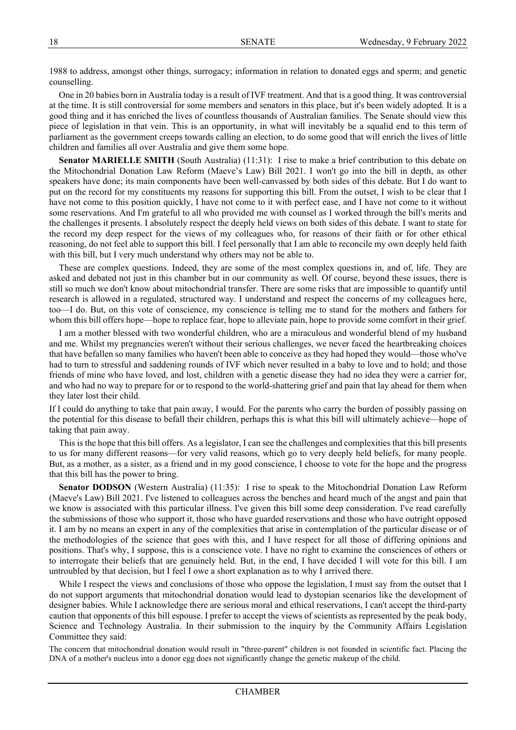1988 to address, amongst other things, surrogacy; information in relation to donated eggs and sperm; and genetic counselling.

One in 20 babies born in Australia today is a result of IVF treatment. And that is a good thing. It was controversial at the time. It is still controversial for some members and senators in this place, but it's been widely adopted. It is a good thing and it has enriched the lives of countless thousands of Australian families. The Senate should view this piece of legislation in that vein. This is an opportunity, in what will inevitably be a squalid end to this term of parliament as the government creeps towards calling an election, to do some good that will enrich the lives of little children and families all over Australia and give them some hope.

**Senator MARIELLE SMITH** (South Australia) (11:31): I rise to make a brief contribution to this debate on the Mitochondrial Donation Law Reform (Maeve's Law) Bill 2021. I won't go into the bill in depth, as other speakers have done; its main components have been well-canvassed by both sides of this debate. But I do want to put on the record for my constituents my reasons for supporting this bill. From the outset, I wish to be clear that I have not come to this position quickly, I have not come to it with perfect ease, and I have not come to it without some reservations. And I'm grateful to all who provided me with counsel as I worked through the bill's merits and the challenges it presents. I absolutely respect the deeply held views on both sides of this debate. I want to state for the record my deep respect for the views of my colleagues who, for reasons of their faith or for other ethical reasoning, do not feel able to support this bill. I feel personally that I am able to reconcile my own deeply held faith with this bill, but I very much understand why others may not be able to.

These are complex questions. Indeed, they are some of the most complex questions in, and of, life. They are asked and debated not just in this chamber but in our community as well. Of course, beyond these issues, there is still so much we don't know about mitochondrial transfer. There are some risks that are impossible to quantify until research is allowed in a regulated, structured way. I understand and respect the concerns of my colleagues here, too—I do. But, on this vote of conscience, my conscience is telling me to stand for the mothers and fathers for whom this bill offers hope—hope to replace fear, hope to alleviate pain, hope to provide some comfort in their grief.

I am a mother blessed with two wonderful children, who are a miraculous and wonderful blend of my husband and me. Whilst my pregnancies weren't without their serious challenges, we never faced the heartbreaking choices that have befallen so many families who haven't been able to conceive as they had hoped they would—those who've had to turn to stressful and saddening rounds of IVF which never resulted in a baby to love and to hold; and those friends of mine who have loved, and lost, children with a genetic disease they had no idea they were a carrier for, and who had no way to prepare for or to respond to the world-shattering grief and pain that lay ahead for them when they later lost their child.

If I could do anything to take that pain away, I would. For the parents who carry the burden of possibly passing on the potential for this disease to befall their children, perhaps this is what this bill will ultimately achieve—hope of taking that pain away.

This is the hope that this bill offers. As a legislator, I can see the challenges and complexities that this bill presents to us for many different reasons—for very valid reasons, which go to very deeply held beliefs, for many people. But, as a mother, as a sister, as a friend and in my good conscience, I choose to vote for the hope and the progress that this bill has the power to bring.

**Senator DODSON** (Western Australia) (11:35): I rise to speak to the Mitochondrial Donation Law Reform (Maeve's Law) Bill 2021. I've listened to colleagues across the benches and heard much of the angst and pain that we know is associated with this particular illness. I've given this bill some deep consideration. I've read carefully the submissions of those who support it, those who have guarded reservations and those who have outright opposed it. I am by no means an expert in any of the complexities that arise in contemplation of the particular disease or of the methodologies of the science that goes with this, and I have respect for all those of differing opinions and positions. That's why, I suppose, this is a conscience vote. I have no right to examine the consciences of others or to interrogate their beliefs that are genuinely held. But, in the end, I have decided I will vote for this bill. I am untroubled by that decision, but I feel I owe a short explanation as to why I arrived there.

While I respect the views and conclusions of those who oppose the legislation, I must say from the outset that I do not support arguments that mitochondrial donation would lead to dystopian scenarios like the development of designer babies. While I acknowledge there are serious moral and ethical reservations, I can't accept the third-party caution that opponents of this bill espouse. I prefer to accept the views of scientists as represented by the peak body, Science and Technology Australia. In their submission to the inquiry by the Community Affairs Legislation Committee they said:

> The concern that mitochondrial donation would result in "three-parent" children is not founded in scientific fact. Placing the DNA of a mother's nucleus into a donor egg does not significantly change the genetic makeup of the child.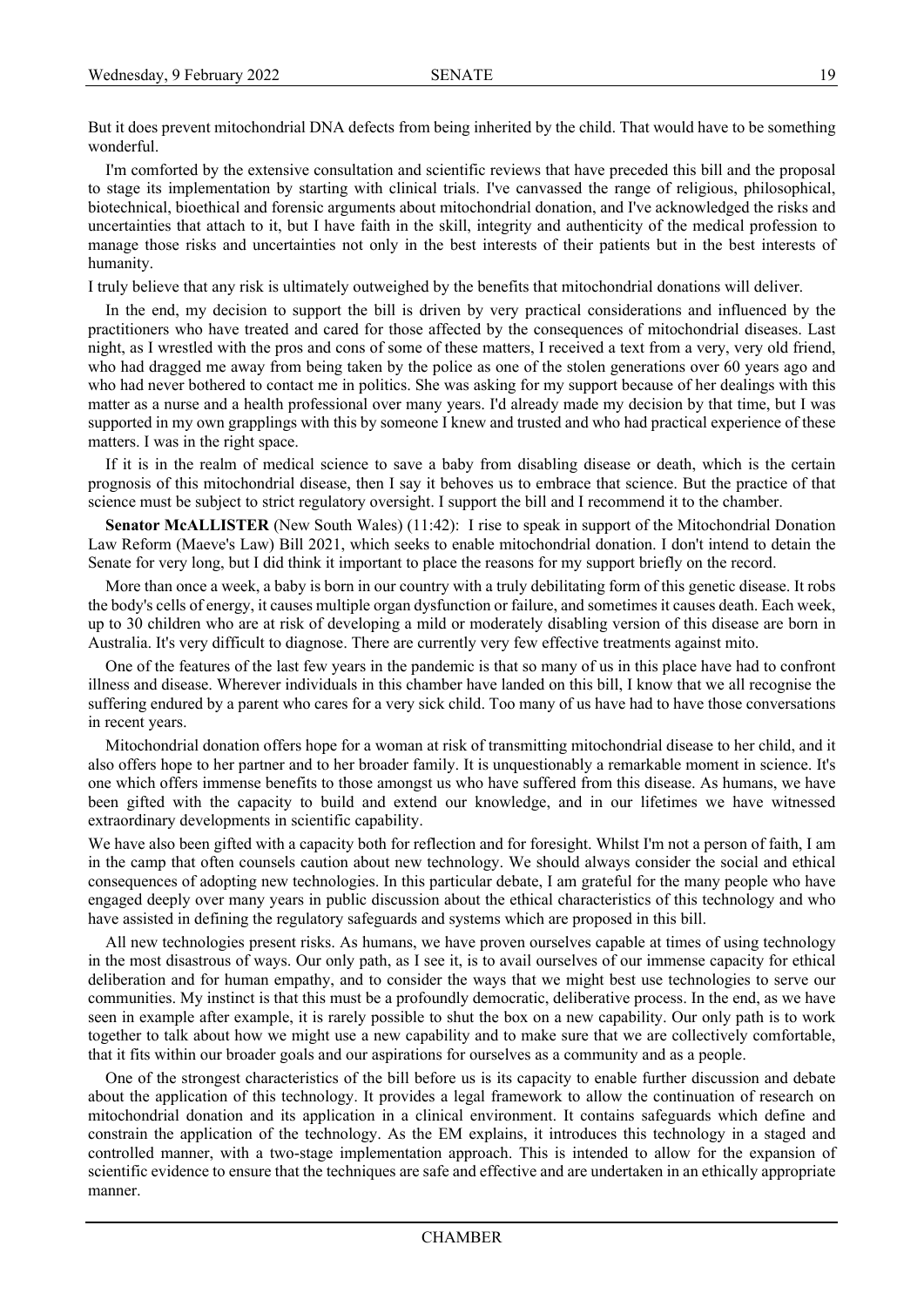But it does prevent mitochondrial DNA defects from being inherited by the child. That would have to be something wonderful.

I'm comforted by the extensive consultation and scientific reviews that have preceded this bill and the proposal to stage its implementation by starting with clinical trials. I've canvassed the range of religious, philosophical, biotechnical, bioethical and forensic arguments about mitochondrial donation, and I've acknowledged the risks and uncertainties that attach to it, but I have faith in the skill, integrity and authenticity of the medical profession to manage those risks and uncertainties not only in the best interests of their patients but in the best interests of humanity.

I truly believe that any risk is ultimately outweighed by the benefits that mitochondrial donations will deliver.

In the end, my decision to support the bill is driven by very practical considerations and influenced by the practitioners who have treated and cared for those affected by the consequences of mitochondrial diseases. Last night, as I wrestled with the pros and cons of some of these matters, I received a text from a very, very old friend, who had dragged me away from being taken by the police as one of the stolen generations over 60 years ago and who had never bothered to contact me in politics. She was asking for my support because of her dealings with this matter as a nurse and a health professional over many years. I'd already made my decision by that time, but I was supported in my own grapplings with this by someone I knew and trusted and who had practical experience of these matters. I was in the right space.

If it is in the realm of medical science to save a baby from disabling disease or death, which is the certain prognosis of this mitochondrial disease, then I say it behoves us to embrace that science. But the practice of that science must be subject to strict regulatory oversight. I support the bill and I recommend it to the chamber.

**Senator McALLISTER** (New South Wales) (11:42): I rise to speak in support of the Mitochondrial Donation Law Reform (Maeve's Law) Bill 2021, which seeks to enable mitochondrial donation. I don't intend to detain the Senate for very long, but I did think it important to place the reasons for my support briefly on the record.

More than once a week, a baby is born in our country with a truly debilitating form of this genetic disease. It robs the body's cells of energy, it causes multiple organ dysfunction or failure, and sometimes it causes death. Each week, up to 30 children who are at risk of developing a mild or moderately disabling version of this disease are born in Australia. It's very difficult to diagnose. There are currently very few effective treatments against mito.

One of the features of the last few years in the pandemic is that so many of us in this place have had to confront illness and disease. Wherever individuals in this chamber have landed on this bill, I know that we all recognise the suffering endured by a parent who cares for a very sick child. Too many of us have had to have those conversations in recent years.

Mitochondrial donation offers hope for a woman at risk of transmitting mitochondrial disease to her child, and it also offers hope to her partner and to her broader family. It is unquestionably a remarkable moment in science. It's one which offers immense benefits to those amongst us who have suffered from this disease. As humans, we have been gifted with the capacity to build and extend our knowledge, and in our lifetimes we have witnessed extraordinary developments in scientific capability.

We have also been gifted with a capacity both for reflection and for foresight. Whilst I'm not a person of faith, I am in the camp that often counsels caution about new technology. We should always consider the social and ethical consequences of adopting new technologies. In this particular debate, I am grateful for the many people who have engaged deeply over many years in public discussion about the ethical characteristics of this technology and who have assisted in defining the regulatory safeguards and systems which are proposed in this bill.

All new technologies present risks. As humans, we have proven ourselves capable at times of using technology in the most disastrous of ways. Our only path, as I see it, is to avail ourselves of our immense capacity for ethical deliberation and for human empathy, and to consider the ways that we might best use technologies to serve our communities. My instinct is that this must be a profoundly democratic, deliberative process. In the end, as we have seen in example after example, it is rarely possible to shut the box on a new capability. Our only path is to work together to talk about how we might use a new capability and to make sure that we are collectively comfortable, that it fits within our broader goals and our aspirations for ourselves as a community and as a people.

One of the strongest characteristics of the bill before us is its capacity to enable further discussion and debate about the application of this technology. It provides a legal framework to allow the continuation of research on mitochondrial donation and its application in a clinical environment. It contains safeguards which define and constrain the application of the technology. As the EM explains, it introduces this technology in a staged and controlled manner, with a two-stage implementation approach. This is intended to allow for the expansion of scientific evidence to ensure that the techniques are safe and effective and are undertaken in an ethically appropriate manner.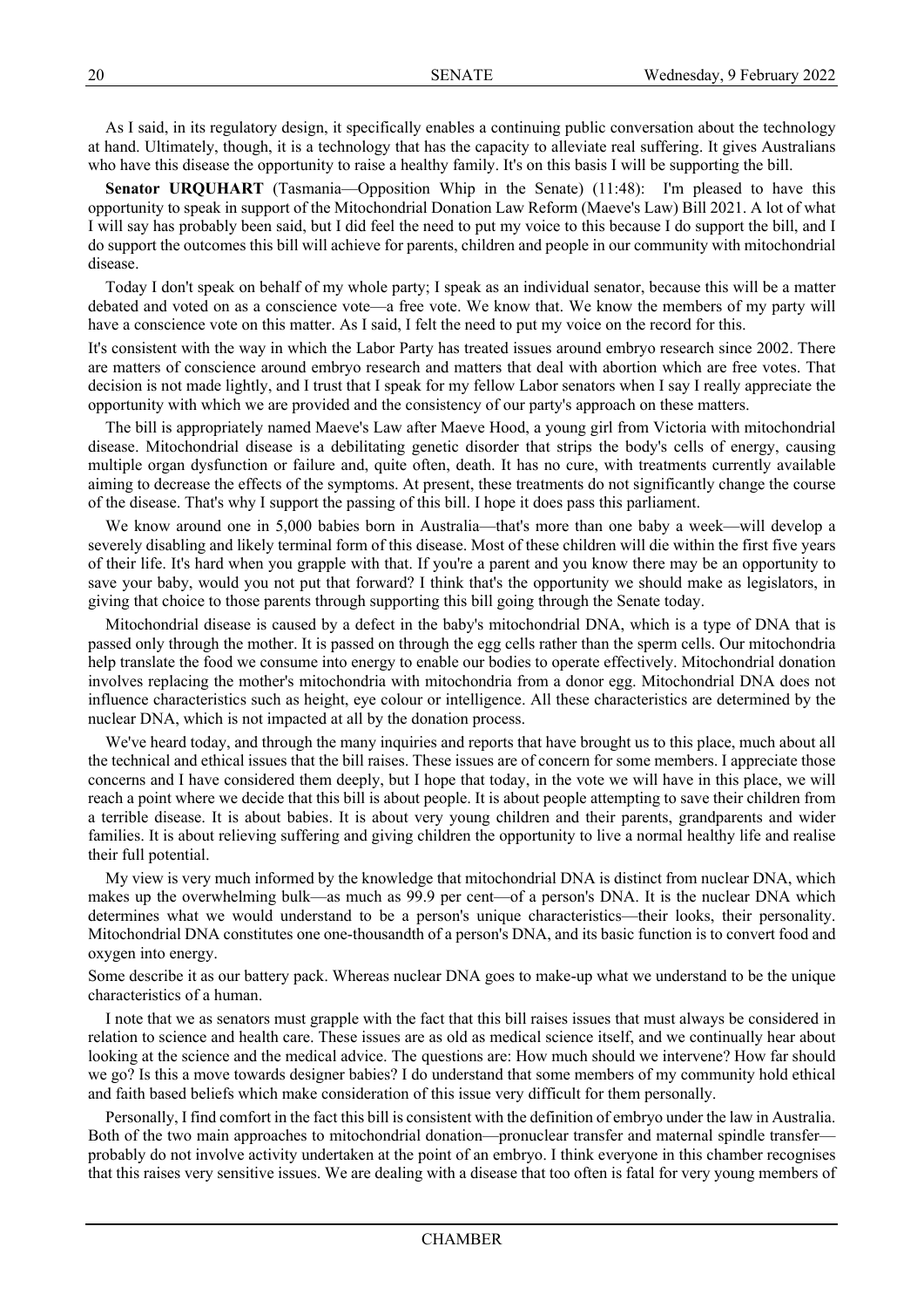As I said, in its regulatory design, it specifically enables a continuing public conversation about the technology at hand. Ultimately, though, it is a technology that has the capacity to alleviate real suffering. It gives Australians who have this disease the opportunity to raise a healthy family. It's on this basis I will be supporting the bill.

**Senator URQUHART** (Tasmania—Opposition Whip in the Senate) (11:48): I'm pleased to have this opportunity to speak in support of the Mitochondrial Donation Law Reform (Maeve's Law) Bill 2021. A lot of what I will say has probably been said, but I did feel the need to put my voice to this because I do support the bill, and I do support the outcomes this bill will achieve for parents, children and people in our community with mitochondrial disease.

Today I don't speak on behalf of my whole party; I speak as an individual senator, because this will be a matter debated and voted on as a conscience vote—a free vote. We know that. We know the members of my party will have a conscience vote on this matter. As I said, I felt the need to put my voice on the record for this.

It's consistent with the way in which the Labor Party has treated issues around embryo research since 2002. There are matters of conscience around embryo research and matters that deal with abortion which are free votes. That decision is not made lightly, and I trust that I speak for my fellow Labor senators when I say I really appreciate the opportunity with which we are provided and the consistency of our party's approach on these matters.

The bill is appropriately named Maeve's Law after Maeve Hood, a young girl from Victoria with mitochondrial disease. Mitochondrial disease is a debilitating genetic disorder that strips the body's cells of energy, causing multiple organ dysfunction or failure and, quite often, death. It has no cure, with treatments currently available aiming to decrease the effects of the symptoms. At present, these treatments do not significantly change the course of the disease. That's why I support the passing of this bill. I hope it does pass this parliament.

We know around one in 5,000 babies born in Australia—that's more than one baby a week—will develop a severely disabling and likely terminal form of this disease. Most of these children will die within the first five years of their life. It's hard when you grapple with that. If you're a parent and you know there may be an opportunity to save your baby, would you not put that forward? I think that's the opportunity we should make as legislators, in giving that choice to those parents through supporting this bill going through the Senate today.

Mitochondrial disease is caused by a defect in the baby's mitochondrial DNA, which is a type of DNA that is passed only through the mother. It is passed on through the egg cells rather than the sperm cells. Our mitochondria help translate the food we consume into energy to enable our bodies to operate effectively. Mitochondrial donation involves replacing the mother's mitochondria with mitochondria from a donor egg. Mitochondrial DNA does not influence characteristics such as height, eye colour or intelligence. All these characteristics are determined by the nuclear DNA, which is not impacted at all by the donation process.

We've heard today, and through the many inquiries and reports that have brought us to this place, much about all the technical and ethical issues that the bill raises. These issues are of concern for some members. I appreciate those concerns and I have considered them deeply, but I hope that today, in the vote we will have in this place, we will reach a point where we decide that this bill is about people. It is about people attempting to save their children from a terrible disease. It is about babies. It is about very young children and their parents, grandparents and wider families. It is about relieving suffering and giving children the opportunity to live a normal healthy life and realise their full potential.

My view is very much informed by the knowledge that mitochondrial DNA is distinct from nuclear DNA, which makes up the overwhelming bulk—as much as 99.9 per cent—of a person's DNA. It is the nuclear DNA which determines what we would understand to be a person's unique characteristics—their looks, their personality. Mitochondrial DNA constitutes one one-thousandth of a person's DNA, and its basic function is to convert food and oxygen into energy.

Some describe it as our battery pack. Whereas nuclear DNA goes to make-up what we understand to be the unique characteristics of a human.

I note that we as senators must grapple with the fact that this bill raises issues that must always be considered in relation to science and health care. These issues are as old as medical science itself, and we continually hear about looking at the science and the medical advice. The questions are: How much should we intervene? How far should we go? Is this a move towards designer babies? I do understand that some members of my community hold ethical and faith based beliefs which make consideration of this issue very difficult for them personally.

Personally, I find comfort in the fact this bill is consistent with the definition of embryo under the law in Australia. Both of the two main approaches to mitochondrial donation—pronuclear transfer and maternal spindle transfer—probably do not involve activity undertaken at the point of an embryo. I think everyone in this chamber recognises that this raises very sensitive issues. We are dealing with a disease that too often is fatal for very young members of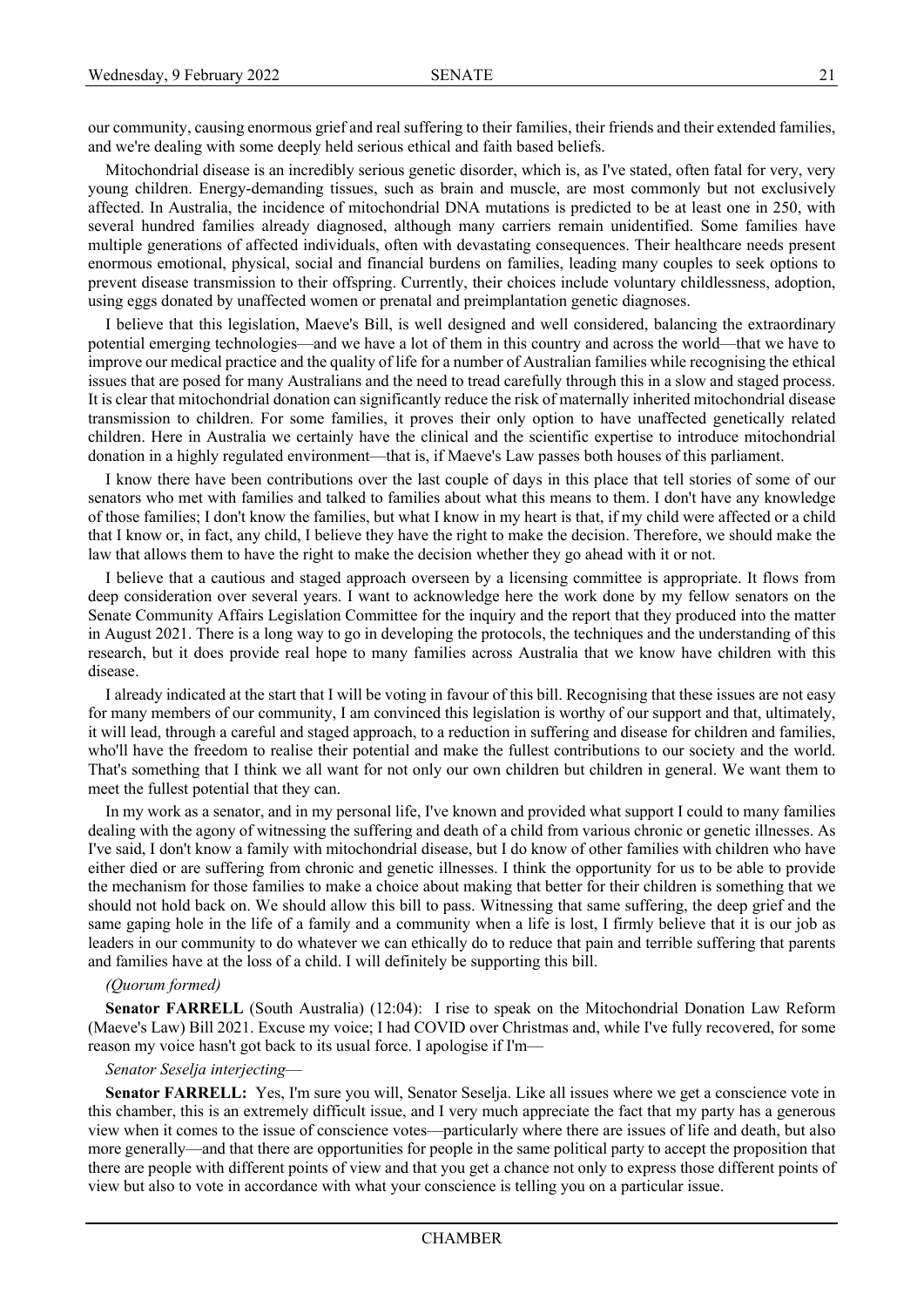our community, causing enormous grief and real suffering to their families, their friends and their extended families, and we're dealing with some deeply held serious ethical and faith based beliefs.

Mitochondrial disease is an incredibly serious genetic disorder, which is, as I've stated, often fatal for very, very young children. Energy-demanding tissues, such as brain and muscle, are most commonly but not exclusively affected. In Australia, the incidence of mitochondrial DNA mutations is predicted to be at least one in 250, with several hundred families already diagnosed, although many carriers remain unidentified. Some families have multiple generations of affected individuals, often with devastating consequences. Their healthcare needs present enormous emotional, physical, social and financial burdens on families, leading many couples to seek options to prevent disease transmission to their offspring. Currently, their choices include voluntary childlessness, adoption, using eggs donated by unaffected women or prenatal and preimplantation genetic diagnoses.

I believe that this legislation, Maeve's Bill, is well designed and well considered, balancing the extraordinary potential emerging technologies—and we have a lot of them in this country and across the world—that we have to improve our medical practice and the quality of life for a number of Australian families while recognising the ethical issues that are posed for many Australians and the need to tread carefully through this in a slow and staged process. It is clear that mitochondrial donation can significantly reduce the risk of maternally inherited mitochondrial disease transmission to children. For some families, it proves their only option to have unaffected genetically related children. Here in Australia we certainly have the clinical and the scientific expertise to introduce mitochondrial donation in a highly regulated environment—that is, if Maeve's Law passes both houses of this parliament.

I know there have been contributions over the last couple of days in this place that tell stories of some of our senators who met with families and talked to families about what this means to them. I don't have any knowledge of those families; I don't know the families, but what I know in my heart is that, if my child were affected or a child that I know or, in fact, any child, I believe they have the right to make the decision. Therefore, we should make the law that allows them to have the right to make the decision whether they go ahead with it or not.

I believe that a cautious and staged approach overseen by a licensing committee is appropriate. It flows from deep consideration over several years. I want to acknowledge here the work done by my fellow senators on the Senate Community Affairs Legislation Committee for the inquiry and the report that they produced into the matter in August 2021. There is a long way to go in developing the protocols, the techniques and the understanding of this research, but it does provide real hope to many families across Australia that we know have children with this disease.

I already indicated at the start that I will be voting in favour of this bill. Recognising that these issues are not easy for many members of our community, I am convinced this legislation is worthy of our support and that, ultimately, it will lead, through a careful and staged approach, to a reduction in suffering and disease for children and families, who'll have the freedom to realise their potential and make the fullest contributions to our society and the world. That's something that I think we all want for not only our own children but children in general. We want them to meet the fullest potential that they can.

In my work as a senator, and in my personal life, I've known and provided what support I could to many families dealing with the agony of witnessing the suffering and death of a child from various chronic or genetic illnesses. As I've said, I don't know a family with mitochondrial disease, but I do know of other families with children who have either died or are suffering from chronic and genetic illnesses. I think the opportunity for us to be able to provide the mechanism for those families to make a choice about making that better for their children is something that we should not hold back on. We should allow this bill to pass. Witnessing that same suffering, the deep grief and the same gaping hole in the life of a family and a community when a life is lost, I firmly believe that it is our job as leaders in our community to do whatever we can ethically do to reduce that pain and terrible suffering that parents and families have at the loss of a child. I will definitely be supporting this bill.

*(Quorum formed)*

**Senator FARRELL** (South Australia) (12:04): I rise to speak on the Mitochondrial Donation Law Reform (Maeve's Law) Bill 2021. Excuse my voice; I had COVID over Christmas and, while I've fully recovered, for some reason my voice hasn't got back to its usual force. I apologise if I'm—

*Senator Seselja interjecting*—

**Senator FARRELL:** Yes, I'm sure you will, Senator Seselja. Like all issues where we get a conscience vote in this chamber, this is an extremely difficult issue, and I very much appreciate the fact that my party has a generous view when it comes to the issue of conscience votes—particularly where there are issues of life and death, but also more generally—and that there are opportunities for people in the same political party to accept the proposition that there are people with different points of view and that you get a chance not only to express those different points of view but also to vote in accordance with what your conscience is telling you on a particular issue.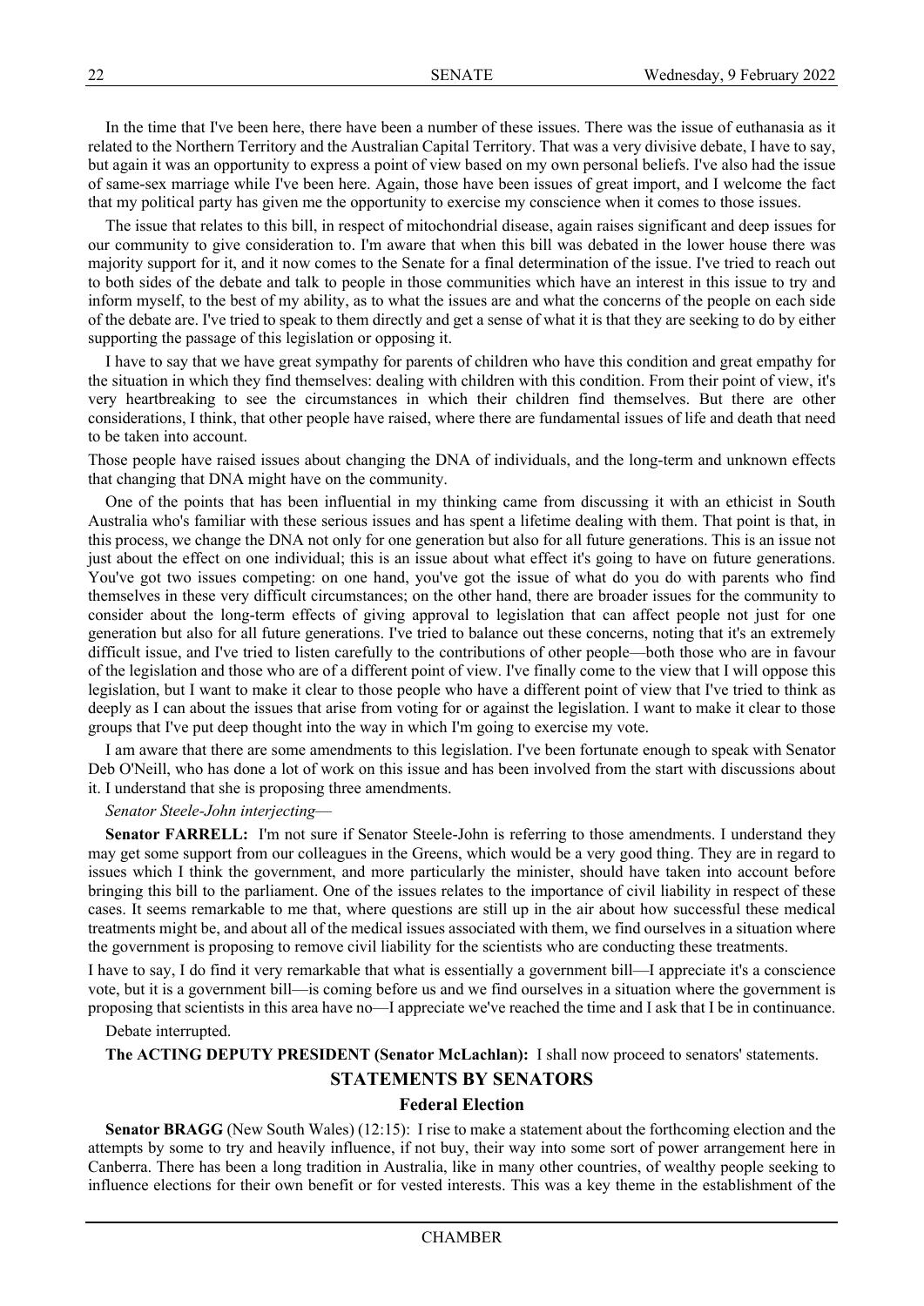In the time that I've been here, there have been a number of these issues. There was the issue of euthanasia as it related to the Northern Territory and the Australian Capital Territory. That was a very divisive debate, I have to say, but again it was an opportunity to express a point of view based on my own personal beliefs. I've also had the issue of same-sex marriage while I've been here. Again, those have been issues of great import, and I welcome the fact that my political party has given me the opportunity to exercise my conscience when it comes to those issues.

The issue that relates to this bill, in respect of mitochondrial disease, again raises significant and deep issues for our community to give consideration to. I'm aware that when this bill was debated in the lower house there was majority support for it, and it now comes to the Senate for a final determination of the issue. I've tried to reach out to both sides of the debate and talk to people in those communities which have an interest in this issue to try and inform myself, to the best of my ability, as to what the issues are and what the concerns of the people on each side of the debate are. I've tried to speak to them directly and get a sense of what it is that they are seeking to do by either supporting the passage of this legislation or opposing it.

I have to say that we have great sympathy for parents of children who have this condition and great empathy for the situation in which they find themselves: dealing with children with this condition. From their point of view, it's very heartbreaking to see the circumstances in which their children find themselves. But there are other considerations, I think, that other people have raised, where there are fundamental issues of life and death that need to be taken into account.

Those people have raised issues about changing the DNA of individuals, and the long-term and unknown effects that changing that DNA might have on the community.

One of the points that has been influential in my thinking came from discussing it with an ethicist in South Australia who's familiar with these serious issues and has spent a lifetime dealing with them. That point is that, in this process, we change the DNA not only for one generation but also for all future generations. This is an issue not just about the effect on one individual; this is an issue about what effect it's going to have on future generations. You've got two issues competing: on one hand, you've got the issue of what do you do with parents who find themselves in these very difficult circumstances; on the other hand, there are broader issues for the community to consider about the long-term effects of giving approval to legislation that can affect people not just for one generation but also for all future generations. I've tried to balance out these concerns, noting that it's an extremely difficult issue, and I've tried to listen carefully to the contributions of other people—both those who are in favour of the legislation and those who are of a different point of view. I've finally come to the view that I will oppose this legislation, but I want to make it clear to those people who have a different point of view that I've tried to think as deeply as I can about the issues that arise from voting for or against the legislation. I want to make it clear to those groups that I've put deep thought into the way in which I'm going to exercise my vote.

I am aware that there are some amendments to this legislation. I've been fortunate enough to speak with Senator Deb O'Neill, who has done a lot of work on this issue and has been involved from the start with discussions about it. I understand that she is proposing three amendments.

*Senator Steele-John interjecting*—

**Senator FARRELL:** I'm not sure if Senator Steele-John is referring to those amendments. I understand they may get some support from our colleagues in the Greens, which would be a very good thing. They are in regard to issues which I think the government, and more particularly the minister, should have taken into account before bringing this bill to the parliament. One of the issues relates to the importance of civil liability in respect of these cases. It seems remarkable to me that, where questions are still up in the air about how successful these medical treatments might be, and about all of the medical issues associated with them, we find ourselves in a situation where the government is proposing to remove civil liability for the scientists who are conducting these treatments.

I have to say, I do find it very remarkable that what is essentially a government bill—I appreciate it's a conscience vote, but it is a government bill—is coming before us and we find ourselves in a situation where the government is proposing that scientists in this area have no—I appreciate we've reached the time and I ask that I be in continuance.

Debate interrupted.

**The ACTING DEPUTY PRESIDENT (Senator McLachlan):** I shall now proceed to senators' statements.

## STATEMENTS BY SENATORS

### Federal Election

**Senator BRAGG** (New South Wales) (12:15): I rise to make a statement about the forthcoming election and the attempts by some to try and heavily influence, if not buy, their way into some sort of power arrangement here in Canberra. There has been a long tradition in Australia, like in many other countries, of wealthy people seeking to influence elections for their own benefit or for vested interests. This was a key theme in the establishment of the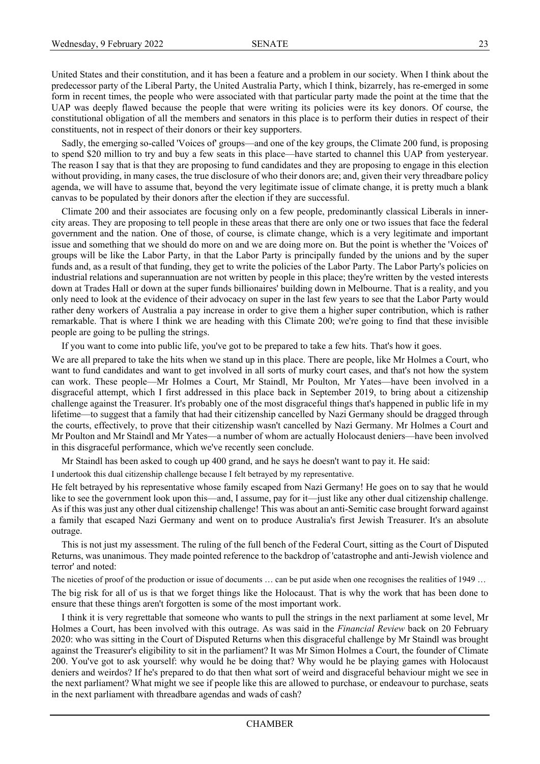United States and their constitution, and it has been a feature and a problem in our society. When I think about the predecessor party of the Liberal Party, the United Australia Party, which I think, bizarrely, has re-emerged in some form in recent times, the people who were associated with that particular party made the point at the time that the UAP was deeply flawed because the people that were writing its policies were its key donors. Of course, the constitutional obligation of all the members and senators in this place is to perform their duties in respect of their constituents, not in respect of their donors or their key supporters.

Sadly, the emerging so-called 'Voices of' groups—and one of the key groups, the Climate 200 fund, is proposing to spend $20 million to try and buy a few seats in this place—have started to channel this UAP from yesteryear. The reason I say that is that they are proposing to fund candidates and they are proposing to engage in this election without providing, in many cases, the true disclosure of who their donors are; and, given their very threadbare policy agenda, we will have to assume that, beyond the very legitimate issue of climate change, it is pretty much a blank canvas to be populated by their donors after the election if they are successful.

Climate 200 and their associates are focusing only on a few people, predominantly classical Liberals in inner-city areas. They are proposing to tell people in these areas that there are only one or two issues that face the federal government and the nation. One of those, of course, is climate change, which is a very legitimate and important issue and something that we should do more on and we are doing more on. But the point is whether the 'Voices of' groups will be like the Labor Party, in that the Labor Party is principally funded by the unions and by the super funds and, as a result of that funding, they get to write the policies of the Labor Party. The Labor Party's policies on industrial relations and superannuation are not written by people in this place; they're written by the vested interests down at Trades Hall or down at the super funds billionaires' building down in Melbourne. That is a reality, and you only need to look at the evidence of their advocacy on super in the last few years to see that the Labor Party would rather deny workers of Australia a pay increase in order to give them a higher super contribution, which is rather remarkable. That is where I think we are heading with this Climate 200; we're going to find that these invisible people are going to be pulling the strings.

If you want to come into public life, you've got to be prepared to take a few hits. That's how it goes.

We are all prepared to take the hits when we stand up in this place. There are people, like Mr Holmes a Court, who want to fund candidates and want to get involved in all sorts of murky court cases, and that's not how the system can work. These people—Mr Holmes a Court, Mr Staindl, Mr Poulton, Mr Yates—have been involved in a disgraceful attempt, which I first addressed in this place back in September 2019, to bring about a citizenship challenge against the Treasurer. It's probably one of the most disgraceful things that's happened in public life in my lifetime—to suggest that a family that had their citizenship cancelled by Nazi Germany should be dragged through the courts, effectively, to prove that their citizenship wasn't cancelled by Nazi Germany. Mr Holmes a Court and Mr Poulton and Mr Staindl and Mr Yates—a number of whom are actually Holocaust deniers—have been involved in this disgraceful performance, which we've recently seen conclude.

Mr Staindl has been asked to cough up 400 grand, and he says he doesn't want to pay it. He said:

> I undertook this dual citizenship challenge because I felt betrayed by my representative.

He felt betrayed by his representative whose family escaped from Nazi Germany! He goes on to say that he would like to see the government look upon this—and, I assume, pay for it—just like any other dual citizenship challenge. As if this was just any other dual citizenship challenge! This was about an anti-Semitic case brought forward against a family that escaped Nazi Germany and went on to produce Australia's first Jewish Treasurer. It's an absolute outrage.

This is not just my assessment. The ruling of the full bench of the Federal Court, sitting as the Court of Disputed Returns, was unanimous. They made pointed reference to the backdrop of 'catastrophe and anti-Jewish violence and terror' and noted:

> The niceties of proof of the production or issue of documents … can be put aside when one recognises the realities of 1949 …

The big risk for all of us is that we forget things like the Holocaust. That is why the work that has been done to ensure that these things aren't forgotten is some of the most important work.

I think it is very regrettable that someone who wants to pull the strings in the next parliament at some level, Mr Holmes a Court, has been involved with this outrage. As was said in the *Financial Review* back on 20 February 2020: who was sitting in the Court of Disputed Returns when this disgraceful challenge by Mr Staindl was brought against the Treasurer's eligibility to sit in the parliament? It was Mr Simon Holmes a Court, the founder of Climate 200. You've got to ask yourself: why would he be doing that? Why would he be playing games with Holocaust deniers and weirdos? If he's prepared to do that then what sort of weird and disgraceful behaviour might we see in the next parliament? What might we see if people like this are allowed to purchase, or endeavour to purchase, seats in the next parliament with threadbare agendas and wads of cash?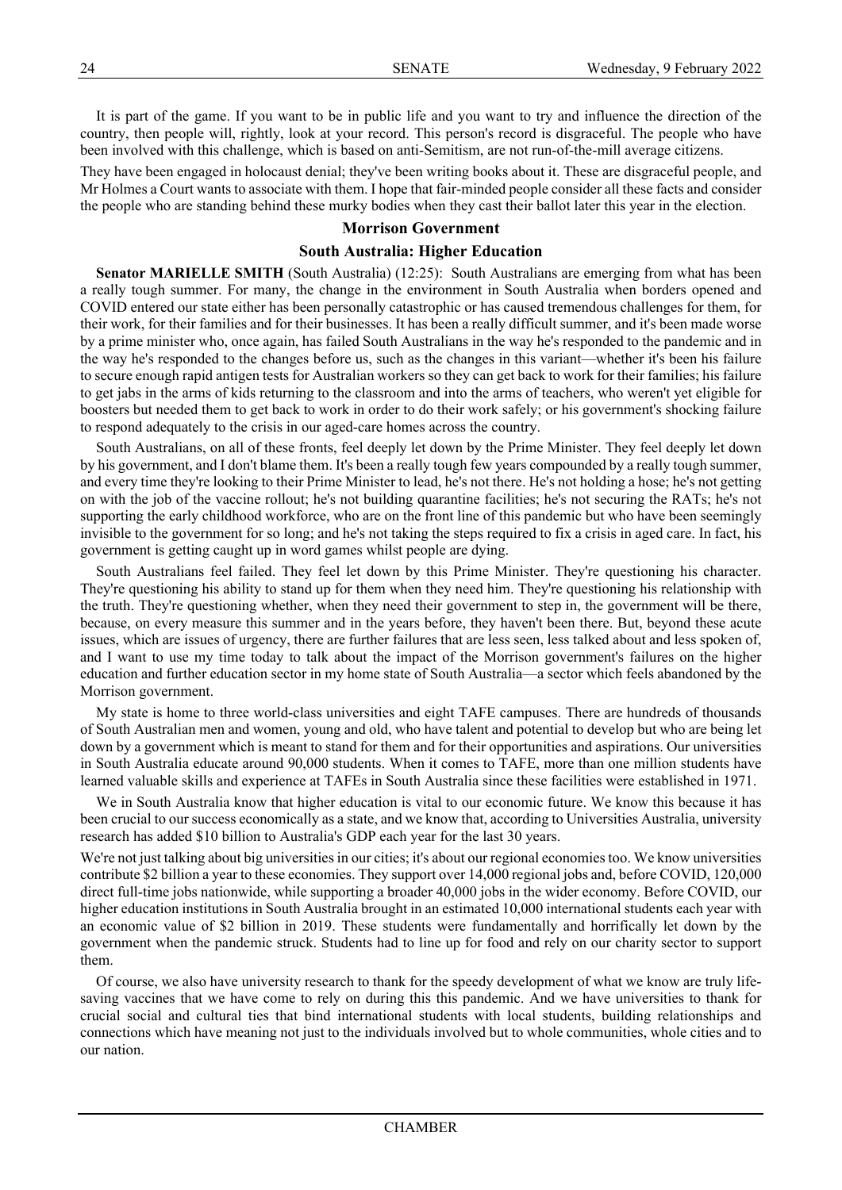It is part of the game. If you want to be in public life and you want to try and influence the direction of the country, then people will, rightly, look at your record. This person's record is disgraceful. The people who have been involved with this challenge, which is based on anti-Semitism, are not run-of-the-mill average citizens.

They have been engaged in holocaust denial; they've been writing books about it. These are disgraceful people, and Mr Holmes a Court wants to associate with them. I hope that fair-minded people consider all these facts and consider the people who are standing behind these murky bodies when they cast their ballot later this year in the election.

## Morrison Government

### South Australia: Higher Education

**Senator MARIELLE SMITH** (South Australia) (12:25): South Australians are emerging from what has been a really tough summer. For many, the change in the environment in South Australia when borders opened and COVID entered our state either has been personally catastrophic or has caused tremendous challenges for them, for their work, for their families and for their businesses. It has been a really difficult summer, and it's been made worse by a prime minister who, once again, has failed South Australians in the way he's responded to the pandemic and in the way he's responded to the changes before us, such as the changes in this variant—whether it's been his failure to secure enough rapid antigen tests for Australian workers so they can get back to work for their families; his failure to get jabs in the arms of kids returning to the classroom and into the arms of teachers, who weren't yet eligible for boosters but needed them to get back to work in order to do their work safely; or his government's shocking failure to respond adequately to the crisis in our aged-care homes across the country.

South Australians, on all of these fronts, feel deeply let down by the Prime Minister. They feel deeply let down by his government, and I don't blame them. It's been a really tough few years compounded by a really tough summer, and every time they're looking to their Prime Minister to lead, he's not there. He's not holding a hose; he's not getting on with the job of the vaccine rollout; he's not building quarantine facilities; he's not securing the RATs; he's not supporting the early childhood workforce, who are on the front line of this pandemic but who have been seemingly invisible to the government for so long; and he's not taking the steps required to fix a crisis in aged care. In fact, his government is getting caught up in word games whilst people are dying.

South Australians feel failed. They feel let down by this Prime Minister. They're questioning his character. They're questioning his ability to stand up for them when they need him. They're questioning his relationship with the truth. They're questioning whether, when they need their government to step in, the government will be there, because, on every measure this summer and in the years before, they haven't been there. But, beyond these acute issues, which are issues of urgency, there are further failures that are less seen, less talked about and less spoken of, and I want to use my time today to talk about the impact of the Morrison government's failures on the higher education and further education sector in my home state of South Australia—a sector which feels abandoned by the Morrison government.

My state is home to three world-class universities and eight TAFE campuses. There are hundreds of thousands of South Australian men and women, young and old, who have talent and potential to develop but who are being let down by a government which is meant to stand for them and for their opportunities and aspirations. Our universities in South Australia educate around 90,000 students. When it comes to TAFE, more than one million students have learned valuable skills and experience at TAFEs in South Australia since these facilities were established in 1971.

We in South Australia know that higher education is vital to our economic future. We know this because it has been crucial to our success economically as a state, and we know that, according to Universities Australia, university research has added $10 billion to Australia's GDP each year for the last 30 years.

We're not just talking about big universities in our cities; it's about our regional economies too. We know universities contribute $2 billion a year to these economies. They support over 14,000 regional jobs and, before COVID, 120,000 direct full-time jobs nationwide, while supporting a broader 40,000 jobs in the wider economy. Before COVID, our higher education institutions in South Australia brought in an estimated 10,000 international students each year with an economic value of $2 billion in 2019. These students were fundamentally and horrifically let down by the government when the pandemic struck. Students had to line up for food and rely on our charity sector to support them.

Of course, we also have university research to thank for the speedy development of what we know are truly life-saving vaccines that we have come to rely on during this this pandemic. And we have universities to thank for crucial social and cultural ties that bind international students with local students, building relationships and connections which have meaning not just to the individuals involved but to whole communities, whole cities and to our nation.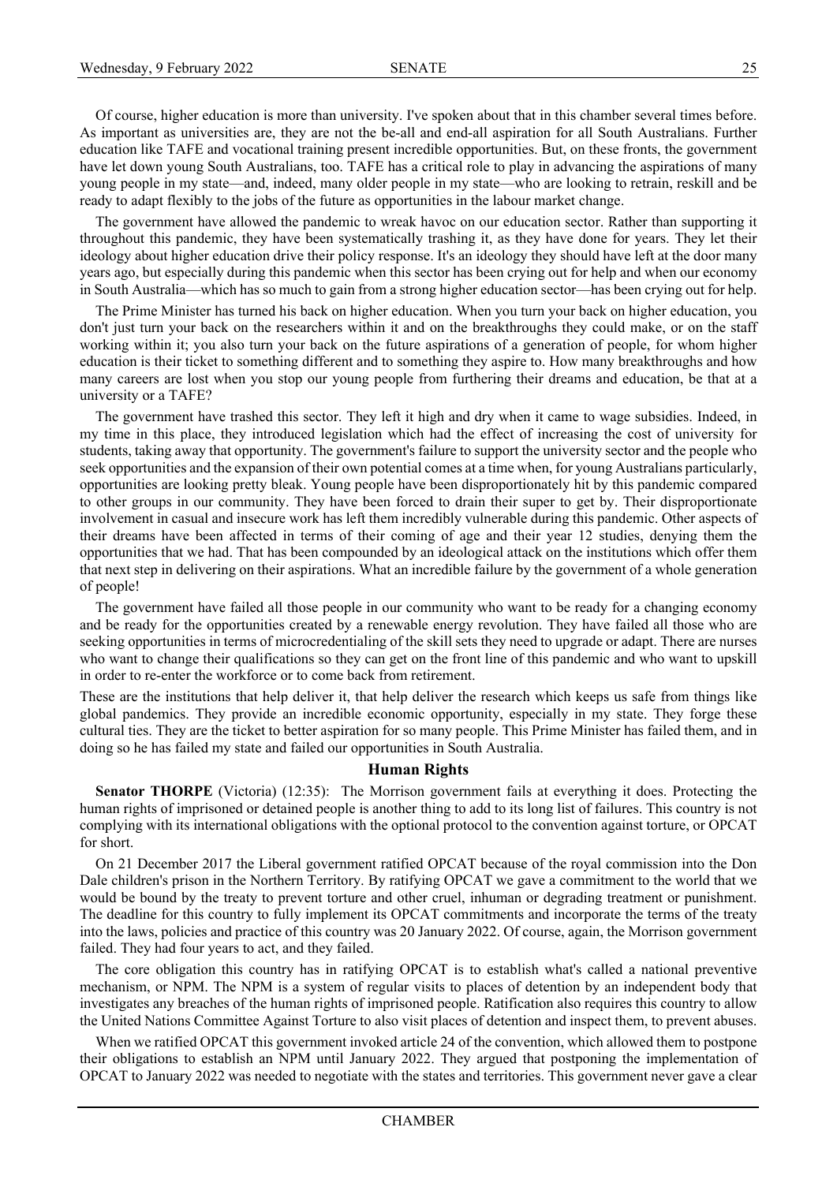Of course, higher education is more than university. I've spoken about that in this chamber several times before. As important as universities are, they are not the be-all and end-all aspiration for all South Australians. Further education like TAFE and vocational training present incredible opportunities. But, on these fronts, the government have let down young South Australians, too. TAFE has a critical role to play in advancing the aspirations of many young people in my state—and, indeed, many older people in my state—who are looking to retrain, reskill and be ready to adapt flexibly to the jobs of the future as opportunities in the labour market change.

The government have allowed the pandemic to wreak havoc on our education sector. Rather than supporting it throughout this pandemic, they have been systematically trashing it, as they have done for years. They let their ideology about higher education drive their policy response. It's an ideology they should have left at the door many years ago, but especially during this pandemic when this sector has been crying out for help and when our economy in South Australia—which has so much to gain from a strong higher education sector—has been crying out for help.

The Prime Minister has turned his back on higher education. When you turn your back on higher education, you don't just turn your back on the researchers within it and on the breakthroughs they could make, or on the staff working within it; you also turn your back on the future aspirations of a generation of people, for whom higher education is their ticket to something different and to something they aspire to. How many breakthroughs and how many careers are lost when you stop our young people from furthering their dreams and education, be that at a university or a TAFE?

The government have trashed this sector. They left it high and dry when it came to wage subsidies. Indeed, in my time in this place, they introduced legislation which had the effect of increasing the cost of university for students, taking away that opportunity. The government's failure to support the university sector and the people who seek opportunities and the expansion of their own potential comes at a time when, for young Australians particularly, opportunities are looking pretty bleak. Young people have been disproportionately hit by this pandemic compared to other groups in our community. They have been forced to drain their super to get by. Their disproportionate involvement in casual and insecure work has left them incredibly vulnerable during this pandemic. Other aspects of their dreams have been affected in terms of their coming of age and their year 12 studies, denying them the opportunities that we had. That has been compounded by an ideological attack on the institutions which offer them that next step in delivering on their aspirations. What an incredible failure by the government of a whole generation of people!

The government have failed all those people in our community who want to be ready for a changing economy and be ready for the opportunities created by a renewable energy revolution. They have failed all those who are seeking opportunities in terms of microcredentialing of the skill sets they need to upgrade or adapt. There are nurses who want to change their qualifications so they can get on the front line of this pandemic and who want to upskill in order to re-enter the workforce or to come back from retirement.

These are the institutions that help deliver it, that help deliver the research which keeps us safe from things like global pandemics. They provide an incredible economic opportunity, especially in my state. They forge these cultural ties. They are the ticket to better aspiration for so many people. This Prime Minister has failed them, and in doing so he has failed my state and failed our opportunities in South Australia.

## Human Rights

**Senator THORPE** (Victoria) (12:35): The Morrison government fails at everything it does. Protecting the human rights of imprisoned or detained people is another thing to add to its long list of failures. This country is not complying with its international obligations with the optional protocol to the convention against torture, or OPCAT for short.

On 21 December 2017 the Liberal government ratified OPCAT because of the royal commission into the Don Dale children's prison in the Northern Territory. By ratifying OPCAT we gave a commitment to the world that we would be bound by the treaty to prevent torture and other cruel, inhuman or degrading treatment or punishment. The deadline for this country to fully implement its OPCAT commitments and incorporate the terms of the treaty into the laws, policies and practice of this country was 20 January 2022. Of course, again, the Morrison government failed. They had four years to act, and they failed.

The core obligation this country has in ratifying OPCAT is to establish what's called a national preventive mechanism, or NPM. The NPM is a system of regular visits to places of detention by an independent body that investigates any breaches of the human rights of imprisoned people. Ratification also requires this country to allow the United Nations Committee Against Torture to also visit places of detention and inspect them, to prevent abuses.

When we ratified OPCAT this government invoked article 24 of the convention, which allowed them to postpone their obligations to establish an NPM until January 2022. They argued that postponing the implementation of OPCAT to January 2022 was needed to negotiate with the states and territories. This government never gave a clear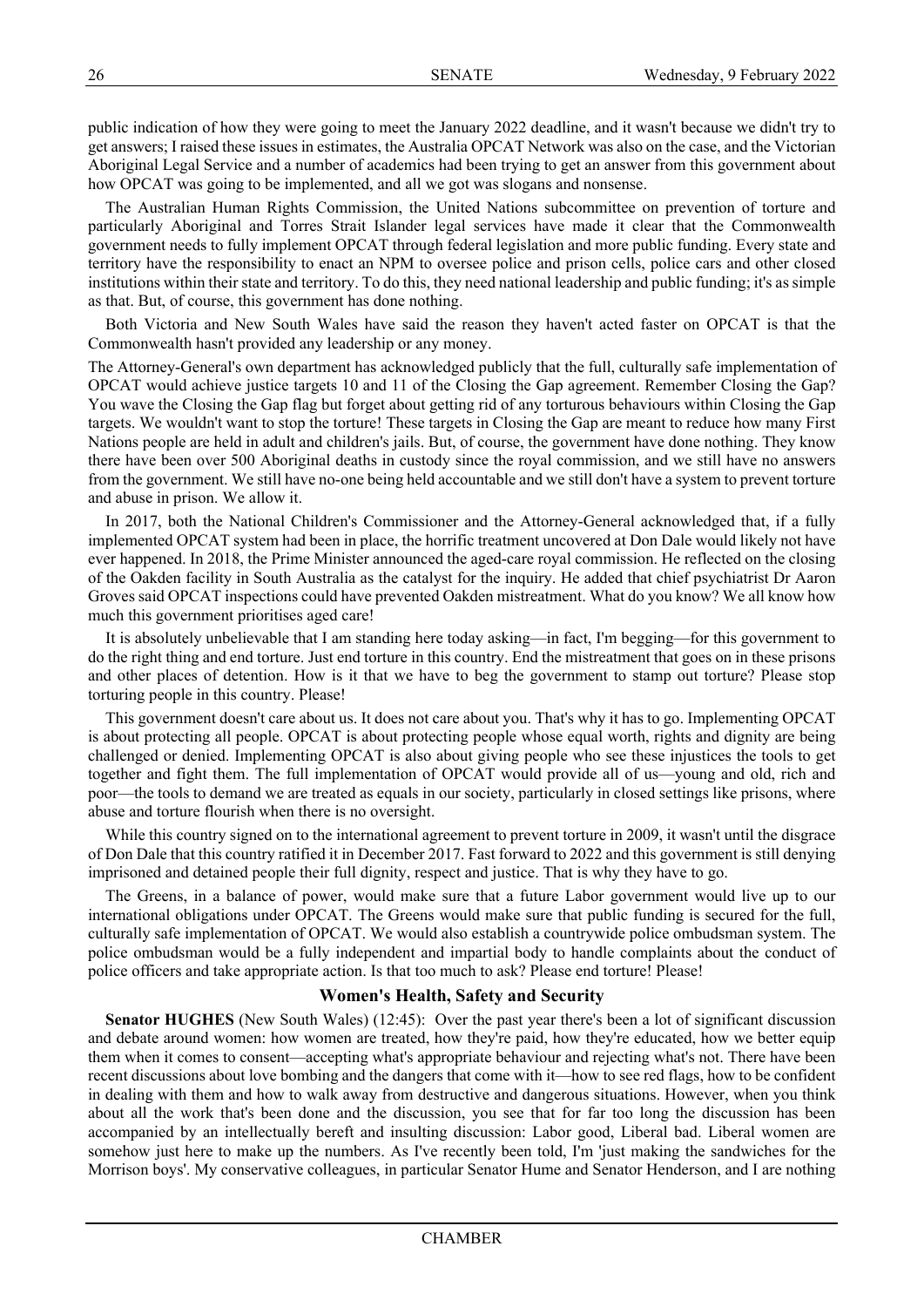public indication of how they were going to meet the January 2022 deadline, and it wasn't because we didn't try to get answers; I raised these issues in estimates, the Australia OPCAT Network was also on the case, and the Victorian Aboriginal Legal Service and a number of academics had been trying to get an answer from this government about how OPCAT was going to be implemented, and all we got was slogans and nonsense.

The Australian Human Rights Commission, the United Nations subcommittee on prevention of torture and particularly Aboriginal and Torres Strait Islander legal services have made it clear that the Commonwealth government needs to fully implement OPCAT through federal legislation and more public funding. Every state and territory have the responsibility to enact an NPM to oversee police and prison cells, police cars and other closed institutions within their state and territory. To do this, they need national leadership and public funding; it's as simple as that. But, of course, this government has done nothing.

Both Victoria and New South Wales have said the reason they haven't acted faster on OPCAT is that the Commonwealth hasn't provided any leadership or any money.

The Attorney-General's own department has acknowledged publicly that the full, culturally safe implementation of OPCAT would achieve justice targets 10 and 11 of the Closing the Gap agreement. Remember Closing the Gap? You wave the Closing the Gap flag but forget about getting rid of any torturous behaviours within Closing the Gap targets. We wouldn't want to stop the torture! These targets in Closing the Gap are meant to reduce how many First Nations people are held in adult and children's jails. But, of course, the government have done nothing. They know there have been over 500 Aboriginal deaths in custody since the royal commission, and we still have no answers from the government. We still have no-one being held accountable and we still don't have a system to prevent torture and abuse in prison. We allow it.

In 2017, both the National Children's Commissioner and the Attorney-General acknowledged that, if a fully implemented OPCAT system had been in place, the horrific treatment uncovered at Don Dale would likely not have ever happened. In 2018, the Prime Minister announced the aged-care royal commission. He reflected on the closing of the Oakden facility in South Australia as the catalyst for the inquiry. He added that chief psychiatrist Dr Aaron Groves said OPCAT inspections could have prevented Oakden mistreatment. What do you know? We all know how much this government prioritises aged care!

It is absolutely unbelievable that I am standing here today asking—in fact, I'm begging—for this government to do the right thing and end torture. Just end torture in this country. End the mistreatment that goes on in these prisons and other places of detention. How is it that we have to beg the government to stamp out torture? Please stop torturing people in this country. Please!

This government doesn't care about us. It does not care about you. That's why it has to go. Implementing OPCAT is about protecting all people. OPCAT is about protecting people whose equal worth, rights and dignity are being challenged or denied. Implementing OPCAT is also about giving people who see these injustices the tools to get together and fight them. The full implementation of OPCAT would provide all of us—young and old, rich and poor—the tools to demand we are treated as equals in our society, particularly in closed settings like prisons, where abuse and torture flourish when there is no oversight.

While this country signed on to the international agreement to prevent torture in 2009, it wasn't until the disgrace of Don Dale that this country ratified it in December 2017. Fast forward to 2022 and this government is still denying imprisoned and detained people their full dignity, respect and justice. That is why they have to go.

The Greens, in a balance of power, would make sure that a future Labor government would live up to our international obligations under OPCAT. The Greens would make sure that public funding is secured for the full, culturally safe implementation of OPCAT. We would also establish a countrywide police ombudsman system. The police ombudsman would be a fully independent and impartial body to handle complaints about the conduct of police officers and take appropriate action. Is that too much to ask? Please end torture! Please!

## Women's Health, Safety and Security

**Senator HUGHES** (New South Wales) (12:45): Over the past year there's been a lot of significant discussion and debate around women: how women are treated, how they're paid, how they're educated, how we better equip them when it comes to consent—accepting what's appropriate behaviour and rejecting what's not. There have been recent discussions about love bombing and the dangers that come with it—how to see red flags, how to be confident in dealing with them and how to walk away from destructive and dangerous situations. However, when you think about all the work that's been done and the discussion, you see that for far too long the discussion has been accompanied by an intellectually bereft and insulting discussion: Labor good, Liberal bad. Liberal women are somehow just here to make up the numbers. As I've recently been told, I'm 'just making the sandwiches for the Morrison boys'. My conservative colleagues, in particular Senator Hume and Senator Henderson, and I are nothing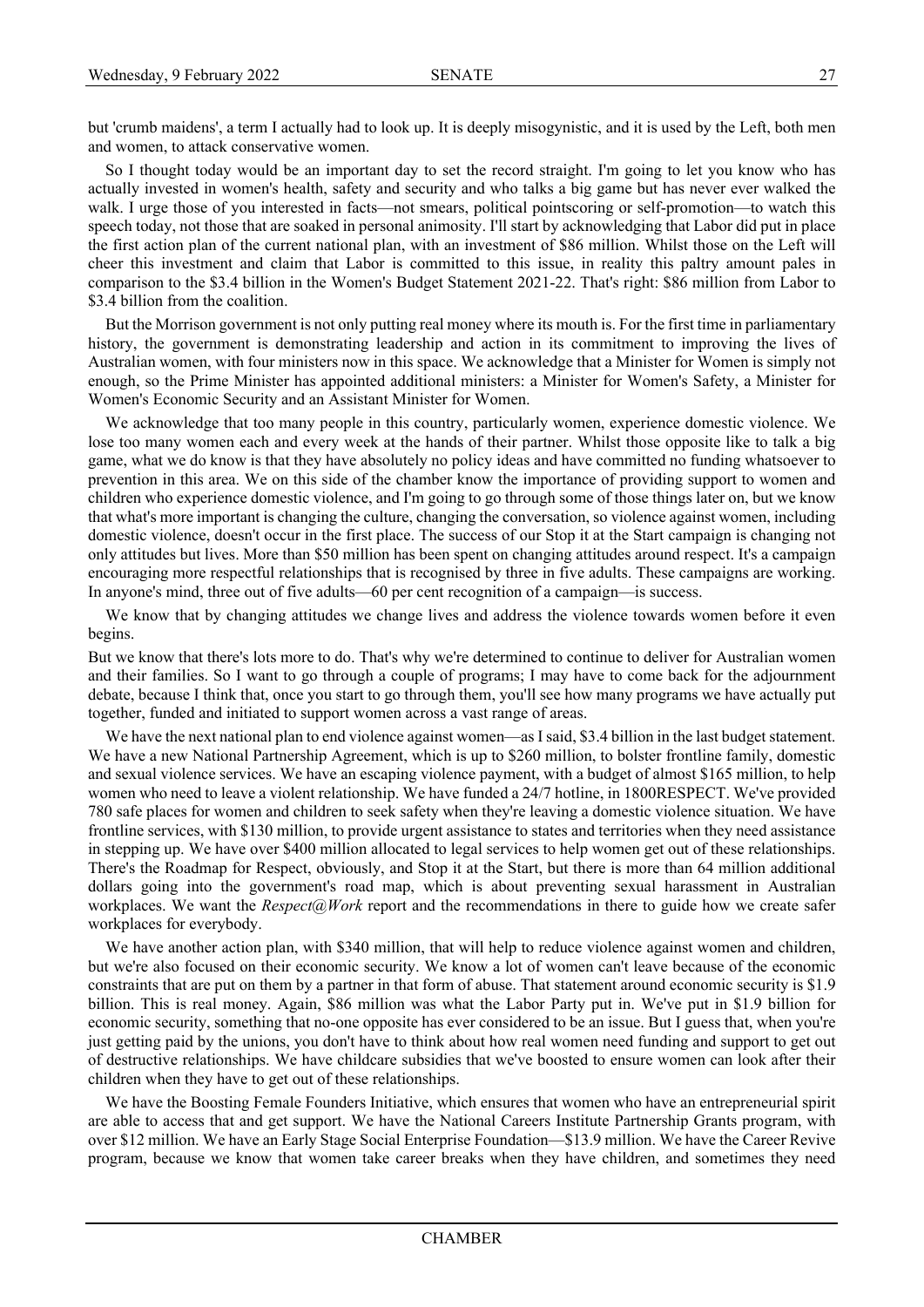but 'crumb maidens', a term I actually had to look up. It is deeply misogynistic, and it is used by the Left, both men and women, to attack conservative women.

So I thought today would be an important day to set the record straight. I'm going to let you know who has actually invested in women's health, safety and security and who talks a big game but has never ever walked the walk. I urge those of you interested in facts—not smears, political pointscoring or self-promotion—to watch this speech today, not those that are soaked in personal animosity. I'll start by acknowledging that Labor did put in place the first action plan of the current national plan, with an investment of $86 million. Whilst those on the Left will cheer this investment and claim that Labor is committed to this issue, in reality this paltry amount pales in comparison to the $3.4 billion in the Women's Budget Statement 2021-22. That's right: $86 million from Labor to $3.4 billion from the coalition.

But the Morrison government is not only putting real money where its mouth is. For the first time in parliamentary history, the government is demonstrating leadership and action in its commitment to improving the lives of Australian women, with four ministers now in this space. We acknowledge that a Minister for Women is simply not enough, so the Prime Minister has appointed additional ministers: a Minister for Women's Safety, a Minister for Women's Economic Security and an Assistant Minister for Women.

We acknowledge that too many people in this country, particularly women, experience domestic violence. We lose too many women each and every week at the hands of their partner. Whilst those opposite like to talk a big game, what we do know is that they have absolutely no policy ideas and have committed no funding whatsoever to prevention in this area. We on this side of the chamber know the importance of providing support to women and children who experience domestic violence, and I'm going to go through some of those things later on, but we know that what's more important is changing the culture, changing the conversation, so violence against women, including domestic violence, doesn't occur in the first place. The success of our Stop it at the Start campaign is changing not only attitudes but lives. More than $50 million has been spent on changing attitudes around respect. It's a campaign encouraging more respectful relationships that is recognised by three in five adults. These campaigns are working. In anyone's mind, three out of five adults—60 per cent recognition of a campaign—is success.

We know that by changing attitudes we change lives and address the violence towards women before it even begins.

But we know that there's lots more to do. That's why we're determined to continue to deliver for Australian women and their families. So I want to go through a couple of programs; I may have to come back for the adjournment debate, because I think that, once you start to go through them, you'll see how many programs we have actually put together, funded and initiated to support women across a vast range of areas.

We have the next national plan to end violence against women—as I said, $3.4 billion in the last budget statement. We have a new National Partnership Agreement, which is up to $260 million, to bolster frontline family, domestic and sexual violence services. We have an escaping violence payment, with a budget of almost $165 million, to help women who need to leave a violent relationship. We have funded a 24/7 hotline, in 1800RESPECT. We've provided 780 safe places for women and children to seek safety when they're leaving a domestic violence situation. We have frontline services, with $130 million, to provide urgent assistance to states and territories when they need assistance in stepping up. We have over $400 million allocated to legal services to help women get out of these relationships. There's the Roadmap for Respect, obviously, and Stop it at the Start, but there is more than 64 million additional dollars going into the government's road map, which is about preventing sexual harassment in Australian workplaces. We want the *Respect@Work* report and the recommendations in there to guide how we create safer workplaces for everybody.

We have another action plan, with $340 million, that will help to reduce violence against women and children, but we're also focused on their economic security. We know a lot of women can't leave because of the economic constraints that are put on them by a partner in that form of abuse. That statement around economic security is $1.9 billion. This is real money. Again, $86 million was what the Labor Party put in. We've put in $1.9 billion for economic security, something that no-one opposite has ever considered to be an issue. But I guess that, when you're just getting paid by the unions, you don't have to think about how real women need funding and support to get out of destructive relationships. We have childcare subsidies that we've boosted to ensure women can look after their children when they have to get out of these relationships.

We have the Boosting Female Founders Initiative, which ensures that women who have an entrepreneurial spirit are able to access that and get support. We have the National Careers Institute Partnership Grants program, with over $12 million. We have an Early Stage Social Enterprise Foundation—$13.9 million. We have the Career Revive program, because we know that women take career breaks when they have children, and sometimes they need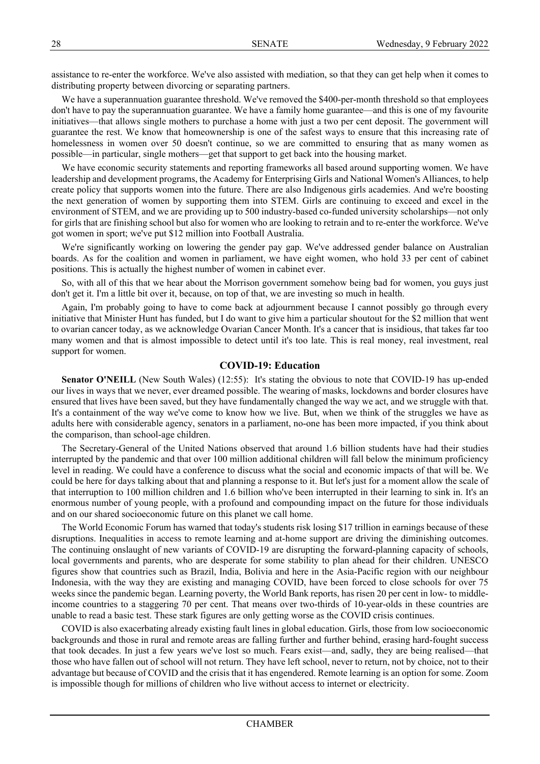assistance to re-enter the workforce. We've also assisted with mediation, so that they can get help when it comes to distributing property between divorcing or separating partners.

We have a superannuation guarantee threshold. We've removed the $400-per-month threshold so that employees don't have to pay the superannuation guarantee. We have a family home guarantee—and this is one of my favourite initiatives—that allows single mothers to purchase a home with just a two per cent deposit. The government will guarantee the rest. We know that homeownership is one of the safest ways to ensure that this increasing rate of homelessness in women over 50 doesn't continue, so we are committed to ensuring that as many women as possible—in particular, single mothers—get that support to get back into the housing market.

We have economic security statements and reporting frameworks all based around supporting women. We have leadership and development programs, the Academy for Enterprising Girls and National Women's Alliances, to help create policy that supports women into the future. There are also Indigenous girls academies. And we're boosting the next generation of women by supporting them into STEM. Girls are continuing to exceed and excel in the environment of STEM, and we are providing up to 500 industry-based co-funded university scholarships—not only for girls that are finishing school but also for women who are looking to retrain and to re-enter the workforce. We've got women in sport; we've put $12 million into Football Australia.

We're significantly working on lowering the gender pay gap. We've addressed gender balance on Australian boards. As for the coalition and women in parliament, we have eight women, who hold 33 per cent of cabinet positions. This is actually the highest number of women in cabinet ever.

So, with all of this that we hear about the Morrison government somehow being bad for women, you guys just don't get it. I'm a little bit over it, because, on top of that, we are investing so much in health.

Again, I'm probably going to have to come back at adjournment because I cannot possibly go through every initiative that Minister Hunt has funded, but I do want to give him a particular shoutout for the $2 million that went to ovarian cancer today, as we acknowledge Ovarian Cancer Month. It's a cancer that is insidious, that takes far too many women and that is almost impossible to detect until it's too late. This is real money, real investment, real support for women.

## COVID-19: Education

**Senator O'NEILL** (New South Wales) (12:55): It's stating the obvious to note that COVID-19 has up-ended our lives in ways that we never, ever dreamed possible. The wearing of masks, lockdowns and border closures have ensured that lives have been saved, but they have fundamentally changed the way we act, and we struggle with that. It's a containment of the way we've come to know how we live. But, when we think of the struggles we have as adults here with considerable agency, senators in a parliament, no-one has been more impacted, if you think about the comparison, than school-age children.

The Secretary-General of the United Nations observed that around 1.6 billion students have had their studies interrupted by the pandemic and that over 100 million additional children will fall below the minimum proficiency level in reading. We could have a conference to discuss what the social and economic impacts of that will be. We could be here for days talking about that and planning a response to it. But let's just for a moment allow the scale of that interruption to 100 million children and 1.6 billion who've been interrupted in their learning to sink in. It's an enormous number of young people, with a profound and compounding impact on the future for those individuals and on our shared socioeconomic future on this planet we call home.

The World Economic Forum has warned that today's students risk losing $17 trillion in earnings because of these disruptions. Inequalities in access to remote learning and at-home support are driving the diminishing outcomes. The continuing onslaught of new variants of COVID-19 are disrupting the forward-planning capacity of schools, local governments and parents, who are desperate for some stability to plan ahead for their children. UNESCO figures show that countries such as Brazil, India, Bolivia and here in the Asia-Pacific region with our neighbour Indonesia, with the way they are existing and managing COVID, have been forced to close schools for over 75 weeks since the pandemic began. Learning poverty, the World Bank reports, has risen 20 per cent in low- to middle-income countries to a staggering 70 per cent. That means over two-thirds of 10-year-olds in these countries are unable to read a basic test. These stark figures are only getting worse as the COVID crisis continues.

COVID is also exacerbating already existing fault lines in global education. Girls, those from low socioeconomic backgrounds and those in rural and remote areas are falling further and further behind, erasing hard-fought success that took decades. In just a few years we've lost so much. Fears exist—and, sadly, they are being realised—that those who have fallen out of school will not return. They have left school, never to return, not by choice, not to their advantage but because of COVID and the crisis that it has engendered. Remote learning is an option for some. Zoom is impossible though for millions of children who live without access to internet or electricity.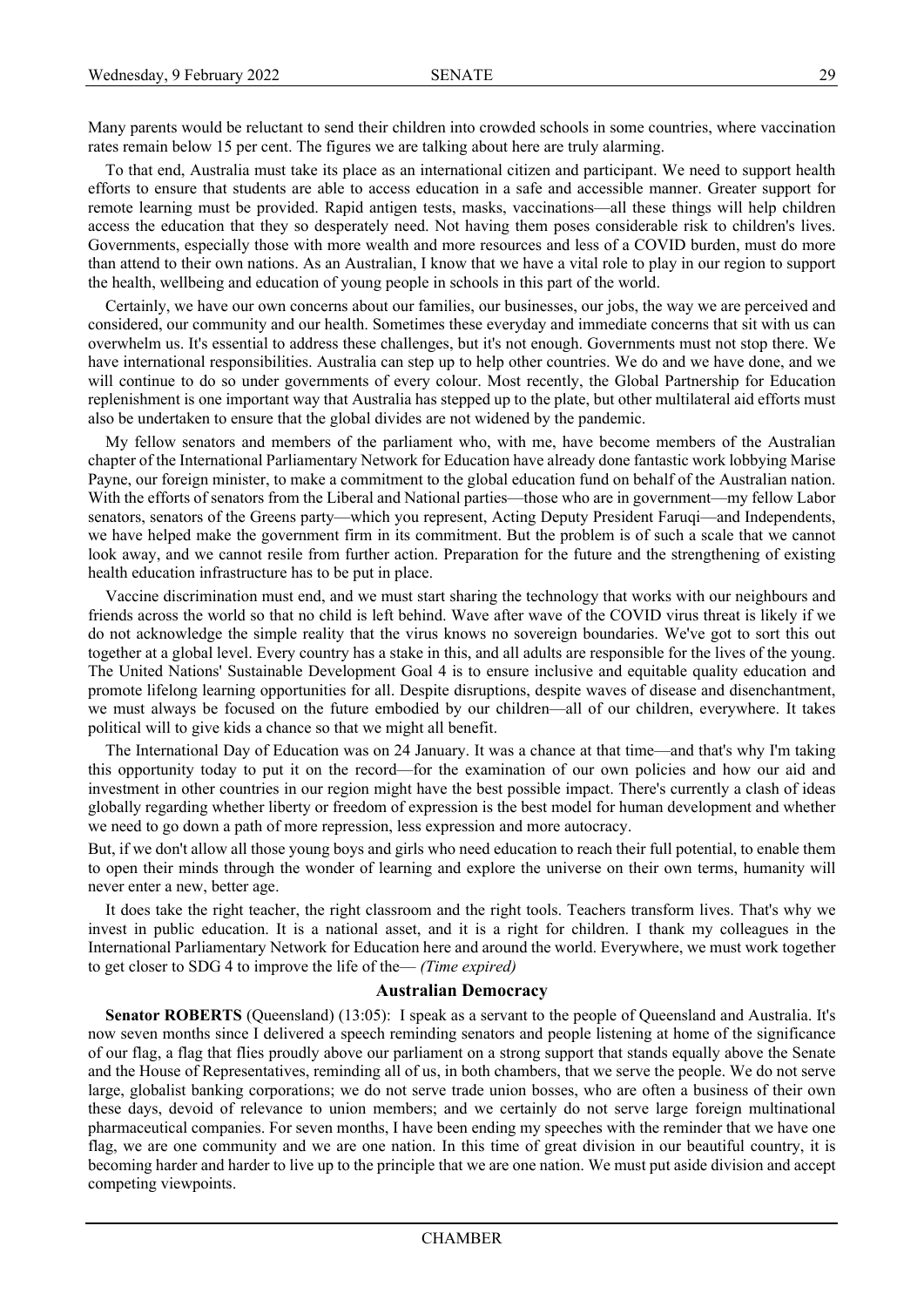Many parents would be reluctant to send their children into crowded schools in some countries, where vaccination rates remain below 15 per cent. The figures we are talking about here are truly alarming.

To that end, Australia must take its place as an international citizen and participant. We need to support health efforts to ensure that students are able to access education in a safe and accessible manner. Greater support for remote learning must be provided. Rapid antigen tests, masks, vaccinations—all these things will help children access the education that they so desperately need. Not having them poses considerable risk to children's lives. Governments, especially those with more wealth and more resources and less of a COVID burden, must do more than attend to their own nations. As an Australian, I know that we have a vital role to play in our region to support the health, wellbeing and education of young people in schools in this part of the world.

Certainly, we have our own concerns about our families, our businesses, our jobs, the way we are perceived and considered, our community and our health. Sometimes these everyday and immediate concerns that sit with us can overwhelm us. It's essential to address these challenges, but it's not enough. Governments must not stop there. We have international responsibilities. Australia can step up to help other countries. We do and we have done, and we will continue to do so under governments of every colour. Most recently, the Global Partnership for Education replenishment is one important way that Australia has stepped up to the plate, but other multilateral aid efforts must also be undertaken to ensure that the global divides are not widened by the pandemic.

My fellow senators and members of the parliament who, with me, have become members of the Australian chapter of the International Parliamentary Network for Education have already done fantastic work lobbying Marise Payne, our foreign minister, to make a commitment to the global education fund on behalf of the Australian nation. With the efforts of senators from the Liberal and National parties—those who are in government—my fellow Labor senators, senators of the Greens party—which you represent, Acting Deputy President Faruqi—and Independents, we have helped make the government firm in its commitment. But the problem is of such a scale that we cannot look away, and we cannot resile from further action. Preparation for the future and the strengthening of existing health education infrastructure has to be put in place.

Vaccine discrimination must end, and we must start sharing the technology that works with our neighbours and friends across the world so that no child is left behind. Wave after wave of the COVID virus threat is likely if we do not acknowledge the simple reality that the virus knows no sovereign boundaries. We've got to sort this out together at a global level. Every country has a stake in this, and all adults are responsible for the lives of the young. The United Nations' Sustainable Development Goal 4 is to ensure inclusive and equitable quality education and promote lifelong learning opportunities for all. Despite disruptions, despite waves of disease and disenchantment, we must always be focused on the future embodied by our children—all of our children, everywhere. It takes political will to give kids a chance so that we might all benefit.

The International Day of Education was on 24 January. It was a chance at that time—and that's why I'm taking this opportunity today to put it on the record—for the examination of our own policies and how our aid and investment in other countries in our region might have the best possible impact. There's currently a clash of ideas globally regarding whether liberty or freedom of expression is the best model for human development and whether we need to go down a path of more repression, less expression and more autocracy.

But, if we don't allow all those young boys and girls who need education to reach their full potential, to enable them to open their minds through the wonder of learning and explore the universe on their own terms, humanity will never enter a new, better age.

It does take the right teacher, the right classroom and the right tools. Teachers transform lives. That's why we invest in public education. It is a national asset, and it is a right for children. I thank my colleagues in the International Parliamentary Network for Education here and around the world. Everywhere, we must work together to get closer to SDG 4 to improve the life of the— *(Time expired)*

## Australian Democracy

**Senator ROBERTS** (Queensland) (13:05): I speak as a servant to the people of Queensland and Australia. It's now seven months since I delivered a speech reminding senators and people listening at home of the significance of our flag, a flag that flies proudly above our parliament on a strong support that stands equally above the Senate and the House of Representatives, reminding all of us, in both chambers, that we serve the people. We do not serve large, globalist banking corporations; we do not serve trade union bosses, who are often a business of their own these days, devoid of relevance to union members; and we certainly do not serve large foreign multinational pharmaceutical companies. For seven months, I have been ending my speeches with the reminder that we have one flag, we are one community and we are one nation. In this time of great division in our beautiful country, it is becoming harder and harder to live up to the principle that we are one nation. We must put aside division and accept competing viewpoints.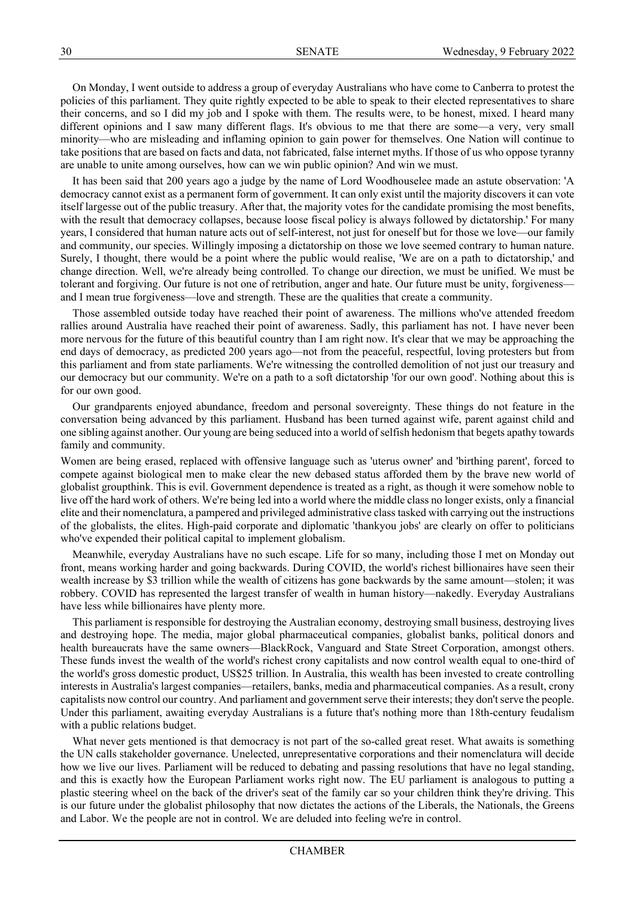On Monday, I went outside to address a group of everyday Australians who have come to Canberra to protest the policies of this parliament. They quite rightly expected to be able to speak to their elected representatives to share their concerns, and so I did my job and I spoke with them. The results were, to be honest, mixed. I heard many different opinions and I saw many different flags. It's obvious to me that there are some—a very, very small minority—who are misleading and inflaming opinion to gain power for themselves. One Nation will continue to take positions that are based on facts and data, not fabricated, false internet myths. If those of us who oppose tyranny are unable to unite among ourselves, how can we win public opinion? And win we must.

It has been said that 200 years ago a judge by the name of Lord Woodhouselee made an astute observation: 'A democracy cannot exist as a permanent form of government. It can only exist until the majority discovers it can vote itself largesse out of the public treasury. After that, the majority votes for the candidate promising the most benefits, with the result that democracy collapses, because loose fiscal policy is always followed by dictatorship.' For many years, I considered that human nature acts out of self-interest, not just for oneself but for those we love—our family and community, our species. Willingly imposing a dictatorship on those we love seemed contrary to human nature. Surely, I thought, there would be a point where the public would realise, 'We are on a path to dictatorship,' and change direction. Well, we're already being controlled. To change our direction, we must be unified. We must be tolerant and forgiving. Our future is not one of retribution, anger and hate. Our future must be unity, forgiveness—and I mean true forgiveness—love and strength. These are the qualities that create a community.

Those assembled outside today have reached their point of awareness. The millions who've attended freedom rallies around Australia have reached their point of awareness. Sadly, this parliament has not. I have never been more nervous for the future of this beautiful country than I am right now. It's clear that we may be approaching the end days of democracy, as predicted 200 years ago—not from the peaceful, respectful, loving protesters but from this parliament and from state parliaments. We're witnessing the controlled demolition of not just our treasury and our democracy but our community. We're on a path to a soft dictatorship 'for our own good'. Nothing about this is for our own good.

Our grandparents enjoyed abundance, freedom and personal sovereignty. These things do not feature in the conversation being advanced by this parliament. Husband has been turned against wife, parent against child and one sibling against another. Our young are being seduced into a world of selfish hedonism that begets apathy towards family and community.

Women are being erased, replaced with offensive language such as 'uterus owner' and 'birthing parent', forced to compete against biological men to make clear the new debased status afforded them by the brave new world of globalist groupthink. This is evil. Government dependence is treated as a right, as though it were somehow noble to live off the hard work of others. We're being led into a world where the middle class no longer exists, only a financial elite and their nomenclatura, a pampered and privileged administrative class tasked with carrying out the instructions of the globalists, the elites. High-paid corporate and diplomatic 'thankyou jobs' are clearly on offer to politicians who've expended their political capital to implement globalism.

Meanwhile, everyday Australians have no such escape. Life for so many, including those I met on Monday out front, means working harder and going backwards. During COVID, the world's richest billionaires have seen their wealth increase by $3 trillion while the wealth of citizens has gone backwards by the same amount—stolen; it was robbery. COVID has represented the largest transfer of wealth in human history—nakedly. Everyday Australians have less while billionaires have plenty more.

This parliament is responsible for destroying the Australian economy, destroying small business, destroying lives and destroying hope. The media, major global pharmaceutical companies, globalist banks, political donors and health bureaucrats have the same owners—BlackRock, Vanguard and State Street Corporation, amongst others. These funds invest the wealth of the world's richest crony capitalists and now control wealth equal to one-third of the world's gross domestic product, US$25 trillion. In Australia, this wealth has been invested to create controlling interests in Australia's largest companies—retailers, banks, media and pharmaceutical companies. As a result, crony capitalists now control our country. And parliament and government serve their interests; they don't serve the people. Under this parliament, awaiting everyday Australians is a future that's nothing more than 18th-century feudalism with a public relations budget.

What never gets mentioned is that democracy is not part of the so-called great reset. What awaits is something the UN calls stakeholder governance. Unelected, unrepresentative corporations and their nomenclatura will decide how we live our lives. Parliament will be reduced to debating and passing resolutions that have no legal standing, and this is exactly how the European Parliament works right now. The EU parliament is analogous to putting a plastic steering wheel on the back of the driver's seat of the family car so your children think they're driving. This is our future under the globalist philosophy that now dictates the actions of the Liberals, the Nationals, the Greens and Labor. We the people are not in control. We are deluded into feeling we're in control.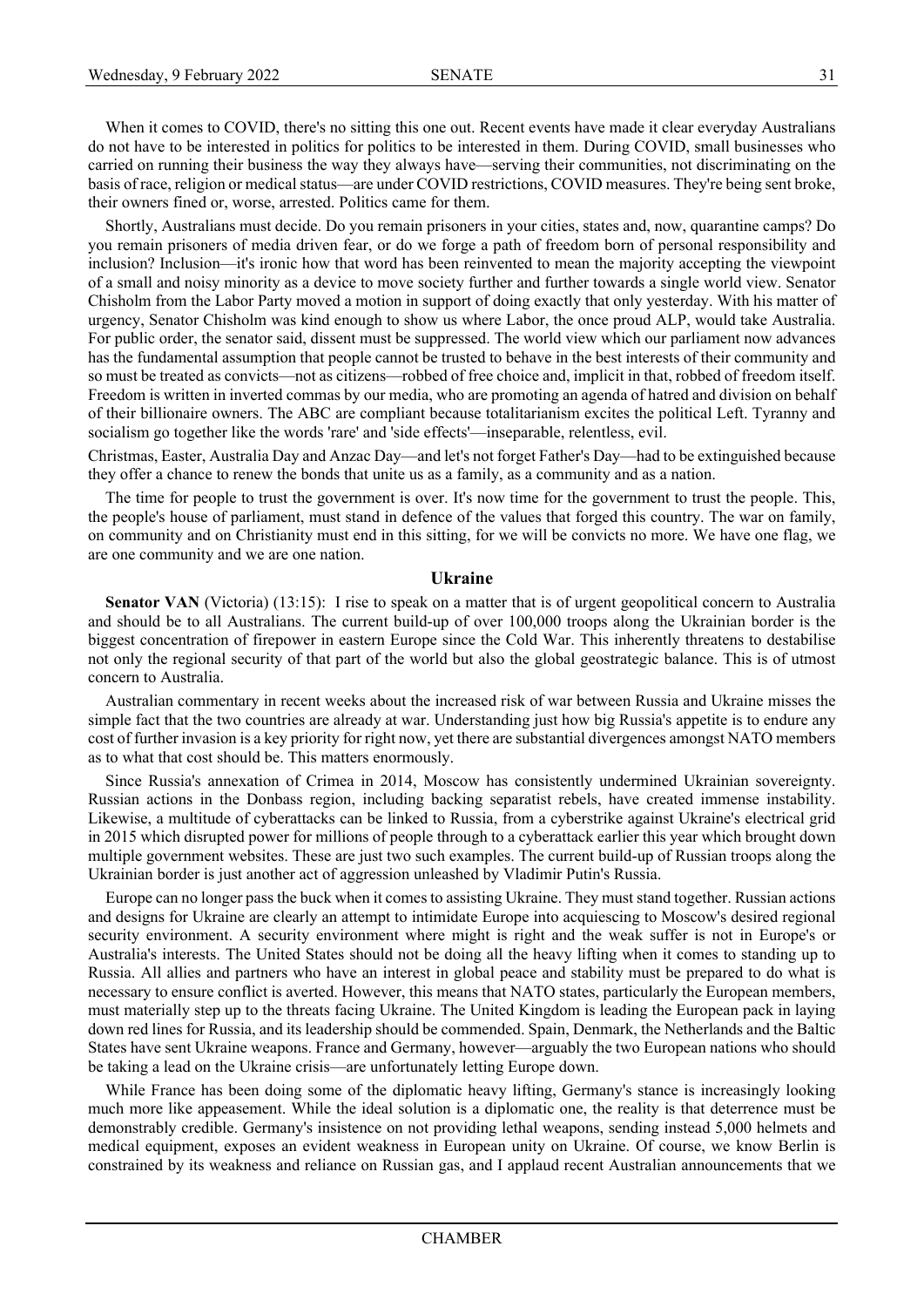When it comes to COVID, there's no sitting this one out. Recent events have made it clear everyday Australians do not have to be interested in politics for politics to be interested in them. During COVID, small businesses who carried on running their business the way they always have—serving their communities, not discriminating on the basis of race, religion or medical status—are under COVID restrictions, COVID measures. They're being sent broke, their owners fined or, worse, arrested. Politics came for them.

Shortly, Australians must decide. Do you remain prisoners in your cities, states and, now, quarantine camps? Do you remain prisoners of media driven fear, or do we forge a path of freedom born of personal responsibility and inclusion? Inclusion—it's ironic how that word has been reinvented to mean the majority accepting the viewpoint of a small and noisy minority as a device to move society further and further towards a single world view. Senator Chisholm from the Labor Party moved a motion in support of doing exactly that only yesterday. With his matter of urgency, Senator Chisholm was kind enough to show us where Labor, the once proud ALP, would take Australia. For public order, the senator said, dissent must be suppressed. The world view which our parliament now advances has the fundamental assumption that people cannot be trusted to behave in the best interests of their community and so must be treated as convicts—not as citizens—robbed of free choice and, implicit in that, robbed of freedom itself. Freedom is written in inverted commas by our media, who are promoting an agenda of hatred and division on behalf of their billionaire owners. The ABC are compliant because totalitarianism excites the political Left. Tyranny and socialism go together like the words 'rare' and 'side effects'—inseparable, relentless, evil.

Christmas, Easter, Australia Day and Anzac Day—and let's not forget Father's Day—had to be extinguished because they offer a chance to renew the bonds that unite us as a family, as a community and as a nation.

The time for people to trust the government is over. It's now time for the government to trust the people. This, the people's house of parliament, must stand in defence of the values that forged this country. The war on family, on community and on Christianity must end in this sitting, for we will be convicts no more. We have one flag, we are one community and we are one nation.

## Ukraine

**Senator VAN** (Victoria) (13:15): I rise to speak on a matter that is of urgent geopolitical concern to Australia and should be to all Australians. The current build-up of over 100,000 troops along the Ukrainian border is the biggest concentration of firepower in eastern Europe since the Cold War. This inherently threatens to destabilise not only the regional security of that part of the world but also the global geostrategic balance. This is of utmost concern to Australia.

Australian commentary in recent weeks about the increased risk of war between Russia and Ukraine misses the simple fact that the two countries are already at war. Understanding just how big Russia's appetite is to endure any cost of further invasion is a key priority for right now, yet there are substantial divergences amongst NATO members as to what that cost should be. This matters enormously.

Since Russia's annexation of Crimea in 2014, Moscow has consistently undermined Ukrainian sovereignty. Russian actions in the Donbass region, including backing separatist rebels, have created immense instability. Likewise, a multitude of cyberattacks can be linked to Russia, from a cyberstrike against Ukraine's electrical grid in 2015 which disrupted power for millions of people through to a cyberattack earlier this year which brought down multiple government websites. These are just two such examples. The current build-up of Russian troops along the Ukrainian border is just another act of aggression unleashed by Vladimir Putin's Russia.

Europe can no longer pass the buck when it comes to assisting Ukraine. They must stand together. Russian actions and designs for Ukraine are clearly an attempt to intimidate Europe into acquiescing to Moscow's desired regional security environment. A security environment where might is right and the weak suffer is not in Europe's or Australia's interests. The United States should not be doing all the heavy lifting when it comes to standing up to Russia. All allies and partners who have an interest in global peace and stability must be prepared to do what is necessary to ensure conflict is averted. However, this means that NATO states, particularly the European members, must materially step up to the threats facing Ukraine. The United Kingdom is leading the European pack in laying down red lines for Russia, and its leadership should be commended. Spain, Denmark, the Netherlands and the Baltic States have sent Ukraine weapons. France and Germany, however—arguably the two European nations who should be taking a lead on the Ukraine crisis—are unfortunately letting Europe down.

While France has been doing some of the diplomatic heavy lifting, Germany's stance is increasingly looking much more like appeasement. While the ideal solution is a diplomatic one, the reality is that deterrence must be demonstrably credible. Germany's insistence on not providing lethal weapons, sending instead 5,000 helmets and medical equipment, exposes an evident weakness in European unity on Ukraine. Of course, we know Berlin is constrained by its weakness and reliance on Russian gas, and I applaud recent Australian announcements that we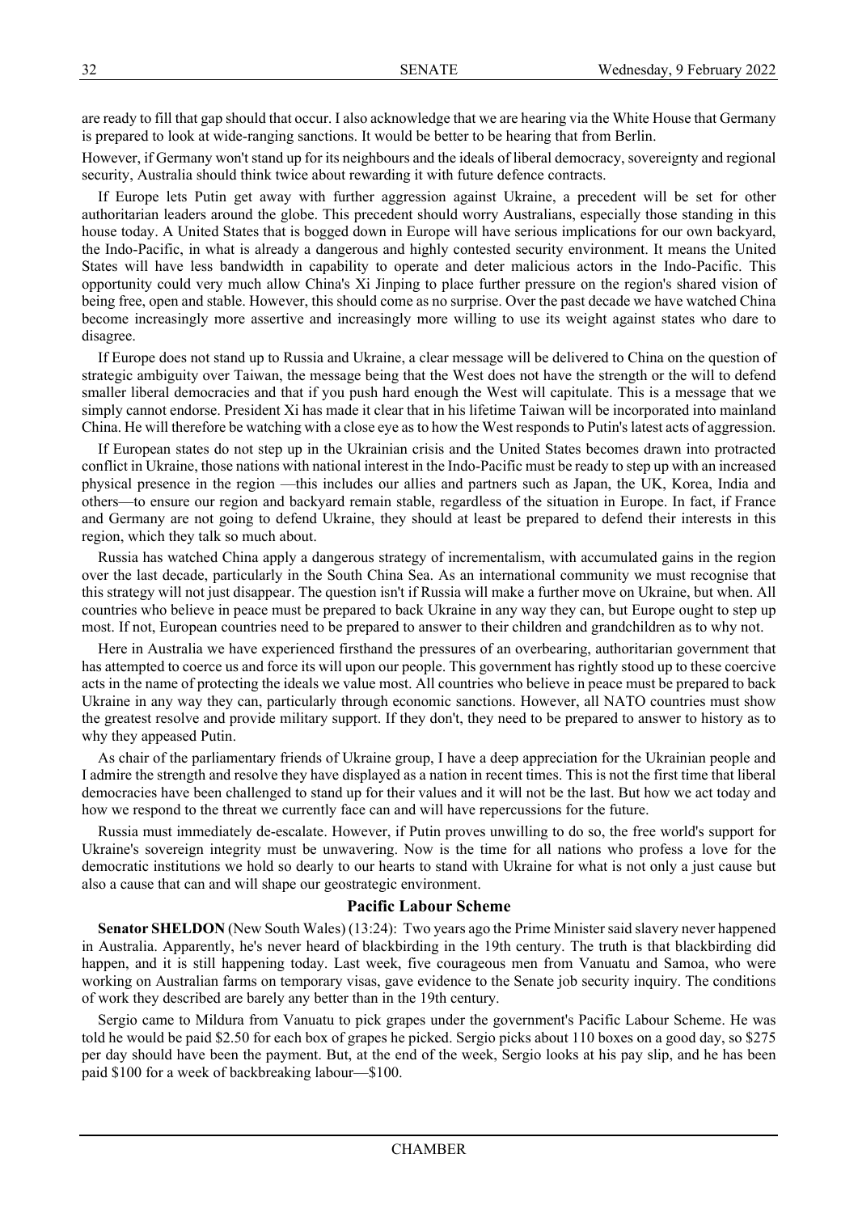are ready to fill that gap should that occur. I also acknowledge that we are hearing via the White House that Germany is prepared to look at wide-ranging sanctions. It would be better to be hearing that from Berlin.

However, if Germany won't stand up for its neighbours and the ideals of liberal democracy, sovereignty and regional security, Australia should think twice about rewarding it with future defence contracts.

If Europe lets Putin get away with further aggression against Ukraine, a precedent will be set for other authoritarian leaders around the globe. This precedent should worry Australians, especially those standing in this house today. A United States that is bogged down in Europe will have serious implications for our own backyard, the Indo-Pacific, in what is already a dangerous and highly contested security environment. It means the United States will have less bandwidth in capability to operate and deter malicious actors in the Indo-Pacific. This opportunity could very much allow China's Xi Jinping to place further pressure on the region's shared vision of being free, open and stable. However, this should come as no surprise. Over the past decade we have watched China become increasingly more assertive and increasingly more willing to use its weight against states who dare to disagree.

If Europe does not stand up to Russia and Ukraine, a clear message will be delivered to China on the question of strategic ambiguity over Taiwan, the message being that the West does not have the strength or the will to defend smaller liberal democracies and that if you push hard enough the West will capitulate. This is a message that we simply cannot endorse. President Xi has made it clear that in his lifetime Taiwan will be incorporated into mainland China. He will therefore be watching with a close eye as to how the West responds to Putin's latest acts of aggression.

If European states do not step up in the Ukrainian crisis and the United States becomes drawn into protracted conflict in Ukraine, those nations with national interest in the Indo-Pacific must be ready to step up with an increased physical presence in the region —this includes our allies and partners such as Japan, the UK, Korea, India and others—to ensure our region and backyard remain stable, regardless of the situation in Europe. In fact, if France and Germany are not going to defend Ukraine, they should at least be prepared to defend their interests in this region, which they talk so much about.

Russia has watched China apply a dangerous strategy of incrementalism, with accumulated gains in the region over the last decade, particularly in the South China Sea. As an international community we must recognise that this strategy will not just disappear. The question isn't if Russia will make a further move on Ukraine, but when. All countries who believe in peace must be prepared to back Ukraine in any way they can, but Europe ought to step up most. If not, European countries need to be prepared to answer to their children and grandchildren as to why not.

Here in Australia we have experienced firsthand the pressures of an overbearing, authoritarian government that has attempted to coerce us and force its will upon our people. This government has rightly stood up to these coercive acts in the name of protecting the ideals we value most. All countries who believe in peace must be prepared to back Ukraine in any way they can, particularly through economic sanctions. However, all NATO countries must show the greatest resolve and provide military support. If they don't, they need to be prepared to answer to history as to why they appeased Putin.

As chair of the parliamentary friends of Ukraine group, I have a deep appreciation for the Ukrainian people and I admire the strength and resolve they have displayed as a nation in recent times. This is not the first time that liberal democracies have been challenged to stand up for their values and it will not be the last. But how we act today and how we respond to the threat we currently face can and will have repercussions for the future.

Russia must immediately de-escalate. However, if Putin proves unwilling to do so, the free world's support for Ukraine's sovereign integrity must be unwavering. Now is the time for all nations who profess a love for the democratic institutions we hold so dearly to our hearts to stand with Ukraine for what is not only a just cause but also a cause that can and will shape our geostrategic environment.

### Pacific Labour Scheme

**Senator SHELDON** (New South Wales) (13:24): Two years ago the Prime Minister said slavery never happened in Australia. Apparently, he's never heard of blackbirding in the 19th century. The truth is that blackbirding did happen, and it is still happening today. Last week, five courageous men from Vanuatu and Samoa, who were working on Australian farms on temporary visas, gave evidence to the Senate job security inquiry. The conditions of work they described are barely any better than in the 19th century.

Sergio came to Mildura from Vanuatu to pick grapes under the government's Pacific Labour Scheme. He was told he would be paid $2.50 for each box of grapes he picked. Sergio picks about 110 boxes on a good day, so $275 per day should have been the payment. But, at the end of the week, Sergio looks at his pay slip, and he has been paid $100 for a week of backbreaking labour—$100.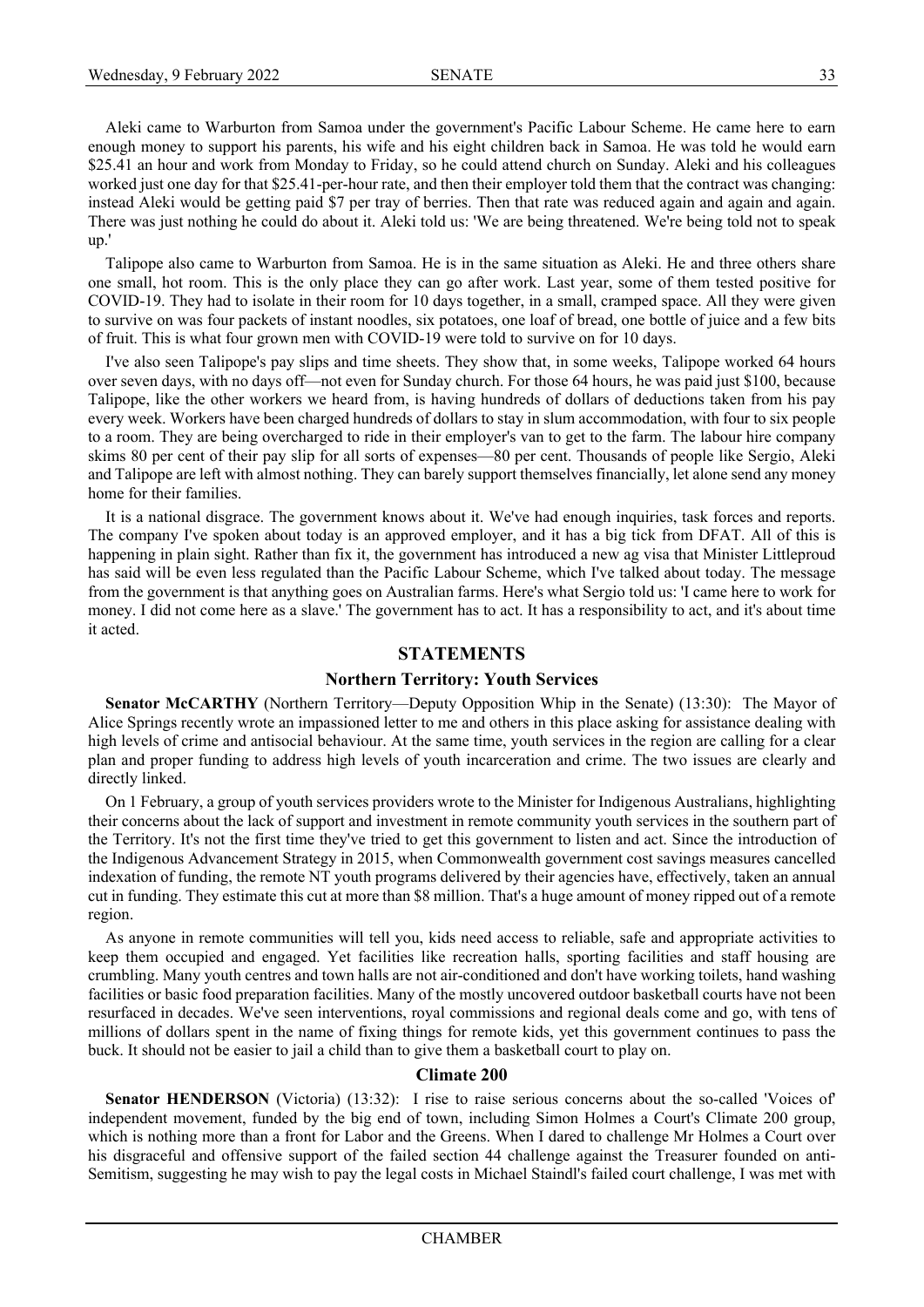Aleki came to Warburton from Samoa under the government's Pacific Labour Scheme. He came here to earn enough money to support his parents, his wife and his eight children back in Samoa. He was told he would earn $25.41 an hour and work from Monday to Friday, so he could attend church on Sunday. Aleki and his colleagues worked just one day for that $25.41-per-hour rate, and then their employer told them that the contract was changing: instead Aleki would be getting paid $7 per tray of berries. Then that rate was reduced again and again and again. There was just nothing he could do about it. Aleki told us: 'We are being threatened. We're being told not to speak up.'

Talipope also came to Warburton from Samoa. He is in the same situation as Aleki. He and three others share one small, hot room. This is the only place they can go after work. Last year, some of them tested positive for COVID-19. They had to isolate in their room for 10 days together, in a small, cramped space. All they were given to survive on was four packets of instant noodles, six potatoes, one loaf of bread, one bottle of juice and a few bits of fruit. This is what four grown men with COVID-19 were told to survive on for 10 days.

I've also seen Talipope's pay slips and time sheets. They show that, in some weeks, Talipope worked 64 hours over seven days, with no days off—not even for Sunday church. For those 64 hours, he was paid just $100, because Talipope, like the other workers we heard from, is having hundreds of dollars of deductions taken from his pay every week. Workers have been charged hundreds of dollars to stay in slum accommodation, with four to six people to a room. They are being overcharged to ride in their employer's van to get to the farm. The labour hire company skims 80 per cent of their pay slip for all sorts of expenses—80 per cent. Thousands of people like Sergio, Aleki and Talipope are left with almost nothing. They can barely support themselves financially, let alone send any money home for their families.

It is a national disgrace. The government knows about it. We've had enough inquiries, task forces and reports. The company I've spoken about today is an approved employer, and it has a big tick from DFAT. All of this is happening in plain sight. Rather than fix it, the government has introduced a new ag visa that Minister Littleproud has said will be even less regulated than the Pacific Labour Scheme, which I've talked about today. The message from the government is that anything goes on Australian farms. Here's what Sergio told us: 'I came here to work for money. I did not come here as a slave.' The government has to act. It has a responsibility to act, and it's about time it acted.

## STATEMENTS

### Northern Territory: Youth Services

**Senator McCARTHY** (Northern Territory—Deputy Opposition Whip in the Senate) (13:30): The Mayor of Alice Springs recently wrote an impassioned letter to me and others in this place asking for assistance dealing with high levels of crime and antisocial behaviour. At the same time, youth services in the region are calling for a clear plan and proper funding to address high levels of youth incarceration and crime. The two issues are clearly and directly linked.

On 1 February, a group of youth services providers wrote to the Minister for Indigenous Australians, highlighting their concerns about the lack of support and investment in remote community youth services in the southern part of the Territory. It's not the first time they've tried to get this government to listen and act. Since the introduction of the Indigenous Advancement Strategy in 2015, when Commonwealth government cost savings measures cancelled indexation of funding, the remote NT youth programs delivered by their agencies have, effectively, taken an annual cut in funding. They estimate this cut at more than $8 million. That's a huge amount of money ripped out of a remote region.

As anyone in remote communities will tell you, kids need access to reliable, safe and appropriate activities to keep them occupied and engaged. Yet facilities like recreation halls, sporting facilities and staff housing are crumbling. Many youth centres and town halls are not air-conditioned and don't have working toilets, hand washing facilities or basic food preparation facilities. Many of the mostly uncovered outdoor basketball courts have not been resurfaced in decades. We've seen interventions, royal commissions and regional deals come and go, with tens of millions of dollars spent in the name of fixing things for remote kids, yet this government continues to pass the buck. It should not be easier to jail a child than to give them a basketball court to play on.

### Climate 200

**Senator HENDERSON** (Victoria) (13:32): I rise to raise serious concerns about the so-called 'Voices of' independent movement, funded by the big end of town, including Simon Holmes a Court's Climate 200 group, which is nothing more than a front for Labor and the Greens. When I dared to challenge Mr Holmes a Court over his disgraceful and offensive support of the failed section 44 challenge against the Treasurer founded on anti-Semitism, suggesting he may wish to pay the legal costs in Michael Staindl's failed court challenge, I was met with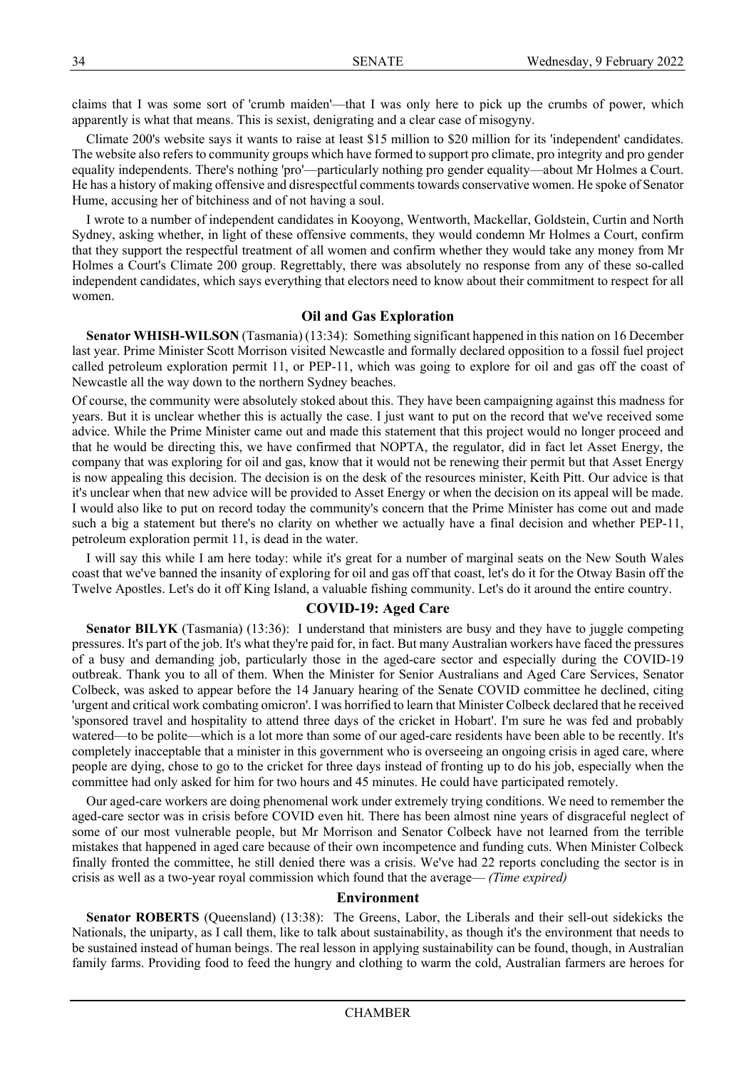claims that I was some sort of 'crumb maiden'—that I was only here to pick up the crumbs of power, which apparently is what that means. This is sexist, denigrating and a clear case of misogyny.

Climate 200's website says it wants to raise at least $15 million to $20 million for its 'independent' candidates. The website also refers to community groups which have formed to support pro climate, pro integrity and pro gender equality independents. There's nothing 'pro'—particularly nothing pro gender equality—about Mr Holmes a Court. He has a history of making offensive and disrespectful comments towards conservative women. He spoke of Senator Hume, accusing her of bitchiness and of not having a soul.

I wrote to a number of independent candidates in Kooyong, Wentworth, Mackellar, Goldstein, Curtin and North Sydney, asking whether, in light of these offensive comments, they would condemn Mr Holmes a Court, confirm that they support the respectful treatment of all women and confirm whether they would take any money from Mr Holmes a Court's Climate 200 group. Regrettably, there was absolutely no response from any of these so-called independent candidates, which says everything that electors need to know about their commitment to respect for all women.

### Oil and Gas Exploration

**Senator WHISH-WILSON** (Tasmania) (13:34): Something significant happened in this nation on 16 December last year. Prime Minister Scott Morrison visited Newcastle and formally declared opposition to a fossil fuel project called petroleum exploration permit 11, or PEP-11, which was going to explore for oil and gas off the coast of Newcastle all the way down to the northern Sydney beaches.

Of course, the community were absolutely stoked about this. They have been campaigning against this madness for years. But it is unclear whether this is actually the case. I just want to put on the record that we've received some advice. While the Prime Minister came out and made this statement that this project would no longer proceed and that he would be directing this, we have confirmed that NOPTA, the regulator, did in fact let Asset Energy, the company that was exploring for oil and gas, know that it would not be renewing their permit but that Asset Energy is now appealing this decision. The decision is on the desk of the resources minister, Keith Pitt. Our advice is that it's unclear when that new advice will be provided to Asset Energy or when the decision on its appeal will be made. I would also like to put on record today the community's concern that the Prime Minister has come out and made such a big a statement but there's no clarity on whether we actually have a final decision and whether PEP-11, petroleum exploration permit 11, is dead in the water.

I will say this while I am here today: while it's great for a number of marginal seats on the New South Wales coast that we've banned the insanity of exploring for oil and gas off that coast, let's do it for the Otway Basin off the Twelve Apostles. Let's do it off King Island, a valuable fishing community. Let's do it around the entire country.

### COVID-19: Aged Care

**Senator BILYK** (Tasmania) (13:36): I understand that ministers are busy and they have to juggle competing pressures. It's part of the job. It's what they're paid for, in fact. But many Australian workers have faced the pressures of a busy and demanding job, particularly those in the aged-care sector and especially during the COVID-19 outbreak. Thank you to all of them. When the Minister for Senior Australians and Aged Care Services, Senator Colbeck, was asked to appear before the 14 January hearing of the Senate COVID committee he declined, citing 'urgent and critical work combating omicron'. I was horrified to learn that Minister Colbeck declared that he received 'sponsored travel and hospitality to attend three days of the cricket in Hobart'. I'm sure he was fed and probably watered—to be polite—which is a lot more than some of our aged-care residents have been able to be recently. It's completely inacceptable that a minister in this government who is overseeing an ongoing crisis in aged care, where people are dying, chose to go to the cricket for three days instead of fronting up to do his job, especially when the committee had only asked for him for two hours and 45 minutes. He could have participated remotely.

Our aged-care workers are doing phenomenal work under extremely trying conditions. We need to remember the aged-care sector was in crisis before COVID even hit. There has been almost nine years of disgraceful neglect of some of our most vulnerable people, but Mr Morrison and Senator Colbeck have not learned from the terrible mistakes that happened in aged care because of their own incompetence and funding cuts. When Minister Colbeck finally fronted the committee, he still denied there was a crisis. We've had 22 reports concluding the sector is in crisis as well as a two-year royal commission which found that the average— *(Time expired)*

### Environment

**Senator ROBERTS** (Queensland) (13:38): The Greens, Labor, the Liberals and their sell-out sidekicks the Nationals, the uniparty, as I call them, like to talk about sustainability, as though it's the environment that needs to be sustained instead of human beings. The real lesson in applying sustainability can be found, though, in Australian family farms. Providing food to feed the hungry and clothing to warm the cold, Australian farmers are heroes for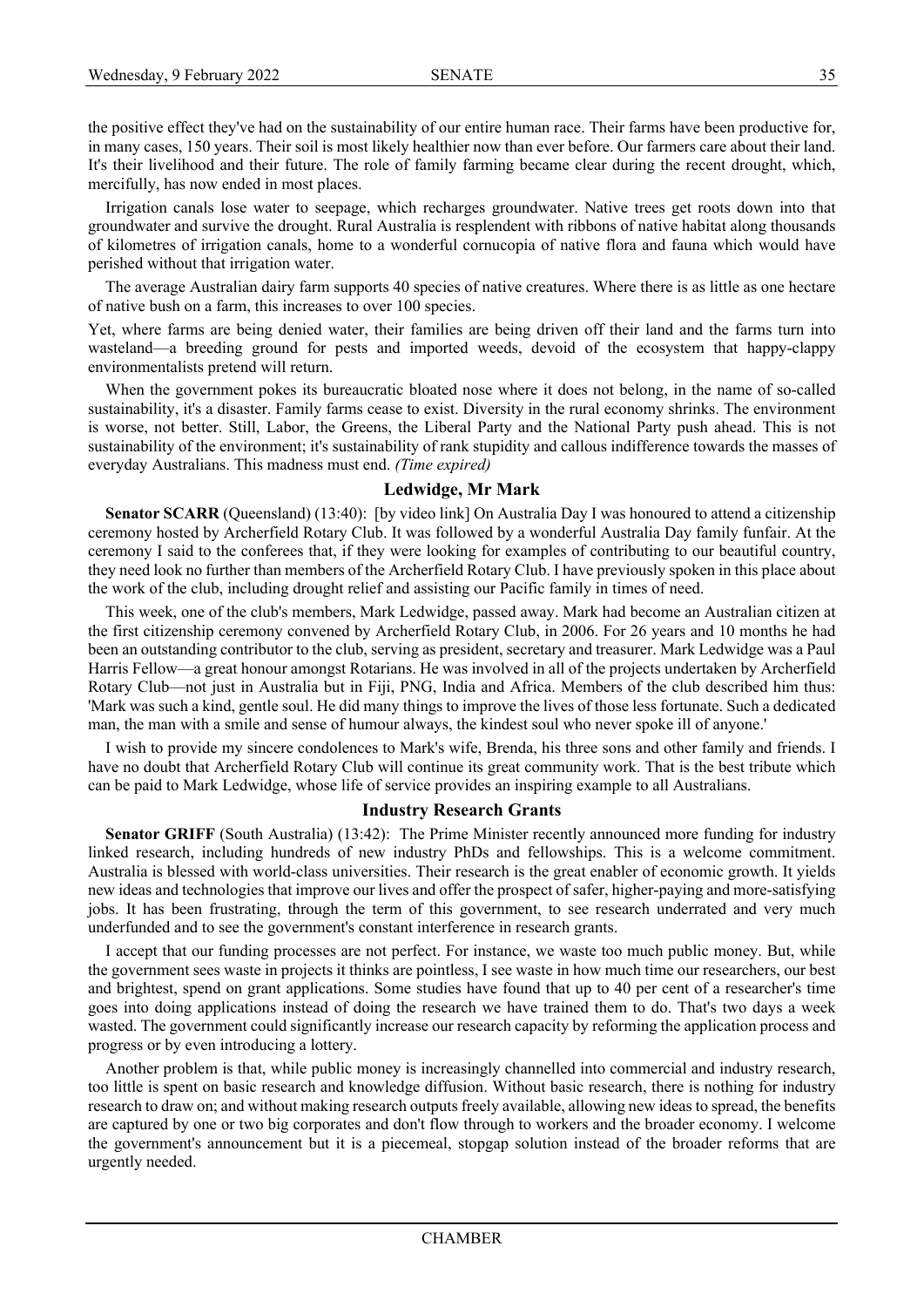the positive effect they've had on the sustainability of our entire human race. Their farms have been productive for, in many cases, 150 years. Their soil is most likely healthier now than ever before. Our farmers care about their land. It's their livelihood and their future. The role of family farming became clear during the recent drought, which, mercifully, has now ended in most places.

Irrigation canals lose water to seepage, which recharges groundwater. Native trees get roots down into that groundwater and survive the drought. Rural Australia is resplendent with ribbons of native habitat along thousands of kilometres of irrigation canals, home to a wonderful cornucopia of native flora and fauna which would have perished without that irrigation water.

The average Australian dairy farm supports 40 species of native creatures. Where there is as little as one hectare of native bush on a farm, this increases to over 100 species.

Yet, where farms are being denied water, their families are being driven off their land and the farms turn into wasteland—a breeding ground for pests and imported weeds, devoid of the ecosystem that happy-clappy environmentalists pretend will return.

When the government pokes its bureaucratic bloated nose where it does not belong, in the name of so-called sustainability, it's a disaster. Family farms cease to exist. Diversity in the rural economy shrinks. The environment is worse, not better. Still, Labor, the Greens, the Liberal Party and the National Party push ahead. This is not sustainability of the environment; it's sustainability of rank stupidity and callous indifference towards the masses of everyday Australians. This madness must end. *(Time expired)*

## Ledwidge, Mr Mark

**Senator SCARR** (Queensland) (13:40): [by video link] On Australia Day I was honoured to attend a citizenship ceremony hosted by Archerfield Rotary Club. It was followed by a wonderful Australia Day family funfair. At the ceremony I said to the conferees that, if they were looking for examples of contributing to our beautiful country, they need look no further than members of the Archerfield Rotary Club. I have previously spoken in this place about the work of the club, including drought relief and assisting our Pacific family in times of need.

This week, one of the club's members, Mark Ledwidge, passed away. Mark had become an Australian citizen at the first citizenship ceremony convened by Archerfield Rotary Club, in 2006. For 26 years and 10 months he had been an outstanding contributor to the club, serving as president, secretary and treasurer. Mark Ledwidge was a Paul Harris Fellow—a great honour amongst Rotarians. He was involved in all of the projects undertaken by Archerfield Rotary Club—not just in Australia but in Fiji, PNG, India and Africa. Members of the club described him thus: 'Mark was such a kind, gentle soul. He did many things to improve the lives of those less fortunate. Such a dedicated man, the man with a smile and sense of humour always, the kindest soul who never spoke ill of anyone.'

I wish to provide my sincere condolences to Mark's wife, Brenda, his three sons and other family and friends. I have no doubt that Archerfield Rotary Club will continue its great community work. That is the best tribute which can be paid to Mark Ledwidge, whose life of service provides an inspiring example to all Australians.

## Industry Research Grants

**Senator GRIFF** (South Australia) (13:42): The Prime Minister recently announced more funding for industry linked research, including hundreds of new industry PhDs and fellowships. This is a welcome commitment. Australia is blessed with world-class universities. Their research is the great enabler of economic growth. It yields new ideas and technologies that improve our lives and offer the prospect of safer, higher-paying and more-satisfying jobs. It has been frustrating, through the term of this government, to see research underrated and very much underfunded and to see the government's constant interference in research grants.

I accept that our funding processes are not perfect. For instance, we waste too much public money. But, while the government sees waste in projects it thinks are pointless, I see waste in how much time our researchers, our best and brightest, spend on grant applications. Some studies have found that up to 40 per cent of a researcher's time goes into doing applications instead of doing the research we have trained them to do. That's two days a week wasted. The government could significantly increase our research capacity by reforming the application process and progress or by even introducing a lottery.

Another problem is that, while public money is increasingly channelled into commercial and industry research, too little is spent on basic research and knowledge diffusion. Without basic research, there is nothing for industry research to draw on; and without making research outputs freely available, allowing new ideas to spread, the benefits are captured by one or two big corporates and don't flow through to workers and the broader economy. I welcome the government's announcement but it is a piecemeal, stopgap solution instead of the broader reforms that are urgently needed.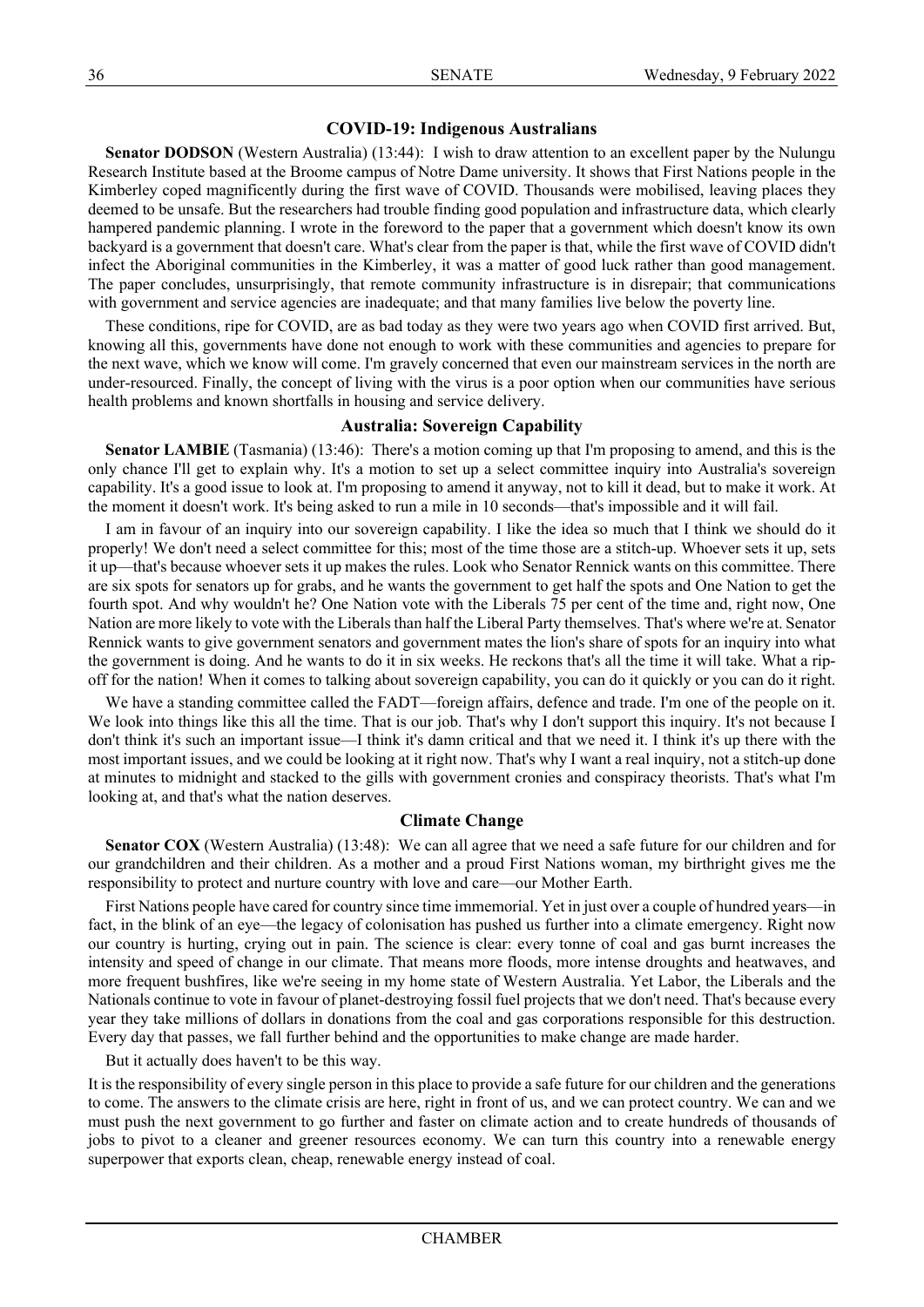## COVID-19: Indigenous Australians

**Senator DODSON** (Western Australia) (13:44): I wish to draw attention to an excellent paper by the Nulungu Research Institute based at the Broome campus of Notre Dame university. It shows that First Nations people in the Kimberley coped magnificently during the first wave of COVID. Thousands were mobilised, leaving places they deemed to be unsafe. But the researchers had trouble finding good population and infrastructure data, which clearly hampered pandemic planning. I wrote in the foreword to the paper that a government which doesn't know its own backyard is a government that doesn't care. What's clear from the paper is that, while the first wave of COVID didn't infect the Aboriginal communities in the Kimberley, it was a matter of good luck rather than good management. The paper concludes, unsurprisingly, that remote community infrastructure is in disrepair; that communications with government and service agencies are inadequate; and that many families live below the poverty line.

These conditions, ripe for COVID, are as bad today as they were two years ago when COVID first arrived. But, knowing all this, governments have done not enough to work with these communities and agencies to prepare for the next wave, which we know will come. I'm gravely concerned that even our mainstream services in the north are under-resourced. Finally, the concept of living with the virus is a poor option when our communities have serious health problems and known shortfalls in housing and service delivery.

## Australia: Sovereign Capability

**Senator LAMBIE** (Tasmania) (13:46): There's a motion coming up that I'm proposing to amend, and this is the only chance I'll get to explain why. It's a motion to set up a select committee inquiry into Australia's sovereign capability. It's a good issue to look at. I'm proposing to amend it anyway, not to kill it dead, but to make it work. At the moment it doesn't work. It's being asked to run a mile in 10 seconds—that's impossible and it will fail.

I am in favour of an inquiry into our sovereign capability. I like the idea so much that I think we should do it properly! We don't need a select committee for this; most of the time those are a stitch-up. Whoever sets it up, sets it up—that's because whoever sets it up makes the rules. Look who Senator Rennick wants on this committee. There are six spots for senators up for grabs, and he wants the government to get half the spots and One Nation to get the fourth spot. And why wouldn't he? One Nation vote with the Liberals 75 per cent of the time and, right now, One Nation are more likely to vote with the Liberals than half the Liberal Party themselves. That's where we're at. Senator Rennick wants to give government senators and government mates the lion's share of spots for an inquiry into what the government is doing. And he wants to do it in six weeks. He reckons that's all the time it will take. What a rip-off for the nation! When it comes to talking about sovereign capability, you can do it quickly or you can do it right.

We have a standing committee called the FADT—foreign affairs, defence and trade. I'm one of the people on it. We look into things like this all the time. That is our job. That's why I don't support this inquiry. It's not because I don't think it's such an important issue—I think it's damn critical and that we need it. I think it's up there with the most important issues, and we could be looking at it right now. That's why I want a real inquiry, not a stitch-up done at minutes to midnight and stacked to the gills with government cronies and conspiracy theorists. That's what I'm looking at, and that's what the nation deserves.

## Climate Change

**Senator COX** (Western Australia) (13:48): We can all agree that we need a safe future for our children and for our grandchildren and their children. As a mother and a proud First Nations woman, my birthright gives me the responsibility to protect and nurture country with love and care—our Mother Earth.

First Nations people have cared for country since time immemorial. Yet in just over a couple of hundred years—in fact, in the blink of an eye—the legacy of colonisation has pushed us further into a climate emergency. Right now our country is hurting, crying out in pain. The science is clear: every tonne of coal and gas burnt increases the intensity and speed of change in our climate. That means more floods, more intense droughts and heatwaves, and more frequent bushfires, like we're seeing in my home state of Western Australia. Yet Labor, the Liberals and the Nationals continue to vote in favour of planet-destroying fossil fuel projects that we don't need. That's because every year they take millions of dollars in donations from the coal and gas corporations responsible for this destruction. Every day that passes, we fall further behind and the opportunities to make change are made harder.

But it actually does haven't to be this way.

It is the responsibility of every single person in this place to provide a safe future for our children and the generations to come. The answers to the climate crisis are here, right in front of us, and we can protect country. We can and we must push the next government to go further and faster on climate action and to create hundreds of thousands of jobs to pivot to a cleaner and greener resources economy. We can turn this country into a renewable energy superpower that exports clean, cheap, renewable energy instead of coal.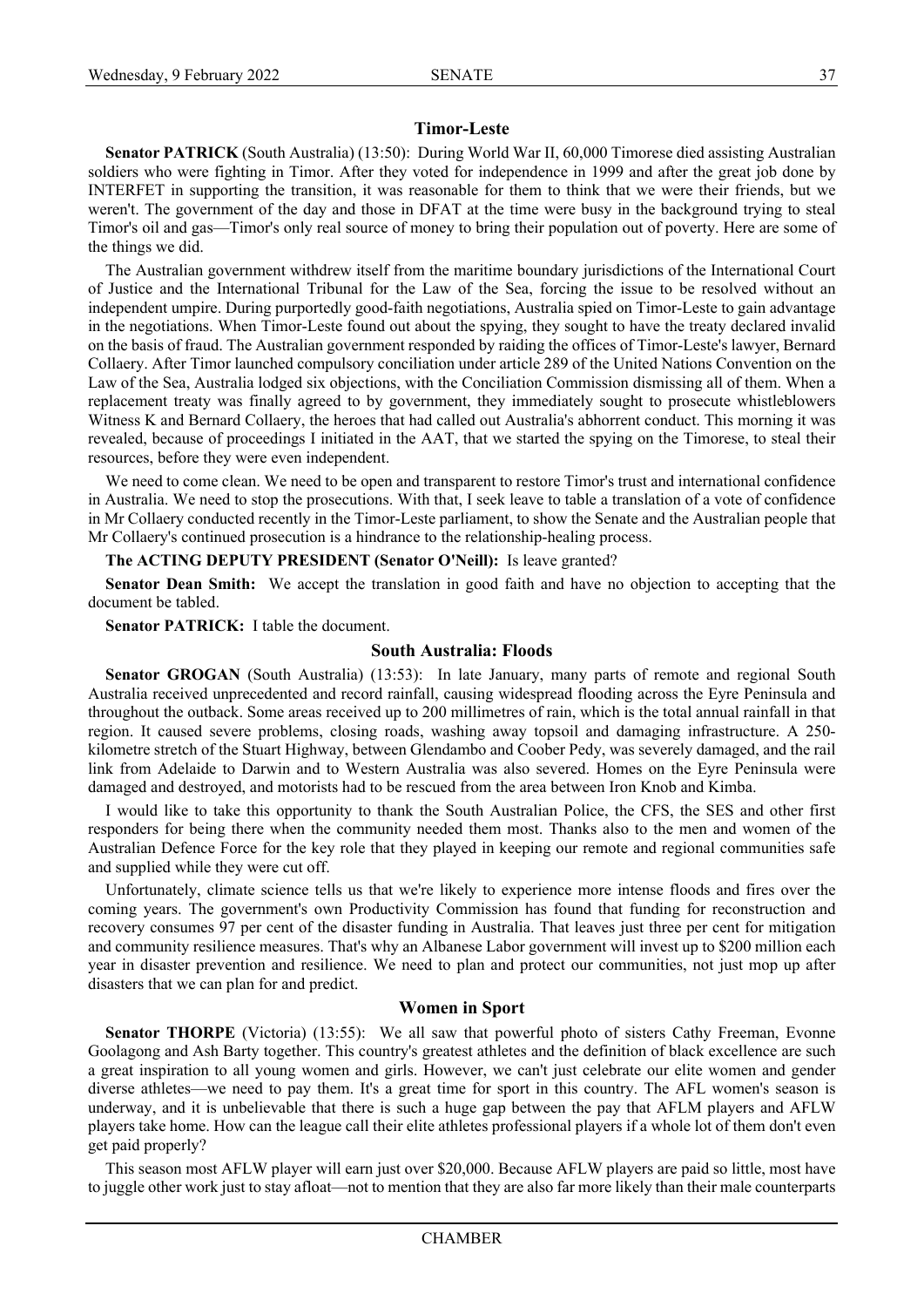### Timor-Leste

**Senator PATRICK** (South Australia) (13:50): During World War II, 60,000 Timorese died assisting Australian soldiers who were fighting in Timor. After they voted for independence in 1999 and after the great job done by INTERFET in supporting the transition, it was reasonable for them to think that we were their friends, but we weren't. The government of the day and those in DFAT at the time were busy in the background trying to steal Timor's oil and gas—Timor's only real source of money to bring their population out of poverty. Here are some of the things we did.

The Australian government withdrew itself from the maritime boundary jurisdictions of the International Court of Justice and the International Tribunal for the Law of the Sea, forcing the issue to be resolved without an independent umpire. During purportedly good-faith negotiations, Australia spied on Timor-Leste to gain advantage in the negotiations. When Timor-Leste found out about the spying, they sought to have the treaty declared invalid on the basis of fraud. The Australian government responded by raiding the offices of Timor-Leste's lawyer, Bernard Collaery. After Timor launched compulsory conciliation under article 289 of the United Nations Convention on the Law of the Sea, Australia lodged six objections, with the Conciliation Commission dismissing all of them. When a replacement treaty was finally agreed to by government, they immediately sought to prosecute whistleblowers Witness K and Bernard Collaery, the heroes that had called out Australia's abhorrent conduct. This morning it was revealed, because of proceedings I initiated in the AAT, that we started the spying on the Timorese, to steal their resources, before they were even independent.

We need to come clean. We need to be open and transparent to restore Timor's trust and international confidence in Australia. We need to stop the prosecutions. With that, I seek leave to table a translation of a vote of confidence in Mr Collaery conducted recently in the Timor-Leste parliament, to show the Senate and the Australian people that Mr Collaery's continued prosecution is a hindrance to the relationship-healing process.

**The ACTING DEPUTY PRESIDENT (Senator O'Neill):** Is leave granted?

**Senator Dean Smith:** We accept the translation in good faith and have no objection to accepting that the document be tabled.

**Senator PATRICK:** I table the document.

### South Australia: Floods

**Senator GROGAN** (South Australia) (13:53): In late January, many parts of remote and regional South Australia received unprecedented and record rainfall, causing widespread flooding across the Eyre Peninsula and throughout the outback. Some areas received up to 200 millimetres of rain, which is the total annual rainfall in that region. It caused severe problems, closing roads, washing away topsoil and damaging infrastructure. A 250-kilometre stretch of the Stuart Highway, between Glendambo and Coober Pedy, was severely damaged, and the rail link from Adelaide to Darwin and to Western Australia was also severed. Homes on the Eyre Peninsula were damaged and destroyed, and motorists had to be rescued from the area between Iron Knob and Kimba.

I would like to take this opportunity to thank the South Australian Police, the CFS, the SES and other first responders for being there when the community needed them most. Thanks also to the men and women of the Australian Defence Force for the key role that they played in keeping our remote and regional communities safe and supplied while they were cut off.

Unfortunately, climate science tells us that we're likely to experience more intense floods and fires over the coming years. The government's own Productivity Commission has found that funding for reconstruction and recovery consumes 97 per cent of the disaster funding in Australia. That leaves just three per cent for mitigation and community resilience measures. That's why an Albanese Labor government will invest up to $200 million each year in disaster prevention and resilience. We need to plan and protect our communities, not just mop up after disasters that we can plan for and predict.

### Women in Sport

**Senator THORPE** (Victoria) (13:55): We all saw that powerful photo of sisters Cathy Freeman, Evonne Goolagong and Ash Barty together. This country's greatest athletes and the definition of black excellence are such a great inspiration to all young women and girls. However, we can't just celebrate our elite women and gender diverse athletes—we need to pay them. It's a great time for sport in this country. The AFL women's season is underway, and it is unbelievable that there is such a huge gap between the pay that AFLM players and AFLW players take home. How can the league call their elite athletes professional players if a whole lot of them don't even get paid properly?

This season most AFLW player will earn just over $20,000. Because AFLW players are paid so little, most have to juggle other work just to stay afloat—not to mention that they are also far more likely than their male counterparts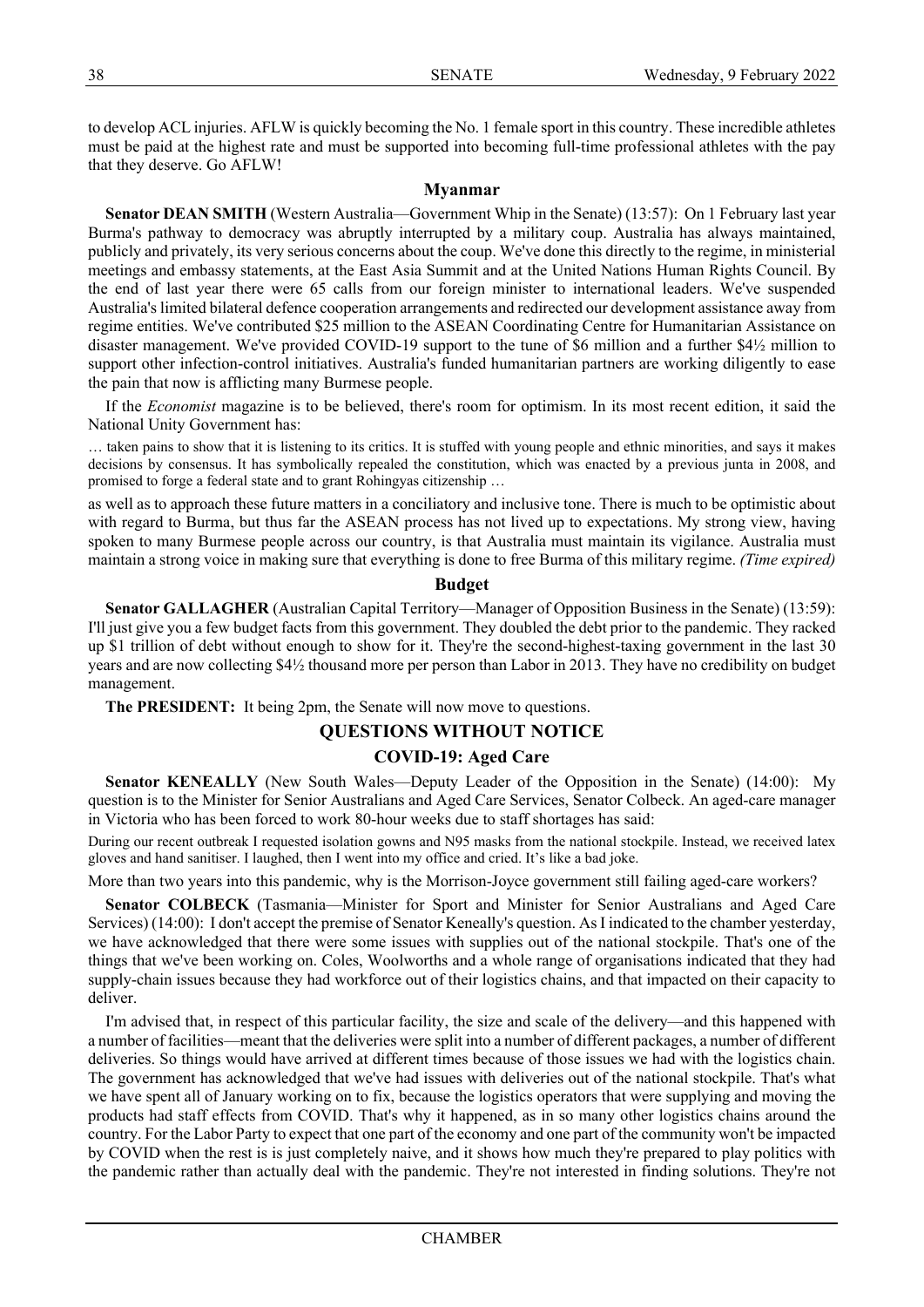to develop ACL injuries. AFLW is quickly becoming the No. 1 female sport in this country. These incredible athletes must be paid at the highest rate and must be supported into becoming full-time professional athletes with the pay that they deserve. Go AFLW!

### Myanmar

**Senator DEAN SMITH** (Western Australia—Government Whip in the Senate) (13:57): On 1 February last year Burma's pathway to democracy was abruptly interrupted by a military coup. Australia has always maintained, publicly and privately, its very serious concerns about the coup. We've done this directly to the regime, in ministerial meetings and embassy statements, at the East Asia Summit and at the United Nations Human Rights Council. By the end of last year there were 65 calls from our foreign minister to international leaders. We've suspended Australia's limited bilateral defence cooperation arrangements and redirected our development assistance away from regime entities. We've contributed $25 million to the ASEAN Coordinating Centre for Humanitarian Assistance on disaster management. We've provided COVID-19 support to the tune of $6 million and a further $4½ million to support other infection-control initiatives. Australia's funded humanitarian partners are working diligently to ease the pain that now is afflicting many Burmese people.

If the *Economist* magazine is to be believed, there's room for optimism. In its most recent edition, it said the National Unity Government has:

> … taken pains to show that it is listening to its critics. It is stuffed with young people and ethnic minorities, and says it makes decisions by consensus. It has symbolically repealed the constitution, which was enacted by a previous junta in 2008, and promised to forge a federal state and to grant Rohingyas citizenship …

as well as to approach these future matters in a conciliatory and inclusive tone. There is much to be optimistic about with regard to Burma, but thus far the ASEAN process has not lived up to expectations. My strong view, having spoken to many Burmese people across our country, is that Australia must maintain its vigilance. Australia must maintain a strong voice in making sure that everything is done to free Burma of this military regime. *(Time expired)*

### Budget

**Senator GALLAGHER** (Australian Capital Territory—Manager of Opposition Business in the Senate) (13:59): I'll just give you a few budget facts from this government. They doubled the debt prior to the pandemic. They racked up $1 trillion of debt without enough to show for it. They're the second-highest-taxing government in the last 30 years and are now collecting $4½ thousand more per person than Labor in 2013. They have no credibility on budget management.

**The PRESIDENT:** It being 2pm, the Senate will now move to questions.

## QUESTIONS WITHOUT NOTICE

### COVID-19: Aged Care

**Senator KENEALLY** (New South Wales—Deputy Leader of the Opposition in the Senate) (14:00): My question is to the Minister for Senior Australians and Aged Care Services, Senator Colbeck. An aged-care manager in Victoria who has been forced to work 80-hour weeks due to staff shortages has said:

> During our recent outbreak I requested isolation gowns and N95 masks from the national stockpile. Instead, we received latex gloves and hand sanitiser. I laughed, then I went into my office and cried. It's like a bad joke.

More than two years into this pandemic, why is the Morrison-Joyce government still failing aged-care workers?

**Senator COLBECK** (Tasmania—Minister for Sport and Minister for Senior Australians and Aged Care Services) (14:00): I don't accept the premise of Senator Keneally's question. As I indicated to the chamber yesterday, we have acknowledged that there were some issues with supplies out of the national stockpile. That's one of the things that we've been working on. Coles, Woolworths and a whole range of organisations indicated that they had supply-chain issues because they had workforce out of their logistics chains, and that impacted on their capacity to deliver.

I'm advised that, in respect of this particular facility, the size and scale of the delivery—and this happened with a number of facilities—meant that the deliveries were split into a number of different packages, a number of different deliveries. So things would have arrived at different times because of those issues we had with the logistics chain. The government has acknowledged that we've had issues with deliveries out of the national stockpile. That's what we have spent all of January working on to fix, because the logistics operators that were supplying and moving the products had staff effects from COVID. That's why it happened, as in so many other logistics chains around the country. For the Labor Party to expect that one part of the economy and one part of the community won't be impacted by COVID when the rest is is just completely naive, and it shows how much they're prepared to play politics with the pandemic rather than actually deal with the pandemic. They're not interested in finding solutions. They're not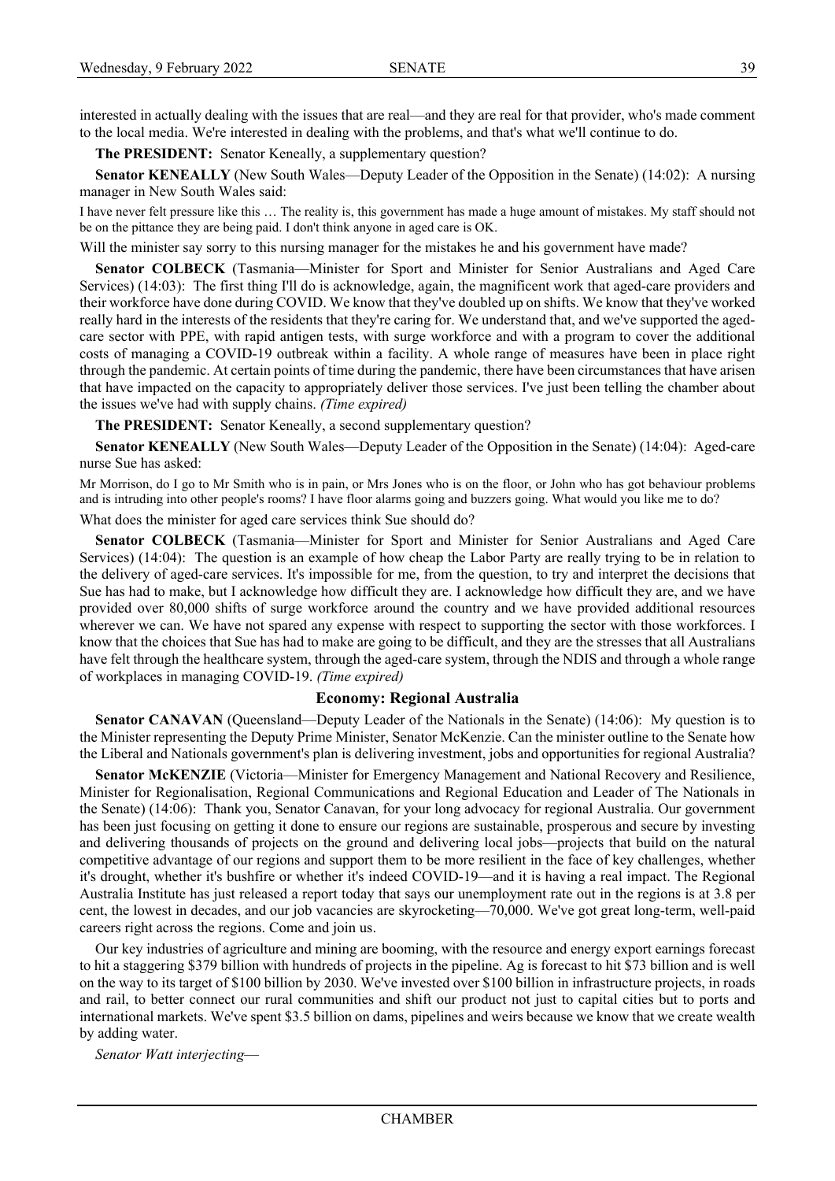interested in actually dealing with the issues that are real—and they are real for that provider, who's made comment to the local media. We're interested in dealing with the problems, and that's what we'll continue to do.

**The PRESIDENT:** Senator Keneally, a supplementary question?

**Senator KENEALLY** (New South Wales—Deputy Leader of the Opposition in the Senate) (14:02): A nursing manager in New South Wales said:

> I have never felt pressure like this … The reality is, this government has made a huge amount of mistakes. My staff should not be on the pittance they are being paid. I don't think anyone in aged care is OK.

Will the minister say sorry to this nursing manager for the mistakes he and his government have made?

**Senator COLBECK** (Tasmania—Minister for Sport and Minister for Senior Australians and Aged Care Services) (14:03): The first thing I'll do is acknowledge, again, the magnificent work that aged-care providers and their workforce have done during COVID. We know that they've doubled up on shifts. We know that they've worked really hard in the interests of the residents that they're caring for. We understand that, and we've supported the aged-care sector with PPE, with rapid antigen tests, with surge workforce and with a program to cover the additional costs of managing a COVID-19 outbreak within a facility. A whole range of measures have been in place right through the pandemic. At certain points of time during the pandemic, there have been circumstances that have arisen that have impacted on the capacity to appropriately deliver those services. I've just been telling the chamber about the issues we've had with supply chains. *(Time expired)*

**The PRESIDENT:** Senator Keneally, a second supplementary question?

**Senator KENEALLY** (New South Wales—Deputy Leader of the Opposition in the Senate) (14:04): Aged-care nurse Sue has asked:

> Mr Morrison, do I go to Mr Smith who is in pain, or Mrs Jones who is on the floor, or John who has got behaviour problems and is intruding into other people's rooms? I have floor alarms going and buzzers going. What would you like me to do?

What does the minister for aged care services think Sue should do?

**Senator COLBECK** (Tasmania—Minister for Sport and Minister for Senior Australians and Aged Care Services) (14:04): The question is an example of how cheap the Labor Party are really trying to be in relation to the delivery of aged-care services. It's impossible for me, from the question, to try and interpret the decisions that Sue has had to make, but I acknowledge how difficult they are. I acknowledge how difficult they are, and we have provided over 80,000 shifts of surge workforce around the country and we have provided additional resources wherever we can. We have not spared any expense with respect to supporting the sector with those workforces. I know that the choices that Sue has had to make are going to be difficult, and they are the stresses that all Australians have felt through the healthcare system, through the aged-care system, through the NDIS and through a whole range of workplaces in managing COVID-19. *(Time expired)*

### Economy: Regional Australia

**Senator CANAVAN** (Queensland—Deputy Leader of the Nationals in the Senate) (14:06): My question is to the Minister representing the Deputy Prime Minister, Senator McKenzie. Can the minister outline to the Senate how the Liberal and Nationals government's plan is delivering investment, jobs and opportunities for regional Australia?

**Senator McKENZIE** (Victoria—Minister for Emergency Management and National Recovery and Resilience, Minister for Regionalisation, Regional Communications and Regional Education and Leader of The Nationals in the Senate) (14:06): Thank you, Senator Canavan, for your long advocacy for regional Australia. Our government has been just focusing on getting it done to ensure our regions are sustainable, prosperous and secure by investing and delivering thousands of projects on the ground and delivering local jobs—projects that build on the natural competitive advantage of our regions and support them to be more resilient in the face of key challenges, whether it's drought, whether it's bushfire or whether it's indeed COVID-19—and it is having a real impact. The Regional Australia Institute has just released a report today that says our unemployment rate out in the regions is at 3.8 per cent, the lowest in decades, and our job vacancies are skyrocketing—70,000. We've got great long-term, well-paid careers right across the regions. Come and join us.

Our key industries of agriculture and mining are booming, with the resource and energy export earnings forecast to hit a staggering $379 billion with hundreds of projects in the pipeline. Ag is forecast to hit $73 billion and is well on the way to its target of $100 billion by 2030. We've invested over $100 billion in infrastructure projects, in roads and rail, to better connect our rural communities and shift our product not just to capital cities but to ports and international markets. We've spent $3.5 billion on dams, pipelines and weirs because we know that we create wealth by adding water.

*Senator Watt interjecting*—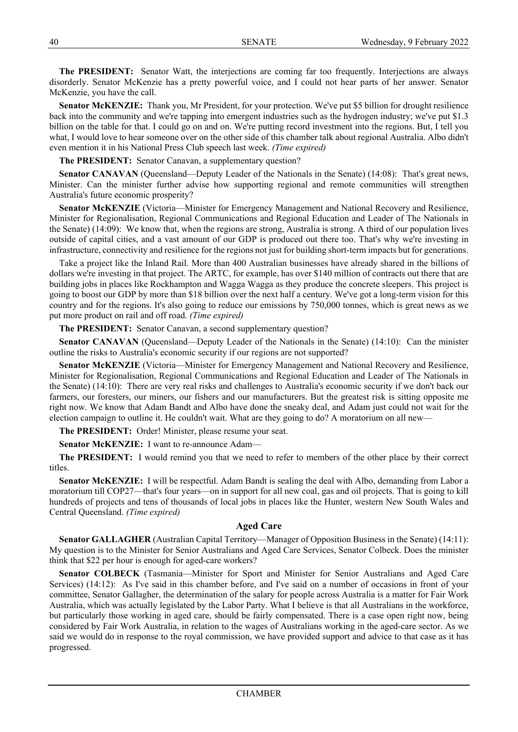**The PRESIDENT:** Senator Watt, the interjections are coming far too frequently. Interjections are always disorderly. Senator McKenzie has a pretty powerful voice, and I could not hear parts of her answer. Senator McKenzie, you have the call.

**Senator McKENZIE:** Thank you, Mr President, for your protection. We've put $5 billion for drought resilience back into the community and we're tapping into emergent industries such as the hydrogen industry; we've put $1.3 billion on the table for that. I could go on and on. We're putting record investment into the regions. But, I tell you what, I would love to hear someone over on the other side of this chamber talk about regional Australia. Albo didn't even mention it in his National Press Club speech last week. *(Time expired)*

**The PRESIDENT:** Senator Canavan, a supplementary question?

**Senator CANAVAN** (Queensland—Deputy Leader of the Nationals in the Senate) (14:08): That's great news, Minister. Can the minister further advise how supporting regional and remote communities will strengthen Australia's future economic prosperity?

**Senator McKENZIE** (Victoria—Minister for Emergency Management and National Recovery and Resilience, Minister for Regionalisation, Regional Communications and Regional Education and Leader of The Nationals in the Senate) (14:09): We know that, when the regions are strong, Australia is strong. A third of our population lives outside of capital cities, and a vast amount of our GDP is produced out there too. That's why we're investing in infrastructure, connectivity and resilience for the regions not just for building short-term impacts but for generations.

Take a project like the Inland Rail. More than 400 Australian businesses have already shared in the billions of dollars we're investing in that project. The ARTC, for example, has over $140 million of contracts out there that are building jobs in places like Rockhampton and Wagga Wagga as they produce the concrete sleepers. This project is going to boost our GDP by more than $18 billion over the next half a century. We've got a long-term vision for this country and for the regions. It's also going to reduce our emissions by 750,000 tonnes, which is great news as we put more product on rail and off road. *(Time expired)*

**The PRESIDENT:** Senator Canavan, a second supplementary question?

**Senator CANAVAN** (Queensland—Deputy Leader of the Nationals in the Senate) (14:10): Can the minister outline the risks to Australia's economic security if our regions are not supported?

**Senator McKENZIE** (Victoria—Minister for Emergency Management and National Recovery and Resilience, Minister for Regionalisation, Regional Communications and Regional Education and Leader of The Nationals in the Senate) (14:10): There are very real risks and challenges to Australia's economic security if we don't back our farmers, our foresters, our miners, our fishers and our manufacturers. But the greatest risk is sitting opposite me right now. We know that Adam Bandt and Albo have done the sneaky deal, and Adam just could not wait for the election campaign to outline it. He couldn't wait. What are they going to do? A moratorium on all new—

**The PRESIDENT:** Order! Minister, please resume your seat.

**Senator McKENZIE:** I want to re-announce Adam—

**The PRESIDENT:** I would remind you that we need to refer to members of the other place by their correct titles.

**Senator McKENZIE:** I will be respectful. Adam Bandt is sealing the deal with Albo, demanding from Labor a moratorium till COP27—that's four years—on in support for all new coal, gas and oil projects. That is going to kill hundreds of projects and tens of thousands of local jobs in places like the Hunter, western New South Wales and Central Queensland. *(Time expired)*

## Aged Care

**Senator GALLAGHER** (Australian Capital Territory—Manager of Opposition Business in the Senate) (14:11): My question is to the Minister for Senior Australians and Aged Care Services, Senator Colbeck. Does the minister think that $22 per hour is enough for aged-care workers?

**Senator COLBECK** (Tasmania—Minister for Sport and Minister for Senior Australians and Aged Care Services) (14:12): As I've said in this chamber before, and I've said on a number of occasions in front of your committee, Senator Gallagher, the determination of the salary for people across Australia is a matter for Fair Work Australia, which was actually legislated by the Labor Party. What I believe is that all Australians in the workforce, but particularly those working in aged care, should be fairly compensated. There is a case open right now, being considered by Fair Work Australia, in relation to the wages of Australians working in the aged-care sector. As we said we would do in response to the royal commission, we have provided support and advice to that case as it has progressed.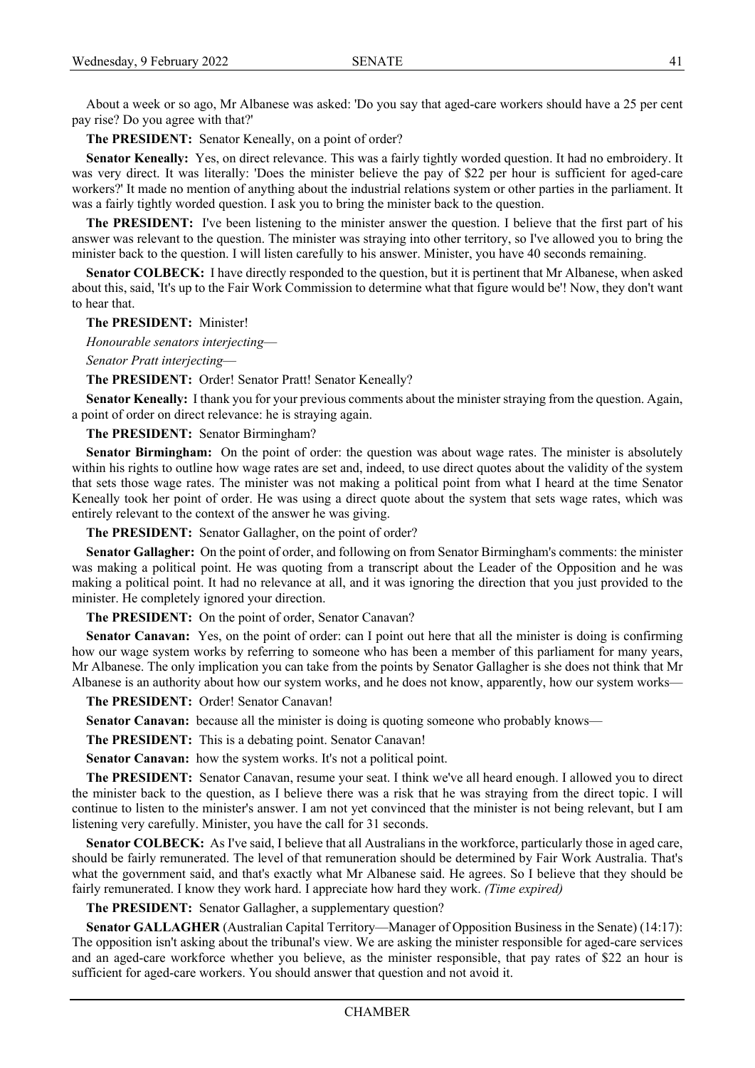About a week or so ago, Mr Albanese was asked: 'Do you say that aged-care workers should have a 25 per cent pay rise? Do you agree with that?'

**The PRESIDENT:** Senator Keneally, on a point of order?

**Senator Keneally:** Yes, on direct relevance. This was a fairly tightly worded question. It had no embroidery. It was very direct. It was literally: 'Does the minister believe the pay of $22 per hour is sufficient for aged-care workers?' It made no mention of anything about the industrial relations system or other parties in the parliament. It was a fairly tightly worded question. I ask you to bring the minister back to the question.

**The PRESIDENT:** I've been listening to the minister answer the question. I believe that the first part of his answer was relevant to the question. The minister was straying into other territory, so I've allowed you to bring the minister back to the question. I will listen carefully to his answer. Minister, you have 40 seconds remaining.

**Senator COLBECK:** I have directly responded to the question, but it is pertinent that Mr Albanese, when asked about this, said, 'It's up to the Fair Work Commission to determine what that figure would be'! Now, they don't want to hear that.

**The PRESIDENT:** Minister!

*Honourable senators interjecting—*

*Senator Pratt interjecting—*

**The PRESIDENT:** Order! Senator Pratt! Senator Keneally?

**Senator Keneally:** I thank you for your previous comments about the minister straying from the question. Again, a point of order on direct relevance: he is straying again.

**The PRESIDENT:** Senator Birmingham?

**Senator Birmingham:** On the point of order: the question was about wage rates. The minister is absolutely within his rights to outline how wage rates are set and, indeed, to use direct quotes about the validity of the system that sets those wage rates. The minister was not making a political point from what I heard at the time Senator Keneally took her point of order. He was using a direct quote about the system that sets wage rates, which was entirely relevant to the context of the answer he was giving.

**The PRESIDENT:** Senator Gallagher, on the point of order?

**Senator Gallagher:** On the point of order, and following on from Senator Birmingham's comments: the minister was making a political point. He was quoting from a transcript about the Leader of the Opposition and he was making a political point. It had no relevance at all, and it was ignoring the direction that you just provided to the minister. He completely ignored your direction.

**The PRESIDENT:** On the point of order, Senator Canavan?

**Senator Canavan:** Yes, on the point of order: can I point out here that all the minister is doing is confirming how our wage system works by referring to someone who has been a member of this parliament for many years, Mr Albanese. The only implication you can take from the points by Senator Gallagher is she does not think that Mr Albanese is an authority about how our system works, and he does not know, apparently, how our system works—

**The PRESIDENT:** Order! Senator Canavan!

**Senator Canavan:** because all the minister is doing is quoting someone who probably knows—

**The PRESIDENT:** This is a debating point. Senator Canavan!

**Senator Canavan:** how the system works. It's not a political point.

**The PRESIDENT:** Senator Canavan, resume your seat. I think we've all heard enough. I allowed you to direct the minister back to the question, as I believe there was a risk that he was straying from the direct topic. I will continue to listen to the minister's answer. I am not yet convinced that the minister is not being relevant, but I am listening very carefully. Minister, you have the call for 31 seconds.

**Senator COLBECK:** As I've said, I believe that all Australians in the workforce, particularly those in aged care, should be fairly remunerated. The level of that remuneration should be determined by Fair Work Australia. That's what the government said, and that's exactly what Mr Albanese said. He agrees. So I believe that they should be fairly remunerated. I know they work hard. I appreciate how hard they work. *(Time expired)*

**The PRESIDENT:** Senator Gallagher, a supplementary question?

**Senator GALLAGHER** (Australian Capital Territory—Manager of Opposition Business in the Senate) (14:17): The opposition isn't asking about the tribunal's view. We are asking the minister responsible for aged-care services and an aged-care workforce whether you believe, as the minister responsible, that pay rates of $22 an hour is sufficient for aged-care workers. You should answer that question and not avoid it.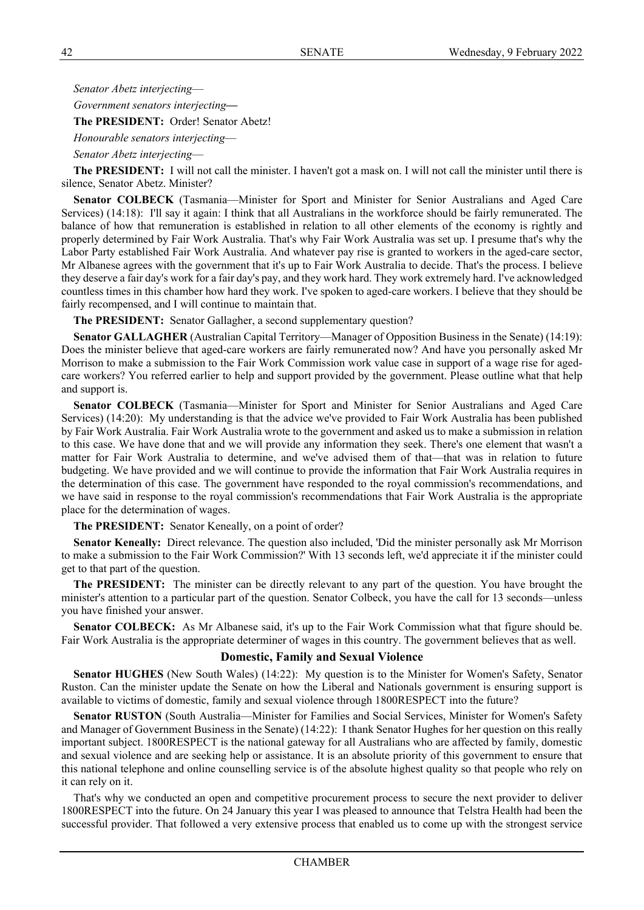*Senator Abetz interjecting*—

*Government senators interjecting*—

**The PRESIDENT:** Order! Senator Abetz!

*Honourable senators interjecting*—

*Senator Abetz interjecting*—

**The PRESIDENT:** I will not call the minister. I haven't got a mask on. I will not call the minister until there is silence, Senator Abetz. Minister?

**Senator COLBECK** (Tasmania—Minister for Sport and Minister for Senior Australians and Aged Care Services) (14:18): I'll say it again: I think that all Australians in the workforce should be fairly remunerated. The balance of how that remuneration is established in relation to all other elements of the economy is rightly and properly determined by Fair Work Australia. That's why Fair Work Australia was set up. I presume that's why the Labor Party established Fair Work Australia. And whatever pay rise is granted to workers in the aged-care sector, Mr Albanese agrees with the government that it's up to Fair Work Australia to decide. That's the process. I believe they deserve a fair day's work for a fair day's pay, and they work hard. They work extremely hard. I've acknowledged countless times in this chamber how hard they work. I've spoken to aged-care workers. I believe that they should be fairly recompensed, and I will continue to maintain that.

**The PRESIDENT:** Senator Gallagher, a second supplementary question?

**Senator GALLAGHER** (Australian Capital Territory—Manager of Opposition Business in the Senate) (14:19): Does the minister believe that aged-care workers are fairly remunerated now? And have you personally asked Mr Morrison to make a submission to the Fair Work Commission work value case in support of a wage rise for aged-care workers? You referred earlier to help and support provided by the government. Please outline what that help and support is.

**Senator COLBECK** (Tasmania—Minister for Sport and Minister for Senior Australians and Aged Care Services) (14:20): My understanding is that the advice we've provided to Fair Work Australia has been published by Fair Work Australia. Fair Work Australia wrote to the government and asked us to make a submission in relation to this case. We have done that and we will provide any information they seek. There's one element that wasn't a matter for Fair Work Australia to determine, and we've advised them of that—that was in relation to future budgeting. We have provided and we will continue to provide the information that Fair Work Australia requires in the determination of this case. The government have responded to the royal commission's recommendations, and we have said in response to the royal commission's recommendations that Fair Work Australia is the appropriate place for the determination of wages.

**The PRESIDENT:** Senator Keneally, on a point of order?

**Senator Keneally:** Direct relevance. The question also included, 'Did the minister personally ask Mr Morrison to make a submission to the Fair Work Commission?' With 13 seconds left, we'd appreciate it if the minister could get to that part of the question.

**The PRESIDENT:** The minister can be directly relevant to any part of the question. You have brought the minister's attention to a particular part of the question. Senator Colbeck, you have the call for 13 seconds—unless you have finished your answer.

**Senator COLBECK:** As Mr Albanese said, it's up to the Fair Work Commission what that figure should be. Fair Work Australia is the appropriate determiner of wages in this country. The government believes that as well.

### Domestic, Family and Sexual Violence

**Senator HUGHES** (New South Wales) (14:22): My question is to the Minister for Women's Safety, Senator Ruston. Can the minister update the Senate on how the Liberal and Nationals government is ensuring support is available to victims of domestic, family and sexual violence through 1800RESPECT into the future?

**Senator RUSTON** (South Australia—Minister for Families and Social Services, Minister for Women's Safety and Manager of Government Business in the Senate) (14:22): I thank Senator Hughes for her question on this really important subject. 1800RESPECT is the national gateway for all Australians who are affected by family, domestic and sexual violence and are seeking help or assistance. It is an absolute priority of this government to ensure that this national telephone and online counselling service is of the absolute highest quality so that people who rely on it can rely on it.

That's why we conducted an open and competitive procurement process to secure the next provider to deliver 1800RESPECT into the future. On 24 January this year I was pleased to announce that Telstra Health had been the successful provider. That followed a very extensive process that enabled us to come up with the strongest service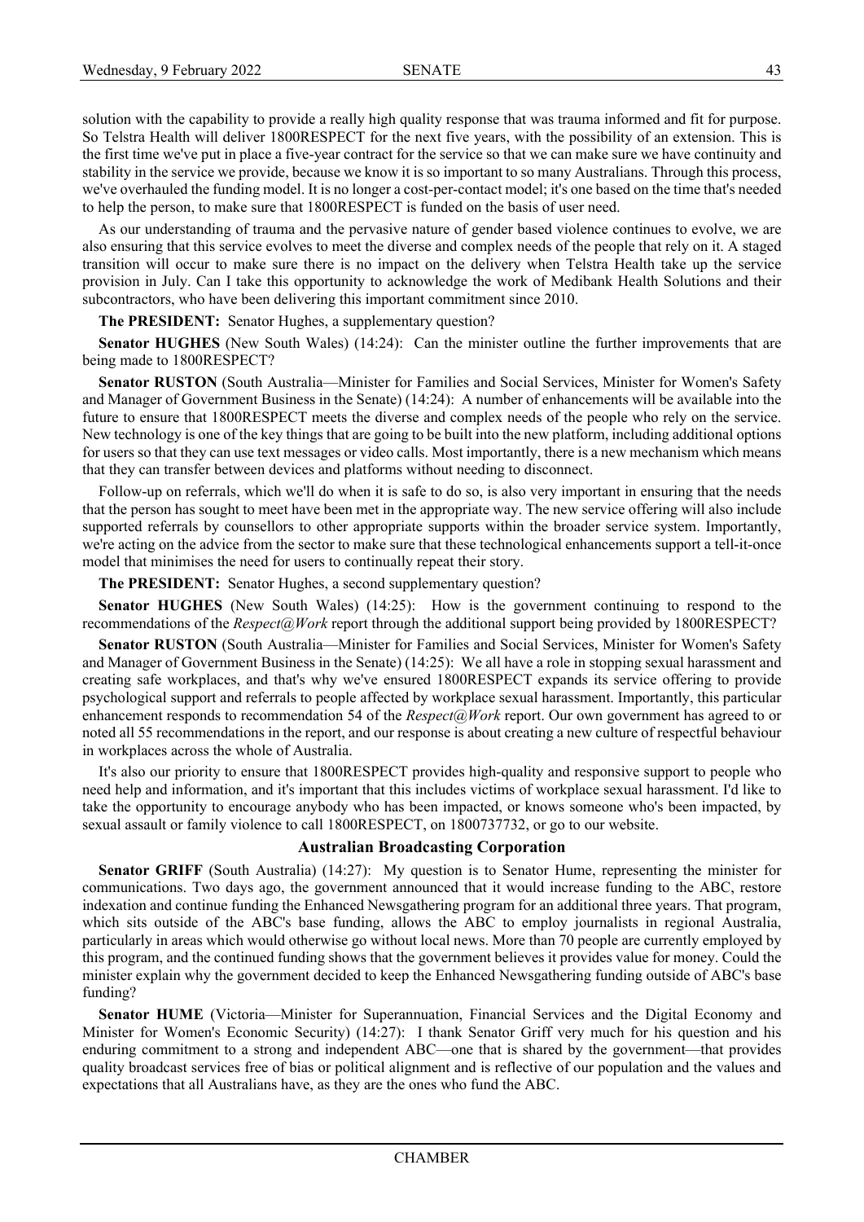solution with the capability to provide a really high quality response that was trauma informed and fit for purpose. So Telstra Health will deliver 1800RESPECT for the next five years, with the possibility of an extension. This is the first time we've put in place a five-year contract for the service so that we can make sure we have continuity and stability in the service we provide, because we know it is so important to so many Australians. Through this process, we've overhauled the funding model. It is no longer a cost-per-contact model; it's one based on the time that's needed to help the person, to make sure that 1800RESPECT is funded on the basis of user need.

As our understanding of trauma and the pervasive nature of gender based violence continues to evolve, we are also ensuring that this service evolves to meet the diverse and complex needs of the people that rely on it. A staged transition will occur to make sure there is no impact on the delivery when Telstra Health take up the service provision in July. Can I take this opportunity to acknowledge the work of Medibank Health Solutions and their subcontractors, who have been delivering this important commitment since 2010.

**The PRESIDENT:** Senator Hughes, a supplementary question?

**Senator HUGHES** (New South Wales) (14:24): Can the minister outline the further improvements that are being made to 1800RESPECT?

**Senator RUSTON** (South Australia—Minister for Families and Social Services, Minister for Women's Safety and Manager of Government Business in the Senate) (14:24): A number of enhancements will be available into the future to ensure that 1800RESPECT meets the diverse and complex needs of the people who rely on the service. New technology is one of the key things that are going to be built into the new platform, including additional options for users so that they can use text messages or video calls. Most importantly, there is a new mechanism which means that they can transfer between devices and platforms without needing to disconnect.

Follow-up on referrals, which we'll do when it is safe to do so, is also very important in ensuring that the needs that the person has sought to meet have been met in the appropriate way. The new service offering will also include supported referrals by counsellors to other appropriate supports within the broader service system. Importantly, we're acting on the advice from the sector to make sure that these technological enhancements support a tell-it-once model that minimises the need for users to continually repeat their story.

**The PRESIDENT:** Senator Hughes, a second supplementary question?

**Senator HUGHES** (New South Wales) (14:25): How is the government continuing to respond to the recommendations of the *Respect@Work* report through the additional support being provided by 1800RESPECT?

**Senator RUSTON** (South Australia—Minister for Families and Social Services, Minister for Women's Safety and Manager of Government Business in the Senate) (14:25): We all have a role in stopping sexual harassment and creating safe workplaces, and that's why we've ensured 1800RESPECT expands its service offering to provide psychological support and referrals to people affected by workplace sexual harassment. Importantly, this particular enhancement responds to recommendation 54 of the *Respect@Work* report. Our own government has agreed to or noted all 55 recommendations in the report, and our response is about creating a new culture of respectful behaviour in workplaces across the whole of Australia.

It's also our priority to ensure that 1800RESPECT provides high-quality and responsive support to people who need help and information, and it's important that this includes victims of workplace sexual harassment. I'd like to take the opportunity to encourage anybody who has been impacted, or knows someone who's been impacted, by sexual assault or family violence to call 1800RESPECT, on 1800737732, or go to our website.

### Australian Broadcasting Corporation

**Senator GRIFF** (South Australia) (14:27): My question is to Senator Hume, representing the minister for communications. Two days ago, the government announced that it would increase funding to the ABC, restore indexation and continue funding the Enhanced Newsgathering program for an additional three years. That program, which sits outside of the ABC's base funding, allows the ABC to employ journalists in regional Australia, particularly in areas which would otherwise go without local news. More than 70 people are currently employed by this program, and the continued funding shows that the government believes it provides value for money. Could the minister explain why the government decided to keep the Enhanced Newsgathering funding outside of ABC's base funding?

**Senator HUME** (Victoria—Minister for Superannuation, Financial Services and the Digital Economy and Minister for Women's Economic Security) (14:27): I thank Senator Griff very much for his question and his enduring commitment to a strong and independent ABC—one that is shared by the government—that provides quality broadcast services free of bias or political alignment and is reflective of our population and the values and expectations that all Australians have, as they are the ones who fund the ABC.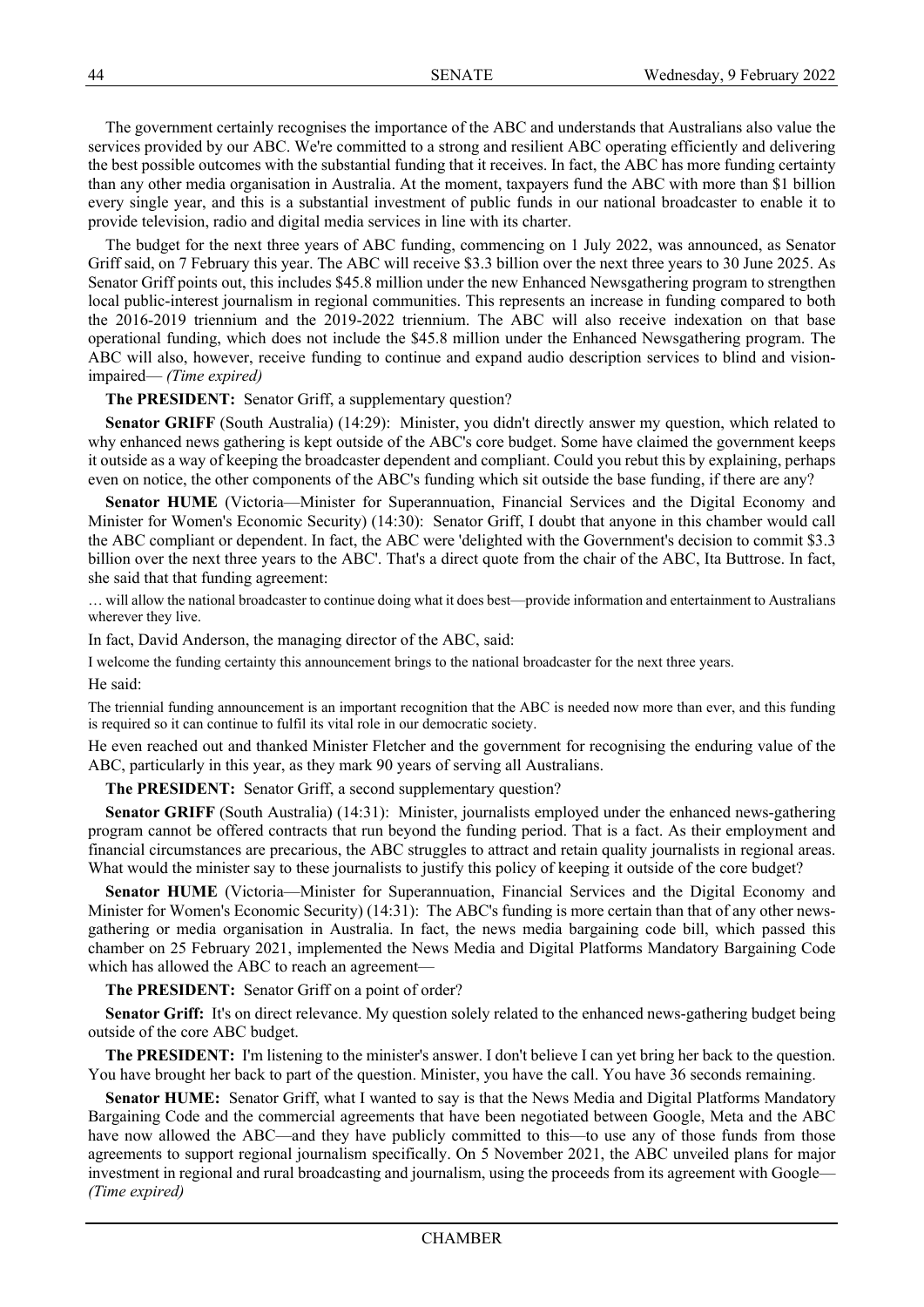The government certainly recognises the importance of the ABC and understands that Australians also value the services provided by our ABC. We're committed to a strong and resilient ABC operating efficiently and delivering the best possible outcomes with the substantial funding that it receives. In fact, the ABC has more funding certainty than any other media organisation in Australia. At the moment, taxpayers fund the ABC with more than $1 billion every single year, and this is a substantial investment of public funds in our national broadcaster to enable it to provide television, radio and digital media services in line with its charter.

The budget for the next three years of ABC funding, commencing on 1 July 2022, was announced, as Senator Griff said, on 7 February this year. The ABC will receive $3.3 billion over the next three years to 30 June 2025. As Senator Griff points out, this includes $45.8 million under the new Enhanced Newsgathering program to strengthen local public-interest journalism in regional communities. This represents an increase in funding compared to both the 2016-2019 triennium and the 2019-2022 triennium. The ABC will also receive indexation on that base operational funding, which does not include the $45.8 million under the Enhanced Newsgathering program. The ABC will also, however, receive funding to continue and expand audio description services to blind and vision-impaired— *(Time expired)*

**The PRESIDENT:** Senator Griff, a supplementary question?

**Senator GRIFF** (South Australia) (14:29): Minister, you didn't directly answer my question, which related to why enhanced news gathering is kept outside of the ABC's core budget. Some have claimed the government keeps it outside as a way of keeping the broadcaster dependent and compliant. Could you rebut this by explaining, perhaps even on notice, the other components of the ABC's funding which sit outside the base funding, if there are any?

**Senator HUME** (Victoria—Minister for Superannuation, Financial Services and the Digital Economy and Minister for Women's Economic Security) (14:30): Senator Griff, I doubt that anyone in this chamber would call the ABC compliant or dependent. In fact, the ABC were 'delighted with the Government's decision to commit $3.3 billion over the next three years to the ABC'. That's a direct quote from the chair of the ABC, Ita Buttrose. In fact, she said that that funding agreement:

> … will allow the national broadcaster to continue doing what it does best—provide information and entertainment to Australians wherever they live.

In fact, David Anderson, the managing director of the ABC, said:

> I welcome the funding certainty this announcement brings to the national broadcaster for the next three years.

He said:

> The triennial funding announcement is an important recognition that the ABC is needed now more than ever, and this funding is required so it can continue to fulfil its vital role in our democratic society.

He even reached out and thanked Minister Fletcher and the government for recognising the enduring value of the ABC, particularly in this year, as they mark 90 years of serving all Australians.

**The PRESIDENT:** Senator Griff, a second supplementary question?

**Senator GRIFF** (South Australia) (14:31): Minister, journalists employed under the enhanced news-gathering program cannot be offered contracts that run beyond the funding period. That is a fact. As their employment and financial circumstances are precarious, the ABC struggles to attract and retain quality journalists in regional areas. What would the minister say to these journalists to justify this policy of keeping it outside of the core budget?

**Senator HUME** (Victoria—Minister for Superannuation, Financial Services and the Digital Economy and Minister for Women's Economic Security) (14:31): The ABC's funding is more certain than that of any other news-gathering or media organisation in Australia. In fact, the news media bargaining code bill, which passed this chamber on 25 February 2021, implemented the News Media and Digital Platforms Mandatory Bargaining Code which has allowed the ABC to reach an agreement—

**The PRESIDENT:** Senator Griff on a point of order?

**Senator Griff:** It's on direct relevance. My question solely related to the enhanced news-gathering budget being outside of the core ABC budget.

**The PRESIDENT:** I'm listening to the minister's answer. I don't believe I can yet bring her back to the question. You have brought her back to part of the question. Minister, you have the call. You have 36 seconds remaining.

**Senator HUME:** Senator Griff, what I wanted to say is that the News Media and Digital Platforms Mandatory Bargaining Code and the commercial agreements that have been negotiated between Google, Meta and the ABC have now allowed the ABC—and they have publicly committed to this—to use any of those funds from those agreements to support regional journalism specifically. On 5 November 2021, the ABC unveiled plans for major investment in regional and rural broadcasting and journalism, using the proceeds from its agreement with Google— *(Time expired)*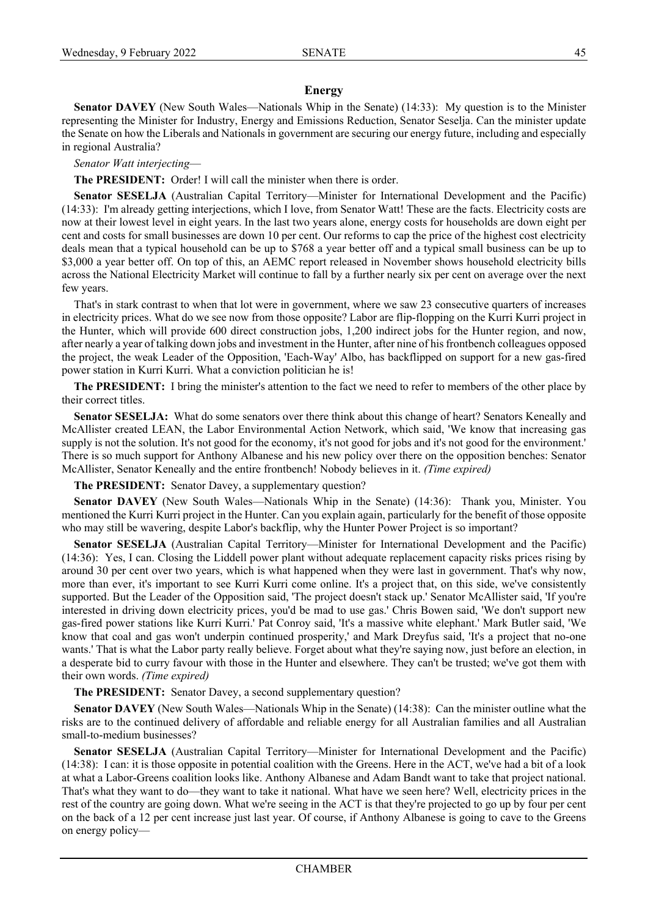## Energy

**Senator DAVEY** (New South Wales—Nationals Whip in the Senate) (14:33): My question is to the Minister representing the Minister for Industry, Energy and Emissions Reduction, Senator Seselja. Can the minister update the Senate on how the Liberals and Nationals in government are securing our energy future, including and especially in regional Australia?

*Senator Watt interjecting*—

**The PRESIDENT:** Order! I will call the minister when there is order.

**Senator SESELJA** (Australian Capital Territory—Minister for International Development and the Pacific) (14:33): I'm already getting interjections, which I love, from Senator Watt! These are the facts. Electricity costs are now at their lowest level in eight years. In the last two years alone, energy costs for households are down eight per cent and costs for small businesses are down 10 per cent. Our reforms to cap the price of the highest cost electricity deals mean that a typical household can be up to $768 a year better off and a typical small business can be up to $3,000 a year better off. On top of this, an AEMC report released in November shows household electricity bills across the National Electricity Market will continue to fall by a further nearly six per cent on average over the next few years.

That's in stark contrast to when that lot were in government, where we saw 23 consecutive quarters of increases in electricity prices. What do we see now from those opposite? Labor are flip-flopping on the Kurri Kurri project in the Hunter, which will provide 600 direct construction jobs, 1,200 indirect jobs for the Hunter region, and now, after nearly a year of talking down jobs and investment in the Hunter, after nine of his frontbench colleagues opposed the project, the weak Leader of the Opposition, 'Each-Way' Albo, has backflipped on support for a new gas-fired power station in Kurri Kurri. What a conviction politician he is!

**The PRESIDENT:** I bring the minister's attention to the fact we need to refer to members of the other place by their correct titles.

**Senator SESELJA:** What do some senators over there think about this change of heart? Senators Keneally and McAllister created LEAN, the Labor Environmental Action Network, which said, 'We know that increasing gas supply is not the solution. It's not good for the economy, it's not good for jobs and it's not good for the environment.' There is so much support for Anthony Albanese and his new policy over there on the opposition benches: Senator McAllister, Senator Keneally and the entire frontbench! Nobody believes in it. *(Time expired)*

**The PRESIDENT:** Senator Davey, a supplementary question?

**Senator DAVEY** (New South Wales—Nationals Whip in the Senate) (14:36): Thank you, Minister. You mentioned the Kurri Kurri project in the Hunter. Can you explain again, particularly for the benefit of those opposite who may still be wavering, despite Labor's backflip, why the Hunter Power Project is so important?

**Senator SESELJA** (Australian Capital Territory—Minister for International Development and the Pacific) (14:36): Yes, I can. Closing the Liddell power plant without adequate replacement capacity risks prices rising by around 30 per cent over two years, which is what happened when they were last in government. That's why now, more than ever, it's important to see Kurri Kurri come online. It's a project that, on this side, we've consistently supported. But the Leader of the Opposition said, 'The project doesn't stack up.' Senator McAllister said, 'If you're interested in driving down electricity prices, you'd be mad to use gas.' Chris Bowen said, 'We don't support new gas-fired power stations like Kurri Kurri.' Pat Conroy said, 'It's a massive white elephant.' Mark Butler said, 'We know that coal and gas won't underpin continued prosperity,' and Mark Dreyfus said, 'It's a project that no-one wants.' That is what the Labor party really believe. Forget about what they're saying now, just before an election, in a desperate bid to curry favour with those in the Hunter and elsewhere. They can't be trusted; we've got them with their own words. *(Time expired)*

**The PRESIDENT:** Senator Davey, a second supplementary question?

**Senator DAVEY** (New South Wales—Nationals Whip in the Senate) (14:38): Can the minister outline what the risks are to the continued delivery of affordable and reliable energy for all Australian families and all Australian small-to-medium businesses?

**Senator SESELJA** (Australian Capital Territory—Minister for International Development and the Pacific) (14:38): I can: it is those opposite in potential coalition with the Greens. Here in the ACT, we've had a bit of a look at what a Labor-Greens coalition looks like. Anthony Albanese and Adam Bandt want to take that project national. That's what they want to do—they want to take it national. What have we seen here? Well, electricity prices in the rest of the country are going down. What we're seeing in the ACT is that they're projected to go up by four per cent on the back of a 12 per cent increase just last year. Of course, if Anthony Albanese is going to cave to the Greens on energy policy—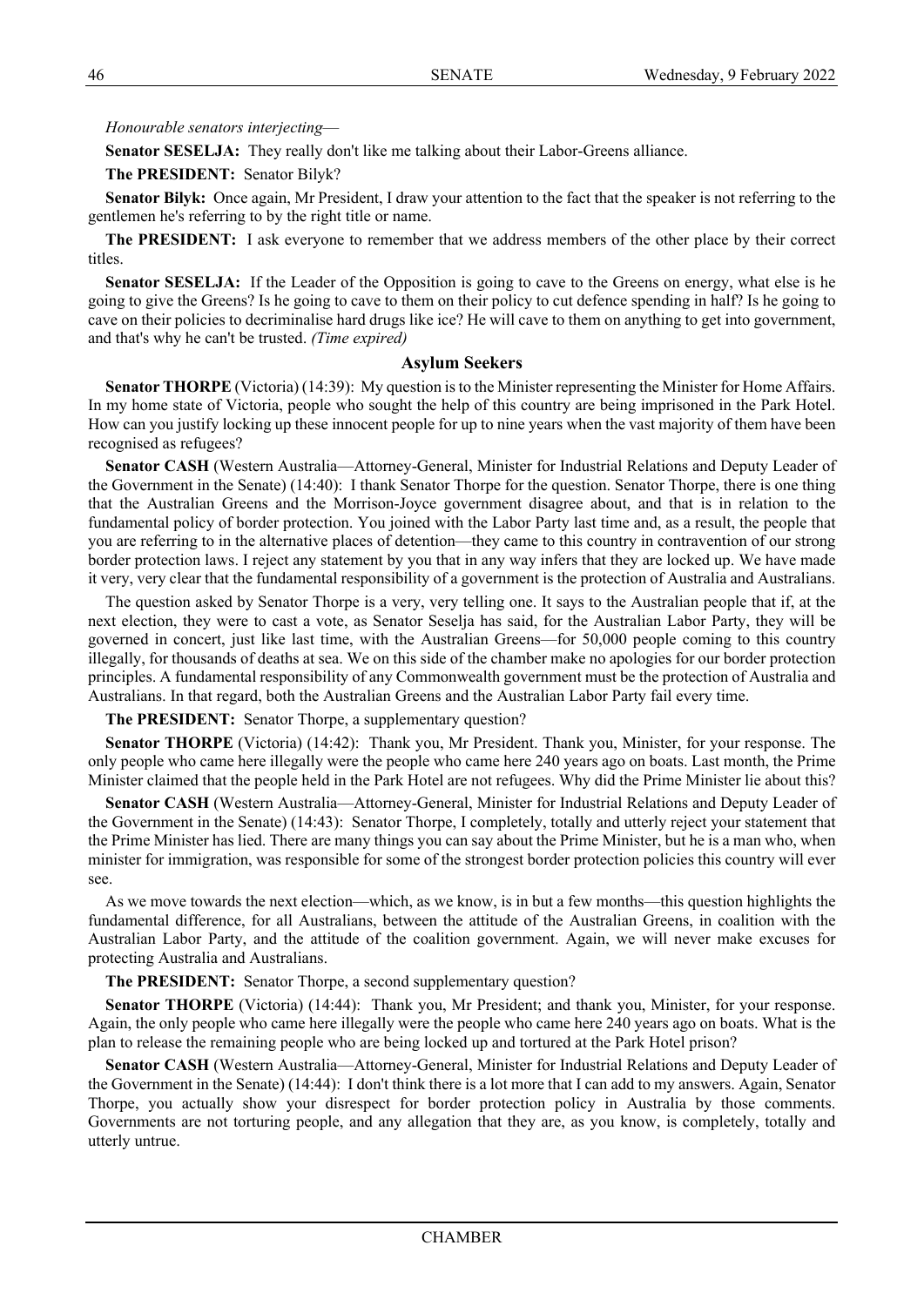*Honourable senators interjecting*—

**Senator SESELJA:** They really don't like me talking about their Labor-Greens alliance.

**The PRESIDENT:** Senator Bilyk?

**Senator Bilyk:** Once again, Mr President, I draw your attention to the fact that the speaker is not referring to the gentlemen he's referring to by the right title or name.

**The PRESIDENT:** I ask everyone to remember that we address members of the other place by their correct titles.

**Senator SESELJA:** If the Leader of the Opposition is going to cave to the Greens on energy, what else is he going to give the Greens? Is he going to cave to them on their policy to cut defence spending in half? Is he going to cave on their policies to decriminalise hard drugs like ice? He will cave to them on anything to get into government, and that's why he can't be trusted. *(Time expired)*

### Asylum Seekers

**Senator THORPE** (Victoria) (14:39): My question is to the Minister representing the Minister for Home Affairs. In my home state of Victoria, people who sought the help of this country are being imprisoned in the Park Hotel. How can you justify locking up these innocent people for up to nine years when the vast majority of them have been recognised as refugees?

**Senator CASH** (Western Australia—Attorney-General, Minister for Industrial Relations and Deputy Leader of the Government in the Senate) (14:40): I thank Senator Thorpe for the question. Senator Thorpe, there is one thing that the Australian Greens and the Morrison-Joyce government disagree about, and that is in relation to the fundamental policy of border protection. You joined with the Labor Party last time and, as a result, the people that you are referring to in the alternative places of detention—they came to this country in contravention of our strong border protection laws. I reject any statement by you that in any way infers that they are locked up. We have made it very, very clear that the fundamental responsibility of a government is the protection of Australia and Australians.

The question asked by Senator Thorpe is a very, very telling one. It says to the Australian people that if, at the next election, they were to cast a vote, as Senator Seselja has said, for the Australian Labor Party, they will be governed in concert, just like last time, with the Australian Greens—for 50,000 people coming to this country illegally, for thousands of deaths at sea. We on this side of the chamber make no apologies for our border protection principles. A fundamental responsibility of any Commonwealth government must be the protection of Australia and Australians. In that regard, both the Australian Greens and the Australian Labor Party fail every time.

**The PRESIDENT:** Senator Thorpe, a supplementary question?

**Senator THORPE** (Victoria) (14:42): Thank you, Mr President. Thank you, Minister, for your response. The only people who came here illegally were the people who came here 240 years ago on boats. Last month, the Prime Minister claimed that the people held in the Park Hotel are not refugees. Why did the Prime Minister lie about this?

**Senator CASH** (Western Australia—Attorney-General, Minister for Industrial Relations and Deputy Leader of the Government in the Senate) (14:43): Senator Thorpe, I completely, totally and utterly reject your statement that the Prime Minister has lied. There are many things you can say about the Prime Minister, but he is a man who, when minister for immigration, was responsible for some of the strongest border protection policies this country will ever see.

As we move towards the next election—which, as we know, is in but a few months—this question highlights the fundamental difference, for all Australians, between the attitude of the Australian Greens, in coalition with the Australian Labor Party, and the attitude of the coalition government. Again, we will never make excuses for protecting Australia and Australians.

**The PRESIDENT:** Senator Thorpe, a second supplementary question?

**Senator THORPE** (Victoria) (14:44): Thank you, Mr President; and thank you, Minister, for your response. Again, the only people who came here illegally were the people who came here 240 years ago on boats. What is the plan to release the remaining people who are being locked up and tortured at the Park Hotel prison?

**Senator CASH** (Western Australia—Attorney-General, Minister for Industrial Relations and Deputy Leader of the Government in the Senate) (14:44): I don't think there is a lot more that I can add to my answers. Again, Senator Thorpe, you actually show your disrespect for border protection policy in Australia by those comments. Governments are not torturing people, and any allegation that they are, as you know, is completely, totally and utterly untrue.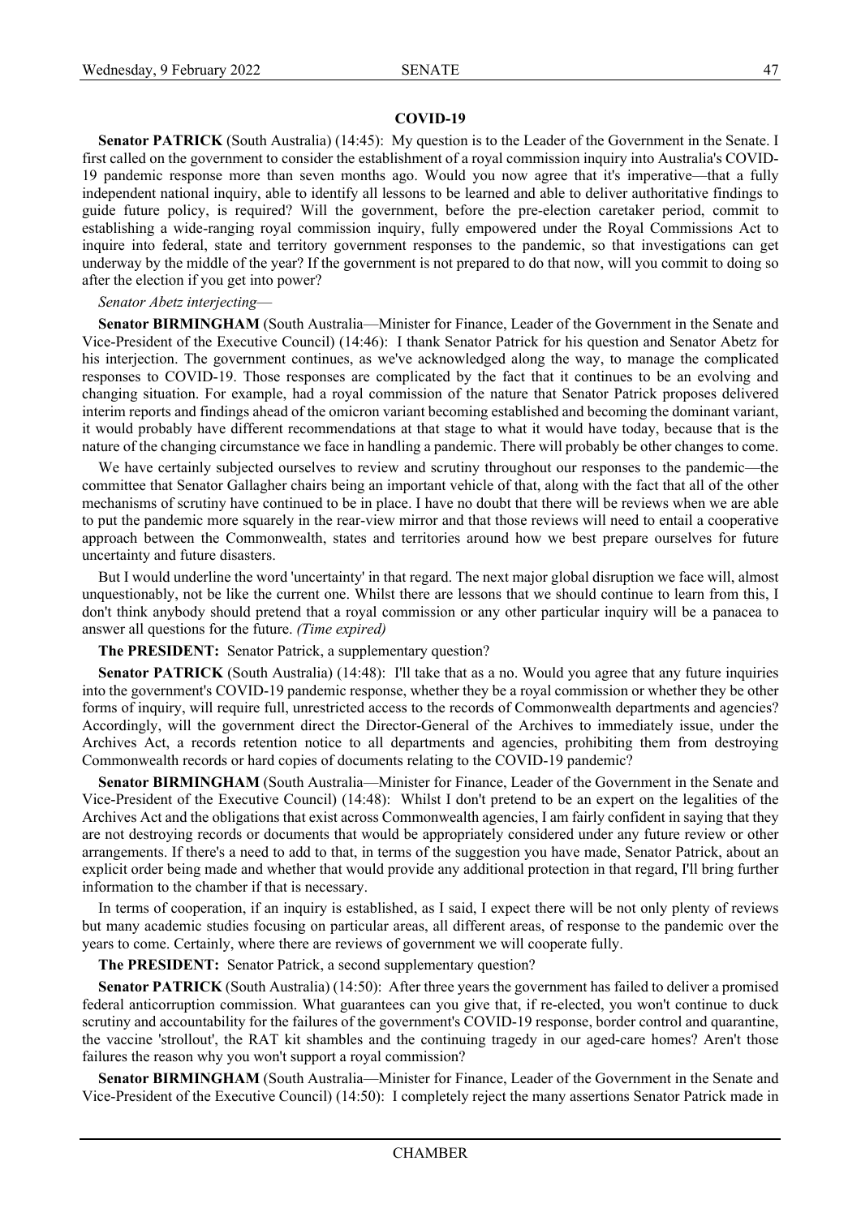## COVID-19

**Senator PATRICK** (South Australia) (14:45): My question is to the Leader of the Government in the Senate. I first called on the government to consider the establishment of a royal commission inquiry into Australia's COVID-19 pandemic response more than seven months ago. Would you now agree that it's imperative—that a fully independent national inquiry, able to identify all lessons to be learned and able to deliver authoritative findings to guide future policy, is required? Will the government, before the pre-election caretaker period, commit to establishing a wide-ranging royal commission inquiry, fully empowered under the Royal Commissions Act to inquire into federal, state and territory government responses to the pandemic, so that investigations can get underway by the middle of the year? If the government is not prepared to do that now, will you commit to doing so after the election if you get into power?

*Senator Abetz interjecting*—

**Senator BIRMINGHAM** (South Australia—Minister for Finance, Leader of the Government in the Senate and Vice-President of the Executive Council) (14:46): I thank Senator Patrick for his question and Senator Abetz for his interjection. The government continues, as we've acknowledged along the way, to manage the complicated responses to COVID-19. Those responses are complicated by the fact that it continues to be an evolving and changing situation. For example, had a royal commission of the nature that Senator Patrick proposes delivered interim reports and findings ahead of the omicron variant becoming established and becoming the dominant variant, it would probably have different recommendations at that stage to what it would have today, because that is the nature of the changing circumstance we face in handling a pandemic. There will probably be other changes to come.

We have certainly subjected ourselves to review and scrutiny throughout our responses to the pandemic—the committee that Senator Gallagher chairs being an important vehicle of that, along with the fact that all of the other mechanisms of scrutiny have continued to be in place. I have no doubt that there will be reviews when we are able to put the pandemic more squarely in the rear-view mirror and that those reviews will need to entail a cooperative approach between the Commonwealth, states and territories around how we best prepare ourselves for future uncertainty and future disasters.

But I would underline the word 'uncertainty' in that regard. The next major global disruption we face will, almost unquestionably, not be like the current one. Whilst there are lessons that we should continue to learn from this, I don't think anybody should pretend that a royal commission or any other particular inquiry will be a panacea to answer all questions for the future. *(Time expired)*

**The PRESIDENT:** Senator Patrick, a supplementary question?

**Senator PATRICK** (South Australia) (14:48): I'll take that as a no. Would you agree that any future inquiries into the government's COVID-19 pandemic response, whether they be a royal commission or whether they be other forms of inquiry, will require full, unrestricted access to the records of Commonwealth departments and agencies? Accordingly, will the government direct the Director-General of the Archives to immediately issue, under the Archives Act, a records retention notice to all departments and agencies, prohibiting them from destroying Commonwealth records or hard copies of documents relating to the COVID-19 pandemic?

**Senator BIRMINGHAM** (South Australia—Minister for Finance, Leader of the Government in the Senate and Vice-President of the Executive Council) (14:48): Whilst I don't pretend to be an expert on the legalities of the Archives Act and the obligations that exist across Commonwealth agencies, I am fairly confident in saying that they are not destroying records or documents that would be appropriately considered under any future review or other arrangements. If there's a need to add to that, in terms of the suggestion you have made, Senator Patrick, about an explicit order being made and whether that would provide any additional protection in that regard, I'll bring further information to the chamber if that is necessary.

In terms of cooperation, if an inquiry is established, as I said, I expect there will be not only plenty of reviews but many academic studies focusing on particular areas, all different areas, of response to the pandemic over the years to come. Certainly, where there are reviews of government we will cooperate fully.

**The PRESIDENT:** Senator Patrick, a second supplementary question?

**Senator PATRICK** (South Australia) (14:50): After three years the government has failed to deliver a promised federal anticorruption commission. What guarantees can you give that, if re-elected, you won't continue to duck scrutiny and accountability for the failures of the government's COVID-19 response, border control and quarantine, the vaccine 'strollout', the RAT kit shambles and the continuing tragedy in our aged-care homes? Aren't those failures the reason why you won't support a royal commission?

**Senator BIRMINGHAM** (South Australia—Minister for Finance, Leader of the Government in the Senate and Vice-President of the Executive Council) (14:50): I completely reject the many assertions Senator Patrick made in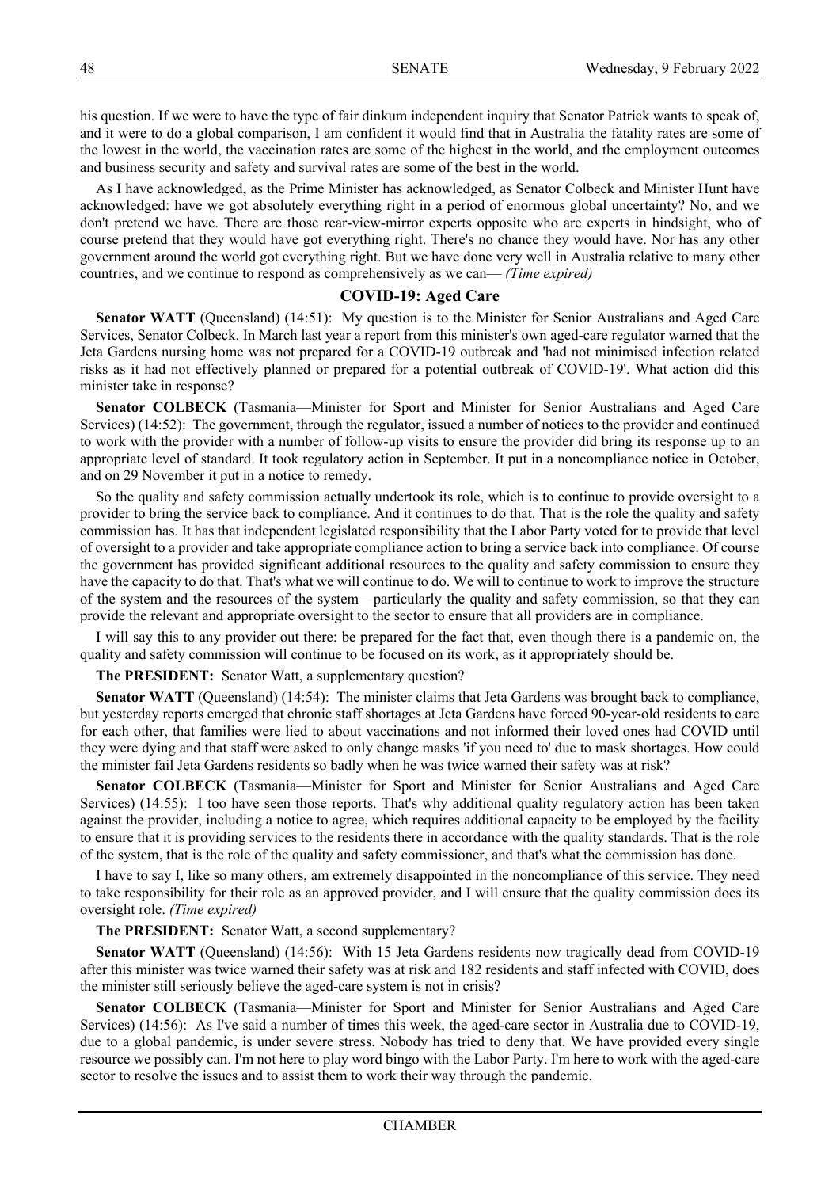his question. If we were to have the type of fair dinkum independent inquiry that Senator Patrick wants to speak of, and it were to do a global comparison, I am confident it would find that in Australia the fatality rates are some of the lowest in the world, the vaccination rates are some of the highest in the world, and the employment outcomes and business security and safety and survival rates are some of the best in the world.

As I have acknowledged, as the Prime Minister has acknowledged, as Senator Colbeck and Minister Hunt have acknowledged: have we got absolutely everything right in a period of enormous global uncertainty? No, and we don't pretend we have. There are those rear-view-mirror experts opposite who are experts in hindsight, who of course pretend that they would have got everything right. There's no chance they would have. Nor has any other government around the world got everything right. But we have done very well in Australia relative to many other countries, and we continue to respond as comprehensively as we can— *(Time expired)*

### COVID-19: Aged Care

**Senator WATT** (Queensland) (14:51): My question is to the Minister for Senior Australians and Aged Care Services, Senator Colbeck. In March last year a report from this minister's own aged-care regulator warned that the Jeta Gardens nursing home was not prepared for a COVID-19 outbreak and 'had not minimised infection related risks as it had not effectively planned or prepared for a potential outbreak of COVID-19'. What action did this minister take in response?

**Senator COLBECK** (Tasmania—Minister for Sport and Minister for Senior Australians and Aged Care Services) (14:52): The government, through the regulator, issued a number of notices to the provider and continued to work with the provider with a number of follow-up visits to ensure the provider did bring its response up to an appropriate level of standard. It took regulatory action in September. It put in a noncompliance notice in October, and on 29 November it put in a notice to remedy.

So the quality and safety commission actually undertook its role, which is to continue to provide oversight to a provider to bring the service back to compliance. And it continues to do that. That is the role the quality and safety commission has. It has that independent legislated responsibility that the Labor Party voted for to provide that level of oversight to a provider and take appropriate compliance action to bring a service back into compliance. Of course the government has provided significant additional resources to the quality and safety commission to ensure they have the capacity to do that. That's what we will continue to do. We will to continue to work to improve the structure of the system and the resources of the system—particularly the quality and safety commission, so that they can provide the relevant and appropriate oversight to the sector to ensure that all providers are in compliance.

I will say this to any provider out there: be prepared for the fact that, even though there is a pandemic on, the quality and safety commission will continue to be focused on its work, as it appropriately should be.

**The PRESIDENT:** Senator Watt, a supplementary question?

**Senator WATT** (Queensland) (14:54): The minister claims that Jeta Gardens was brought back to compliance, but yesterday reports emerged that chronic staff shortages at Jeta Gardens have forced 90-year-old residents to care for each other, that families were lied to about vaccinations and not informed their loved ones had COVID until they were dying and that staff were asked to only change masks 'if you need to' due to mask shortages. How could the minister fail Jeta Gardens residents so badly when he was twice warned their safety was at risk?

**Senator COLBECK** (Tasmania—Minister for Sport and Minister for Senior Australians and Aged Care Services) (14:55): I too have seen those reports. That's why additional quality regulatory action has been taken against the provider, including a notice to agree, which requires additional capacity to be employed by the facility to ensure that it is providing services to the residents there in accordance with the quality standards. That is the role of the system, that is the role of the quality and safety commissioner, and that's what the commission has done.

I have to say I, like so many others, am extremely disappointed in the noncompliance of this service. They need to take responsibility for their role as an approved provider, and I will ensure that the quality commission does its oversight role. *(Time expired)*

**The PRESIDENT:** Senator Watt, a second supplementary?

**Senator WATT** (Queensland) (14:56): With 15 Jeta Gardens residents now tragically dead from COVID-19 after this minister was twice warned their safety was at risk and 182 residents and staff infected with COVID, does the minister still seriously believe the aged-care system is not in crisis?

**Senator COLBECK** (Tasmania—Minister for Sport and Minister for Senior Australians and Aged Care Services) (14:56): As I've said a number of times this week, the aged-care sector in Australia due to COVID-19, due to a global pandemic, is under severe stress. Nobody has tried to deny that. We have provided every single resource we possibly can. I'm not here to play word bingo with the Labor Party. I'm here to work with the aged-care sector to resolve the issues and to assist them to work their way through the pandemic.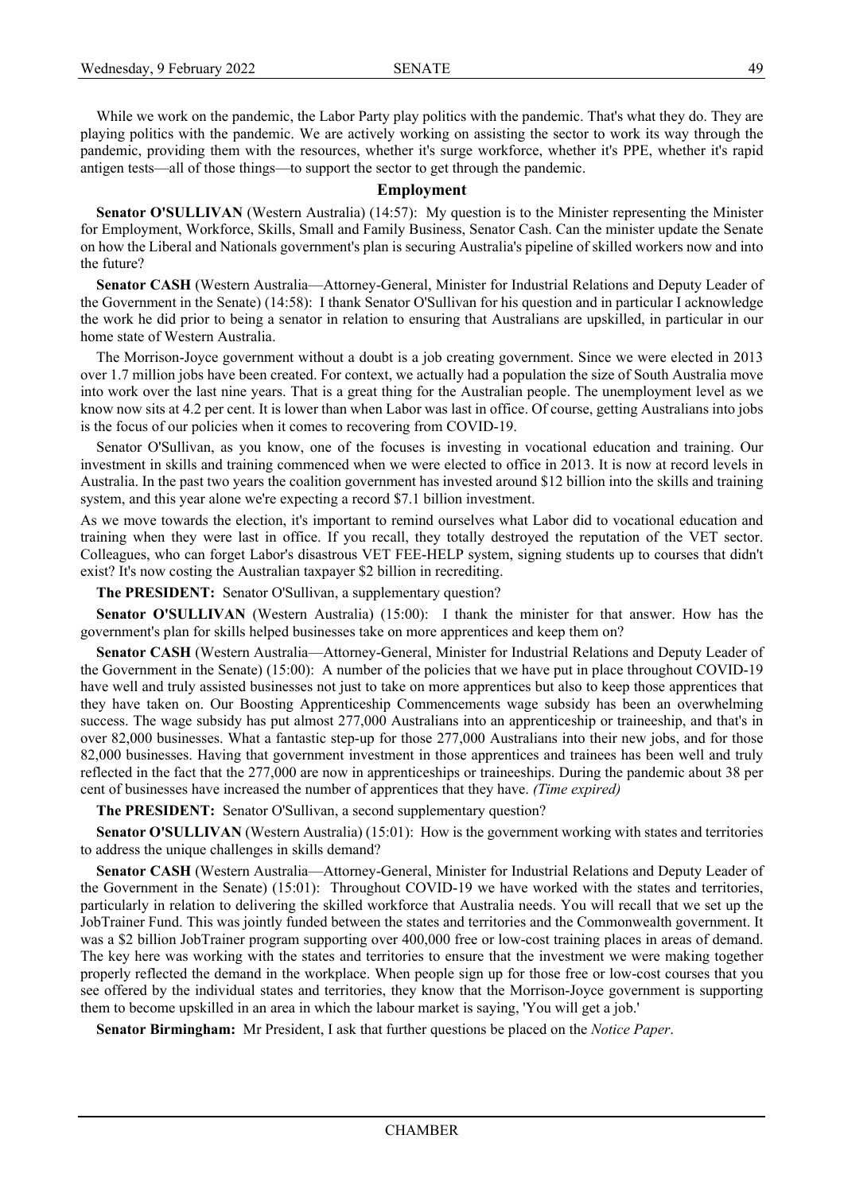While we work on the pandemic, the Labor Party play politics with the pandemic. That's what they do. They are playing politics with the pandemic. We are actively working on assisting the sector to work its way through the pandemic, providing them with the resources, whether it's surge workforce, whether it's PPE, whether it's rapid antigen tests—all of those things—to support the sector to get through the pandemic.

## Employment

**Senator O'SULLIVAN** (Western Australia) (14:57): My question is to the Minister representing the Minister for Employment, Workforce, Skills, Small and Family Business, Senator Cash. Can the minister update the Senate on how the Liberal and Nationals government's plan is securing Australia's pipeline of skilled workers now and into the future?

**Senator CASH** (Western Australia—Attorney-General, Minister for Industrial Relations and Deputy Leader of the Government in the Senate) (14:58): I thank Senator O'Sullivan for his question and in particular I acknowledge the work he did prior to being a senator in relation to ensuring that Australians are upskilled, in particular in our home state of Western Australia.

The Morrison-Joyce government without a doubt is a job creating government. Since we were elected in 2013 over 1.7 million jobs have been created. For context, we actually had a population the size of South Australia move into work over the last nine years. That is a great thing for the Australian people. The unemployment level as we know now sits at 4.2 per cent. It is lower than when Labor was last in office. Of course, getting Australians into jobs is the focus of our policies when it comes to recovering from COVID-19.

Senator O'Sullivan, as you know, one of the focuses is investing in vocational education and training. Our investment in skills and training commenced when we were elected to office in 2013. It is now at record levels in Australia. In the past two years the coalition government has invested around $12 billion into the skills and training system, and this year alone we're expecting a record $7.1 billion investment.

As we move towards the election, it's important to remind ourselves what Labor did to vocational education and training when they were last in office. If you recall, they totally destroyed the reputation of the VET sector. Colleagues, who can forget Labor's disastrous VET FEE-HELP system, signing students up to courses that didn't exist? It's now costing the Australian taxpayer $2 billion in recrediting.

**The PRESIDENT:** Senator O'Sullivan, a supplementary question?

**Senator O'SULLIVAN** (Western Australia) (15:00): I thank the minister for that answer. How has the government's plan for skills helped businesses take on more apprentices and keep them on?

**Senator CASH** (Western Australia—Attorney-General, Minister for Industrial Relations and Deputy Leader of the Government in the Senate) (15:00): A number of the policies that we have put in place throughout COVID-19 have well and truly assisted businesses not just to take on more apprentices but also to keep those apprentices that they have taken on. Our Boosting Apprenticeship Commencements wage subsidy has been an overwhelming success. The wage subsidy has put almost 277,000 Australians into an apprenticeship or traineeship, and that's in over 82,000 businesses. What a fantastic step-up for those 277,000 Australians into their new jobs, and for those 82,000 businesses. Having that government investment in those apprentices and trainees has been well and truly reflected in the fact that the 277,000 are now in apprenticeships or traineeships. During the pandemic about 38 per cent of businesses have increased the number of apprentices that they have. *(Time expired)*

**The PRESIDENT:** Senator O'Sullivan, a second supplementary question?

**Senator O'SULLIVAN** (Western Australia) (15:01): How is the government working with states and territories to address the unique challenges in skills demand?

**Senator CASH** (Western Australia—Attorney-General, Minister for Industrial Relations and Deputy Leader of the Government in the Senate) (15:01): Throughout COVID-19 we have worked with the states and territories, particularly in relation to delivering the skilled workforce that Australia needs. You will recall that we set up the JobTrainer Fund. This was jointly funded between the states and territories and the Commonwealth government. It was a $2 billion JobTrainer program supporting over 400,000 free or low-cost training places in areas of demand. The key here was working with the states and territories to ensure that the investment we were making together properly reflected the demand in the workplace. When people sign up for those free or low-cost courses that you see offered by the individual states and territories, they know that the Morrison-Joyce government is supporting them to become upskilled in an area in which the labour market is saying, 'You will get a job.'

**Senator Birmingham:** Mr President, I ask that further questions be placed on the *Notice Paper*.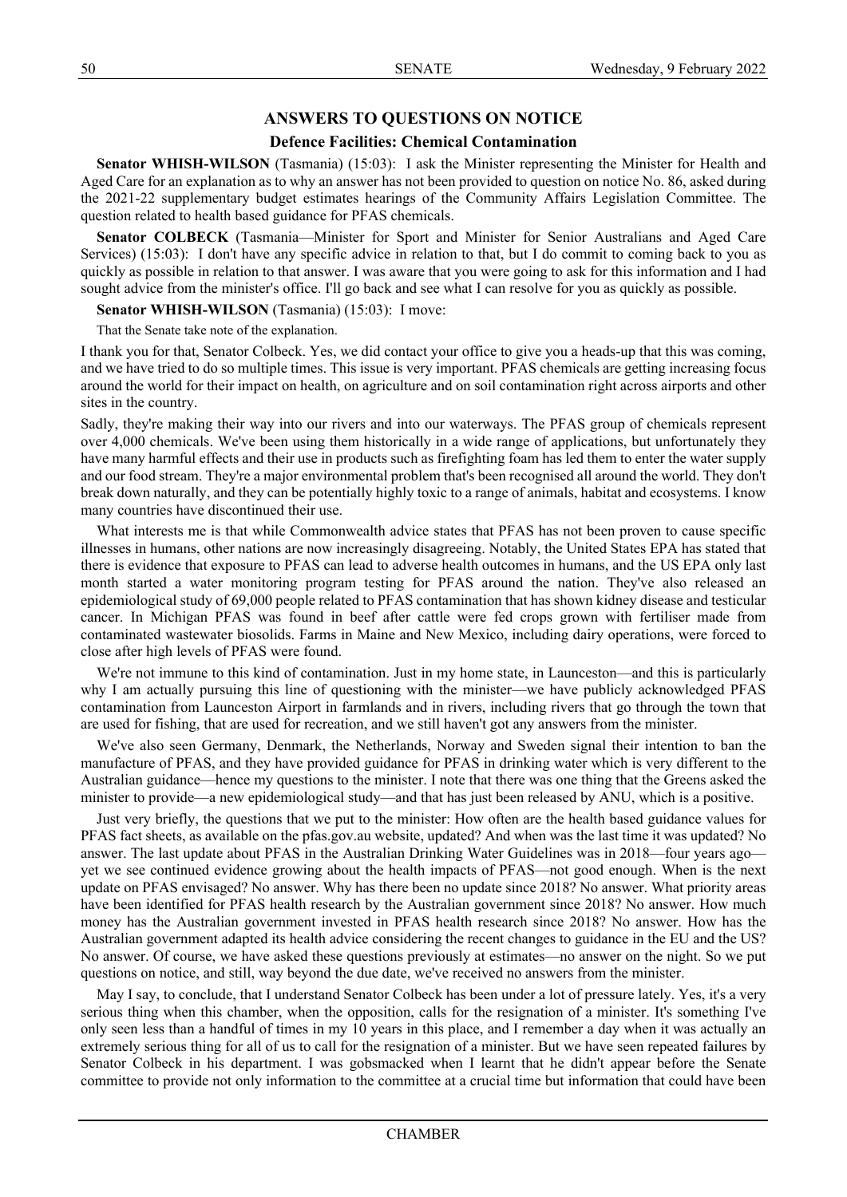## ANSWERS TO QUESTIONS ON NOTICE

### Defence Facilities: Chemical Contamination

**Senator WHISH-WILSON** (Tasmania) (15:03): I ask the Minister representing the Minister for Health and Aged Care for an explanation as to why an answer has not been provided to question on notice No. 86, asked during the 2021-22 supplementary budget estimates hearings of the Community Affairs Legislation Committee. The question related to health based guidance for PFAS chemicals.

**Senator COLBECK** (Tasmania—Minister for Sport and Minister for Senior Australians and Aged Care Services) (15:03): I don't have any specific advice in relation to that, but I do commit to coming back to you as quickly as possible in relation to that answer. I was aware that you were going to ask for this information and I had sought advice from the minister's office. I'll go back and see what I can resolve for you as quickly as possible.

**Senator WHISH-WILSON** (Tasmania) (15:03): I move:

That the Senate take note of the explanation.

I thank you for that, Senator Colbeck. Yes, we did contact your office to give you a heads-up that this was coming, and we have tried to do so multiple times. This issue is very important. PFAS chemicals are getting increasing focus around the world for their impact on health, on agriculture and on soil contamination right across airports and other sites in the country.

Sadly, they're making their way into our rivers and into our waterways. The PFAS group of chemicals represent over 4,000 chemicals. We've been using them historically in a wide range of applications, but unfortunately they have many harmful effects and their use in products such as firefighting foam has led them to enter the water supply and our food stream. They're a major environmental problem that's been recognised all around the world. They don't break down naturally, and they can be potentially highly toxic to a range of animals, habitat and ecosystems. I know many countries have discontinued their use.

What interests me is that while Commonwealth advice states that PFAS has not been proven to cause specific illnesses in humans, other nations are now increasingly disagreeing. Notably, the United States EPA has stated that there is evidence that exposure to PFAS can lead to adverse health outcomes in humans, and the US EPA only last month started a water monitoring program testing for PFAS around the nation. They've also released an epidemiological study of 69,000 people related to PFAS contamination that has shown kidney disease and testicular cancer. In Michigan PFAS was found in beef after cattle were fed crops grown with fertiliser made from contaminated wastewater biosolids. Farms in Maine and New Mexico, including dairy operations, were forced to close after high levels of PFAS were found.

We're not immune to this kind of contamination. Just in my home state, in Launceston—and this is particularly why I am actually pursuing this line of questioning with the minister—we have publicly acknowledged PFAS contamination from Launceston Airport in farmlands and in rivers, including rivers that go through the town that are used for fishing, that are used for recreation, and we still haven't got any answers from the minister.

We've also seen Germany, Denmark, the Netherlands, Norway and Sweden signal their intention to ban the manufacture of PFAS, and they have provided guidance for PFAS in drinking water which is very different to the Australian guidance—hence my questions to the minister. I note that there was one thing that the Greens asked the minister to provide—a new epidemiological study—and that has just been released by ANU, which is a positive.

Just very briefly, the questions that we put to the minister: How often are the health based guidance values for PFAS fact sheets, as available on the pfas.gov.au website, updated? And when was the last time it was updated? No answer. The last update about PFAS in the Australian Drinking Water Guidelines was in 2018—four years ago—yet we see continued evidence growing about the health impacts of PFAS—not good enough. When is the next update on PFAS envisaged? No answer. Why has there been no update since 2018? No answer. What priority areas have been identified for PFAS health research by the Australian government since 2018? No answer. How much money has the Australian government invested in PFAS health research since 2018? No answer. How has the Australian government adapted its health advice considering the recent changes to guidance in the EU and the US? No answer. Of course, we have asked these questions previously at estimates—no answer on the night. So we put questions on notice, and still, way beyond the due date, we've received no answers from the minister.

May I say, to conclude, that I understand Senator Colbeck has been under a lot of pressure lately. Yes, it's a very serious thing when this chamber, when the opposition, calls for the resignation of a minister. It's something I've only seen less than a handful of times in my 10 years in this place, and I remember a day when it was actually an extremely serious thing for all of us to call for the resignation of a minister. But we have seen repeated failures by Senator Colbeck in his department. I was gobsmacked when I learnt that he didn't appear before the Senate committee to provide not only information to the committee at a crucial time but information that could have been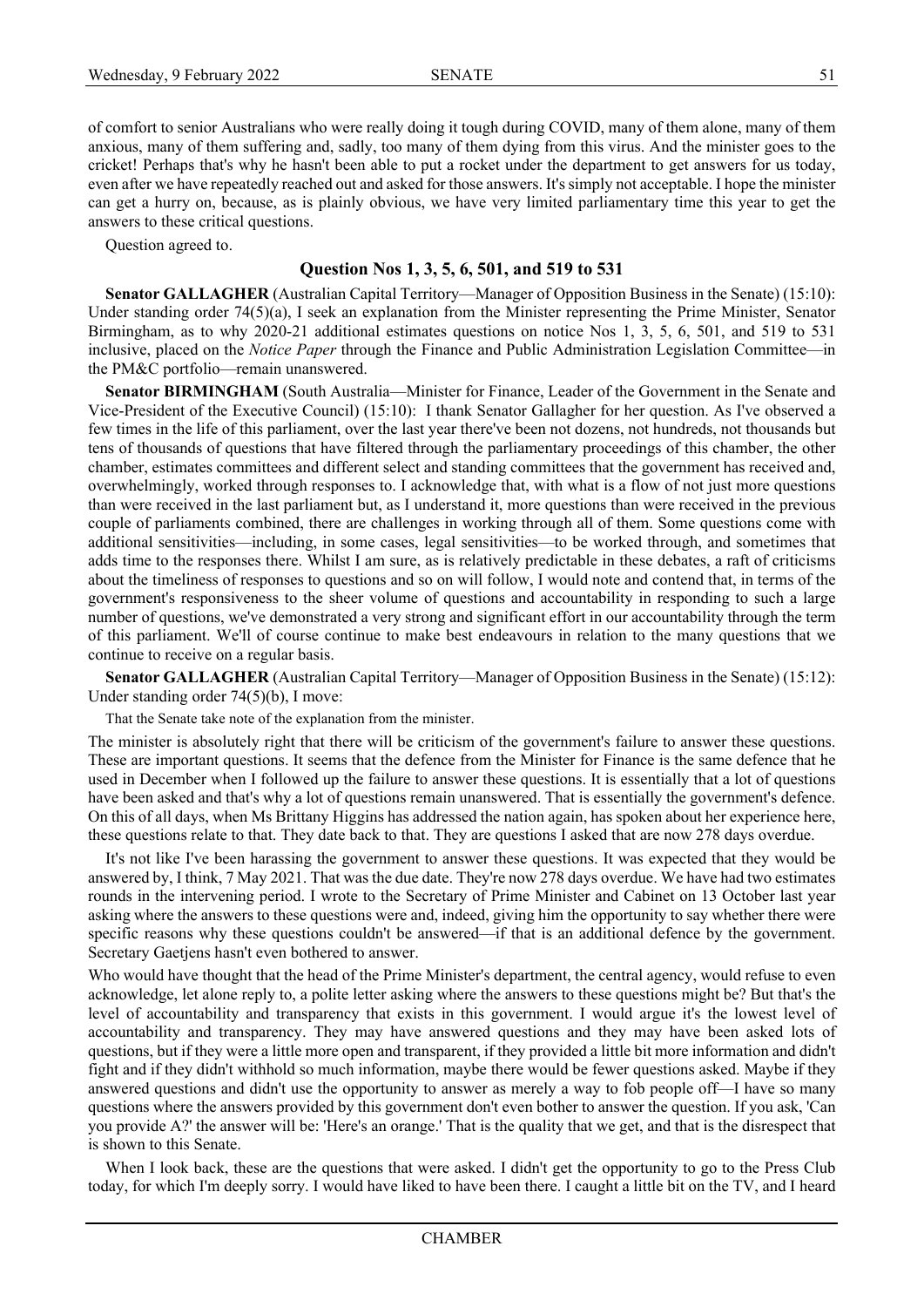of comfort to senior Australians who were really doing it tough during COVID, many of them alone, many of them anxious, many of them suffering and, sadly, too many of them dying from this virus. And the minister goes to the cricket! Perhaps that's why he hasn't been able to put a rocket under the department to get answers for us today, even after we have repeatedly reached out and asked for those answers. It's simply not acceptable. I hope the minister can get a hurry on, because, as is plainly obvious, we have very limited parliamentary time this year to get the answers to these critical questions.

Question agreed to.

### Question Nos 1, 3, 5, 6, 501, and 519 to 531

**Senator GALLAGHER** (Australian Capital Territory—Manager of Opposition Business in the Senate) (15:10): Under standing order 74(5)(a), I seek an explanation from the Minister representing the Prime Minister, Senator Birmingham, as to why 2020-21 additional estimates questions on notice Nos 1, 3, 5, 6, 501, and 519 to 531 inclusive, placed on the *Notice Paper* through the Finance and Public Administration Legislation Committee—in the PM&C portfolio—remain unanswered.

**Senator BIRMINGHAM** (South Australia—Minister for Finance, Leader of the Government in the Senate and Vice-President of the Executive Council) (15:10): I thank Senator Gallagher for her question. As I've observed a few times in the life of this parliament, over the last year there've been not dozens, not hundreds, not thousands but tens of thousands of questions that have filtered through the parliamentary proceedings of this chamber, the other chamber, estimates committees and different select and standing committees that the government has received and, overwhelmingly, worked through responses to. I acknowledge that, with what is a flow of not just more questions than were received in the last parliament but, as I understand it, more questions than were received in the previous couple of parliaments combined, there are challenges in working through all of them. Some questions come with additional sensitivities—including, in some cases, legal sensitivities—to be worked through, and sometimes that adds time to the responses there. Whilst I am sure, as is relatively predictable in these debates, a raft of criticisms about the timeliness of responses to questions and so on will follow, I would note and contend that, in terms of the government's responsiveness to the sheer volume of questions and accountability in responding to such a large number of questions, we've demonstrated a very strong and significant effort in our accountability through the term of this parliament. We'll of course continue to make best endeavours in relation to the many questions that we continue to receive on a regular basis.

**Senator GALLAGHER** (Australian Capital Territory—Manager of Opposition Business in the Senate) (15:12): Under standing order 74(5)(b), I move:

That the Senate take note of the explanation from the minister.

The minister is absolutely right that there will be criticism of the government's failure to answer these questions. These are important questions. It seems that the defence from the Minister for Finance is the same defence that he used in December when I followed up the failure to answer these questions. It is essentially that a lot of questions have been asked and that's why a lot of questions remain unanswered. That is essentially the government's defence. On this of all days, when Ms Brittany Higgins has addressed the nation again, has spoken about her experience here, these questions relate to that. They date back to that. They are questions I asked that are now 278 days overdue.

It's not like I've been harassing the government to answer these questions. It was expected that they would be answered by, I think, 7 May 2021. That was the due date. They're now 278 days overdue. We have had two estimates rounds in the intervening period. I wrote to the Secretary of Prime Minister and Cabinet on 13 October last year asking where the answers to these questions were and, indeed, giving him the opportunity to say whether there were specific reasons why these questions couldn't be answered—if that is an additional defence by the government. Secretary Gaetjens hasn't even bothered to answer.

Who would have thought that the head of the Prime Minister's department, the central agency, would refuse to even acknowledge, let alone reply to, a polite letter asking where the answers to these questions might be? But that's the level of accountability and transparency that exists in this government. I would argue it's the lowest level of accountability and transparency. They may have answered questions and they may have been asked lots of questions, but if they were a little more open and transparent, if they provided a little bit more information and didn't fight and if they didn't withhold so much information, maybe there would be fewer questions asked. Maybe if they answered questions and didn't use the opportunity to answer as merely a way to fob people off—I have so many questions where the answers provided by this government don't even bother to answer the question. If you ask, 'Can you provide A?' the answer will be: 'Here's an orange.' That is the quality that we get, and that is the disrespect that is shown to this Senate.

When I look back, these are the questions that were asked. I didn't get the opportunity to go to the Press Club today, for which I'm deeply sorry. I would have liked to have been there. I caught a little bit on the TV, and I heard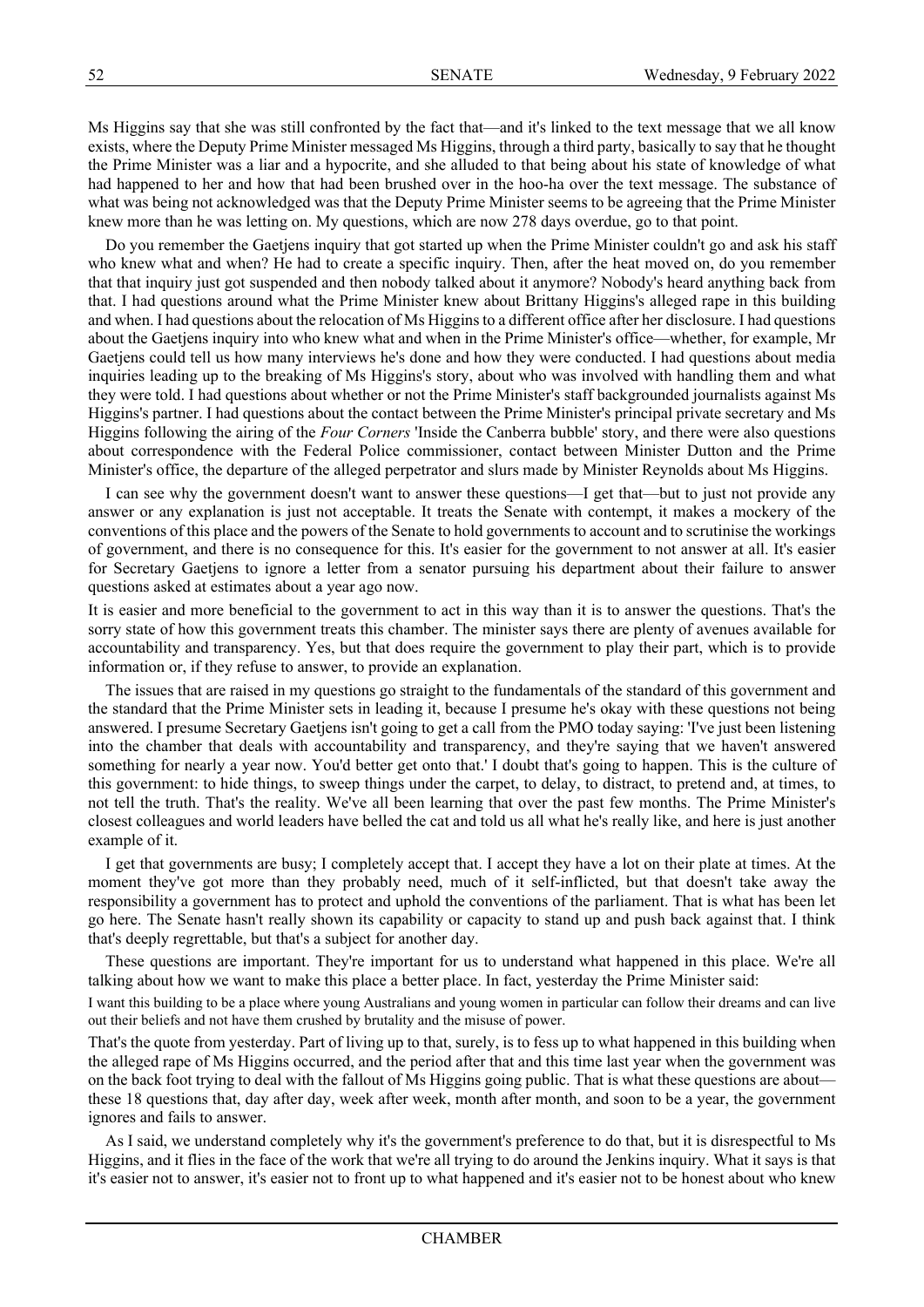Ms Higgins say that she was still confronted by the fact that—and it's linked to the text message that we all know exists, where the Deputy Prime Minister messaged Ms Higgins, through a third party, basically to say that he thought the Prime Minister was a liar and a hypocrite, and she alluded to that being about his state of knowledge of what had happened to her and how that had been brushed over in the hoo-ha over the text message. The substance of what was being not acknowledged was that the Deputy Prime Minister seems to be agreeing that the Prime Minister knew more than he was letting on. My questions, which are now 278 days overdue, go to that point.

Do you remember the Gaetjens inquiry that got started up when the Prime Minister couldn't go and ask his staff who knew what and when? He had to create a specific inquiry. Then, after the heat moved on, do you remember that that inquiry just got suspended and then nobody talked about it anymore? Nobody's heard anything back from that. I had questions around what the Prime Minister knew about Brittany Higgins's alleged rape in this building and when. I had questions about the relocation of Ms Higgins to a different office after her disclosure. I had questions about the Gaetjens inquiry into who knew what and when in the Prime Minister's office—whether, for example, Mr Gaetjens could tell us how many interviews he's done and how they were conducted. I had questions about media inquiries leading up to the breaking of Ms Higgins's story, about who was involved with handling them and what they were told. I had questions about whether or not the Prime Minister's staff backgrounded journalists against Ms Higgins's partner. I had questions about the contact between the Prime Minister's principal private secretary and Ms Higgins following the airing of the *Four Corners* 'Inside the Canberra bubble' story, and there were also questions about correspondence with the Federal Police commissioner, contact between Minister Dutton and the Prime Minister's office, the departure of the alleged perpetrator and slurs made by Minister Reynolds about Ms Higgins.

I can see why the government doesn't want to answer these questions—I get that—but to just not provide any answer or any explanation is just not acceptable. It treats the Senate with contempt, it makes a mockery of the conventions of this place and the powers of the Senate to hold governments to account and to scrutinise the workings of government, and there is no consequence for this. It's easier for the government to not answer at all. It's easier for Secretary Gaetjens to ignore a letter from a senator pursuing his department about their failure to answer questions asked at estimates about a year ago now.

It is easier and more beneficial to the government to act in this way than it is to answer the questions. That's the sorry state of how this government treats this chamber. The minister says there are plenty of avenues available for accountability and transparency. Yes, but that does require the government to play their part, which is to provide information or, if they refuse to answer, to provide an explanation.

The issues that are raised in my questions go straight to the fundamentals of the standard of this government and the standard that the Prime Minister sets in leading it, because I presume he's okay with these questions not being answered. I presume Secretary Gaetjens isn't going to get a call from the PMO today saying: 'I've just been listening into the chamber that deals with accountability and transparency, and they're saying that we haven't answered something for nearly a year now. You'd better get onto that.' I doubt that's going to happen. This is the culture of this government: to hide things, to sweep things under the carpet, to delay, to distract, to pretend and, at times, to not tell the truth. That's the reality. We've all been learning that over the past few months. The Prime Minister's closest colleagues and world leaders have belled the cat and told us all what he's really like, and here is just another example of it.

I get that governments are busy; I completely accept that. I accept they have a lot on their plate at times. At the moment they've got more than they probably need, much of it self-inflicted, but that doesn't take away the responsibility a government has to protect and uphold the conventions of the parliament. That is what has been let go here. The Senate hasn't really shown its capability or capacity to stand up and push back against that. I think that's deeply regrettable, but that's a subject for another day.

These questions are important. They're important for us to understand what happened in this place. We're all talking about how we want to make this place a better place. In fact, yesterday the Prime Minister said:

> I want this building to be a place where young Australians and young women in particular can follow their dreams and can live out their beliefs and not have them crushed by brutality and the misuse of power.

That's the quote from yesterday. Part of living up to that, surely, is to fess up to what happened in this building when the alleged rape of Ms Higgins occurred, and the period after that and this time last year when the government was on the back foot trying to deal with the fallout of Ms Higgins going public. That is what these questions are about—these 18 questions that, day after day, week after week, month after month, and soon to be a year, the government ignores and fails to answer.

As I said, we understand completely why it's the government's preference to do that, but it is disrespectful to Ms Higgins, and it flies in the face of the work that we're all trying to do around the Jenkins inquiry. What it says is that it's easier not to answer, it's easier not to front up to what happened and it's easier not to be honest about who knew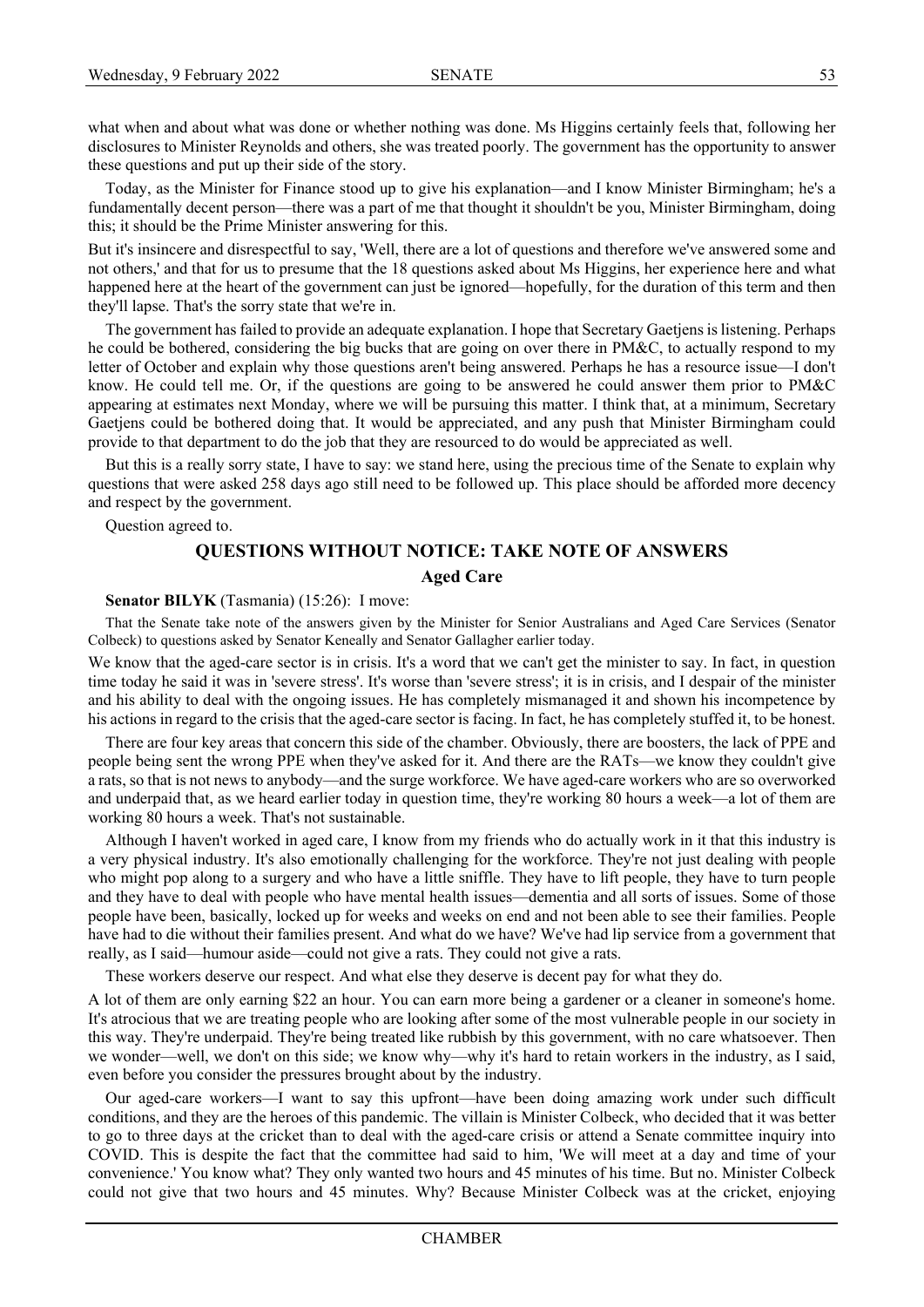what when and about what was done or whether nothing was done. Ms Higgins certainly feels that, following her disclosures to Minister Reynolds and others, she was treated poorly. The government has the opportunity to answer these questions and put up their side of the story.

Today, as the Minister for Finance stood up to give his explanation—and I know Minister Birmingham; he's a fundamentally decent person—there was a part of me that thought it shouldn't be you, Minister Birmingham, doing this; it should be the Prime Minister answering for this.

But it's insincere and disrespectful to say, 'Well, there are a lot of questions and therefore we've answered some and not others,' and that for us to presume that the 18 questions asked about Ms Higgins, her experience here and what happened here at the heart of the government can just be ignored—hopefully, for the duration of this term and then they'll lapse. That's the sorry state that we're in.

The government has failed to provide an adequate explanation. I hope that Secretary Gaetjens is listening. Perhaps he could be bothered, considering the big bucks that are going on over there in PM&C, to actually respond to my letter of October and explain why those questions aren't being answered. Perhaps he has a resource issue—I don't know. He could tell me. Or, if the questions are going to be answered he could answer them prior to PM&C appearing at estimates next Monday, where we will be pursuing this matter. I think that, at a minimum, Secretary Gaetjens could be bothered to do that. It would be appreciated, and any push that Minister Birmingham could provide to that department to do the job that they are resourced to do would be appreciated as well.

But this is a really sorry state, I have to say: we stand here, using the precious time of the Senate to explain why questions that were asked 258 days ago still need to be followed up. This place should be afforded more decency and respect by the government.

Question agreed to.

## QUESTIONS WITHOUT NOTICE: TAKE NOTE OF ANSWERS

### Aged Care

**Senator BILYK** (Tasmania) (15:26): I move:

That the Senate take note of the answers given by the Minister for Senior Australians and Aged Care Services (Senator Colbeck) to questions asked by Senator Keneally and Senator Gallagher earlier today.

We know that the aged-care sector is in crisis. It's a word that we can't get the minister to say. In fact, in question time today he said it was in 'severe stress'. It's worse than 'severe stress'; it is in crisis, and I despair of the minister and his ability to deal with the ongoing issues. He has completely mismanaged it and shown his incompetence by his actions in regard to the crisis that the aged-care sector is facing. In fact, he has completely stuffed it, to be honest.

There are four key areas that concern this side of the chamber. Obviously, there are boosters, the lack of PPE and people being sent the wrong PPE when they've asked for it. And there are the RATs—we know they couldn't give a rats, so that is not news to anybody—and the surge workforce. We have aged-care workers who are so overworked and underpaid that, as we heard earlier today in question time, they're working 80 hours a week—a lot of them are working 80 hours a week. That's not sustainable.

Although I haven't worked in aged care, I know from my friends who do actually work in it that this industry is a very physical industry. It's also emotionally challenging for the workforce. They're not just dealing with people who might pop along to a surgery and who have a little sniffle. They have to lift people, they have to turn people and they have to deal with people who have mental health issues—dementia and all sorts of issues. Some of those people have been, basically, locked up for weeks and weeks on end and not been able to see their families. People have had to die without their families present. And what do we have? We've had lip service from a government that really, as I said—humour aside—could not give a rats. They could not give a rats.

These workers deserve our respect. And what else they deserve is decent pay for what they do.

A lot of them are only earning $22 an hour. You can earn more being a gardener or a cleaner in someone's home. It's atrocious that we are treating people who are looking after some of the most vulnerable people in our society in this way. They're underpaid. They're being treated like rubbish by this government, with no care whatsoever. Then we wonder—well, we don't on this side; we know why—why it's hard to retain workers in the industry, as I said, even before you consider the pressures brought about by the industry.

Our aged-care workers—I want to say this upfront—have been doing amazing work under such difficult conditions, and they are the heroes of this pandemic. The villain is Minister Colbeck, who decided that it was better to go to three days at the cricket than to deal with the aged-care crisis or attend a Senate committee inquiry into COVID. This is despite the fact that the committee had said to him, 'We will meet at a day and time of your convenience.' You know what? They only wanted two hours and 45 minutes of his time. But no. Minister Colbeck could not give that two hours and 45 minutes. Why? Because Minister Colbeck was at the cricket, enjoying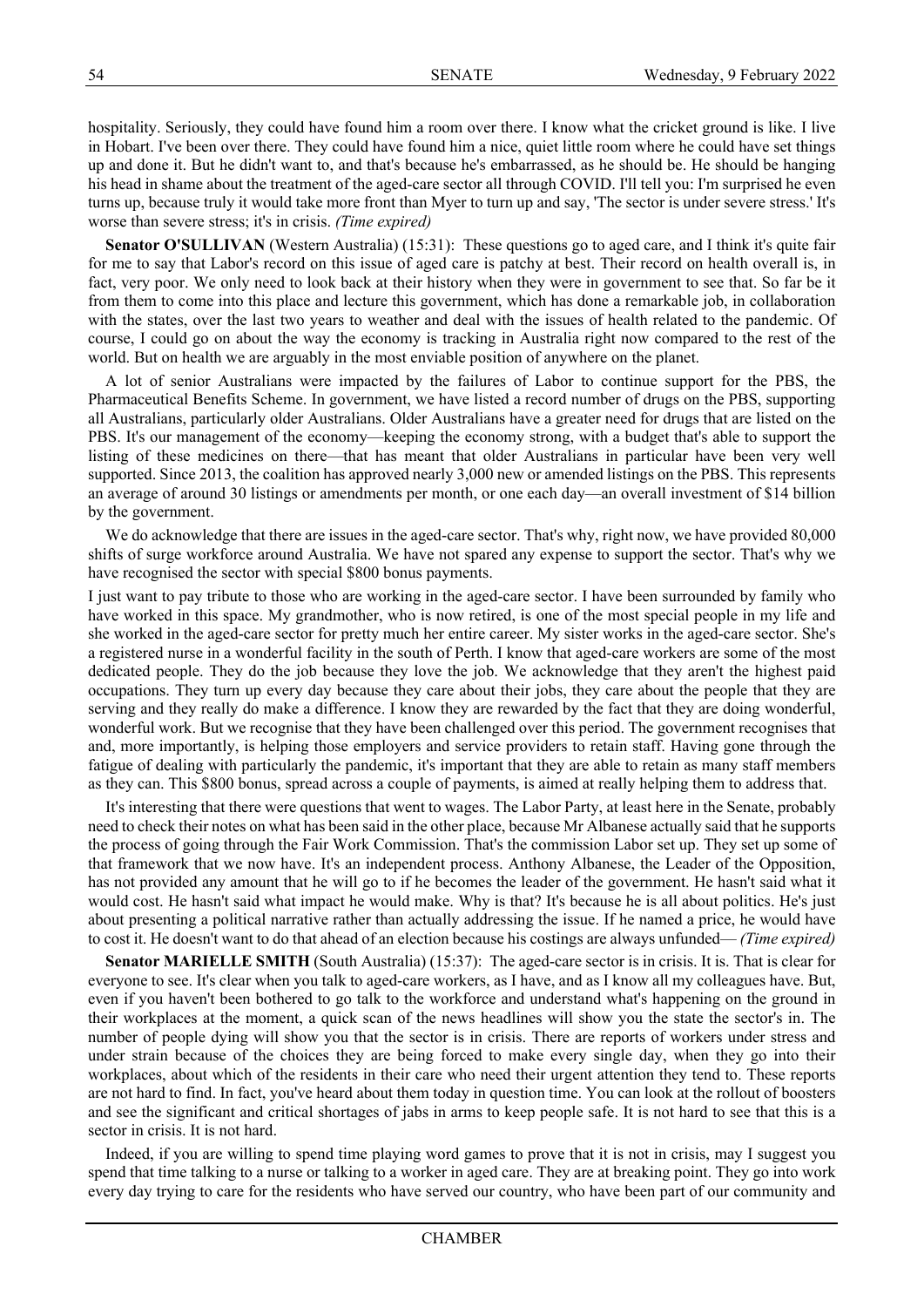hospitality. Seriously, they could have found him a room over there. I know what the cricket ground is like. I live in Hobart. I've been over there. They could have found him a nice, quiet little room where he could have set things up and done it. But he didn't want to, and that's because he's embarrassed, as he should be. He should be hanging his head in shame about the treatment of the aged-care sector all through COVID. I'll tell you: I'm surprised he even turns up, because truly it would take more front than Myer to turn up and say, 'The sector is under severe stress.' It's worse than severe stress; it's in crisis. *(Time expired)*

**Senator O'SULLIVAN** (Western Australia) (15:31): These questions go to aged care, and I think it's quite fair for me to say that Labor's record on this issue of aged care is patchy at best. Their record on health overall is, in fact, very poor. We only need to look back at their history when they were in government to see that. So far be it from them to come into this place and lecture this government, which has done a remarkable job, in collaboration with the states, over the last two years to weather and deal with the issues of health related to the pandemic. Of course, I could go on about the way the economy is tracking in Australia right now compared to the rest of the world. But on health we are arguably in the most enviable position of anywhere on the planet.

A lot of senior Australians were impacted by the failures of Labor to continue support for the PBS, the Pharmaceutical Benefits Scheme. In government, we have listed a record number of drugs on the PBS, supporting all Australians, particularly older Australians. Older Australians have a greater need for drugs that are listed on the PBS. It's our management of the economy—keeping the economy strong, with a budget that's able to support the listing of these medicines on there—that has meant that older Australians in particular have been very well supported. Since 2013, the coalition has approved nearly 3,000 new or amended listings on the PBS. This represents an average of around 30 listings or amendments per month, or one each day—an overall investment of $14 billion by the government.

We do acknowledge that there are issues in the aged-care sector. That's why, right now, we have provided 80,000 shifts of surge workforce around Australia. We have not spared any expense to support the sector. That's why we have recognised the sector with special $800 bonus payments.

I just want to pay tribute to those who are working in the aged-care sector. I have been surrounded by family who have worked in this space. My grandmother, who is now retired, is one of the most special people in my life and she worked in the aged-care sector for pretty much her entire career. My sister works in the aged-care sector. She's a registered nurse in a wonderful facility in the south of Perth. I know that aged-care workers are some of the most dedicated people. They do the job because they love the job. We acknowledge that they aren't the highest paid occupations. They turn up every day because they care about their jobs, they care about the people that they are serving and they really do make a difference. I know they are rewarded by the fact that they are doing wonderful, wonderful work. But we recognise that they have been challenged over this period. The government recognises that and, more importantly, is helping those employers and service providers to retain staff. Having gone through the fatigue of dealing with particularly the pandemic, it's important that they are able to retain as many staff members as they can. This $800 bonus, spread across a couple of payments, is aimed at really helping them to address that.

It's interesting that there were questions that went to wages. The Labor Party, at least here in the Senate, probably need to check their notes on what has been said in the other place, because Mr Albanese actually said that he supports the process of going through the Fair Work Commission. That's the commission Labor set up. They set up some of that framework that we now have. It's an independent process. Anthony Albanese, the Leader of the Opposition, has not provided any amount that he will go to if he becomes the leader of the government. He hasn't said what it would cost. He hasn't said what impact he would make. Why is that? It's because he is all about politics. He's just about presenting a political narrative rather than actually addressing the issue. If he named a price, he would have to cost it. He doesn't want to do that ahead of an election because his costings are always unfunded— *(Time expired)*

**Senator MARIELLE SMITH** (South Australia) (15:37): The aged-care sector is in crisis. It is. That is clear for everyone to see. It's clear when you talk to aged-care workers, as I have, and as I know all my colleagues have. But, even if you haven't been bothered to go talk to the workforce and understand what's happening on the ground in their workplaces at the moment, a quick scan of the news headlines will show you the state the sector's in. The number of people dying will show you that the sector is in crisis. There are reports of workers under stress and under strain because of the choices they are being forced to make every single day, when they go into their workplaces, about which of the residents in their care who need their urgent attention they tend to. These reports are not hard to find. In fact, you've heard about them today in question time. You can look at the rollout of boosters and see the significant and critical shortages of jabs in arms to keep people safe. It is not hard to see that this is a sector in crisis. It is not hard.

Indeed, if you are willing to spend time playing word games to prove that it is not in crisis, may I suggest you spend that time talking to a nurse or talking to a worker in aged care. They are at breaking point. They go into work every day trying to care for the residents who have served our country, who have been part of our community and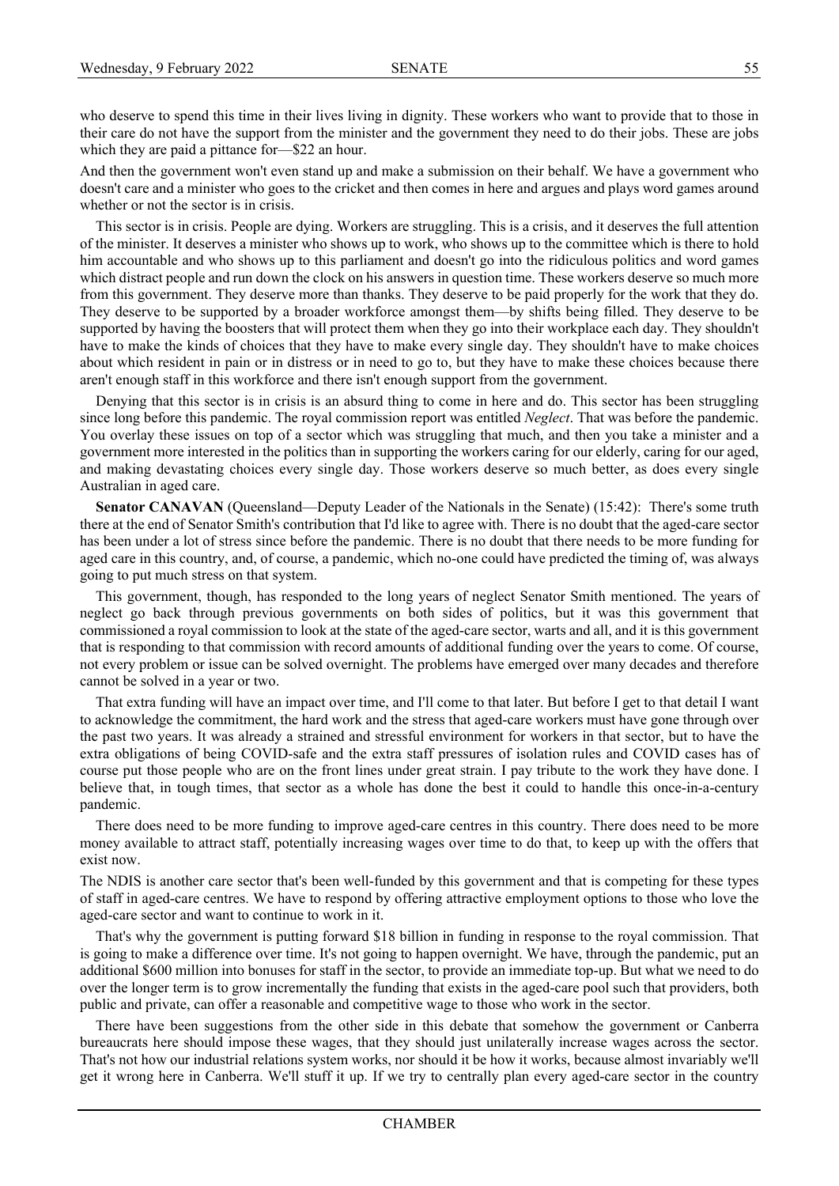who deserve to spend this time in their lives living in dignity. These workers who want to provide that to those in their care do not have the support from the minister and the government they need to do their jobs. These are jobs which they are paid a pittance for—$22 an hour.

And then the government won't even stand up and make a submission on their behalf. We have a government who doesn't care and a minister who goes to the cricket and then comes in here and argues and plays word games around whether or not the sector is in crisis.

This sector is in crisis. People are dying. Workers are struggling. This is a crisis, and it deserves the full attention of the minister. It deserves a minister who shows up to work, who shows up to the committee which is there to hold him accountable and who shows up to this parliament and doesn't go into the ridiculous politics and word games which distract people and run down the clock on his answers in question time. These workers deserve so much more from this government. They deserve more than thanks. They deserve to be paid properly for the work that they do. They deserve to be supported by a broader workforce amongst them—by shifts being filled. They deserve to be supported by having the boosters that will protect them when they go into their workplace each day. They shouldn't have to make the kinds of choices that they have to make every single day. They shouldn't have to make choices about which resident in pain or in distress or in need to go to, but they have to make these choices because there aren't enough staff in this workforce and there isn't enough support from the government.

Denying that this sector is in crisis is an absurd thing to come in here and do. This sector has been struggling since long before this pandemic. The royal commission report was entitled *Neglect*. That was before the pandemic. You overlay these issues on top of a sector which was struggling that much, and then you take a minister and a government more interested in the politics than in supporting the workers caring for our elderly, caring for our aged, and making devastating choices every single day. Those workers deserve so much better, as does every single Australian in aged care.

**Senator CANAVAN** (Queensland—Deputy Leader of the Nationals in the Senate) (15:42): There's some truth there at the end of Senator Smith's contribution that I'd like to agree with. There is no doubt that the aged-care sector has been under a lot of stress since before the pandemic. There is no doubt that there needs to be more funding for aged care in this country, and, of course, a pandemic, which no-one could have predicted the timing of, was always going to put much stress on that system.

This government, though, has responded to the long years of neglect Senator Smith mentioned. The years of neglect go back through previous governments on both sides of politics, but it was this government that commissioned a royal commission to look at the state of the aged-care sector, warts and all, and it is this government that is responding to that commission with record amounts of additional funding over the years to come. Of course, not every problem or issue can be solved overnight. The problems have emerged over many decades and therefore cannot be solved in a year or two.

That extra funding will have an impact over time, and I'll come to that later. But before I get to that detail I want to acknowledge the commitment, the hard work and the stress that aged-care workers must have gone through over the past two years. It was already a strained and stressful environment for workers in that sector, but to have the extra obligations of being COVID-safe and the extra staff pressures of isolation rules and COVID cases has of course put those people who are on the front lines under great strain. I pay tribute to the work they have done. I believe that, in tough times, that sector as a whole has done the best it could to handle this once-in-a-century pandemic.

There does need to be more funding to improve aged-care centres in this country. There does need to be more money available to attract staff, potentially increasing wages over time to do that, to keep up with the offers that exist now.

The NDIS is another care sector that's been well-funded by this government and that is competing for these types of staff in aged-care centres. We have to respond by offering attractive employment options to those who love the aged-care sector and want to continue to work in it.

That's why the government is putting forward $18 billion in funding in response to the royal commission. That is going to make a difference over time. It's not going to happen overnight. We have, through the pandemic, put an additional $600 million into bonuses for staff in the sector, to provide an immediate top-up. But what we need to do over the longer term is to grow incrementally the funding that exists in the aged-care pool such that providers, both public and private, can offer a reasonable and competitive wage to those who work in the sector.

There have been suggestions from the other side in this debate that somehow the government or Canberra bureaucrats here should impose these wages, that they should just unilaterally increase wages across the sector. That's not how our industrial relations system works, nor should it be how it works, because almost invariably we'll get it wrong here in Canberra. We'll stuff it up. If we try to centrally plan every aged-care sector in the country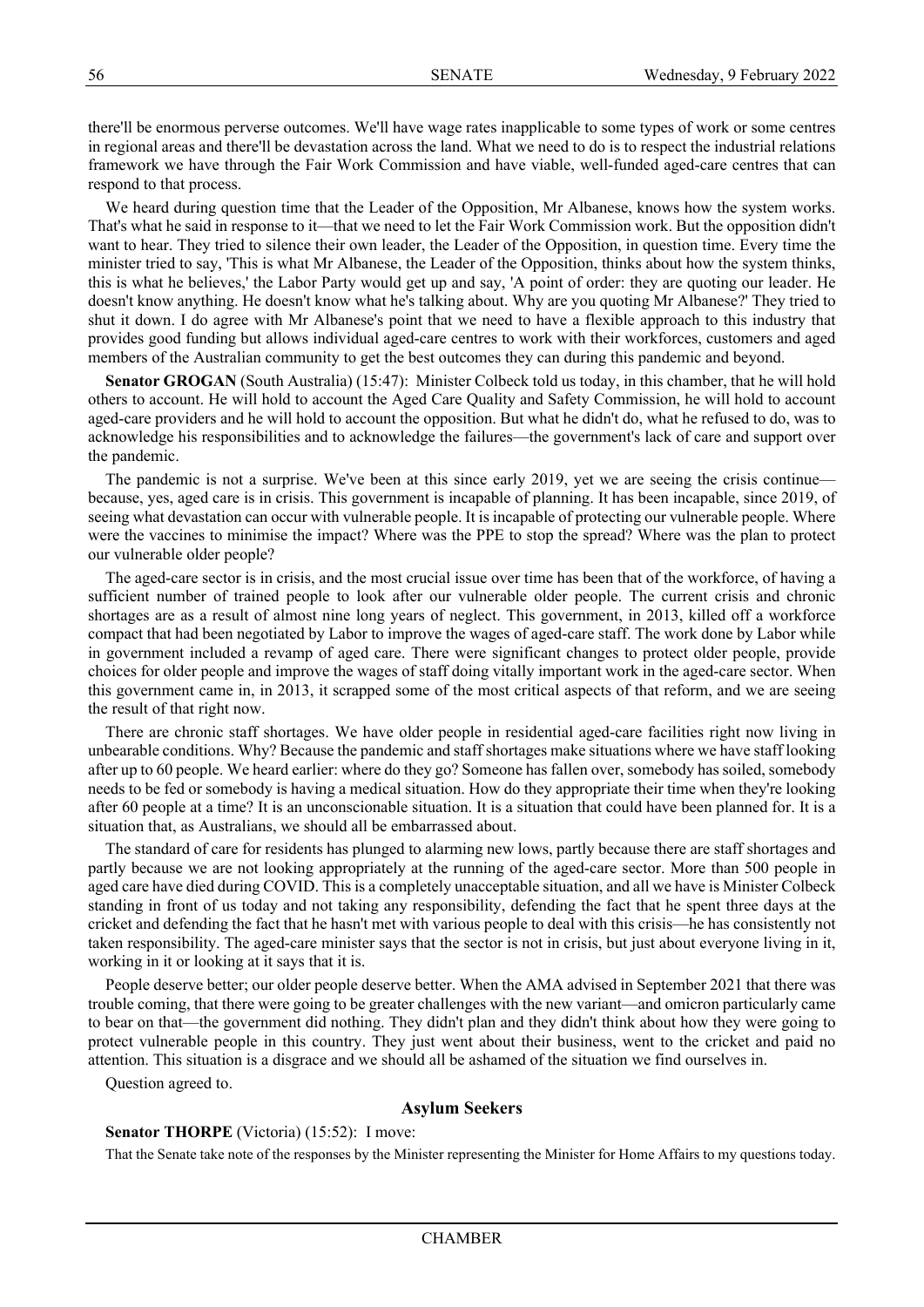there'll be enormous perverse outcomes. We'll have wage rates inapplicable to some types of work or some centres in regional areas and there'll be devastation across the land. What we need to do is to respect the industrial relations framework we have through the Fair Work Commission and have viable, well-funded aged-care centres that can respond to that process.

We heard during question time that the Leader of the Opposition, Mr Albanese, knows how the system works. That's what he said in response to it—that we need to let the Fair Work Commission work. But the opposition didn't want to hear. They tried to silence their own leader, the Leader of the Opposition, in question time. Every time the minister tried to say, 'This is what Mr Albanese, the Leader of the Opposition, thinks about how the system thinks, this is what he believes,' the Labor Party would get up and say, 'A point of order: they are quoting our leader. He doesn't know anything. He doesn't know what he's talking about. Why are you quoting Mr Albanese?' They tried to shut it down. I do agree with Mr Albanese's point that we need to have a flexible approach to this industry that provides good funding but allows individual aged-care centres to work with their workforces, customers and aged members of the Australian community to get the best outcomes they can during this pandemic and beyond.

**Senator GROGAN** (South Australia) (15:47): Minister Colbeck told us today, in this chamber, that he will hold others to account. He will hold to account the Aged Care Quality and Safety Commission, he will hold to account aged-care providers and he will hold to account the opposition. But what he didn't do, what he refused to do, was to acknowledge his responsibilities and to acknowledge the failures—the government's lack of care and support over the pandemic.

The pandemic is not a surprise. We've been at this since early 2019, yet we are seeing the crisis continue—because, yes, aged care is in crisis. This government is incapable of planning. It has been incapable, since 2019, of seeing what devastation can occur with vulnerable people. It is incapable of protecting our vulnerable people. Where were the vaccines to minimise the impact? Where was the PPE to stop the spread? Where was the plan to protect our vulnerable older people?

The aged-care sector is in crisis, and the most crucial issue over time has been that of the workforce, of having a sufficient number of trained people to look after our vulnerable older people. The current crisis and chronic shortages are as a result of almost nine long years of neglect. This government, in 2013, killed off a workforce compact that had been negotiated by Labor to improve the wages of aged-care staff. The work done by Labor while in government included a revamp of aged care. There were significant changes to protect older people, provide choices for older people and improve the wages of staff doing vitally important work in the aged-care sector. When this government came in, in 2013, it scrapped some of the most critical aspects of that reform, and we are seeing the result of that right now.

There are chronic staff shortages. We have older people in residential aged-care facilities right now living in unbearable conditions. Why? Because the pandemic and staff shortages make situations where we have staff looking after up to 60 people. We heard earlier: where do they go? Someone has fallen over, somebody has soiled, somebody needs to be fed or somebody is having a medical situation. How do they appropriate their time when they're looking after 60 people at a time? It is an unconscionable situation. It is a situation that could have been planned for. It is a situation that, as Australians, we should all be embarrassed about.

The standard of care for residents has plunged to alarming new lows, partly because there are staff shortages and partly because we are not looking appropriately at the running of the aged-care sector. More than 500 people in aged care have died during COVID. This is a completely unacceptable situation, and all we have is Minister Colbeck standing in front of us today and not taking any responsibility, defending the fact that he spent three days at the cricket and defending the fact that he hasn't met with various people to deal with this crisis—he has consistently not taken responsibility. The aged-care minister says that the sector is not in crisis, but just about everyone living in it, working in it or looking at it says that it is.

People deserve better; our older people deserve better. When the AMA advised in September 2021 that there was trouble coming, that there were going to be greater challenges with the new variant—and omicron particularly came to bear on that—the government did nothing. They didn't plan and they didn't think about how they were going to protect vulnerable people in this country. They just went about their business, went to the cricket and paid no attention. This situation is a disgrace and we should all be ashamed of the situation we find ourselves in.

Question agreed to.

## Asylum Seekers

**Senator THORPE** (Victoria) (15:52): I move:

That the Senate take note of the responses by the Minister representing the Minister for Home Affairs to my questions today.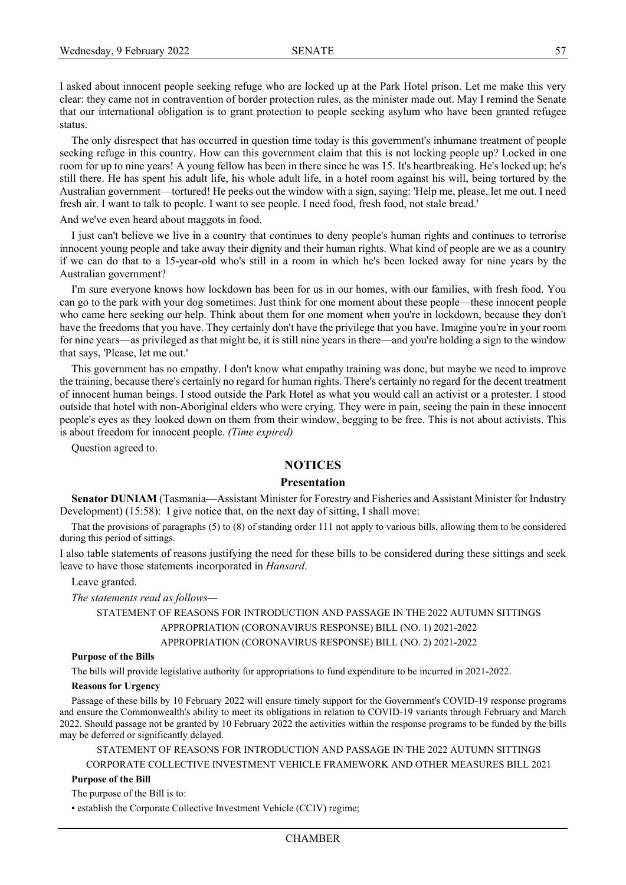I asked about innocent people seeking refuge who are locked up at the Park Hotel prison. Let me make this very clear: they came not in contravention of border protection rules, as the minister made out. May I remind the Senate that our international obligation is to grant protection to people seeking asylum who have been granted refugee status.

The only disrespect that has occurred in question time today is this government's inhumane treatment of people seeking refuge in this country. How can this government claim that this is not locking people up? Locked in one room for up to nine years! A young fellow has been in there since he was 15. It's heartbreaking. He's locked up; he's still there. He has spent his adult life, his whole adult life, in a hotel room against his will, being tortured by the Australian government—tortured! He peeks out the window with a sign, saying: 'Help me, please, let me out. I need fresh air. I want to talk to people. I want to see people. I need food, fresh food, not stale bread.'

And we've even heard about maggots in food.

I just can't believe we live in a country that continues to deny people's human rights and continues to terrorise innocent young people and take away their dignity and their human rights. What kind of people are we as a country if we can do that to a 15-year-old who's still in a room in which he's been locked away for nine years by the Australian government?

I'm sure everyone knows how lockdown has been for us in our homes, with our families, with fresh food. You can go to the park with your dog sometimes. Just think for one moment about these people—these innocent people who came here seeking our help. Think about them for one moment when you're in lockdown, because they don't have the freedoms that you have. They certainly don't have the privilege that you have. Imagine you're in your room for nine years—as privileged as that might be, it is still nine years in there—and you're holding a sign to the window that says, 'Please, let me out.'

This government has no empathy. I don't know what empathy training was done, but maybe we need to improve the training, because there's certainly no regard for human rights. There's certainly no regard for the decent treatment of innocent human beings. I stood outside the Park Hotel as what you would call an activist or a protester. I stood outside that hotel with non-Aboriginal elders who were crying. They were in pain, seeing the pain in these innocent people's eyes as they looked down on them from their window, begging to be free. This is not about activists. This is about freedom for innocent people. *(Time expired)*

Question agreed to.

## NOTICES

### Presentation

**Senator DUNIAM** (Tasmania—Assistant Minister for Forestry and Fisheries and Assistant Minister for Industry Development) (15:58): I give notice that, on the next day of sitting, I shall move:

That the provisions of paragraphs (5) to (8) of standing order 111 not apply to various bills, allowing them to be considered during this period of sittings.

I also table statements of reasons justifying the need for these bills to be considered during these sittings and seek leave to have those statements incorporated in *Hansard*.

Leave granted.

*The statements read as follows—*

STATEMENT OF REASONS FOR INTRODUCTION AND PASSAGE IN THE 2022 AUTUMN SITTINGS

APPROPRIATION (CORONAVIRUS RESPONSE) BILL (NO. 1) 2021-2022

APPROPRIATION (CORONAVIRUS RESPONSE) BILL (NO. 2) 2021-2022

**Purpose of the Bills**

The bills will provide legislative authority for appropriations to fund expenditure to be incurred in 2021-2022.

**Reasons for Urgency**

Passage of these bills by 10 February 2022 will ensure timely support for the Government's COVID-19 response programs and ensure the Commonwealth's ability to meet its obligations in relation to COVID-19 variants through February and March 2022. Should passage not be granted by 10 February 2022 the activities within the response programs to be funded by the bills may be deferred or significantly delayed.

STATEMENT OF REASONS FOR INTRODUCTION AND PASSAGE IN THE 2022 AUTUMN SITTINGS

CORPORATE COLLECTIVE INVESTMENT VEHICLE FRAMEWORK AND OTHER MEASURES BILL 2021

**Purpose of the Bill**

The purpose of the Bill is to:

- establish the Corporate Collective Investment Vehicle (CCIV) regime;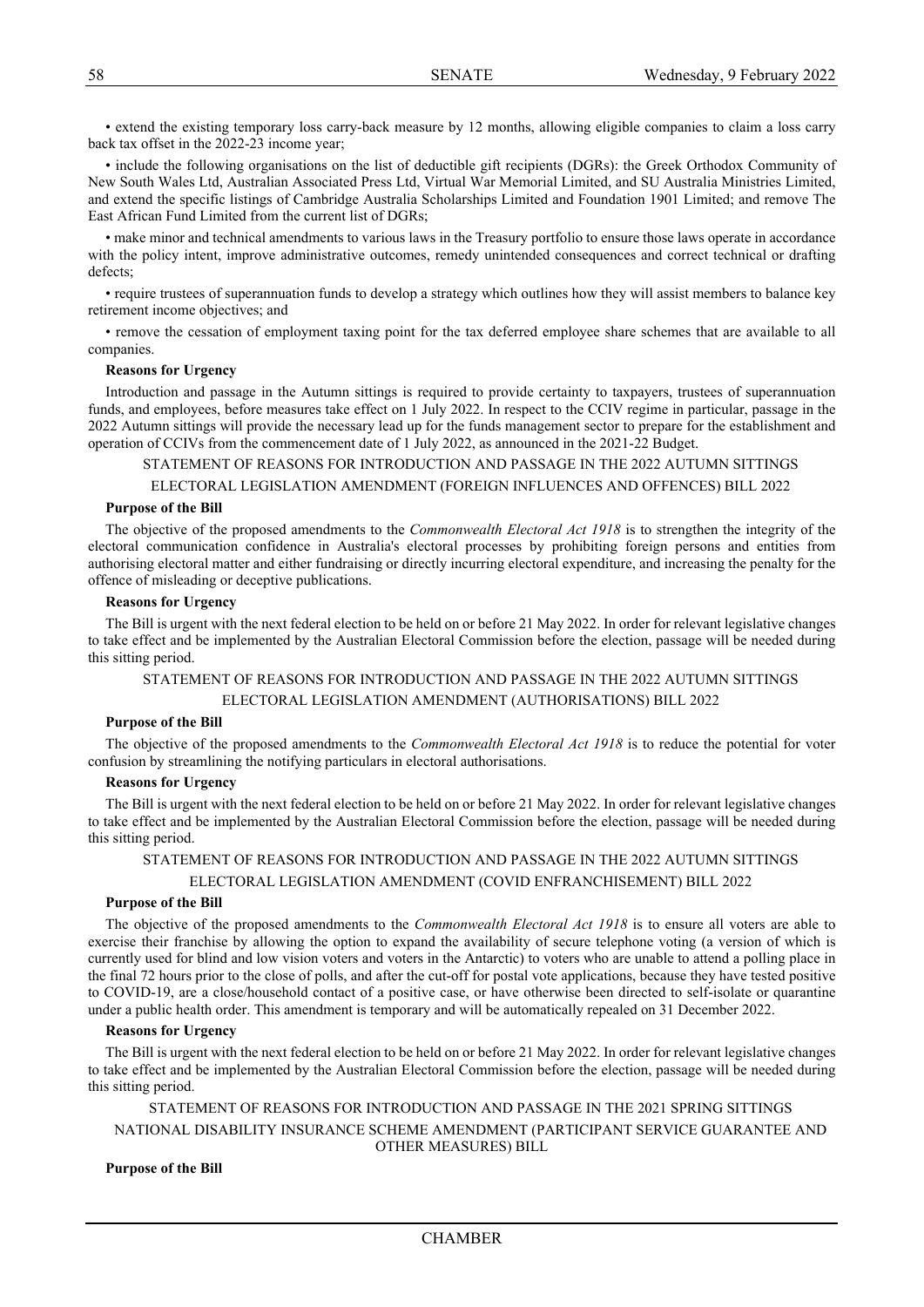• extend the existing temporary loss carry-back measure by 12 months, allowing eligible companies to claim a loss carry back tax offset in the 2022-23 income year;

• include the following organisations on the list of deductible gift recipients (DGRs): the Greek Orthodox Community of New South Wales Ltd, Australian Associated Press Ltd, Virtual War Memorial Limited, and SU Australia Ministries Limited, and extend the specific listings of Cambridge Australia Scholarships Limited and Foundation 1901 Limited; and remove The East African Fund Limited from the current list of DGRs;

• make minor and technical amendments to various laws in the Treasury portfolio to ensure those laws operate in accordance with the policy intent, improve administrative outcomes, remedy unintended consequences and correct technical or drafting defects;

• require trustees of superannuation funds to develop a strategy which outlines how they will assist members to balance key retirement income objectives; and

• remove the cessation of employment taxing point for the tax deferred employee share schemes that are available to all companies.

**Reasons for Urgency**

Introduction and passage in the Autumn sittings is required to provide certainty to taxpayers, trustees of superannuation funds, and employees, before measures take effect on 1 July 2022. In respect to the CCIV regime in particular, passage in the 2022 Autumn sittings will provide the necessary lead up for the funds management sector to prepare for the establishment and operation of CCIVs from the commencement date of 1 July 2022, as announced in the 2021-22 Budget.

STATEMENT OF REASONS FOR INTRODUCTION AND PASSAGE IN THE 2022 AUTUMN SITTINGS

ELECTORAL LEGISLATION AMENDMENT (FOREIGN INFLUENCES AND OFFENCES) BILL 2022

**Purpose of the Bill**

The objective of the proposed amendments to the *Commonwealth Electoral Act 1918* is to strengthen the integrity of the electoral communication confidence in Australia's electoral processes by prohibiting foreign persons and entities from authorising electoral matter and either fundraising or directly incurring electoral expenditure, and increasing the penalty for the offence of misleading or deceptive publications.

**Reasons for Urgency**

The Bill is urgent with the next federal election to be held on or before 21 May 2022. In order for relevant legislative changes to take effect and be implemented by the Australian Electoral Commission before the election, passage will be needed during this sitting period.

STATEMENT OF REASONS FOR INTRODUCTION AND PASSAGE IN THE 2022 AUTUMN SITTINGS

ELECTORAL LEGISLATION AMENDMENT (AUTHORISATIONS) BILL 2022

**Purpose of the Bill**

The objective of the proposed amendments to the *Commonwealth Electoral Act 1918* is to reduce the potential for voter confusion by streamlining the notifying particulars in electoral authorisations.

**Reasons for Urgency**

The Bill is urgent with the next federal election to be held on or before 21 May 2022. In order for relevant legislative changes to take effect and be implemented by the Australian Electoral Commission before the election, passage will be needed during this sitting period.

STATEMENT OF REASONS FOR INTRODUCTION AND PASSAGE IN THE 2022 AUTUMN SITTINGS

ELECTORAL LEGISLATION AMENDMENT (COVID ENFRANCHISEMENT) BILL 2022

**Purpose of the Bill**

The objective of the proposed amendments to the *Commonwealth Electoral Act 1918* is to ensure all voters are able to exercise their franchise by allowing the option to expand the availability of secure telephone voting (a version of which is currently used for blind and low vision voters and voters in the Antarctic) to voters who are unable to attend a polling place in the final 72 hours prior to the close of polls, and after the cut-off for postal vote applications, because they have tested positive to COVID-19, are a close/household contact of a positive case, or have otherwise been directed to self-isolate or quarantine under a public health order. This amendment is temporary and will be automatically repealed on 31 December 2022.

**Reasons for Urgency**

The Bill is urgent with the next federal election to be held on or before 21 May 2022. In order for relevant legislative changes to take effect and be implemented by the Australian Electoral Commission before the election, passage will be needed during this sitting period.

STATEMENT OF REASONS FOR INTRODUCTION AND PASSAGE IN THE 2021 SPRING SITTINGS

NATIONAL DISABILITY INSURANCE SCHEME AMENDMENT (PARTICIPANT SERVICE GUARANTEE AND OTHER MEASURES) BILL

**Purpose of the Bill**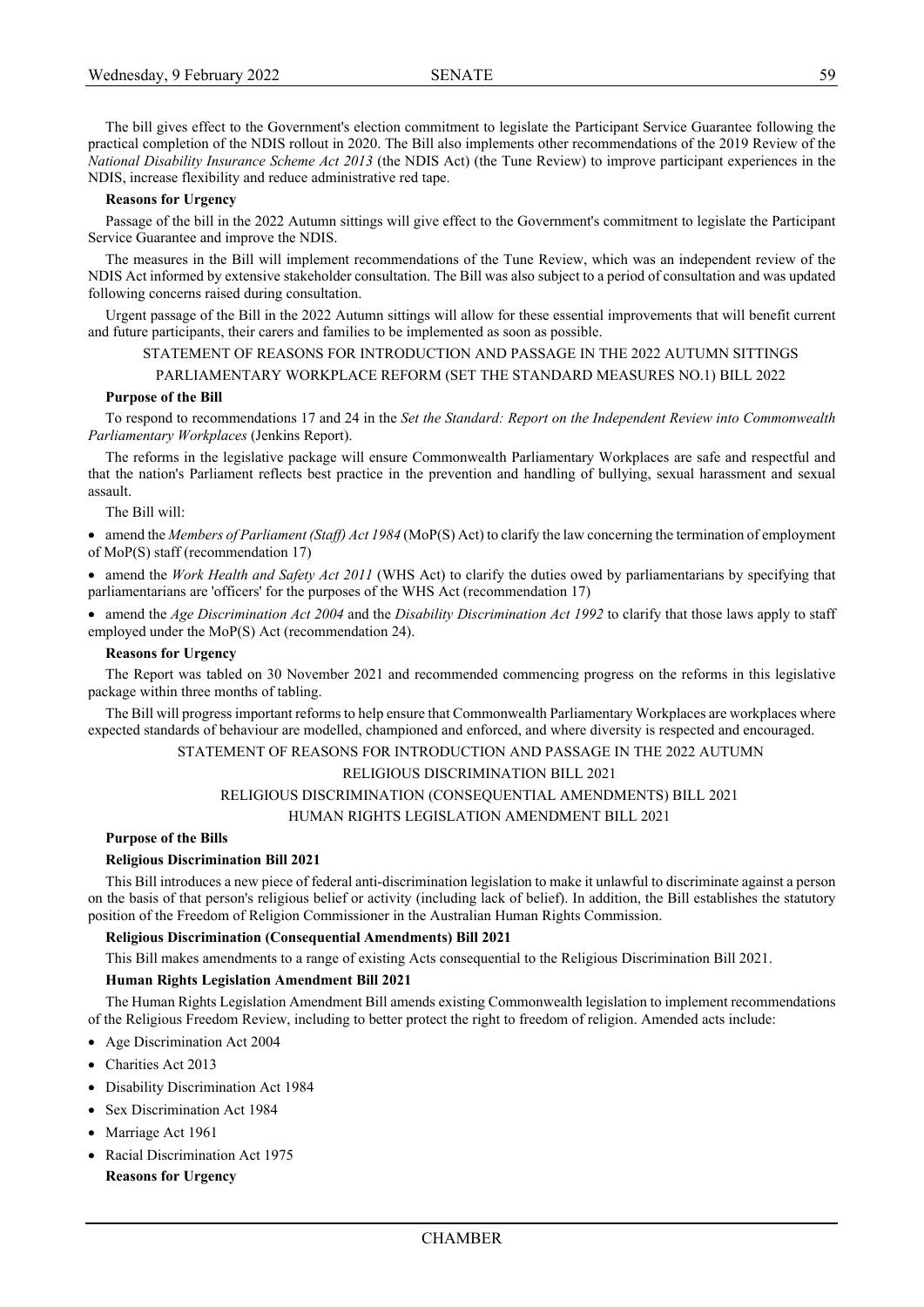The bill gives effect to the Government's election commitment to legislate the Participant Service Guarantee following the practical completion of the NDIS rollout in 2020. The Bill also implements other recommendations of the 2019 Review of the *National Disability Insurance Scheme Act 2013* (the NDIS Act) (the Tune Review) to improve participant experiences in the NDIS, increase flexibility and reduce administrative red tape.

**Reasons for Urgency**

Passage of the bill in the 2022 Autumn sittings will give effect to the Government's commitment to legislate the Participant Service Guarantee and improve the NDIS.

The measures in the Bill will implement recommendations of the Tune Review, which was an independent review of the NDIS Act informed by extensive stakeholder consultation. The Bill was also subject to a period of consultation and was updated following concerns raised during consultation.

Urgent passage of the Bill in the 2022 Autumn sittings will allow for these essential improvements that will benefit current and future participants, their carers and families to be implemented as soon as possible.

STATEMENT OF REASONS FOR INTRODUCTION AND PASSAGE IN THE 2022 AUTUMN SITTINGS

PARLIAMENTARY WORKPLACE REFORM (SET THE STANDARD MEASURES NO.1) BILL 2022

**Purpose of the Bill**

To respond to recommendations 17 and 24 in the *Set the Standard: Report on the Independent Review into Commonwealth Parliamentary Workplaces* (Jenkins Report).

The reforms in the legislative package will ensure Commonwealth Parliamentary Workplaces are safe and respectful and that the nation's Parliament reflects best practice in the prevention and handling of bullying, sexual harassment and sexual assault.

The Bill will:

- amend the *Members of Parliament (Staff) Act 1984* (MoP(S) Act) to clarify the law concerning the termination of employment of MoP(S) staff (recommendation 17)
- amend the *Work Health and Safety Act 2011* (WHS Act) to clarify the duties owed by parliamentarians by specifying that parliamentarians are 'officers' for the purposes of the WHS Act (recommendation 17)
- amend the *Age Discrimination Act 2004* and the *Disability Discrimination Act 1992* to clarify that those laws apply to staff employed under the MoP(S) Act (recommendation 24).

**Reasons for Urgency**

The Report was tabled on 30 November 2021 and recommended commencing progress on the reforms in this legislative package within three months of tabling.

The Bill will progress important reforms to help ensure that Commonwealth Parliamentary Workplaces are workplaces where expected standards of behaviour are modelled, championed and enforced, and where diversity is respected and encouraged.

STATEMENT OF REASONS FOR INTRODUCTION AND PASSAGE IN THE 2022 AUTUMN

RELIGIOUS DISCRIMINATION BILL 2021

RELIGIOUS DISCRIMINATION (CONSEQUENTIAL AMENDMENTS) BILL 2021

HUMAN RIGHTS LEGISLATION AMENDMENT BILL 2021

**Purpose of the Bills**

**Religious Discrimination Bill 2021**

This Bill introduces a new piece of federal anti-discrimination legislation to make it unlawful to discriminate against a person on the basis of that person's religious belief or activity (including lack of belief). In addition, the Bill establishes the statutory position of the Freedom of Religion Commissioner in the Australian Human Rights Commission.

**Religious Discrimination (Consequential Amendments) Bill 2021**

This Bill makes amendments to a range of existing Acts consequential to the Religious Discrimination Bill 2021.

**Human Rights Legislation Amendment Bill 2021**

The Human Rights Legislation Amendment Bill amends existing Commonwealth legislation to implement recommendations of the Religious Freedom Review, including to better protect the right to freedom of religion. Amended acts include:

- Age Discrimination Act 2004
- Charities Act 2013
- Disability Discrimination Act 1984
- Sex Discrimination Act 1984
- Marriage Act 1961
- Racial Discrimination Act 1975

**Reasons for Urgency**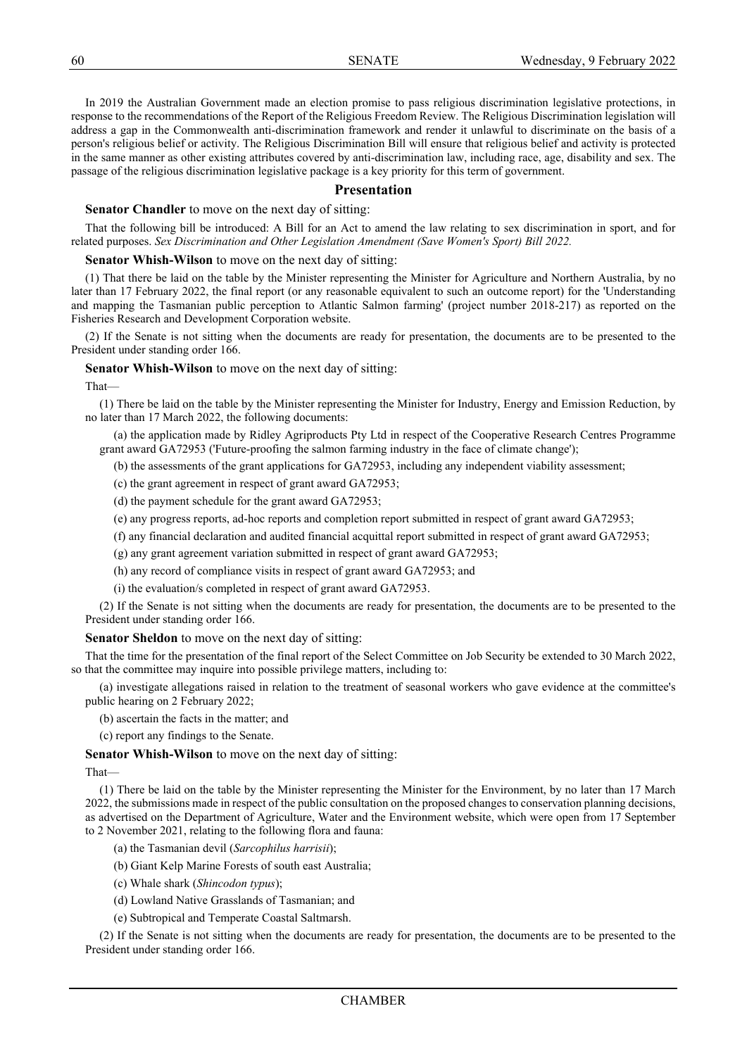In 2019 the Australian Government made an election promise to pass religious discrimination legislative protections, in response to the recommendations of the Report of the Religious Freedom Review. The Religious Discrimination legislation will address a gap in the Commonwealth anti-discrimination framework and render it unlawful to discriminate on the basis of a person's religious belief or activity. The Religious Discrimination Bill will ensure that religious belief and activity is protected in the same manner as other existing attributes covered by anti-discrimination law, including race, age, disability and sex. The passage of the religious discrimination legislative package is a key priority for this term of government.

## Presentation

**Senator Chandler** to move on the next day of sitting:

That the following bill be introduced: A Bill for an Act to amend the law relating to sex discrimination in sport, and for related purposes. *Sex Discrimination and Other Legislation Amendment (Save Women's Sport) Bill 2022.*

**Senator Whish-Wilson** to move on the next day of sitting:

(1) That there be laid on the table by the Minister representing the Minister for Agriculture and Northern Australia, by no later than 17 February 2022, the final report (or any reasonable equivalent to such an outcome report) for the 'Understanding and mapping the Tasmanian public perception to Atlantic Salmon farming' (project number 2018-217) as reported on the Fisheries Research and Development Corporation website.

(2) If the Senate is not sitting when the documents are ready for presentation, the documents are to be presented to the President under standing order 166.

**Senator Whish-Wilson** to move on the next day of sitting:

That—

(1) There be laid on the table by the Minister representing the Minister for Industry, Energy and Emission Reduction, by no later than 17 March 2022, the following documents:

(a) the application made by Ridley Agriproducts Pty Ltd in respect of the Cooperative Research Centres Programme grant award GA72953 ('Future-proofing the salmon farming industry in the face of climate change');

(b) the assessments of the grant applications for GA72953, including any independent viability assessment;

(c) the grant agreement in respect of grant award GA72953;

(d) the payment schedule for the grant award GA72953;

(e) any progress reports, ad-hoc reports and completion report submitted in respect of grant award GA72953;

(f) any financial declaration and audited financial acquittal report submitted in respect of grant award GA72953;

(g) any grant agreement variation submitted in respect of grant award GA72953;

(h) any record of compliance visits in respect of grant award GA72953; and

(i) the evaluation/s completed in respect of grant award GA72953.

(2) If the Senate is not sitting when the documents are ready for presentation, the documents are to be presented to the President under standing order 166.

**Senator Sheldon** to move on the next day of sitting:

That the time for the presentation of the final report of the Select Committee on Job Security be extended to 30 March 2022, so that the committee may inquire into possible privilege matters, including to:

(a) investigate allegations raised in relation to the treatment of seasonal workers who gave evidence at the committee's public hearing on 2 February 2022;

(b) ascertain the facts in the matter; and

(c) report any findings to the Senate.

**Senator Whish-Wilson** to move on the next day of sitting:

That—

(1) There be laid on the table by the Minister representing the Minister for the Environment, by no later than 17 March 2022, the submissions made in respect of the public consultation on the proposed changes to conservation planning decisions, as advertised on the Department of Agriculture, Water and the Environment website, which were open from 17 September to 2 November 2021, relating to the following flora and fauna:

(a) the Tasmanian devil (*Sarcophilus harrisii*);

(b) Giant Kelp Marine Forests of south east Australia;

(c) Whale shark (*Shincodon typus*);

(d) Lowland Native Grasslands of Tasmanian; and

(e) Subtropical and Temperate Coastal Saltmarsh.

(2) If the Senate is not sitting when the documents are ready for presentation, the documents are to be presented to the President under standing order 166.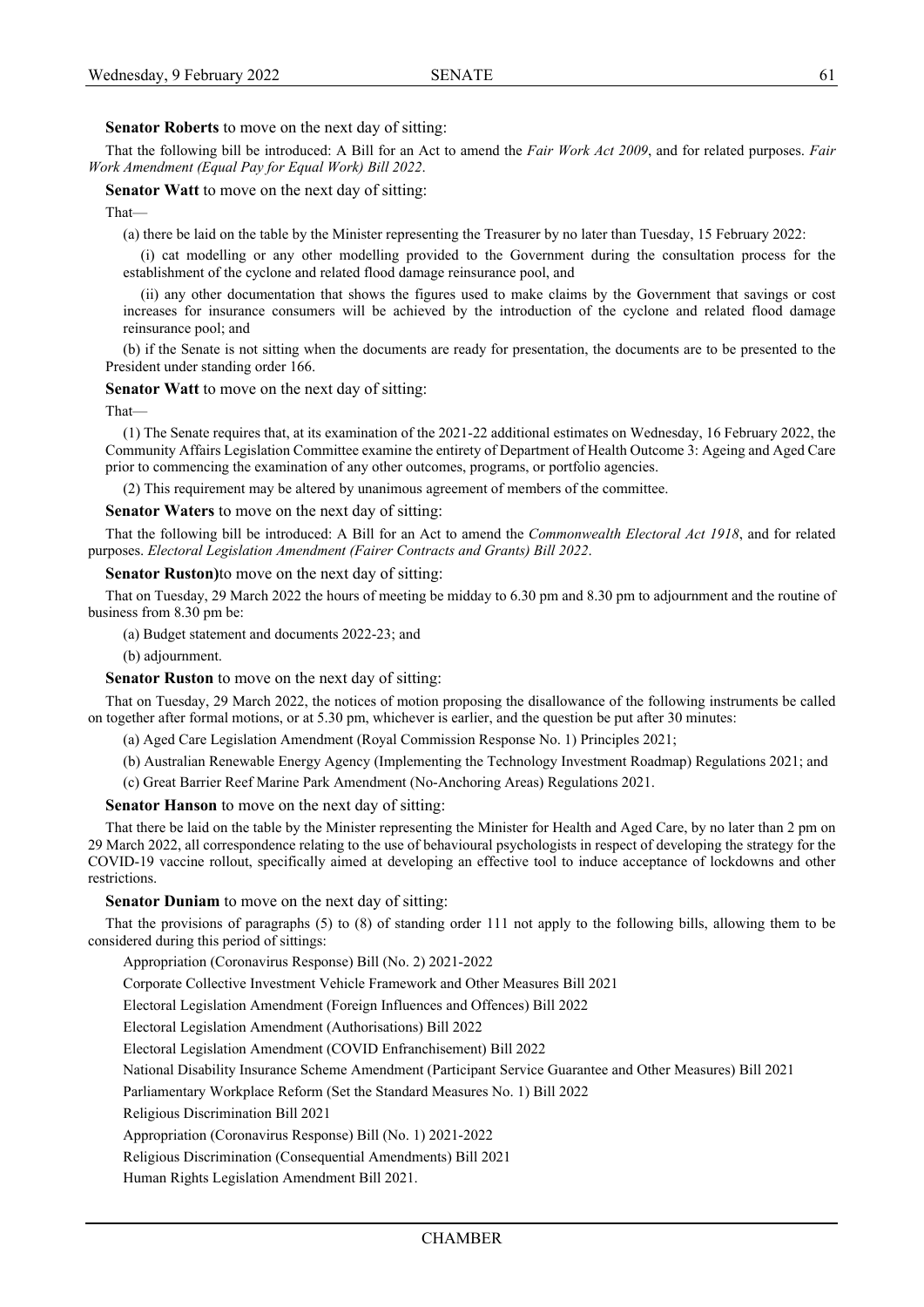**Senator Roberts** to move on the next day of sitting:

That the following bill be introduced: A Bill for an Act to amend the *Fair Work Act 2009*, and for related purposes. *Fair Work Amendment (Equal Pay for Equal Work) Bill 2022*.

**Senator Watt** to move on the next day of sitting:

That—

(a) there be laid on the table by the Minister representing the Treasurer by no later than Tuesday, 15 February 2022:

(i) cat modelling or any other modelling provided to the Government during the consultation process for the establishment of the cyclone and related flood damage reinsurance pool, and

(ii) any other documentation that shows the figures used to make claims by the Government that savings or cost increases for insurance consumers will be achieved by the introduction of the cyclone and related flood damage reinsurance pool; and

(b) if the Senate is not sitting when the documents are ready for presentation, the documents are to be presented to the President under standing order 166.

**Senator Watt** to move on the next day of sitting:

That—

(1) The Senate requires that, at its examination of the 2021-22 additional estimates on Wednesday, 16 February 2022, the Community Affairs Legislation Committee examine the entirety of Department of Health Outcome 3: Ageing and Aged Care prior to commencing the examination of any other outcomes, programs, or portfolio agencies.

(2) This requirement may be altered by unanimous agreement of members of the committee.

**Senator Waters** to move on the next day of sitting:

That the following bill be introduced: A Bill for an Act to amend the *Commonwealth Electoral Act 1918*, and for related purposes. *Electoral Legislation Amendment (Fairer Contracts and Grants) Bill 2022*.

**Senator Ruston)**to move on the next day of sitting:

That on Tuesday, 29 March 2022 the hours of meeting be midday to 6.30 pm and 8.30 pm to adjournment and the routine of business from 8.30 pm be:

(a) Budget statement and documents 2022-23; and

(b) adjournment.

**Senator Ruston** to move on the next day of sitting:

That on Tuesday, 29 March 2022, the notices of motion proposing the disallowance of the following instruments be called on together after formal motions, or at 5.30 pm, whichever is earlier, and the question be put after 30 minutes:

(a) Aged Care Legislation Amendment (Royal Commission Response No. 1) Principles 2021;

(b) Australian Renewable Energy Agency (Implementing the Technology Investment Roadmap) Regulations 2021; and

(c) Great Barrier Reef Marine Park Amendment (No-Anchoring Areas) Regulations 2021.

**Senator Hanson** to move on the next day of sitting:

That there be laid on the table by the Minister representing the Minister for Health and Aged Care, by no later than 2 pm on 29 March 2022, all correspondence relating to the use of behavioural psychologists in respect of developing the strategy for the COVID-19 vaccine rollout, specifically aimed at developing an effective tool to induce acceptance of lockdowns and other restrictions.

**Senator Duniam** to move on the next day of sitting:

That the provisions of paragraphs (5) to (8) of standing order 111 not apply to the following bills, allowing them to be considered during this period of sittings:

Appropriation (Coronavirus Response) Bill (No. 2) 2021-2022

Corporate Collective Investment Vehicle Framework and Other Measures Bill 2021

Electoral Legislation Amendment (Foreign Influences and Offences) Bill 2022

Electoral Legislation Amendment (Authorisations) Bill 2022

Electoral Legislation Amendment (COVID Enfranchisement) Bill 2022

National Disability Insurance Scheme Amendment (Participant Service Guarantee and Other Measures) Bill 2021

Parliamentary Workplace Reform (Set the Standard Measures No. 1) Bill 2022

Religious Discrimination Bill 2021

Appropriation (Coronavirus Response) Bill (No. 1) 2021-2022

Religious Discrimination (Consequential Amendments) Bill 2021

Human Rights Legislation Amendment Bill 2021.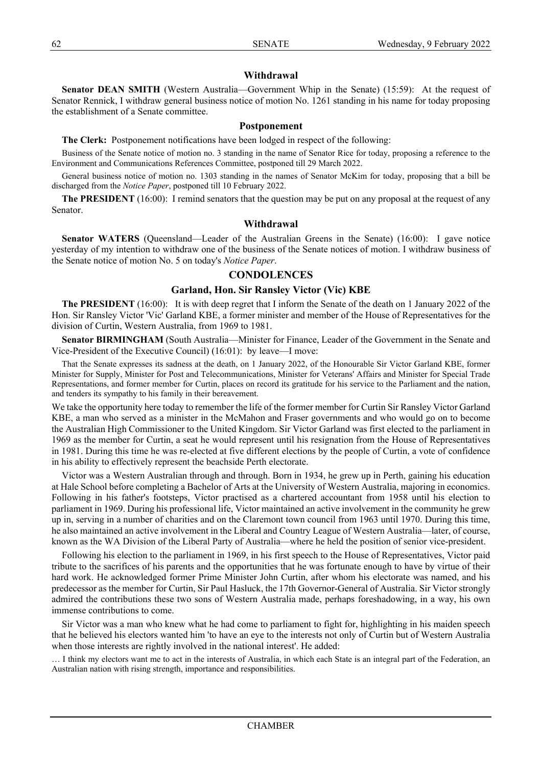### Withdrawal

**Senator DEAN SMITH** (Western Australia—Government Whip in the Senate) (15:59): At the request of Senator Rennick, I withdraw general business notice of motion No. 1261 standing in his name for today proposing the establishment of a Senate committee.

### Postponement

**The Clerk:** Postponement notifications have been lodged in respect of the following:

Business of the Senate notice of motion no. 3 standing in the name of Senator Rice for today, proposing a reference to the Environment and Communications References Committee, postponed till 29 March 2022.

General business notice of motion no. 1303 standing in the names of Senator McKim for today, proposing that a bill be discharged from the *Notice Paper*, postponed till 10 February 2022.

**The PRESIDENT** (16:00): I remind senators that the question may be put on any proposal at the request of any Senator.

### Withdrawal

**Senator WATERS** (Queensland—Leader of the Australian Greens in the Senate) (16:00): I gave notice yesterday of my intention to withdraw one of the business of the Senate notices of motion. I withdraw business of the Senate notice of motion No. 5 on today's *Notice Paper*.

## CONDOLENCES

### Garland, Hon. Sir Ransley Victor (Vic) KBE

**The PRESIDENT** (16:00): It is with deep regret that I inform the Senate of the death on 1 January 2022 of the Hon. Sir Ransley Victor 'Vic' Garland KBE, a former minister and member of the House of Representatives for the division of Curtin, Western Australia, from 1969 to 1981.

**Senator BIRMINGHAM** (South Australia—Minister for Finance, Leader of the Government in the Senate and Vice-President of the Executive Council) (16:01): by leave—I move:

That the Senate expresses its sadness at the death, on 1 January 2022, of the Honourable Sir Victor Garland KBE, former Minister for Supply, Minister for Post and Telecommunications, Minister for Veterans' Affairs and Minister for Special Trade Representations, and former member for Curtin, places on record its gratitude for his service to the Parliament and the nation, and tenders its sympathy to his family in their bereavement.

We take the opportunity here today to remember the life of the former member for Curtin Sir Ransley Victor Garland KBE, a man who served as a minister in the McMahon and Fraser governments and who would go on to become the Australian High Commissioner to the United Kingdom. Sir Victor Garland was first elected to the parliament in 1969 as the member for Curtin, a seat he would represent until his resignation from the House of Representatives in 1981. During this time he was re-elected at five different elections by the people of Curtin, a vote of confidence in his ability to effectively represent the beachside Perth electorate.

Victor was a Western Australian through and through. Born in 1934, he grew up in Perth, gaining his education at Hale School before completing a Bachelor of Arts at the University of Western Australia, majoring in economics. Following in his father's footsteps, Victor practised as a chartered accountant from 1958 until his election to parliament in 1969. During his professional life, Victor maintained an active involvement in the community he grew up in, serving in a number of charities and on the Claremont town council from 1963 until 1970. During this time, he also maintained an active involvement in the Liberal and Country League of Western Australia—later, of course, known as the WA Division of the Liberal Party of Australia—where he held the position of senior vice-president.

Following his election to the parliament in 1969, in his first speech to the House of Representatives, Victor paid tribute to the sacrifices of his parents and the opportunities that he was fortunate enough to have by virtue of their hard work. He acknowledged former Prime Minister John Curtin, after whom his electorate was named, and his predecessor as the member for Curtin, Sir Paul Hasluck, the 17th Governor-General of Australia. Sir Victor strongly admired the contributions these two sons of Western Australia made, perhaps foreshadowing, in a way, his own immense contributions to come.

Sir Victor was a man who knew what he had come to parliament to fight for, highlighting in his maiden speech that he believed his electors wanted him 'to have an eye to the interests not only of Curtin but of Western Australia when those interests are rightly involved in the national interest'. He added:

… I think my electors want me to act in the interests of Australia, in which each State is an integral part of the Federation, an Australian nation with rising strength, importance and responsibilities.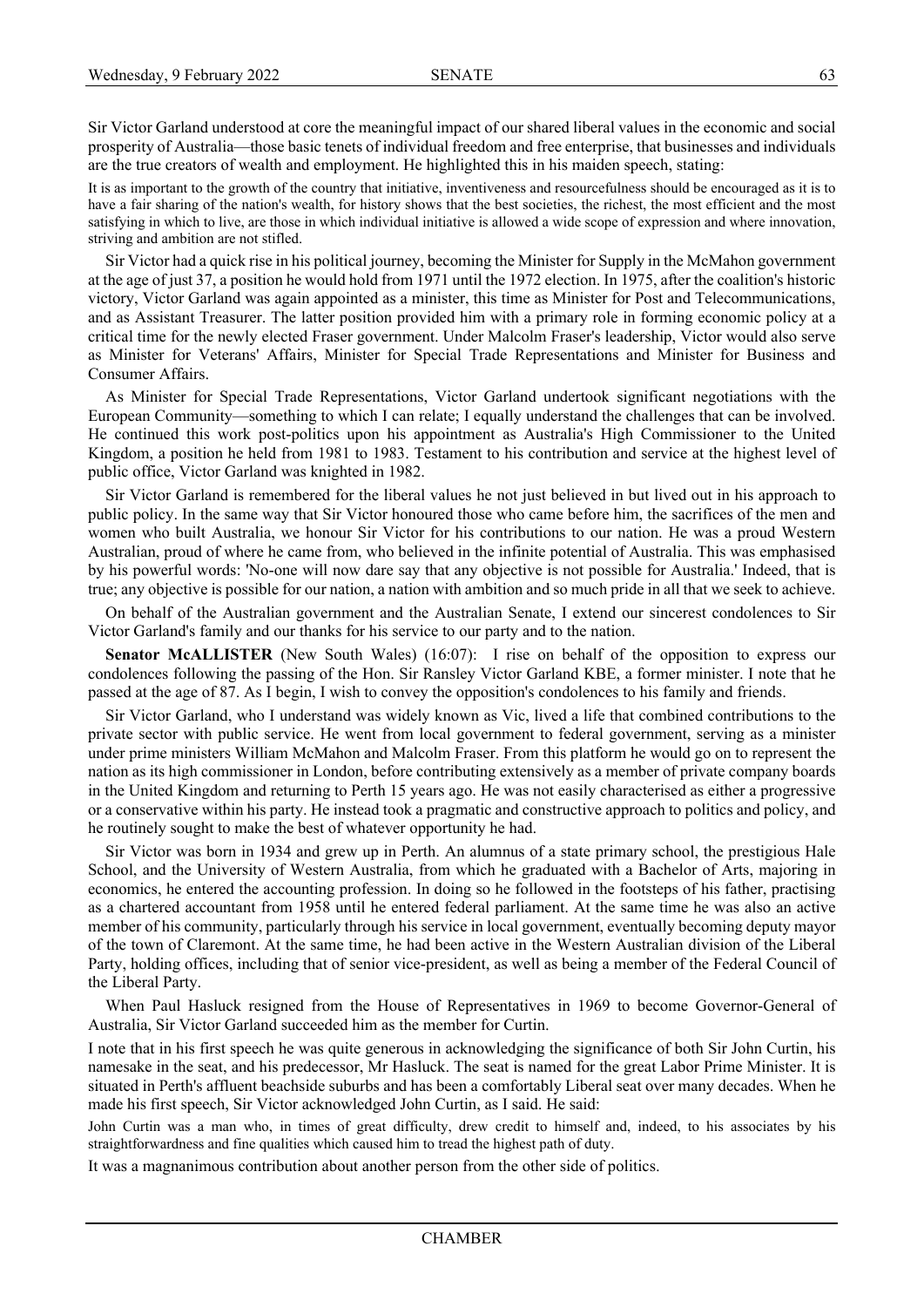Sir Victor Garland understood at core the meaningful impact of our shared liberal values in the economic and social prosperity of Australia—those basic tenets of individual freedom and free enterprise, that businesses and individuals are the true creators of wealth and employment. He highlighted this in his maiden speech, stating:

> It is as important to the growth of the country that initiative, inventiveness and resourcefulness should be encouraged as it is to have a fair sharing of the nation's wealth, for history shows that the best societies, the richest, the most efficient and the most satisfying in which to live, are those in which individual initiative is allowed a wide scope of expression and where innovation, striving and ambition are not stifled.

Sir Victor had a quick rise in his political journey, becoming the Minister for Supply in the McMahon government at the age of just 37, a position he would hold from 1971 until the 1972 election. In 1975, after the coalition's historic victory, Victor Garland was again appointed as a minister, this time as Minister for Post and Telecommunications, and as Assistant Treasurer. The latter position provided him with a primary role in forming economic policy at a critical time for the newly elected Fraser government. Under Malcolm Fraser's leadership, Victor would also serve as Minister for Veterans' Affairs, Minister for Special Trade Representations and Minister for Business and Consumer Affairs.

As Minister for Special Trade Representations, Victor Garland undertook significant negotiations with the European Community—something to which I can relate; I equally understand the challenges that can be involved. He continued this work post-politics upon his appointment as Australia's High Commissioner to the United Kingdom, a position he held from 1981 to 1983. Testament to his contribution and service at the highest level of public office, Victor Garland was knighted in 1982.

Sir Victor Garland is remembered for the liberal values he not just believed in but lived out in his approach to public policy. In the same way that Sir Victor honoured those who came before him, the sacrifices of the men and women who built Australia, we honour Sir Victor for his contributions to our nation. He was a proud Western Australian, proud of where he came from, who believed in the infinite potential of Australia. This was emphasised by his powerful words: 'No-one will now dare say that any objective is not possible for Australia.' Indeed, that is true; any objective is possible for our nation, a nation with ambition and so much pride in all that we seek to achieve.

On behalf of the Australian government and the Australian Senate, I extend our sincerest condolences to Sir Victor Garland's family and our thanks for his service to our party and to the nation.

**Senator McALLISTER** (New South Wales) (16:07): I rise on behalf of the opposition to express our condolences following the passing of the Hon. Sir Ransley Victor Garland KBE, a former minister. I note that he passed at the age of 87. As I begin, I wish to convey the opposition's condolences to his family and friends.

Sir Victor Garland, who I understand was widely known as Vic, lived a life that combined contributions to the private sector with public service. He went from local government to federal government, serving as a minister under prime ministers William McMahon and Malcolm Fraser. From this platform he would go on to represent the nation as its high commissioner in London, before contributing extensively as a member of private company boards in the United Kingdom and returning to Perth 15 years ago. He was not easily characterised as either a progressive or a conservative within his party. He instead took a pragmatic and constructive approach to politics and policy, and he routinely sought to make the best of whatever opportunity he had.

Sir Victor was born in 1934 and grew up in Perth. An alumnus of a state primary school, the prestigious Hale School, and the University of Western Australia, from which he graduated with a Bachelor of Arts, majoring in economics, he entered the accounting profession. In doing so he followed in the footsteps of his father, practising as a chartered accountant from 1958 until he entered federal parliament. At the same time he was also an active member of his community, particularly through his service in local government, eventually becoming deputy mayor of the town of Claremont. At the same time, he had been active in the Western Australian division of the Liberal Party, holding offices, including that of senior vice-president, as well as being a member of the Federal Council of the Liberal Party.

When Paul Hasluck resigned from the House of Representatives in 1969 to become Governor-General of Australia, Sir Victor Garland succeeded him as the member for Curtin.

I note that in his first speech he was quite generous in acknowledging the significance of both Sir John Curtin, his namesake in the seat, and his predecessor, Mr Hasluck. The seat is named for the great Labor Prime Minister. It is situated in Perth's affluent beachside suburbs and has been a comfortably Liberal seat over many decades. When he made his first speech, Sir Victor acknowledged John Curtin, as I said. He said:

> John Curtin was a man who, in times of great difficulty, drew credit to himself and, indeed, to his associates by his straightforwardness and fine qualities which caused him to tread the highest path of duty.

It was a magnanimous contribution about another person from the other side of politics.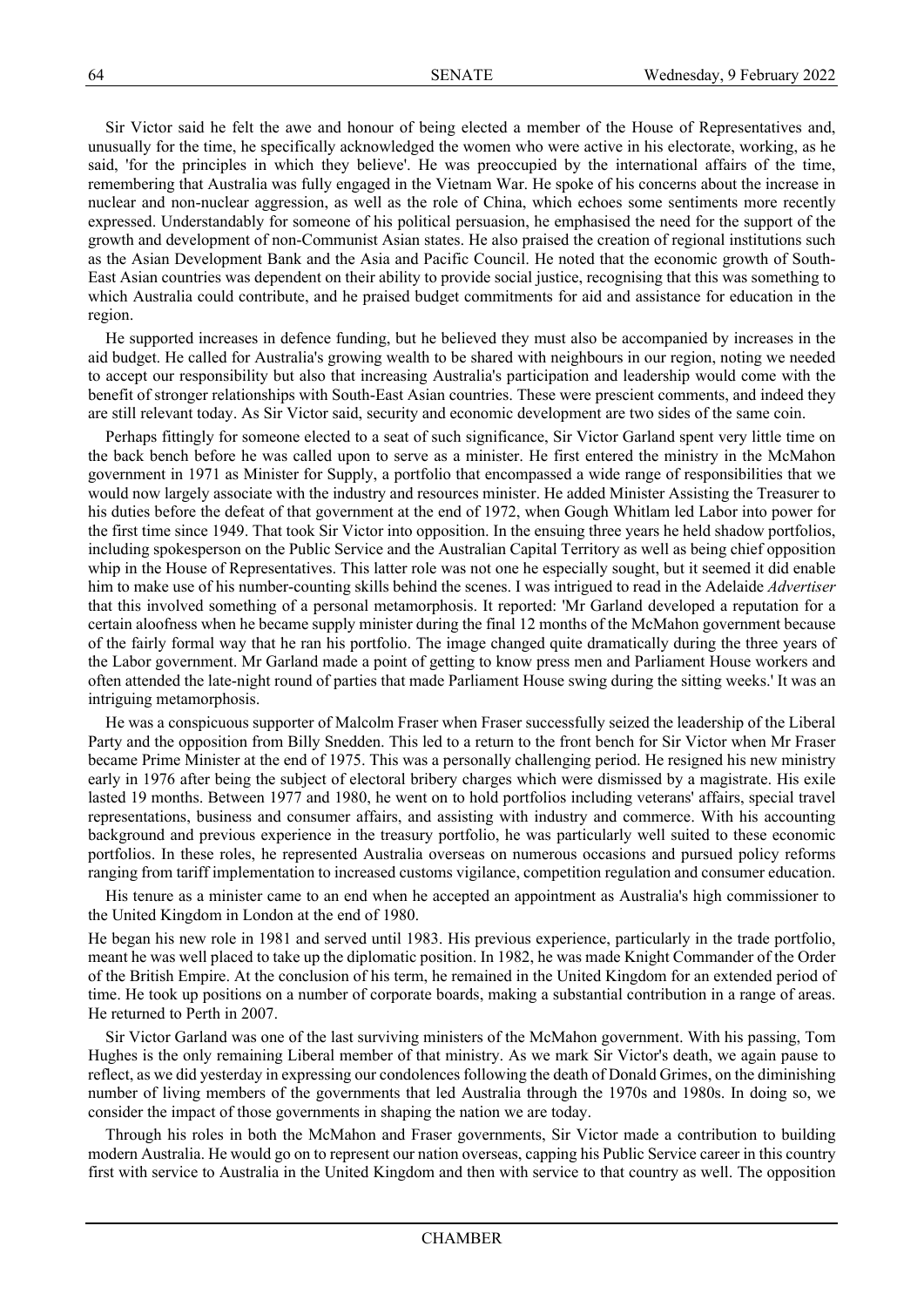Sir Victor said he felt the awe and honour of being elected a member of the House of Representatives and, unusually for the time, he specifically acknowledged the women who were active in his electorate, working, as he said, 'for the principles in which they believe'. He was preoccupied by the international affairs of the time, remembering that Australia was fully engaged in the Vietnam War. He spoke of his concerns about the increase in nuclear and non-nuclear aggression, as well as the role of China, which echoes some sentiments more recently expressed. Understandably for someone of his political persuasion, he emphasised the need for the support of the growth and development of non-Communist Asian states. He also praised the creation of regional institutions such as the Asian Development Bank and the Asia and Pacific Council. He noted that the economic growth of South-East Asian countries was dependent on their ability to provide social justice, recognising that this was something to which Australia could contribute, and he praised budget commitments for aid and assistance for education in the region.

He supported increases in defence funding, but he believed they must also be accompanied by increases in the aid budget. He called for Australia's growing wealth to be shared with neighbours in our region, noting we needed to accept our responsibility but also that increasing Australia's participation and leadership would come with the benefit of stronger relationships with South-East Asian countries. These were prescient comments, and indeed they are still relevant today. As Sir Victor said, security and economic development are two sides of the same coin.

Perhaps fittingly for someone elected to a seat of such significance, Sir Victor Garland spent very little time on the back bench before he was called upon to serve as a minister. He first entered the ministry in the McMahon government in 1971 as Minister for Supply, a portfolio that encompassed a wide range of responsibilities that we would now largely associate with the industry and resources minister. He added Minister Assisting the Treasurer to his duties before the defeat of that government at the end of 1972, when Gough Whitlam led Labor into power for the first time since 1949. That took Sir Victor into opposition. In the ensuing three years he held shadow portfolios, including spokesperson on the Public Service and the Australian Capital Territory as well as being chief opposition whip in the House of Representatives. This latter role was not one he especially sought, but it seemed it did enable him to make use of his number-counting skills behind the scenes. I was intrigued to read in the Adelaide *Advertiser* that this involved something of a personal metamorphosis. It reported: 'Mr Garland developed a reputation for a certain aloofness when he became supply minister during the final 12 months of the McMahon government because of the fairly formal way that he ran his portfolio. The image changed quite dramatically during the three years of the Labor government. Mr Garland made a point of getting to know press men and Parliament House workers and often attended the late-night round of parties that made Parliament House swing during the sitting weeks.' It was an intriguing metamorphosis.

He was a conspicuous supporter of Malcolm Fraser when Fraser successfully seized the leadership of the Liberal Party and the opposition from Billy Snedden. This led to a return to the front bench for Sir Victor when Mr Fraser became Prime Minister at the end of 1975. This was a personally challenging period. He resigned his new ministry early in 1976 after being the subject of electoral bribery charges which were dismissed by a magistrate. His exile lasted 19 months. Between 1977 and 1980, he went on to hold portfolios including veterans' affairs, special travel representations, business and consumer affairs, and assisting with industry and commerce. With his accounting background and previous experience in the treasury portfolio, he was particularly well suited to these economic portfolios. In these roles, he represented Australia overseas on numerous occasions and pursued policy reforms ranging from tariff implementation to increased customs vigilance, competition regulation and consumer education.

His tenure as a minister came to an end when he accepted an appointment as Australia's high commissioner to the United Kingdom in London at the end of 1980.

He began his new role in 1981 and served until 1983. His previous experience, particularly in the trade portfolio, meant he was well placed to take up the diplomatic position. In 1982, he was made Knight Commander of the Order of the British Empire. At the conclusion of his term, he remained in the United Kingdom for an extended period of time. He took up positions on a number of corporate boards, making a substantial contribution in a range of areas. He returned to Perth in 2007.

Sir Victor Garland was one of the last surviving ministers of the McMahon government. With his passing, Tom Hughes is the only remaining Liberal member of that ministry. As we mark Sir Victor's death, we again pause to reflect, as we did yesterday in expressing our condolences following the death of Donald Grimes, on the diminishing number of living members of the governments that led Australia through the 1970s and 1980s. In doing so, we consider the impact of those governments in shaping the nation we are today.

Through his roles in both the McMahon and Fraser governments, Sir Victor made a contribution to building modern Australia. He would go on to represent our nation overseas, capping his Public Service career in this country first with service to Australia in the United Kingdom and then with service to that country as well. The opposition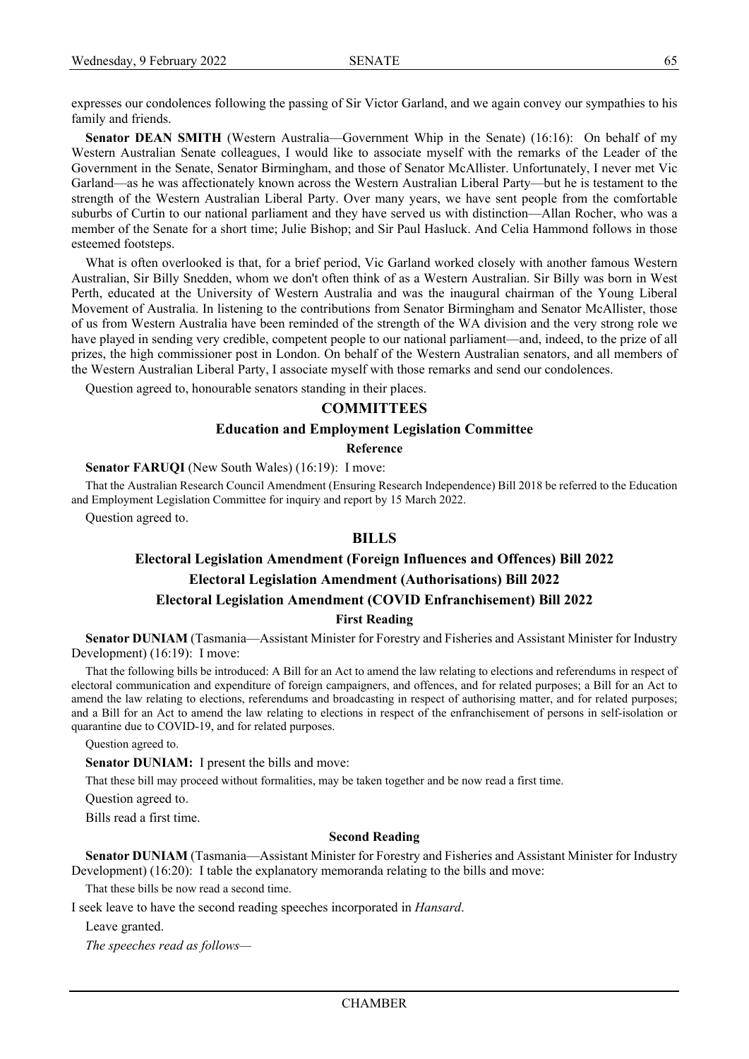expresses our condolences following the passing of Sir Victor Garland, and we again convey our sympathies to his family and friends.

**Senator DEAN SMITH** (Western Australia—Government Whip in the Senate) (16:16): On behalf of my Western Australian Senate colleagues, I would like to associate myself with the remarks of the Leader of the Government in the Senate, Senator Birmingham, and those of Senator McAllister. Unfortunately, I never met Vic Garland—as he was affectionately known across the Western Australian Liberal Party—but he is testament to the strength of the Western Australian Liberal Party. Over many years, we have sent people from the comfortable suburbs of Curtin to our national parliament and they have served us with distinction—Allan Rocher, who was a member of the Senate for a short time; Julie Bishop; and Sir Paul Hasluck. And Celia Hammond follows in those esteemed footsteps.

What is often overlooked is that, for a brief period, Vic Garland worked closely with another famous Western Australian, Sir Billy Snedden, whom we don't often think of as a Western Australian. Sir Billy was born in West Perth, educated at the University of Western Australia and was the inaugural chairman of the Young Liberal Movement of Australia. In listening to the contributions from Senator Birmingham and Senator McAllister, those of us from Western Australia have been reminded of the strength of the WA division and the very strong role we have played in sending very credible, competent people to our national parliament—and, indeed, to the prize of all prizes, the high commissioner post in London. On behalf of the Western Australian senators, and all members of the Western Australian Liberal Party, I associate myself with those remarks and send our condolences.

Question agreed to, honourable senators standing in their places.

## COMMITTEES

### Education and Employment Legislation Committee

#### Reference

**Senator FARUQI** (New South Wales) (16:19): I move:

That the Australian Research Council Amendment (Ensuring Research Independence) Bill 2018 be referred to the Education and Employment Legislation Committee for inquiry and report by 15 March 2022.

Question agreed to.

## BILLS

### Electoral Legislation Amendment (Foreign Influences and Offences) Bill 2022

### Electoral Legislation Amendment (Authorisations) Bill 2022

### Electoral Legislation Amendment (COVID Enfranchisement) Bill 2022

#### First Reading

**Senator DUNIAM** (Tasmania—Assistant Minister for Forestry and Fisheries and Assistant Minister for Industry Development) (16:19): I move:

That the following bills be introduced: A Bill for an Act to amend the law relating to elections and referendums in respect of electoral communication and expenditure of foreign campaigners, and offences, and for related purposes; a Bill for an Act to amend the law relating to elections, referendums and broadcasting in respect of authorising matter, and for related purposes; and a Bill for an Act to amend the law relating to elections in respect of the enfranchisement of persons in self-isolation or quarantine due to COVID-19, and for related purposes.

Question agreed to.

**Senator DUNIAM:** I present the bills and move:

That these bill may proceed without formalities, may be taken together and be now read a first time.

Question agreed to.

Bills read a first time.

#### Second Reading

**Senator DUNIAM** (Tasmania—Assistant Minister for Forestry and Fisheries and Assistant Minister for Industry Development) (16:20): I table the explanatory memoranda relating to the bills and move:

That these bills be now read a second time.

I seek leave to have the second reading speeches incorporated in *Hansard*.

Leave granted.

*The speeches read as follows—*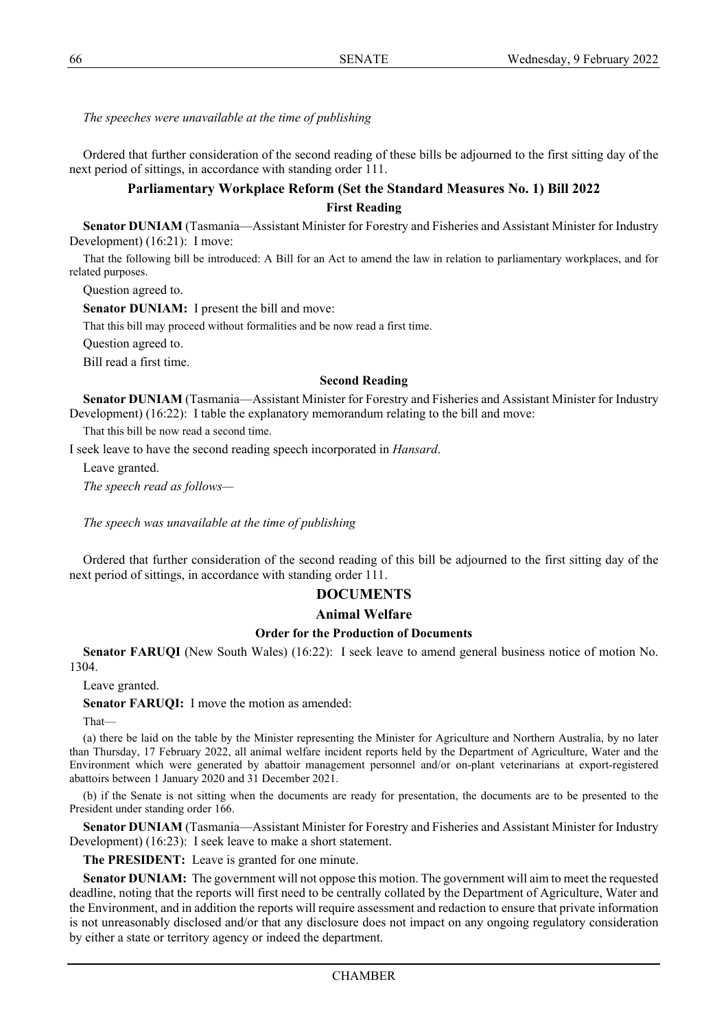*The speeches were unavailable at the time of publishing*

Ordered that further consideration of the second reading of these bills be adjourned to the first sitting day of the next period of sittings, in accordance with standing order 111.

### Parliamentary Workplace Reform (Set the Standard Measures No. 1) Bill 2022

#### First Reading

**Senator DUNIAM** (Tasmania—Assistant Minister for Forestry and Fisheries and Assistant Minister for Industry Development) (16:21): I move:

That the following bill be introduced: A Bill for an Act to amend the law in relation to parliamentary workplaces, and for related purposes.

Question agreed to.

**Senator DUNIAM:** I present the bill and move:

That this bill may proceed without formalities and be now read a first time.

Question agreed to.

Bill read a first time.

#### Second Reading

**Senator DUNIAM** (Tasmania—Assistant Minister for Forestry and Fisheries and Assistant Minister for Industry Development) (16:22): I table the explanatory memorandum relating to the bill and move:

That this bill be now read a second time.

I seek leave to have the second reading speech incorporated in *Hansard*.

Leave granted.

*The speech read as follows—*

*The speech was unavailable at the time of publishing*

Ordered that further consideration of the second reading of this bill be adjourned to the first sitting day of the next period of sittings, in accordance with standing order 111.

## DOCUMENTS

### Animal Welfare

#### Order for the Production of Documents

**Senator FARUQI** (New South Wales) (16:22): I seek leave to amend general business notice of motion No. 1304.

Leave granted.

**Senator FARUQI:** I move the motion as amended:

That—

(a) there be laid on the table by the Minister representing the Minister for Agriculture and Northern Australia, by no later than Thursday, 17 February 2022, all animal welfare incident reports held by the Department of Agriculture, Water and the Environment which were generated by abattoir management personnel and/or on-plant veterinarians at export-registered abattoirs between 1 January 2020 and 31 December 2021.

(b) if the Senate is not sitting when the documents are ready for presentation, the documents are to be presented to the President under standing order 166.

**Senator DUNIAM** (Tasmania—Assistant Minister for Forestry and Fisheries and Assistant Minister for Industry Development) (16:23): I seek leave to make a short statement.

**The PRESIDENT:** Leave is granted for one minute.

**Senator DUNIAM:** The government will not oppose this motion. The government will aim to meet the requested deadline, noting that the reports will first need to be centrally collated by the Department of Agriculture, Water and the Environment, and in addition the reports will require assessment and redaction to ensure that private information is not unreasonably disclosed and/or that any disclosure does not impact on any ongoing regulatory consideration by either a state or territory agency or indeed the department.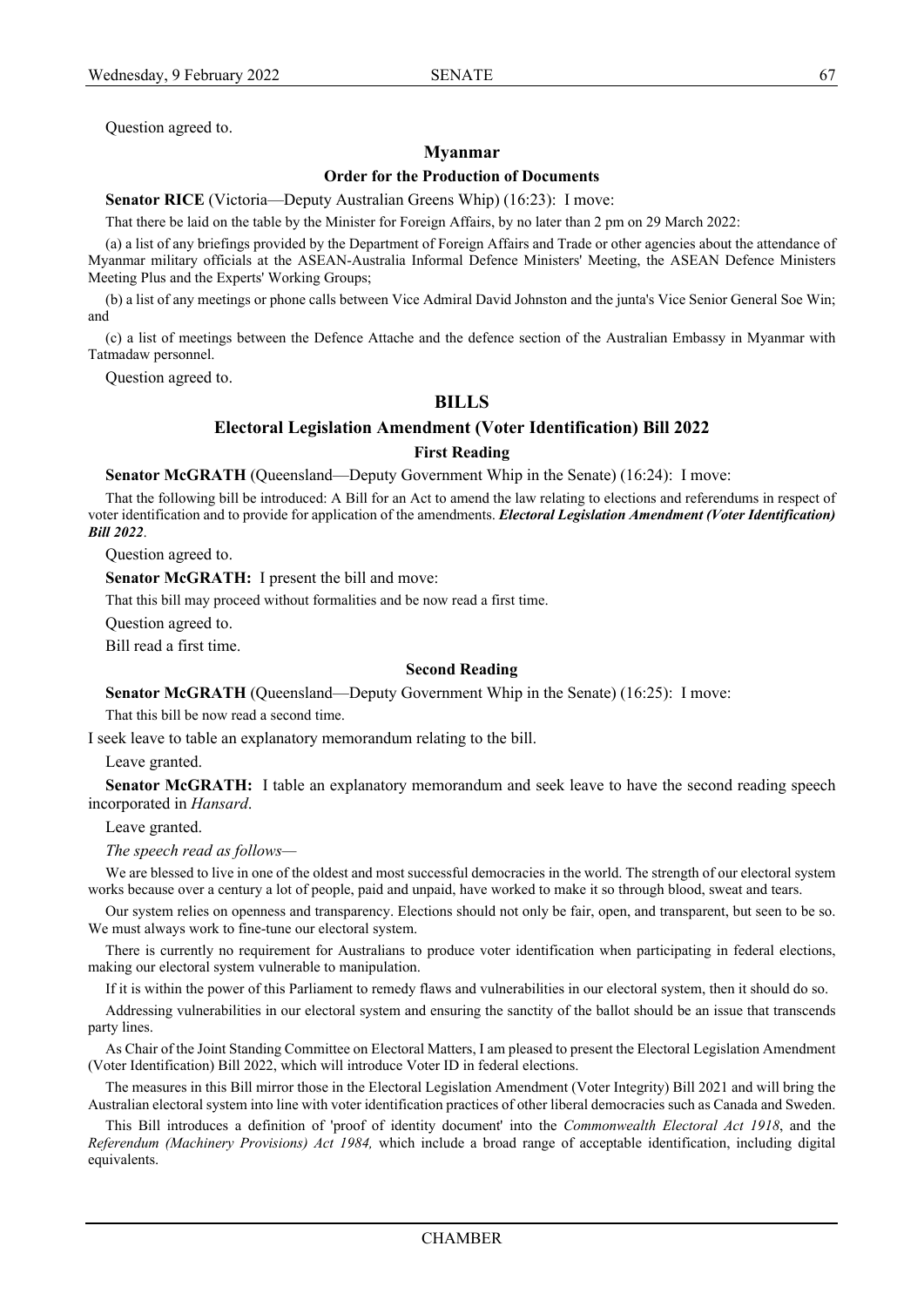Question agreed to.

## Myanmar

### Order for the Production of Documents

**Senator RICE** (Victoria—Deputy Australian Greens Whip) (16:23): I move:

That there be laid on the table by the Minister for Foreign Affairs, by no later than 2 pm on 29 March 2022:

(a) a list of any briefings provided by the Department of Foreign Affairs and Trade or other agencies about the attendance of Myanmar military officials at the ASEAN-Australia Informal Defence Ministers' Meeting, the ASEAN Defence Ministers Meeting Plus and the Experts' Working Groups;

(b) a list of any meetings or phone calls between Vice Admiral David Johnston and the junta's Vice Senior General Soe Win; and

(c) a list of meetings between the Defence Attache and the defence section of the Australian Embassy in Myanmar with Tatmadaw personnel.

Question agreed to.

# BILLS

## Electoral Legislation Amendment (Voter Identification) Bill 2022

### First Reading

**Senator McGRATH** (Queensland—Deputy Government Whip in the Senate) (16:24): I move:

That the following bill be introduced: A Bill for an Act to amend the law relating to elections and referendums in respect of voter identification and to provide for application of the amendments. ***Electoral Legislation Amendment (Voter Identification) Bill 2022***.

Question agreed to.

**Senator McGRATH:** I present the bill and move:

That this bill may proceed without formalities and be now read a first time.

Question agreed to.

Bill read a first time.

### Second Reading

**Senator McGRATH** (Queensland—Deputy Government Whip in the Senate) (16:25): I move:

That this bill be now read a second time.

I seek leave to table an explanatory memorandum relating to the bill.

Leave granted.

**Senator McGRATH:** I table an explanatory memorandum and seek leave to have the second reading speech incorporated in *Hansard*.

Leave granted.

*The speech read as follows—*

We are blessed to live in one of the oldest and most successful democracies in the world. The strength of our electoral system works because over a century a lot of people, paid and unpaid, have worked to make it so through blood, sweat and tears.

Our system relies on openness and transparency. Elections should not only be fair, open, and transparent, but seen to be so. We must always work to fine-tune our electoral system.

There is currently no requirement for Australians to produce voter identification when participating in federal elections, making our electoral system vulnerable to manipulation.

If it is within the power of this Parliament to remedy flaws and vulnerabilities in our electoral system, then it should do so.

Addressing vulnerabilities in our electoral system and ensuring the sanctity of the ballot should be an issue that transcends party lines.

As Chair of the Joint Standing Committee on Electoral Matters, I am pleased to present the Electoral Legislation Amendment (Voter Identification) Bill 2022, which will introduce Voter ID in federal elections.

The measures in this Bill mirror those in the Electoral Legislation Amendment (Voter Integrity) Bill 2021 and will bring the Australian electoral system into line with voter identification practices of other liberal democracies such as Canada and Sweden.

This Bill introduces a definition of 'proof of identity document' into the *Commonwealth Electoral Act 1918*, and the *Referendum (Machinery Provisions) Act 1984,* which include a broad range of acceptable identification, including digital equivalents.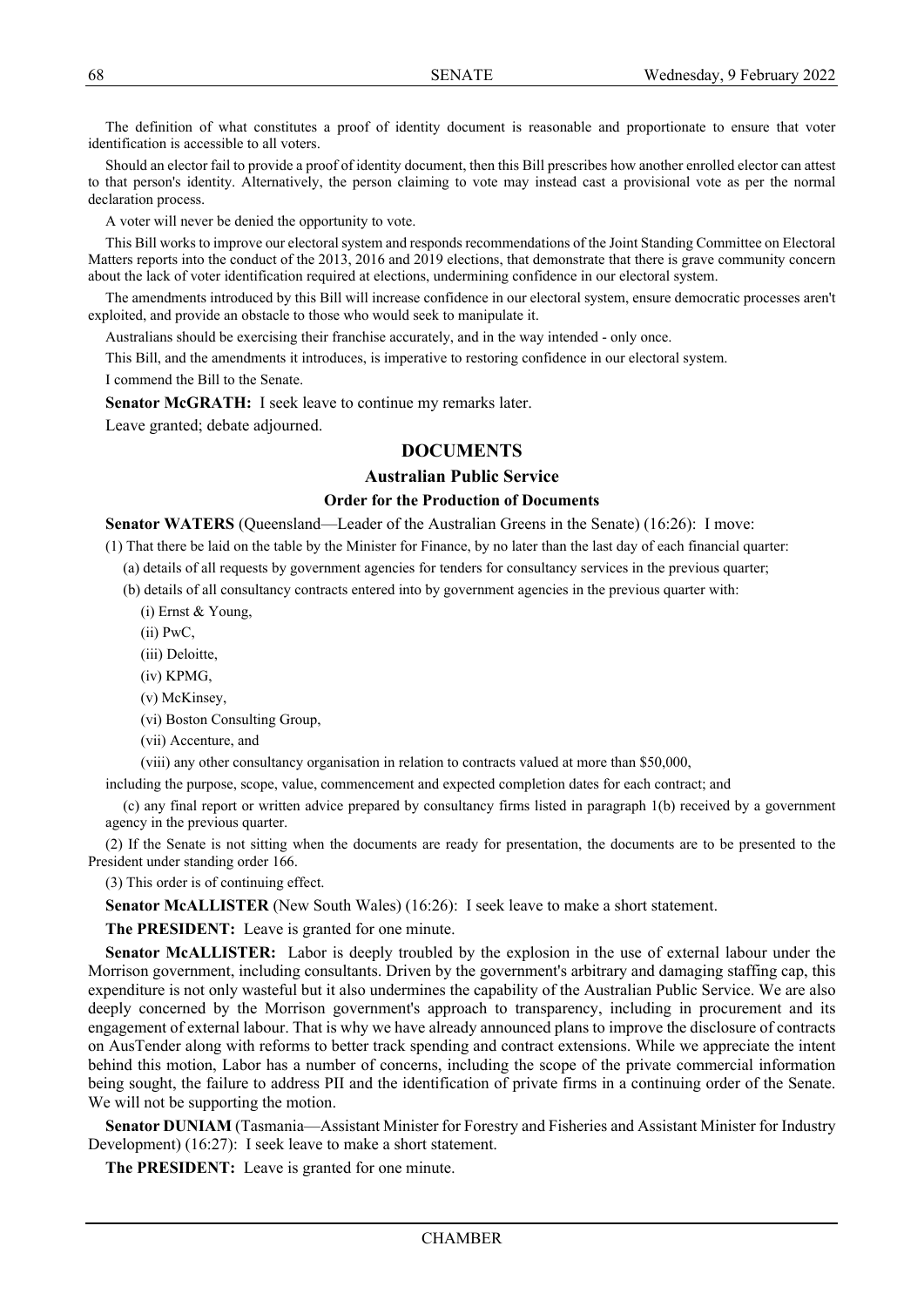The definition of what constitutes a proof of identity document is reasonable and proportionate to ensure that voter identification is accessible to all voters.

Should an elector fail to provide a proof of identity document, then this Bill prescribes how another enrolled elector can attest to that person's identity. Alternatively, the person claiming to vote may instead cast a provisional vote as per the normal declaration process.

A voter will never be denied the opportunity to vote.

This Bill works to improve our electoral system and responds recommendations of the Joint Standing Committee on Electoral Matters reports into the conduct of the 2013, 2016 and 2019 elections, that demonstrate that there is grave community concern about the lack of voter identification required at elections, undermining confidence in our electoral system.

The amendments introduced by this Bill will increase confidence in our electoral system, ensure democratic processes aren't exploited, and provide an obstacle to those who would seek to manipulate it.

Australians should be exercising their franchise accurately, and in the way intended - only once.

This Bill, and the amendments it introduces, is imperative to restoring confidence in our electoral system.

I commend the Bill to the Senate.

**Senator McGRATH:** I seek leave to continue my remarks later.

Leave granted; debate adjourned.

## DOCUMENTS

### Australian Public Service

#### Order for the Production of Documents

**Senator WATERS** (Queensland—Leader of the Australian Greens in the Senate) (16:26): I move:

(1) That there be laid on the table by the Minister for Finance, by no later than the last day of each financial quarter:

(a) details of all requests by government agencies for tenders for consultancy services in the previous quarter;

(b) details of all consultancy contracts entered into by government agencies in the previous quarter with:

(i) Ernst & Young,

(ii) PwC,

(iii) Deloitte,

(iv) KPMG,

(v) McKinsey,

(vi) Boston Consulting Group,

(vii) Accenture, and

(viii) any other consultancy organisation in relation to contracts valued at more than $50,000,

including the purpose, scope, value, commencement and expected completion dates for each contract; and

(c) any final report or written advice prepared by consultancy firms listed in paragraph 1(b) received by a government agency in the previous quarter.

(2) If the Senate is not sitting when the documents are ready for presentation, the documents are to be presented to the President under standing order 166.

(3) This order is of continuing effect.

**Senator McALLISTER** (New South Wales) (16:26): I seek leave to make a short statement.

**The PRESIDENT:** Leave is granted for one minute.

**Senator McALLISTER:** Labor is deeply troubled by the explosion in the use of external labour under the Morrison government, including consultants. Driven by the government's arbitrary and damaging staffing cap, this expenditure is not only wasteful but it also undermines the capability of the Australian Public Service. We are also deeply concerned by the Morrison government's approach to transparency, including in procurement and its engagement of external labour. That is why we have already announced plans to improve the disclosure of contracts on AusTender along with reforms to better track spending and contract extensions. While we appreciate the intent behind this motion, Labor has a number of concerns, including the scope of the private commercial information being sought, the failure to address PII and the identification of private firms in a continuing order of the Senate. We will not be supporting the motion.

**Senator DUNIAM** (Tasmania—Assistant Minister for Forestry and Fisheries and Assistant Minister for Industry Development) (16:27): I seek leave to make a short statement.

**The PRESIDENT:** Leave is granted for one minute.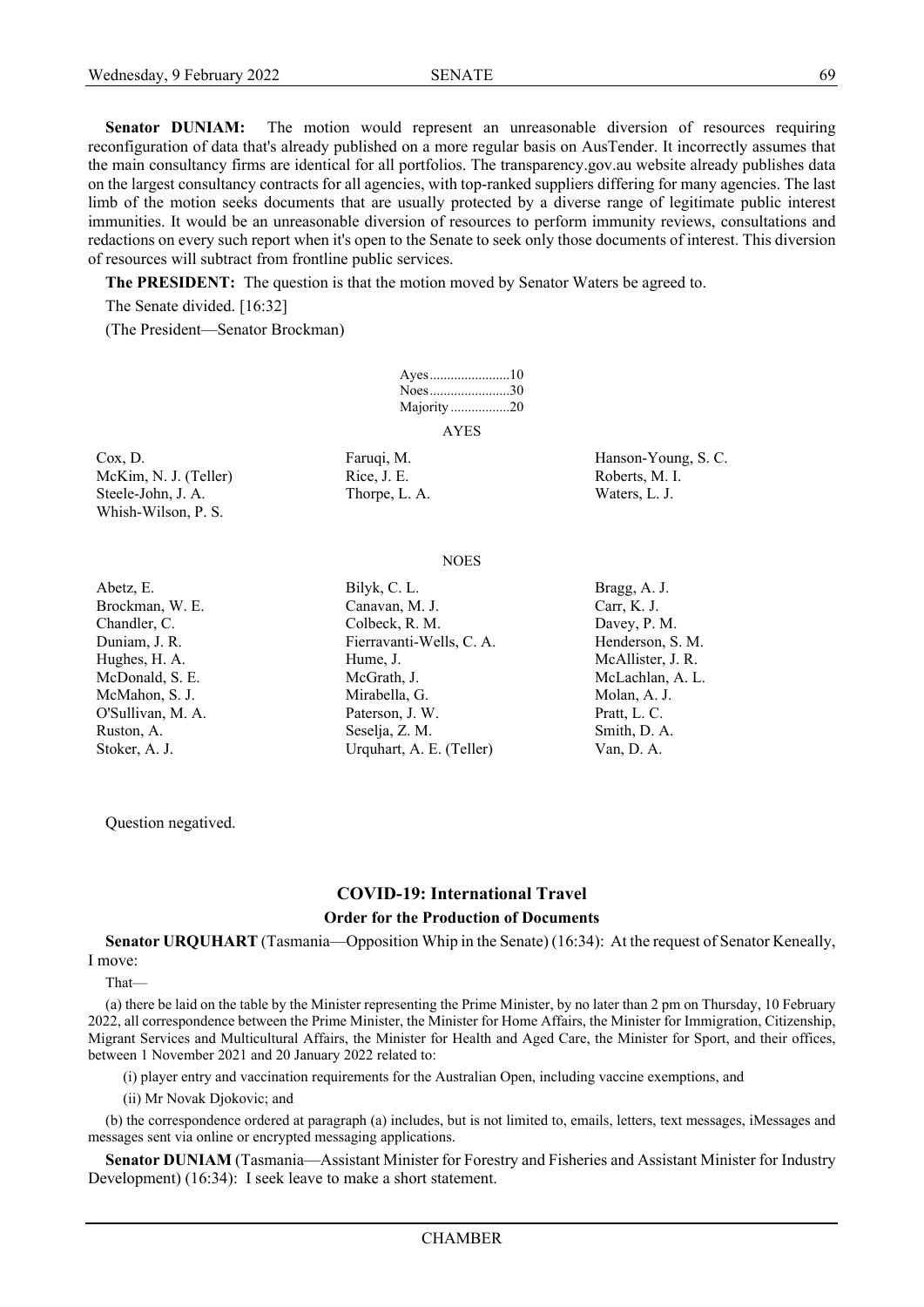**Senator DUNIAM:** The motion would represent an unreasonable diversion of resources requiring reconfiguration of data that's already published on a more regular basis on AusTender. It incorrectly assumes that the main consultancy firms are identical for all portfolios. The transparency.gov.au website already publishes data on the largest consultancy contracts for all agencies, with top-ranked suppliers differing for many agencies. The last limb of the motion seeks documents that are usually protected by a diverse range of legitimate public interest immunities. It would be an unreasonable diversion of resources to perform immunity reviews, consultations and redactions on every such report when it's open to the Senate to seek only those documents of interest. This diversion of resources will subtract from frontline public services.

**The PRESIDENT:** The question is that the motion moved by Senator Waters be agreed to.

The Senate divided. [16:32]

(The President—Senator Brockman)

Ayes......................10
Noes......................30
Majority.................20

AYES

Cox, D.
Faruqi, M.
Hanson-Young, S. C.
McKim, N. J. (Teller)
Rice, J. E.
Roberts, M. I.
Steele-John, J. A.
Thorpe, L. A.
Waters, L. J.
Whish-Wilson, P. S.

NOES

Abetz, E.
Bilyk, C. L.
Bragg, A. J.
Brockman, W. E.
Canavan, M. J.
Carr, K. J.
Chandler, C.
Colbeck, R. M.
Davey, P. M.
Duniam, J. R.
Fierravanti-Wells, C. A.
Henderson, S. M.
Hughes, H. A.
Hume, J.
McAllister, J. R.
McDonald, S. E.
McGrath, J.
McLachlan, A. L.
McMahon, S. J.
Mirabella, G.
Molan, A. J.
O'Sullivan, M. A.
Paterson, J. W.
Pratt, L. C.
Ruston, A.
Seselja, Z. M.
Smith, D. A.
Stoker, A. J.
Urquhart, A. E. (Teller)
Van, D. A.

Question negatived.

## COVID-19: International Travel

### Order for the Production of Documents

**Senator URQUHART** (Tasmania—Opposition Whip in the Senate) (16:34): At the request of Senator Keneally, I move:

That—

(a) there be laid on the table by the Minister representing the Prime Minister, by no later than 2 pm on Thursday, 10 February 2022, all correspondence between the Prime Minister, the Minister for Home Affairs, the Minister for Immigration, Citizenship, Migrant Services and Multicultural Affairs, the Minister for Health and Aged Care, the Minister for Sport, and their offices, between 1 November 2021 and 20 January 2022 related to:

(i) player entry and vaccination requirements for the Australian Open, including vaccine exemptions, and

(ii) Mr Novak Djokovic; and

(b) the correspondence ordered at paragraph (a) includes, but is not limited to, emails, letters, text messages, iMessages and messages sent via online or encrypted messaging applications.

**Senator DUNIAM** (Tasmania—Assistant Minister for Forestry and Fisheries and Assistant Minister for Industry Development) (16:34): I seek leave to make a short statement.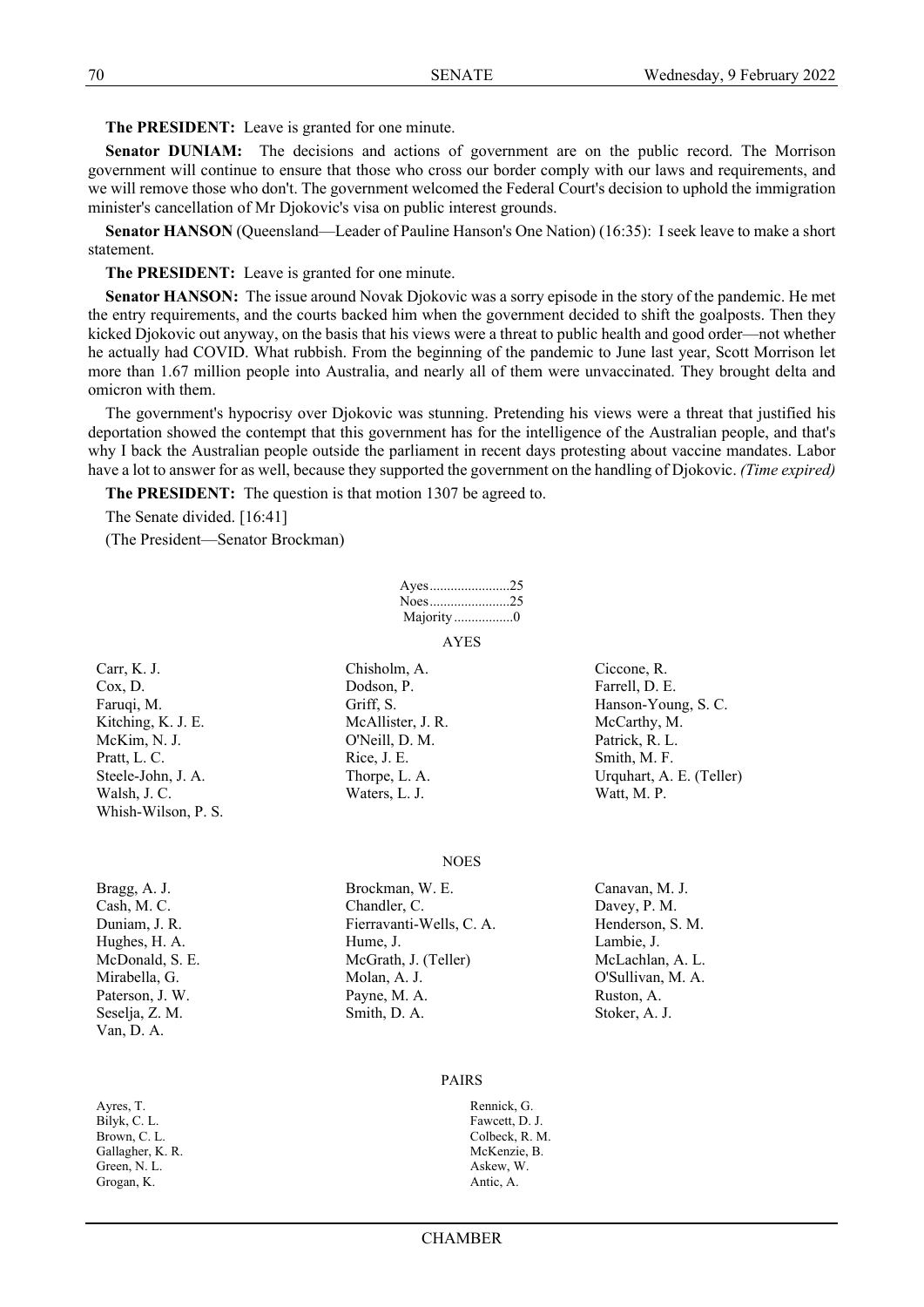**The PRESIDENT:** Leave is granted for one minute.

**Senator DUNIAM:** The decisions and actions of government are on the public record. The Morrison government will continue to ensure that those who cross our border comply with our laws and requirements, and we will remove those who don't. The government welcomed the Federal Court's decision to uphold the immigration minister's cancellation of Mr Djokovic's visa on public interest grounds.

**Senator HANSON** (Queensland—Leader of Pauline Hanson's One Nation) (16:35): I seek leave to make a short statement.

**The PRESIDENT:** Leave is granted for one minute.

**Senator HANSON:** The issue around Novak Djokovic was a sorry episode in the story of the pandemic. He met the entry requirements, and the courts backed him when the government decided to shift the goalposts. Then they kicked Djokovic out anyway, on the basis that his views were a threat to public health and good order—not whether he actually had COVID. What rubbish. From the beginning of the pandemic to June last year, Scott Morrison let more than 1.67 million people into Australia, and nearly all of them were unvaccinated. They brought delta and omicron with them.

The government's hypocrisy over Djokovic was stunning. Pretending his views were a threat that justified his deportation showed the contempt that this government has for the intelligence of the Australian people, and that's why I back the Australian people outside the parliament in recent days protesting about vaccine mandates. Labor have a lot to answer for as well, because they supported the government on the handling of Djokovic. *(Time expired)*

**The PRESIDENT:** The question is that motion 1307 be agreed to.

The Senate divided. [16:41]

(The President—Senator Brockman)

Ayes......................25
Noes......................25
Majority.................0

AYES

Carr, K. J.
Chisholm, A.
Ciccone, R.
Cox, D.
Dodson, P.
Farrell, D. E.
Faruqi, M.
Griff, S.
Hanson-Young, S. C.
Kitching, K. J. E.
McAllister, J. R.
McCarthy, M.
McKim, N. J.
O'Neill, D. M.
Patrick, R. L.
Pratt, L. C.
Rice, J. E.
Smith, M. F.
Steele-John, J. A.
Thorpe, L. A.
Urquhart, A. E. (Teller)
Walsh, J. C.
Waters, L. J.
Watt, M. P.
Whish-Wilson, P. S.

NOES

Bragg, A. J.
Brockman, W. E.
Canavan, M. J.
Cash, M. C.
Chandler, C.
Davey, P. M.
Duniam, J. R.
Fierravanti-Wells, C. A.
Henderson, S. M.
Hughes, H. A.
Hume, J.
Lambie, J.
McDonald, S. E.
McGrath, J. (Teller)
McLachlan, A. L.
Mirabella, G.
Molan, A. J.
O'Sullivan, M. A.
Paterson, J. W.
Payne, M. A.
Ruston, A.
Seselja, Z. M.
Smith, D. A.
Stoker, A. J.
Van, D. A.

PAIRS

Ayres, T. — Rennick, G.
Bilyk, C. L. — Fawcett, D. J.
Brown, C. L. — Colbeck, R. M.
Gallagher, K. R. — McKenzie, B.
Green, N. L. — Askew, W.
Grogan, K. — Antic, A.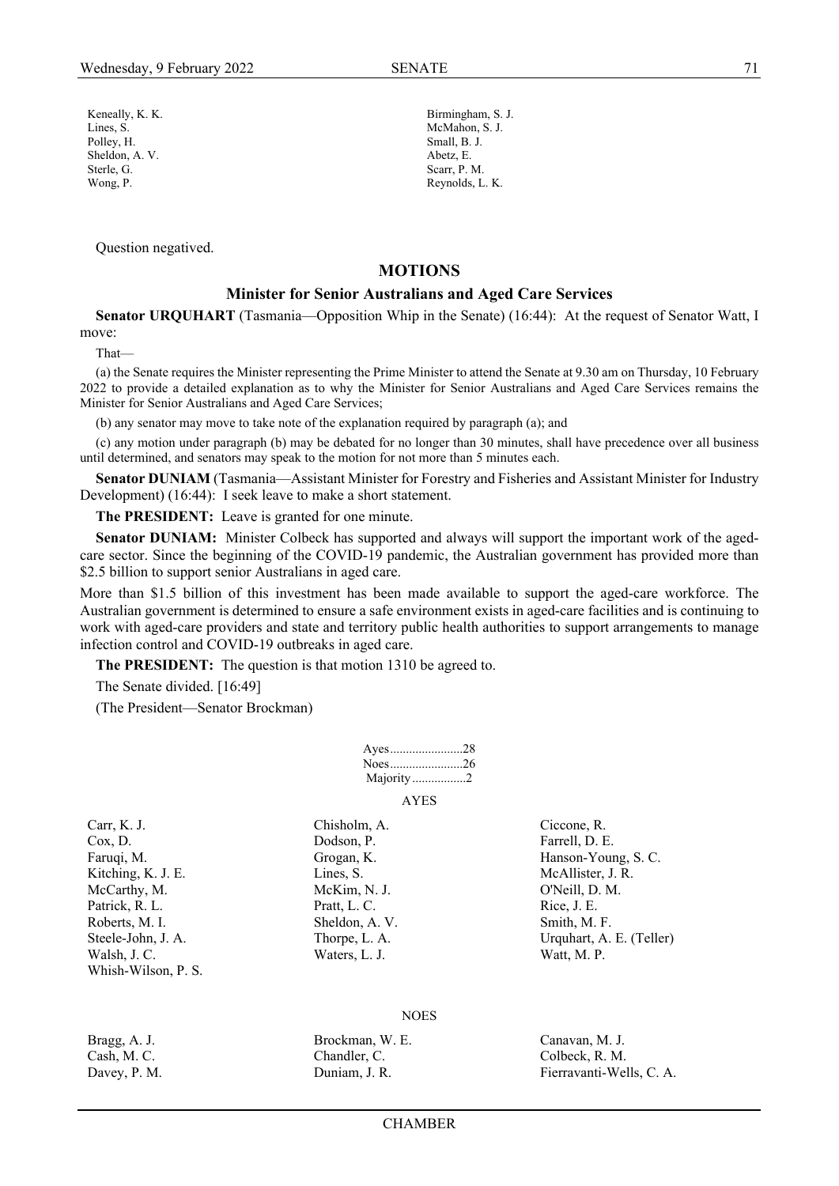| | |
|---|---|
| Keneally, K. K. | Birmingham, S. J. |
| Lines, S. | McMahon, S. J. |
| Polley, H. | Small, B. J. |
| Sheldon, A. V. | Abetz, E. |
| Sterle, G. | Scarr, P. M. |
| Wong, P. | Reynolds, L. K. |

Question negatived.

## MOTIONS

### Minister for Senior Australians and Aged Care Services

**Senator URQUHART** (Tasmania—Opposition Whip in the Senate) (16:44): At the request of Senator Watt, I move:

That—

(a) the Senate requires the Minister representing the Prime Minister to attend the Senate at 9.30 am on Thursday, 10 February 2022 to provide a detailed explanation as to why the Minister for Senior Australians and Aged Care Services remains the Minister for Senior Australians and Aged Care Services;

(b) any senator may move to take note of the explanation required by paragraph (a); and

(c) any motion under paragraph (b) may be debated for no longer than 30 minutes, shall have precedence over all business until determined, and senators may speak to the motion for not more than 5 minutes each.

**Senator DUNIAM** (Tasmania—Assistant Minister for Forestry and Fisheries and Assistant Minister for Industry Development) (16:44): I seek leave to make a short statement.

**The PRESIDENT:** Leave is granted for one minute.

**Senator DUNIAM:** Minister Colbeck has supported and always will support the important work of the aged-care sector. Since the beginning of the COVID-19 pandemic, the Australian government has provided more than $2.5 billion to support senior Australians in aged care.

More than $1.5 billion of this investment has been made available to support the aged-care workforce. The Australian government is determined to ensure a safe environment exists in aged-care facilities and is continuing to work with aged-care providers and state and territory public health authorities to support arrangements to manage infection control and COVID-19 outbreaks in aged care.

**The PRESIDENT:** The question is that motion 1310 be agreed to.

The Senate divided. [16:49]

(The President—Senator Brockman)

Ayes.......................28
Noes.......................26
Majority.................2

AYES

| | | |
|---|---|---|
| Carr, K. J. | Chisholm, A. | Ciccone, R. |
| Cox, D. | Dodson, P. | Farrell, D. E. |
| Faruqi, M. | Grogan, K. | Hanson-Young, S. C. |
| Kitching, K. J. E. | Lines, S. | McAllister, J. R. |
| McCarthy, M. | McKim, N. J. | O'Neill, D. M. |
| Patrick, R. L. | Pratt, L. C. | Rice, J. E. |
| Roberts, M. I. | Sheldon, A. V. | Smith, M. F. |
| Steele-John, J. A. | Thorpe, L. A. | Urquhart, A. E. (Teller) |
| Walsh, J. C. | Waters, L. J. | Watt, M. P. |
| Whish-Wilson, P. S. | | |

NOES

| | | |
|---|---|---|
| Bragg, A. J. | Brockman, W. E. | Canavan, M. J. |
| Cash, M. C. | Chandler, C. | Colbeck, R. M. |
| Davey, P. M. | Duniam, J. R. | Fierravanti-Wells, C. A. |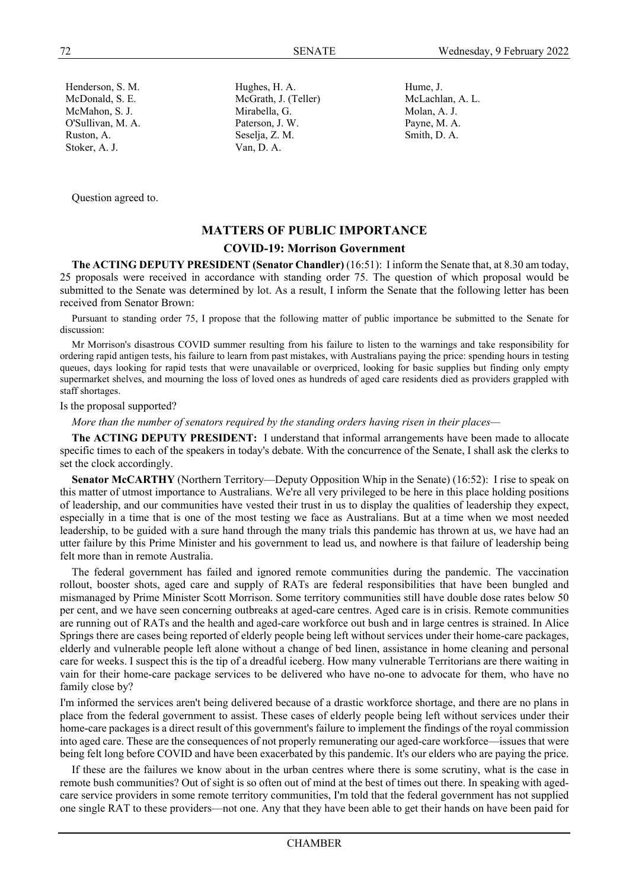| | | |
|---|---|---|
| Henderson, S. M. | Hughes, H. A. | Hume, J. |
| McDonald, S. E. | McGrath, J. (Teller) | McLachlan, A. L. |
| McMahon, S. J. | Mirabella, G. | Molan, A. J. |
| O'Sullivan, M. A. | Paterson, J. W. | Payne, M. A. |
| Ruston, A. | Seselja, Z. M. | Smith, D. A. |
| Stoker, A. J. | Van, D. A. | |

Question agreed to.

## MATTERS OF PUBLIC IMPORTANCE

### COVID-19: Morrison Government

**The ACTING DEPUTY PRESIDENT (Senator Chandler)** (16:51): I inform the Senate that, at 8.30 am today, 25 proposals were received in accordance with standing order 75. The question of which proposal would be submitted to the Senate was determined by lot. As a result, I inform the Senate that the following letter has been received from Senator Brown:

Pursuant to standing order 75, I propose that the following matter of public importance be submitted to the Senate for discussion:

Mr Morrison's disastrous COVID summer resulting from his failure to listen to the warnings and take responsibility for ordering rapid antigen tests, his failure to learn from past mistakes, with Australians paying the price: spending hours in testing queues, days looking for rapid tests that were unavailable or overpriced, looking for basic supplies but finding only empty supermarket shelves, and mourning the loss of loved ones as hundreds of aged care residents died as providers grappled with staff shortages.

Is the proposal supported?

*More than the number of senators required by the standing orders having risen in their places—*

**The ACTING DEPUTY PRESIDENT:** I understand that informal arrangements have been made to allocate specific times to each of the speakers in today's debate. With the concurrence of the Senate, I shall ask the clerks to set the clock accordingly.

**Senator McCARTHY** (Northern Territory—Deputy Opposition Whip in the Senate) (16:52): I rise to speak on this matter of utmost importance to Australians. We're all very privileged to be here in this place holding positions of leadership, and our communities have vested their trust in us to display the qualities of leadership they expect, especially in a time that is one of the most testing we face as Australians. But at a time when we most needed leadership, to be guided with a sure hand through the many trials this pandemic has thrown at us, we have had an utter failure by this Prime Minister and his government to lead us, and nowhere is that failure of leadership being felt more than in remote Australia.

The federal government has failed and ignored remote communities during the pandemic. The vaccination rollout, booster shots, aged care and supply of RATs are federal responsibilities that have been bungled and mismanaged by Prime Minister Scott Morrison. Some territory communities still have double dose rates below 50 per cent, and we have seen concerning outbreaks at aged-care centres. Aged care is in crisis. Remote communities are running out of RATs and the health and aged-care workforce out bush and in large centres is strained. In Alice Springs there are cases being reported of elderly people being left without services under their home-care packages, elderly and vulnerable people left alone without a change of bed linen, assistance in home cleaning and personal care for weeks. I suspect this is the tip of a dreadful iceberg. How many vulnerable Territorians are there waiting in vain for their home-care package services to be delivered who have no-one to advocate for them, who have no family close by?

I'm informed the services aren't being delivered because of a drastic workforce shortage, and there are no plans in place from the federal government to assist. These cases of elderly people being left without services under their home-care packages is a direct result of this government's failure to implement the findings of the royal commission into aged care. These are the consequences of not properly remunerating our aged-care workforce—issues that were being felt long before COVID and have been exacerbated by this pandemic. It's our elders who are paying the price.

If these are the failures we know about in the urban centres where there is some scrutiny, what is the case in remote bush communities? Out of sight is so often out of mind at the best of times out there. In speaking with aged-care service providers in some remote territory communities, I'm told that the federal government has not supplied one single RAT to these providers—not one. Any that they have been able to get their hands on have been paid for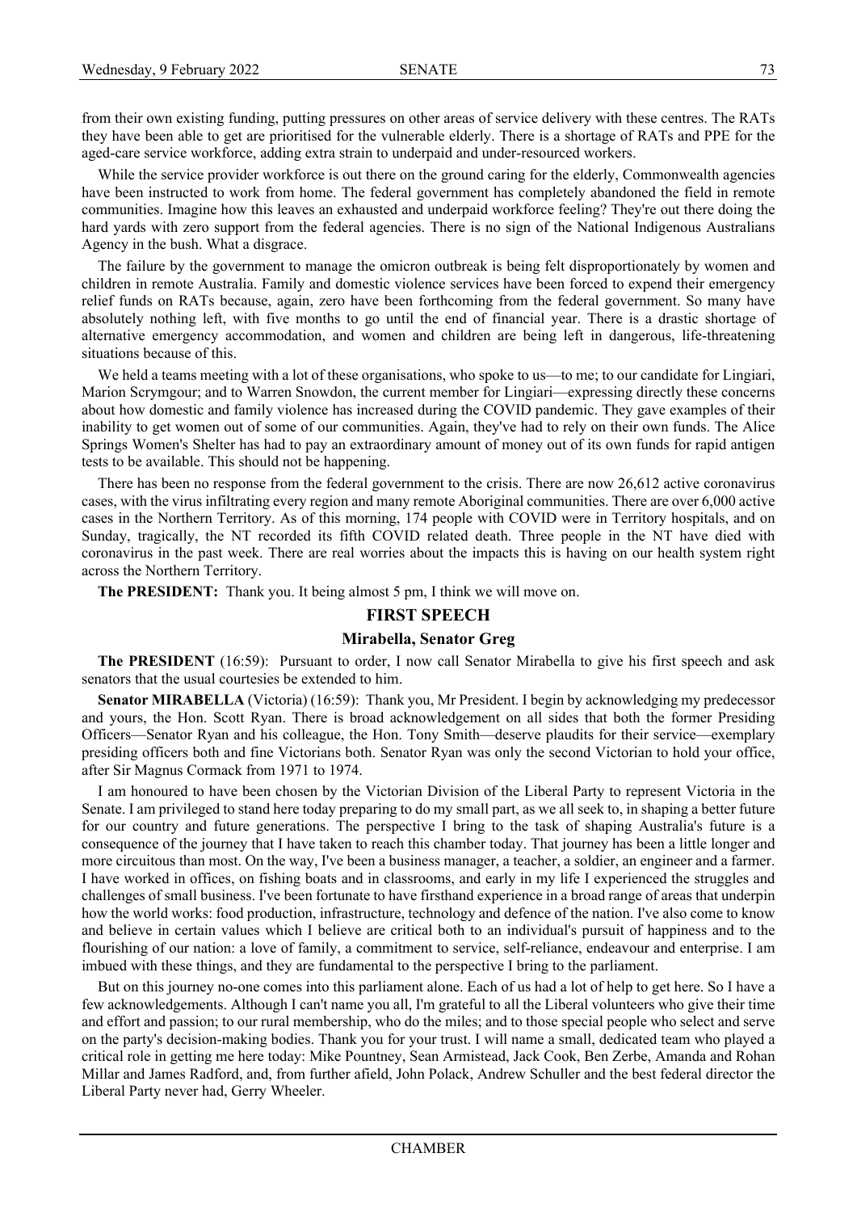from their own existing funding, putting pressures on other areas of service delivery with these centres. The RATs they have been able to get are prioritised for the vulnerable elderly. There is a shortage of RATs and PPE for the aged-care service workforce, adding extra strain to underpaid and under-resourced workers.

While the service provider workforce is out there on the ground caring for the elderly, Commonwealth agencies have been instructed to work from home. The federal government has completely abandoned the field in remote communities. Imagine how this leaves an exhausted and underpaid workforce feeling? They're out there doing the hard yards with zero support from the federal agencies. There is no sign of the National Indigenous Australians Agency in the bush. What a disgrace.

The failure by the government to manage the omicron outbreak is being felt disproportionately by women and children in remote Australia. Family and domestic violence services have been forced to expend their emergency relief funds on RATs because, again, zero have been forthcoming from the federal government. So many have absolutely nothing left, with five months to go until the end of financial year. There is a drastic shortage of alternative emergency accommodation, and women and children are being left in dangerous, life-threatening situations because of this.

We held a teams meeting with a lot of these organisations, who spoke to us—to me; to our candidate for Lingiari, Marion Scrymgour; and to Warren Snowdon, the current member for Lingiari—expressing directly these concerns about how domestic and family violence has increased during the COVID pandemic. They gave examples of their inability to get women out of some of our communities. Again, they've had to rely on their own funds. The Alice Springs Women's Shelter has had to pay an extraordinary amount of money out of its own funds for rapid antigen tests to be available. This should not be happening.

There has been no response from the federal government to the crisis. There are now 26,612 active coronavirus cases, with the virus infiltrating every region and many remote Aboriginal communities. There are over 6,000 active cases in the Northern Territory. As of this morning, 174 people with COVID were in Territory hospitals, and on Sunday, tragically, the NT recorded its fifth COVID related death. Three people in the NT have died with coronavirus in the past week. There are real worries about the impacts this is having on our health system right across the Northern Territory.

**The PRESIDENT:** Thank you. It being almost 5 pm, I think we will move on.

## FIRST SPEECH

### Mirabella, Senator Greg

**The PRESIDENT** (16:59): Pursuant to order, I now call Senator Mirabella to give his first speech and ask senators that the usual courtesies be extended to him.

**Senator MIRABELLA** (Victoria) (16:59): Thank you, Mr President. I begin by acknowledging my predecessor and yours, the Hon. Scott Ryan. There is broad acknowledgement on all sides that both the former Presiding Officers—Senator Ryan and his colleague, the Hon. Tony Smith—deserve plaudits for their service—exemplary presiding officers both and fine Victorians both. Senator Ryan was only the second Victorian to hold your office, after Sir Magnus Cormack from 1971 to 1974.

I am honoured to have been chosen by the Victorian Division of the Liberal Party to represent Victoria in the Senate. I am privileged to stand here today preparing to do my small part, as we all seek to, in shaping a better future for our country and future generations. The perspective I bring to the task of shaping Australia's future is a consequence of the journey that I have taken to reach this chamber today. That journey has been a little longer and more circuitous than most. On the way, I've been a business manager, a teacher, a soldier, an engineer and a farmer. I have worked in offices, on fishing boats and in classrooms, and early in my life I experienced the struggles and challenges of small business. I've been fortunate to have firsthand experience in a broad range of areas that underpin how the world works: food production, infrastructure, technology and defence of the nation. I've also come to know and believe in certain values which I believe are critical both to an individual's pursuit of happiness and to the flourishing of our nation: a love of family, a commitment to service, self-reliance, endeavour and enterprise. I am imbued with these things, and they are fundamental to the perspective I bring to the parliament.

But on this journey no-one comes into this parliament alone. Each of us had a lot of help to get here. So I have a few acknowledgements. Although I can't name you all, I'm grateful to all the Liberal volunteers who give their time and effort and passion; to our rural membership, who do the miles; and to those special people who select and serve on the party's decision-making bodies. Thank you for your trust. I will name a small, dedicated team who played a critical role in getting me here today: Mike Pountney, Sean Armistead, Jack Cook, Ben Zerbe, Amanda and Rohan Millar and James Radford, and, from further afield, John Polack, Andrew Schuller and the best federal director the Liberal Party never had, Gerry Wheeler.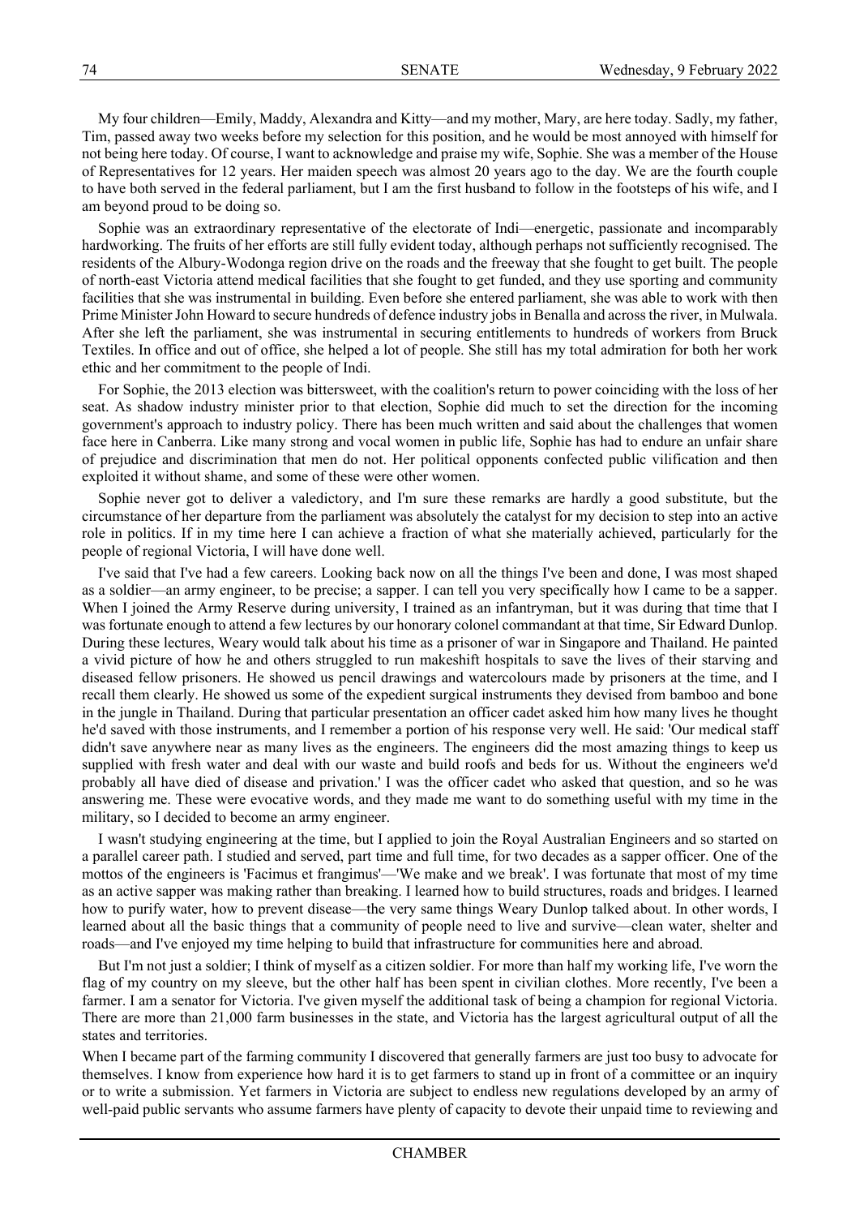My four children—Emily, Maddy, Alexandra and Kitty—and my mother, Mary, are here today. Sadly, my father, Tim, passed away two weeks before my selection for this position, and he would be most annoyed with himself for not being here today. Of course, I want to acknowledge and praise my wife, Sophie. She was a member of the House of Representatives for 12 years. Her maiden speech was almost 20 years ago to the day. We are the fourth couple to have both served in the federal parliament, but I am the first husband to follow in the footsteps of his wife, and I am beyond proud to be doing so.

Sophie was an extraordinary representative of the electorate of Indi—energetic, passionate and incomparably hardworking. The fruits of her efforts are still fully evident today, although perhaps not sufficiently recognised. The residents of the Albury-Wodonga region drive on the roads and the freeway that she fought to get built. The people of north-east Victoria attend medical facilities that she fought to get funded, and they use sporting and community facilities that she was instrumental in building. Even before she entered parliament, she was able to work with then Prime Minister John Howard to secure hundreds of defence industry jobs in Benalla and across the river, in Mulwala. After she left the parliament, she was instrumental in securing entitlements to hundreds of workers from Bruck Textiles. In office and out of office, she helped a lot of people. She still has my total admiration for both her work ethic and her commitment to the people of Indi.

For Sophie, the 2013 election was bittersweet, with the coalition's return to power coinciding with the loss of her seat. As shadow industry minister prior to that election, Sophie did much to set the direction for the incoming government's approach to industry policy. There has been much written and said about the challenges that women face here in Canberra. Like many strong and vocal women in public life, Sophie has had to endure an unfair share of prejudice and discrimination that men do not. Her political opponents confected public vilification and then exploited it without shame, and some of these were other women.

Sophie never got to deliver a valedictory, and I'm sure these remarks are hardly a good substitute, but the circumstance of her departure from the parliament was absolutely the catalyst for my decision to step into an active role in politics. If in my time here I can achieve a fraction of what she materially achieved, particularly for the people of regional Victoria, I will have done well.

I've said that I've had a few careers. Looking back now on all the things I've been and done, I was most shaped as a soldier—an army engineer, to be precise; a sapper. I can tell you very specifically how I came to be a sapper. When I joined the Army Reserve during university, I trained as an infantryman, but it was during that time that I was fortunate enough to attend a few lectures by our honorary colonel commandant at that time, Sir Edward Dunlop. During these lectures, Weary would talk about his time as a prisoner of war in Singapore and Thailand. He painted a vivid picture of how he and others struggled to run makeshift hospitals to save the lives of their starving and diseased fellow prisoners. He showed us pencil drawings and watercolours made by prisoners at the time, and I recall them clearly. He showed us some of the expedient surgical instruments they devised from bamboo and bone in the jungle in Thailand. During that particular presentation an officer cadet asked him how many lives he thought he'd saved with those instruments, and I remember a portion of his response very well. He said: 'Our medical staff didn't save anywhere near as many lives as the engineers. The engineers did the most amazing things to keep us supplied with fresh water and deal with our waste and build roofs and beds for us. Without the engineers we'd probably all have died of disease and privation.' I was the officer cadet who asked that question, and so he was answering me. These were evocative words, and they made me want to do something useful with my time in the military, so I decided to become an army engineer.

I wasn't studying engineering at the time, but I applied to join the Royal Australian Engineers and so started on a parallel career path. I studied and served, part time and full time, for two decades as a sapper officer. One of the mottos of the engineers is 'Facimus et frangimus'—'We make and we break'. I was fortunate that most of my time as an active sapper was making rather than breaking. I learned how to build structures, roads and bridges. I learned how to purify water, how to prevent disease—the very same things Weary Dunlop talked about. In other words, I learned about all the basic things that a community of people need to live and survive—clean water, shelter and roads—and I've enjoyed my time helping to build that infrastructure for communities here and abroad.

But I'm not just a soldier; I think of myself as a citizen soldier. For more than half my working life, I've worn the flag of my country on my sleeve, but the other half has been spent in civilian clothes. More recently, I've been a farmer. I am a senator for Victoria. I've given myself the additional task of being a champion for regional Victoria. There are more than 21,000 farm businesses in the state, and Victoria has the largest agricultural output of all the states and territories.

When I became part of the farming community I discovered that generally farmers are just too busy to advocate for themselves. I know from experience how hard it is to get farmers to stand up in front of a committee or an inquiry or to write a submission. Yet farmers in Victoria are subject to endless new regulations developed by an army of well-paid public servants who assume farmers have plenty of capacity to devote their unpaid time to reviewing and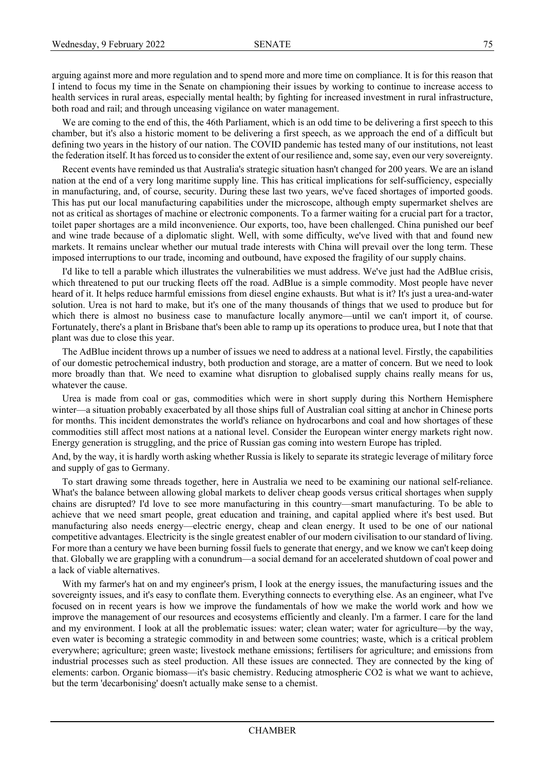arguing against more and more regulation and to spend more and more time on compliance. It is for this reason that I intend to focus my time in the Senate on championing their issues by working to continue to increase access to health services in rural areas, especially mental health; by fighting for increased investment in rural infrastructure, both road and rail; and through unceasing vigilance on water management.

We are coming to the end of this, the 46th Parliament, which is an odd time to be delivering a first speech to this chamber, but it's also a historic moment to be delivering a first speech, as we approach the end of a difficult but defining two years in the history of our nation. The COVID pandemic has tested many of our institutions, not least the federation itself. It has forced us to consider the extent of our resilience and, some say, even our very sovereignty.

Recent events have reminded us that Australia's strategic situation hasn't changed for 200 years. We are an island nation at the end of a very long maritime supply line. This has critical implications for self-sufficiency, especially in manufacturing, and, of course, security. During these last two years, we've faced shortages of imported goods. This has put our local manufacturing capabilities under the microscope, although empty supermarket shelves are not as critical as shortages of machine or electronic components. To a farmer waiting for a crucial part for a tractor, toilet paper shortages are a mild inconvenience. Our exports, too, have been challenged. China punished our beef and wine trade because of a diplomatic slight. Well, with some difficulty, we've lived with that and found new markets. It remains unclear whether our mutual trade interests with China will prevail over the long term. These imposed interruptions to our trade, incoming and outbound, have exposed the fragility of our supply chains.

I'd like to tell a parable which illustrates the vulnerabilities we must address. We've just had the AdBlue crisis, which threatened to put our trucking fleets off the road. AdBlue is a simple commodity. Most people have never heard of it. It helps reduce harmful emissions from diesel engine exhausts. But what is it? It's just a urea-and-water solution. Urea is not hard to make, but it's one of the many thousands of things that we used to produce but for which there is almost no business case to manufacture locally anymore—until we can't import it, of course. Fortunately, there's a plant in Brisbane that's been able to ramp up its operations to produce urea, but I note that that plant was due to close this year.

The AdBlue incident throws up a number of issues we need to address at a national level. Firstly, the capabilities of our domestic petrochemical industry, both production and storage, are a matter of concern. But we need to look more broadly than that. We need to examine what disruption to globalised supply chains really means for us, whatever the cause.

Urea is made from coal or gas, commodities which were in short supply during this Northern Hemisphere winter—a situation probably exacerbated by all those ships full of Australian coal sitting at anchor in Chinese ports for months. This incident demonstrates the world's reliance on hydrocarbons and coal and how shortages of these commodities still affect most nations at a national level. Consider the European winter energy markets right now. Energy generation is struggling, and the price of Russian gas coming into western Europe has tripled.

And, by the way, it is hardly worth asking whether Russia is likely to separate its strategic leverage of military force and supply of gas to Germany.

To start drawing some threads together, here in Australia we need to be examining our national self-reliance. What's the balance between allowing global markets to deliver cheap goods versus critical shortages when supply chains are disrupted? I'd love to see more manufacturing in this country—smart manufacturing. To be able to achieve that we need smart people, great education and training, and capital applied where it's best used. But manufacturing also needs energy—electric energy, cheap and clean energy. It used to be one of our national competitive advantages. Electricity is the single greatest enabler of our modern civilisation to our standard of living. For more than a century we have been burning fossil fuels to generate that energy, and we know we can't keep doing that. Globally we are grappling with a conundrum—a social demand for an accelerated shutdown of coal power and a lack of viable alternatives.

With my farmer's hat on and my engineer's prism, I look at the energy issues, the manufacturing issues and the sovereignty issues, and it's easy to conflate them. Everything connects to everything else. As an engineer, what I've focused on in recent years is how we improve the fundamentals of how we make the world work and how we improve the management of our resources and ecosystems efficiently and cleanly. I'm a farmer. I care for the land and my environment. I look at all the problematic issues: water; clean water; water for agriculture—by the way, even water is becoming a strategic commodity in and between some countries; waste, which is a critical problem everywhere; agriculture; green waste; livestock methane emissions; fertilisers for agriculture; and emissions from industrial processes such as steel production. All these issues are connected. They are connected by the king of elements: carbon. Organic biomass—it's basic chemistry. Reducing atmospheric $CO_2$ is what we want to achieve, but the term 'decarbonising' doesn't actually make sense to a chemist.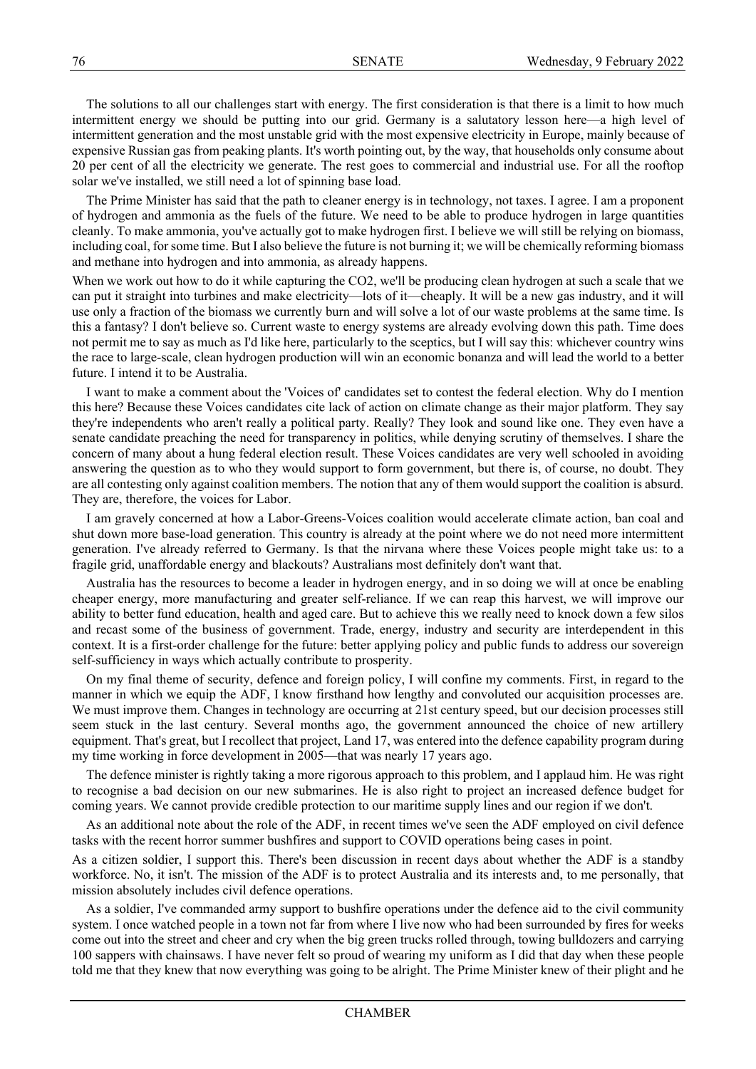The solutions to all our challenges start with energy. The first consideration is that there is a limit to how much intermittent energy we should be putting into our grid. Germany is a salutatory lesson here—a high level of intermittent generation and the most unstable grid with the most expensive electricity in Europe, mainly because of expensive Russian gas from peaking plants. It's worth pointing out, by the way, that households only consume about 20 per cent of all the electricity we generate. The rest goes to commercial and industrial use. For all the rooftop solar we've installed, we still need a lot of spinning base load.

The Prime Minister has said that the path to cleaner energy is in technology, not taxes. I agree. I am a proponent of hydrogen and ammonia as the fuels of the future. We need to be able to produce hydrogen in large quantities cleanly. To make ammonia, you've actually got to make hydrogen first. I believe we will still be relying on biomass, including coal, for some time. But I also believe the future is not burning it; we will be chemically reforming biomass and methane into hydrogen and into ammonia, as already happens.

When we work out how to do it while capturing the CO2, we'll be producing clean hydrogen at such a scale that we can put it straight into turbines and make electricity—lots of it—cheaply. It will be a new gas industry, and it will use only a fraction of the biomass we currently burn and will solve a lot of our waste problems at the same time. Is this a fantasy? I don't believe so. Current waste to energy systems are already evolving down this path. Time does not permit me to say as much as I'd like here, particularly to the sceptics, but I will say this: whichever country wins the race to large-scale, clean hydrogen production will win an economic bonanza and will lead the world to a better future. I intend it to be Australia.

I want to make a comment about the 'Voices of' candidates set to contest the federal election. Why do I mention this here? Because these Voices candidates cite lack of action on climate change as their major platform. They say they're independents who aren't really a political party. Really? They look and sound like one. They even have a senate candidate preaching the need for transparency in politics, while denying scrutiny of themselves. I share the concern of many about a hung federal election result. These Voices candidates are very well schooled in avoiding answering the question as to who they would support to form government, but there is, of course, no doubt. They are all contesting only against coalition members. The notion that any of them would support the coalition is absurd. They are, therefore, the voices for Labor.

I am gravely concerned at how a Labor-Greens-Voices coalition would accelerate climate action, ban coal and shut down more base-load generation. This country is already at the point where we do not need more intermittent generation. I've already referred to Germany. Is that the nirvana where these Voices people might take us: to a fragile grid, unaffordable energy and blackouts? Australians most definitely don't want that.

Australia has the resources to become a leader in hydrogen energy, and in so doing we will at once be enabling cheaper energy, more manufacturing and greater self-reliance. If we can reap this harvest, we will improve our ability to better fund education, health and aged care. But to achieve this we really need to knock down a few silos and recast some of the business of government. Trade, energy, industry and security are interdependent in this context. It is a first-order challenge for the future: better applying policy and public funds to address our sovereign self-sufficiency in ways which actually contribute to prosperity.

On my final theme of security, defence and foreign policy, I will confine my comments. First, in regard to the manner in which we equip the ADF, I know firsthand how lengthy and convoluted our acquisition processes are. We must improve them. Changes in technology are occurring at 21st century speed, but our decision processes still seem stuck in the last century. Several months ago, the government announced the choice of new artillery equipment. That's great, but I recollect that project, Land 17, was entered into the defence capability program during my time working in force development in 2005—that was nearly 17 years ago.

The defence minister is rightly taking a more rigorous approach to this problem, and I applaud him. He was right to recognise a bad decision on our new submarines. He is also right to project an increased defence budget for coming years. We cannot provide credible protection to our maritime supply lines and our region if we don't.

As an additional note about the role of the ADF, in recent times we've seen the ADF employed on civil defence tasks with the recent horror summer bushfires and support to COVID operations being cases in point.

As a citizen soldier, I support this. There's been discussion in recent days about whether the ADF is a standby workforce. No, it isn't. The mission of the ADF is to protect Australia and its interests and, to me personally, that mission absolutely includes civil defence operations.

As a soldier, I've commanded army support to bushfire operations under the defence aid to the civil community system. I once watched people in a town not far from where I live now who had been surrounded by fires for weeks come out into the street and cheer and cry when the big green trucks rolled through, towing bulldozers and carrying 100 sappers with chainsaws. I have never felt so proud of wearing my uniform as I did that day when these people told me that they knew that now everything was going to be alright. The Prime Minister knew of their plight and he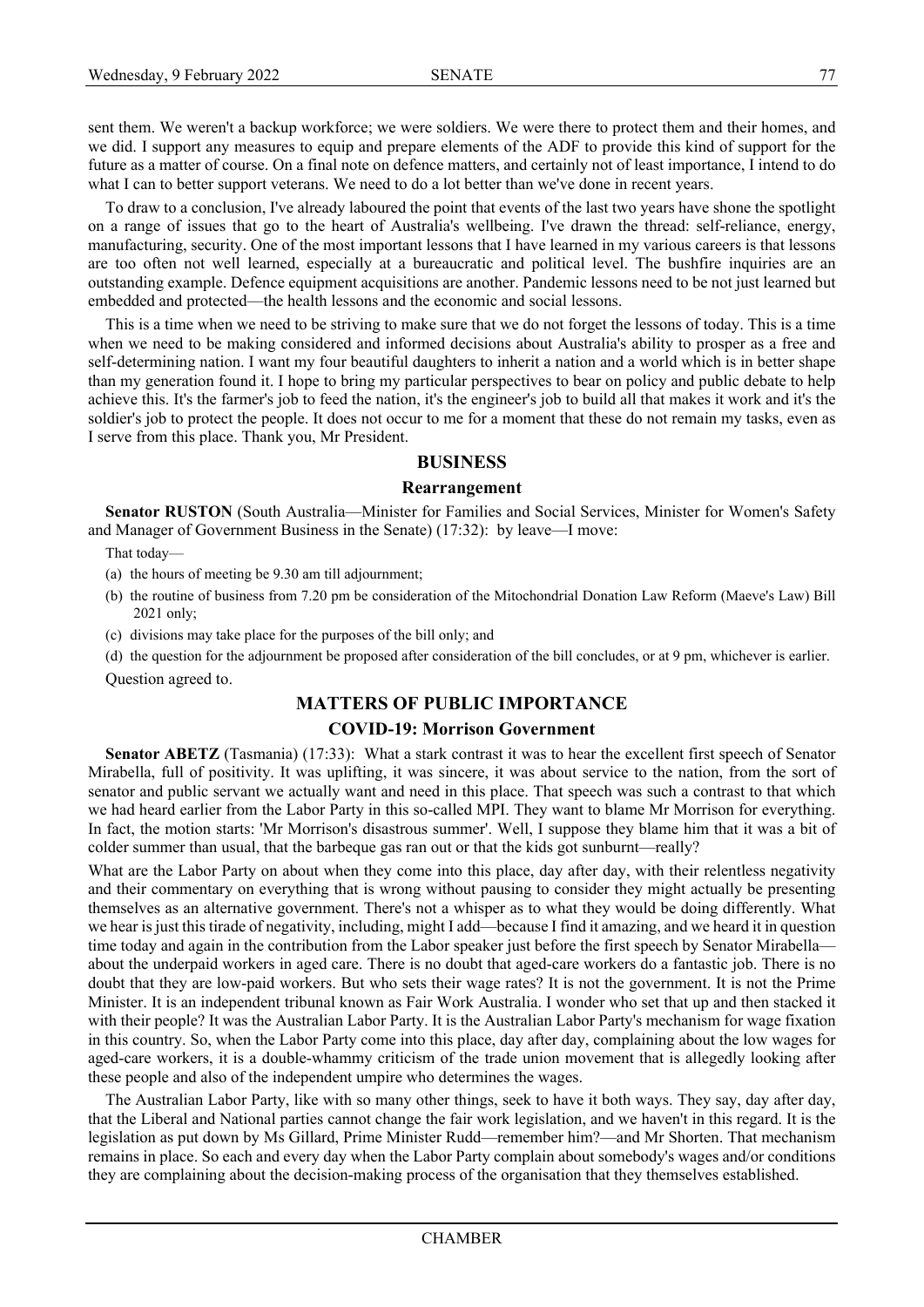sent them. We weren't a backup workforce; we were soldiers. We were there to protect them and their homes, and we did. I support any measures to equip and prepare elements of the ADF to provide this kind of support for the future as a matter of course. On a final note on defence matters, and certainly not of least importance, I intend to do what I can to better support veterans. We need to do a lot better than we've done in recent years.

To draw to a conclusion, I've already laboured the point that events of the last two years have shone the spotlight on a range of issues that go to the heart of Australia's wellbeing. I've drawn the thread: self-reliance, energy, manufacturing, security. One of the most important lessons that I have learned in my various careers is that lessons are too often not well learned, especially at a bureaucratic and political level. The bushfire inquiries are an outstanding example. Defence equipment acquisitions are another. Pandemic lessons need to be not just learned but embedded and protected—the health lessons and the economic and social lessons.

This is a time when we need to be striving to make sure that we do not forget the lessons of today. This is a time when we need to be making considered and informed decisions about Australia's ability to prosper as a free and self-determining nation. I want my four beautiful daughters to inherit a nation and a world which is in better shape than my generation found it. I hope to bring my particular perspectives to bear on policy and public debate to help achieve this. It's the farmer's job to feed the nation, it's the engineer's job to build all that makes it work and it's the soldier's job to protect the people. It does not occur to me for a moment that these do not remain my tasks, even as I serve from this place. Thank you, Mr President.

## BUSINESS

### Rearrangement

**Senator RUSTON** (South Australia—Minister for Families and Social Services, Minister for Women's Safety and Manager of Government Business in the Senate) (17:32): by leave—I move:

That today—

(a) the hours of meeting be 9.30 am till adjournment;

(b) the routine of business from 7.20 pm be consideration of the Mitochondrial Donation Law Reform (Maeve's Law) Bill 2021 only;

(c) divisions may take place for the purposes of the bill only; and

(d) the question for the adjournment be proposed after consideration of the bill concludes, or at 9 pm, whichever is earlier.

Question agreed to.

## MATTERS OF PUBLIC IMPORTANCE

### COVID-19: Morrison Government

**Senator ABETZ** (Tasmania) (17:33): What a stark contrast it was to hear the excellent first speech of Senator Mirabella, full of positivity. It was uplifting, it was sincere, it was about service to the nation, from the sort of senator and public servant we actually want and need in this place. That speech was such a contrast to that which we had heard earlier from the Labor Party in this so-called MPI. They want to blame Mr Morrison for everything. In fact, the motion starts: 'Mr Morrison's disastrous summer'. Well, I suppose they blame him that it was a bit of colder summer than usual, that the barbeque gas ran out or that the kids got sunburnt—really?

What are the Labor Party on about when they come into this place, day after day, with their relentless negativity and their commentary on everything that is wrong without pausing to consider they might actually be presenting themselves as an alternative government. There's not a whisper as to what they would be doing differently. What we hear is just this tirade of negativity, including, might I add—because I find it amazing, and we heard it in question time today and again in the contribution from the Labor speaker just before the first speech by Senator Mirabella—about the underpaid workers in aged care. There is no doubt that aged-care workers do a fantastic job. There is no doubt that they are low-paid workers. But who sets their wage rates? It is not the government. It is not the Prime Minister. It is an independent tribunal known as Fair Work Australia. I wonder who set that up and then stacked it with their people? It was the Australian Labor Party. It is the Australian Labor Party's mechanism for wage fixation in this country. So, when the Labor Party come into this place, day after day, complaining about the low wages for aged-care workers, it is a double-whammy criticism of the trade union movement that is allegedly looking after these people and also of the independent umpire who determines the wages.

The Australian Labor Party, like with so many other things, seek to have it both ways. They say, day after day, that the Liberal and National parties cannot change the fair work legislation, and we haven't in this regard. It is the legislation as put down by Ms Gillard, Prime Minister Rudd—remember him?—and Mr Shorten. That mechanism remains in place. So each and every day when the Labor Party complain about somebody's wages and/or conditions they are complaining about the decision-making process of the organisation that they themselves established.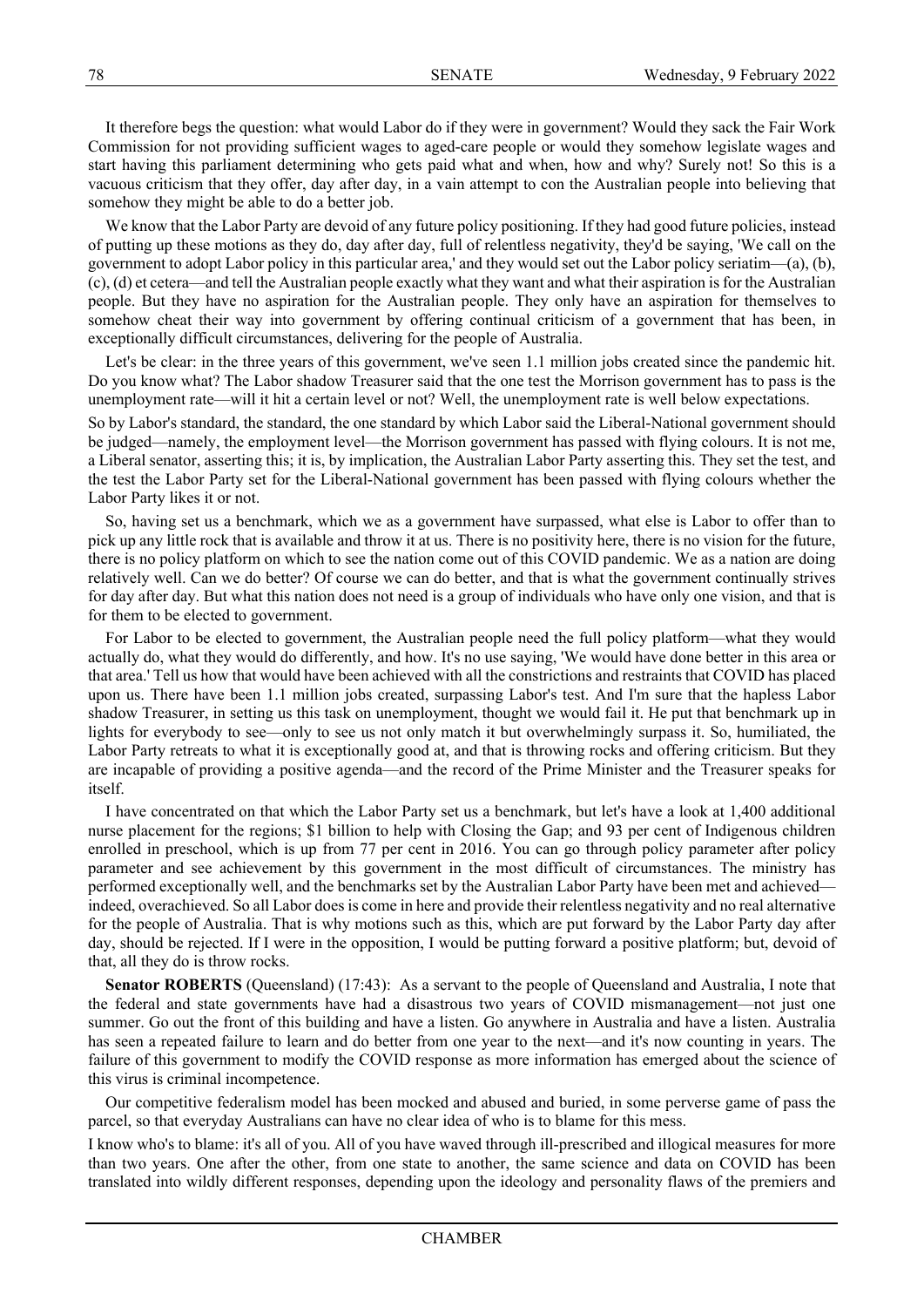It therefore begs the question: what would Labor do if they were in government? Would they sack the Fair Work Commission for not providing sufficient wages to aged-care people or would they somehow legislate wages and start having this parliament determining who gets paid what and when, how and why? Surely not! So this is a vacuous criticism that they offer, day after day, in a vain attempt to con the Australian people into believing that somehow they might be able to do a better job.

We know that the Labor Party are devoid of any future policy positioning. If they had good future policies, instead of putting up these motions as they do, day after day, full of relentless negativity, they'd be saying, 'We call on the government to adopt Labor policy in this particular area,' and they would set out the Labor policy seriatim—(a), (b), (c), (d) et cetera—and tell the Australian people exactly what they want and what their aspiration is for the Australian people. But they have no aspiration for the Australian people. They only have an aspiration for themselves to somehow cheat their way into government by offering continual criticism of a government that has been, in exceptionally difficult circumstances, delivering for the people of Australia.

Let's be clear: in the three years of this government, we've seen 1.1 million jobs created since the pandemic hit. Do you know what? The Labor shadow Treasurer said that the one test the Morrison government has to pass is the unemployment rate—will it hit a certain level or not? Well, the unemployment rate is well below expectations.

So by Labor's standard, the standard, the one standard by which Labor said the Liberal-National government should be judged—namely, the employment level—the Morrison government has passed with flying colours. It is not me, a Liberal senator, asserting this; it is, by implication, the Australian Labor Party asserting this. They set the test, and the test the Labor Party set for the Liberal-National government has been passed with flying colours whether the Labor Party likes it or not.

So, having set us a benchmark, which we as a government have surpassed, what else is Labor to offer than to pick up any little rock that is available and throw it at us. There is no positivity here, there is no vision for the future, there is no policy platform on which to see the nation come out of this COVID pandemic. We as a nation are doing relatively well. Can we do better? Of course we can do better, and that is what the government continually strives for day after day. But what this nation does not need is a group of individuals who have only one vision, and that is for them to be elected to government.

For Labor to be elected to government, the Australian people need the full policy platform—what they would actually do, what they would do differently, and how. It's no use saying, 'We would have done better in this area or that area.' Tell us how that would have been achieved with all the constrictions and restraints that COVID has placed upon us. There have been 1.1 million jobs created, surpassing Labor's test. And I'm sure that the hapless Labor shadow Treasurer, in setting us this task on unemployment, thought we would fail it. He put that benchmark up in lights for everybody to see—only to see us not only match it but overwhelmingly surpass it. So, humiliated, the Labor Party retreats to what it is exceptionally good at, and that is throwing rocks and offering criticism. But they are incapable of providing a positive agenda—and the record of the Prime Minister and the Treasurer speaks for itself.

I have concentrated on that which the Labor Party set us a benchmark, but let's have a look at 1,400 additional nurse placement for the regions; $1 billion to help with Closing the Gap; and 93 per cent of Indigenous children enrolled in preschool, which is up from 77 per cent in 2016. You can go through policy parameter after policy parameter and see achievement by this government in the most difficult of circumstances. The ministry has performed exceptionally well, and the benchmarks set by the Australian Labor Party have been met and achieved—indeed, overachieved. So all Labor does is come in here and provide their relentless negativity and no real alternative for the people of Australia. That is why motions such as this, which are put forward by the Labor Party day after day, should be rejected. If I were in the opposition, I would be putting forward a positive platform; but, devoid of that, all they do is throw rocks.

**Senator ROBERTS** (Queensland) (17:43): As a servant to the people of Queensland and Australia, I note that the federal and state governments have had a disastrous two years of COVID mismanagement—not just one summer. Go out the front of this building and have a listen. Go anywhere in Australia and have a listen. Australia has seen a repeated failure to learn and do better from one year to the next—and it's now counting in years. The failure of this government to modify the COVID response as more information has emerged about the science of this virus is criminal incompetence.

Our competitive federalism model has been mocked and abused and buried, in some perverse game of pass the parcel, so that everyday Australians can have no clear idea of who is to blame for this mess.

I know who's to blame: it's all of you. All of you have waved through ill-prescribed and illogical measures for more than two years. One after the other, from one state to another, the same science and data on COVID has been translated into wildly different responses, depending upon the ideology and personality flaws of the premiers and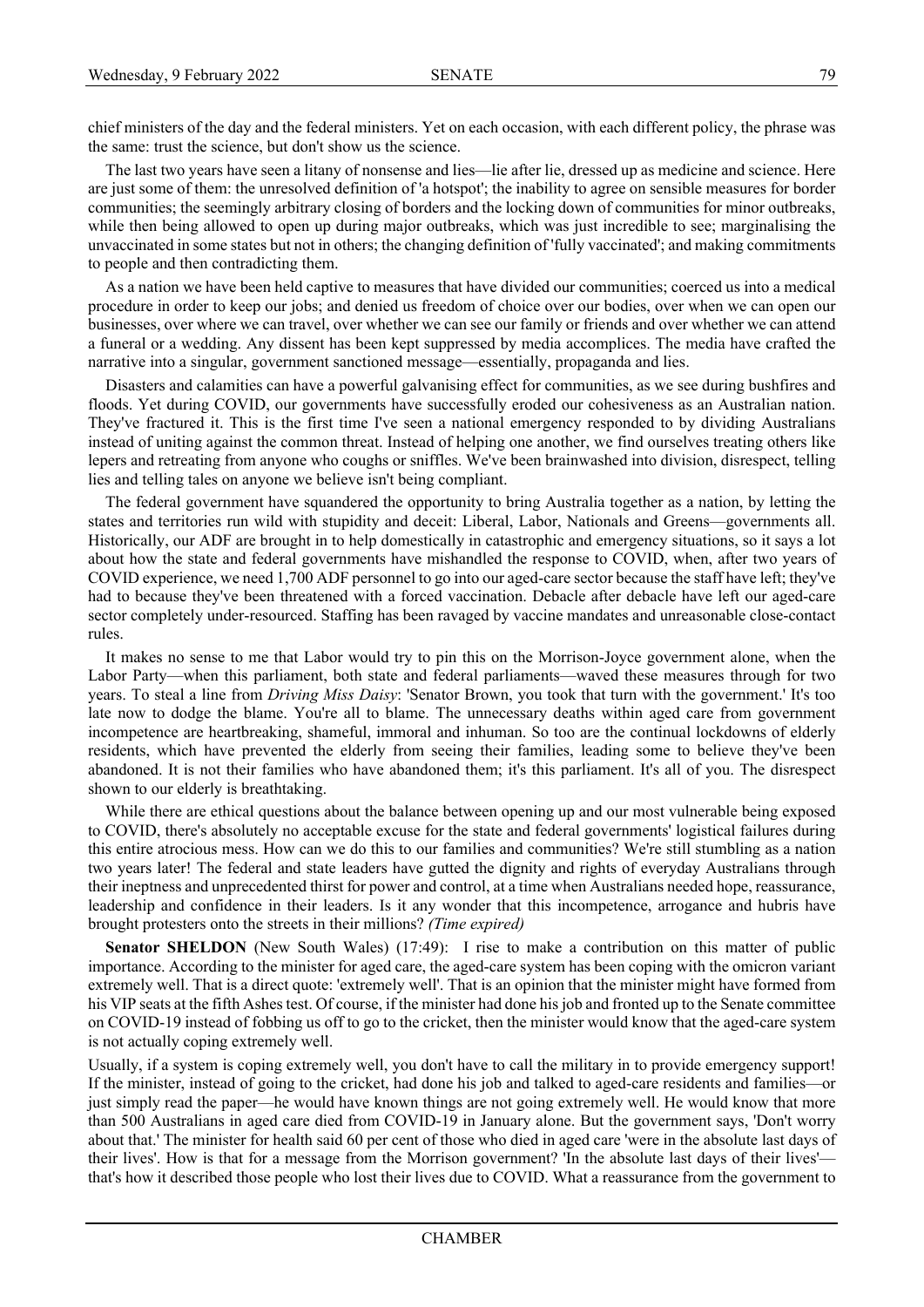chief ministers of the day and the federal ministers. Yet on each occasion, with each different policy, the phrase was the same: trust the science, but don't show us the science.

The last two years have seen a litany of nonsense and lies—lie after lie, dressed up as medicine and science. Here are just some of them: the unresolved definition of 'a hotspot'; the inability to agree on sensible measures for border communities; the seemingly arbitrary closing of borders and the locking down of communities for minor outbreaks, while then being allowed to open up during major outbreaks, which was just incredible to see; marginalising the unvaccinated in some states but not in others; the changing definition of 'fully vaccinated'; and making commitments to people and then contradicting them.

As a nation we have been held captive to measures that have divided our communities; coerced us into a medical procedure in order to keep our jobs; and denied us freedom of choice over our bodies, over when we can open our businesses, over where we can travel, over whether we can see our family or friends and over whether we can attend a funeral or a wedding. Any dissent has been kept suppressed by media accomplices. The media have crafted the narrative into a singular, government sanctioned message—essentially, propaganda and lies.

Disasters and calamities can have a powerful galvanising effect for communities, as we see during bushfires and floods. Yet during COVID, our governments have successfully eroded our cohesiveness as an Australian nation. They've fractured it. This is the first time I've seen a national emergency responded to by dividing Australians instead of uniting against the common threat. Instead of helping one another, we find ourselves treating others like lepers and retreating from anyone who coughs or sniffles. We've been brainwashed into division, disrespect, telling lies and telling tales on anyone we believe isn't being compliant.

The federal government have squandered the opportunity to bring Australia together as a nation, by letting the states and territories run wild with stupidity and deceit: Liberal, Labor, Nationals and Greens—governments all. Historically, our ADF are brought in to help domestically in catastrophic and emergency situations, so it says a lot about how the state and federal governments have mishandled the response to COVID, when, after two years of COVID experience, we need 1,700 ADF personnel to go into our aged-care sector because the staff have left; they've had to because they've been threatened with a forced vaccination. Debacle after debacle have left our aged-care sector completely under-resourced. Staffing has been ravaged by vaccine mandates and unreasonable close-contact rules.

It makes no sense to me that Labor would try to pin this on the Morrison-Joyce government alone, when the Labor Party—when this parliament, both state and federal parliaments—waved these measures through for two years. To steal a line from *Driving Miss Daisy*: 'Senator Brown, you took that turn with the government.' It's too late now to dodge the blame. You're all to blame. The unnecessary deaths within aged care from government incompetence are heartbreaking, shameful, immoral and inhuman. So too are the continual lockdowns of elderly residents, which have prevented the elderly from seeing their families, leading some to believe they've been abandoned. It is not their families who have abandoned them; it's this parliament. It's all of you. The disrespect shown to our elderly is breathtaking.

While there are ethical questions about the balance between opening up and our most vulnerable being exposed to COVID, there's absolutely no acceptable excuse for the state and federal governments' logistical failures during this entire atrocious mess. How can we do this to our families and communities? We're still stumbling as a nation two years later! The federal and state leaders have gutted the dignity and rights of everyday Australians through their ineptness and unprecedented thirst for power and control, at a time when Australians needed hope, reassurance, leadership and confidence in their leaders. Is it any wonder that this incompetence, arrogance and hubris have brought protesters onto the streets in their millions? *(Time expired)*

**Senator SHELDON** (New South Wales) (17:49): I rise to make a contribution on this matter of public importance. According to the minister for aged care, the aged-care system has been coping with the omicron variant extremely well. That is a direct quote: 'extremely well'. That is an opinion that the minister might have formed from his VIP seats at the fifth Ashes test. Of course, if the minister had done his job and fronted up to the Senate committee on COVID-19 instead of fobbing us off to go to the cricket, then the minister would know that the aged-care system is not actually coping extremely well.

Usually, if a system is coping extremely well, you don't have to call the military in to provide emergency support! If the minister, instead of going to the cricket, had done his job and talked to aged-care residents and families—or just simply read the paper—he would have known things are not going extremely well. He would know that more than 500 Australians in aged care died from COVID-19 in January alone. But the government says, 'Don't worry about that.' The minister for health said 60 per cent of those who died in aged care 'were in the absolute last days of their lives'. How is that for a message from the Morrison government? 'In the absolute last days of their lives'—that's how it described those people who lost their lives due to COVID. What a reassurance from the government to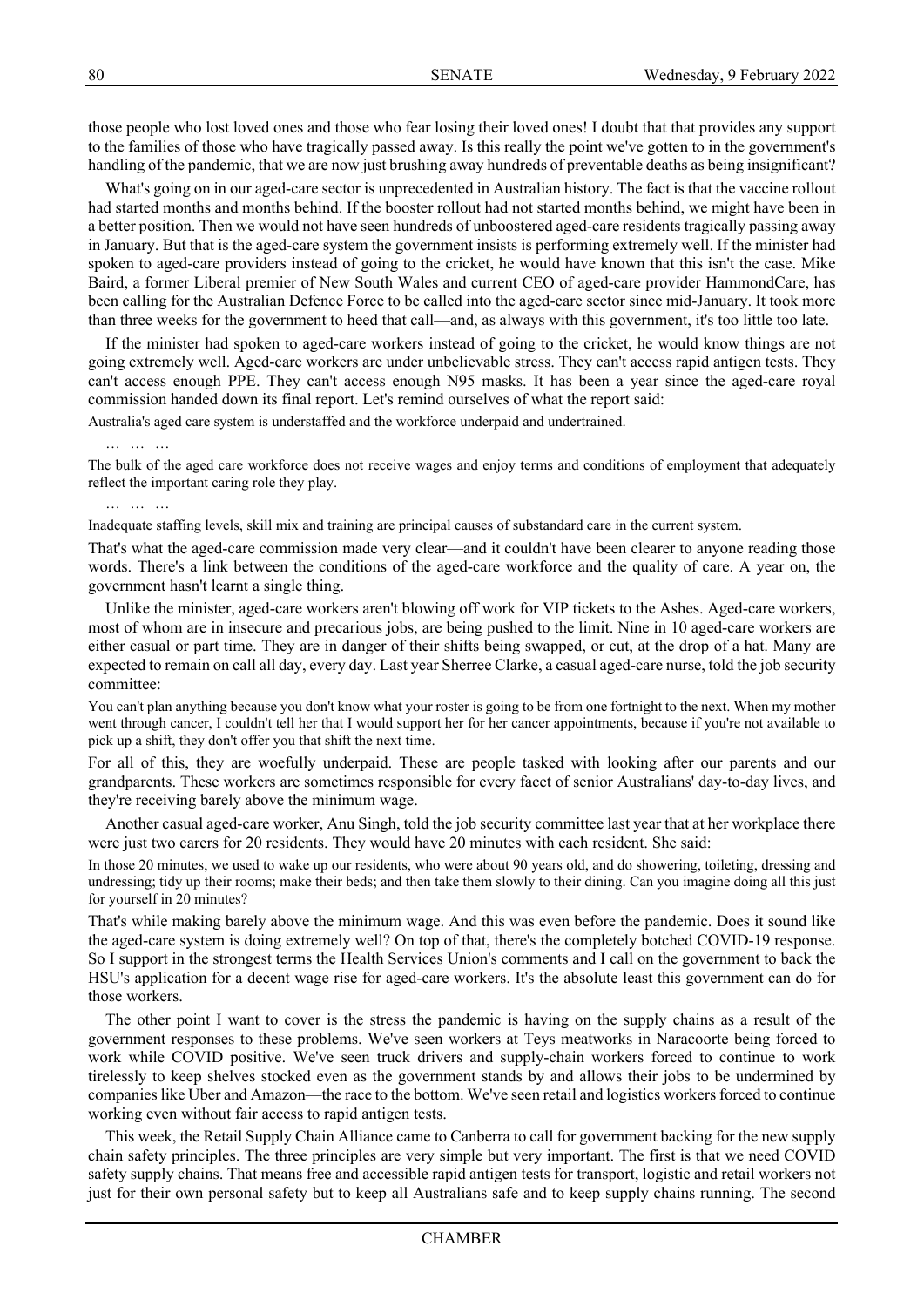those people who lost loved ones and those who fear losing their loved ones! I doubt that that provides any support to the families of those who have tragically passed away. Is this really the point we've gotten to in the government's handling of the pandemic, that we are now just brushing away hundreds of preventable deaths as being insignificant?

What's going on in our aged-care sector is unprecedented in Australian history. The fact is that the vaccine rollout had started months and months behind. If the booster rollout had not started months behind, we might have been in a better position. Then we would not have seen hundreds of unboostered aged-care residents tragically passing away in January. But that is the aged-care system the government insists is performing extremely well. If the minister had spoken to aged-care providers instead of going to the cricket, he would have known that this isn't the case. Mike Baird, a former Liberal premier of New South Wales and current CEO of aged-care provider HammondCare, has been calling for the Australian Defence Force to be called into the aged-care sector since mid-January. It took more than three weeks for the government to heed that call—and, as always with this government, it's too little too late.

If the minister had spoken to aged-care workers instead of going to the cricket, he would know things are not going extremely well. Aged-care workers are under unbelievable stress. They can't access rapid antigen tests. They can't access enough PPE. They can't access enough N95 masks. It has been a year since the aged-care royal commission handed down its final report. Let's remind ourselves of what the report said:

> Australia's aged care system is understaffed and the workforce underpaid and undertrained.
>
> … … …
>
> The bulk of the aged care workforce does not receive wages and enjoy terms and conditions of employment that adequately reflect the important caring role they play.
>
> … … …
>
> Inadequate staffing levels, skill mix and training are principal causes of substandard care in the current system.

That's what the aged-care commission made very clear—and it couldn't have been clearer to anyone reading those words. There's a link between the conditions of the aged-care workforce and the quality of care. A year on, the government hasn't learnt a single thing.

Unlike the minister, aged-care workers aren't blowing off work for VIP tickets to the Ashes. Aged-care workers, most of whom are in insecure and precarious jobs, are being pushed to the limit. Nine in 10 aged-care workers are either casual or part time. They are in danger of their shifts being swapped, or cut, at the drop of a hat. Many are expected to remain on call all day, every day. Last year Sherree Clarke, a casual aged-care nurse, told the job security committee:

> You can't plan anything because you don't know what your roster is going to be from one fortnight to the next. When my mother went through cancer, I couldn't tell her that I would support her for her cancer appointments, because if you're not available to pick up a shift, they don't offer you that shift the next time.

For all of this, they are woefully underpaid. These are people tasked with looking after our parents and our grandparents. These workers are sometimes responsible for every facet of senior Australians' day-to-day lives, and they're receiving barely above the minimum wage.

Another casual aged-care worker, Anu Singh, told the job security committee last year that at her workplace there were just two carers for 20 residents. They would have 20 minutes with each resident. She said:

> In those 20 minutes, we used to wake up our residents, who were about 90 years old, and do showering, toileting, dressing and undressing; tidy up their rooms; make their beds; and then take them slowly to their dining. Can you imagine doing all this just for yourself in 20 minutes?

That's while making barely above the minimum wage. And this was even before the pandemic. Does it sound like the aged-care system is doing extremely well? On top of that, there's the completely botched COVID-19 response. So I support in the strongest terms the Health Services Union's comments and I call on the government to back the HSU's application for a decent wage rise for aged-care workers. It's the absolute least this government can do for those workers.

The other point I want to cover is the stress the pandemic is having on the supply chains as a result of the government responses to these problems. We've seen workers at Teys meatworks in Naracoorte being forced to work while COVID positive. We've seen truck drivers and supply-chain workers forced to continue to work tirelessly to keep shelves stocked even as the government stands by and allows their jobs to be undermined by companies like Uber and Amazon—the race to the bottom. We've seen retail and logistics workers forced to continue working even without fair access to rapid antigen tests.

This week, the Retail Supply Chain Alliance came to Canberra to call for government backing for the new supply chain safety principles. The three principles are very simple but very important. The first is that we need COVID safety supply chains. That means free and accessible rapid antigen tests for transport, logistic and retail workers not just for their own personal safety but to keep all Australians safe and to keep supply chains running. The second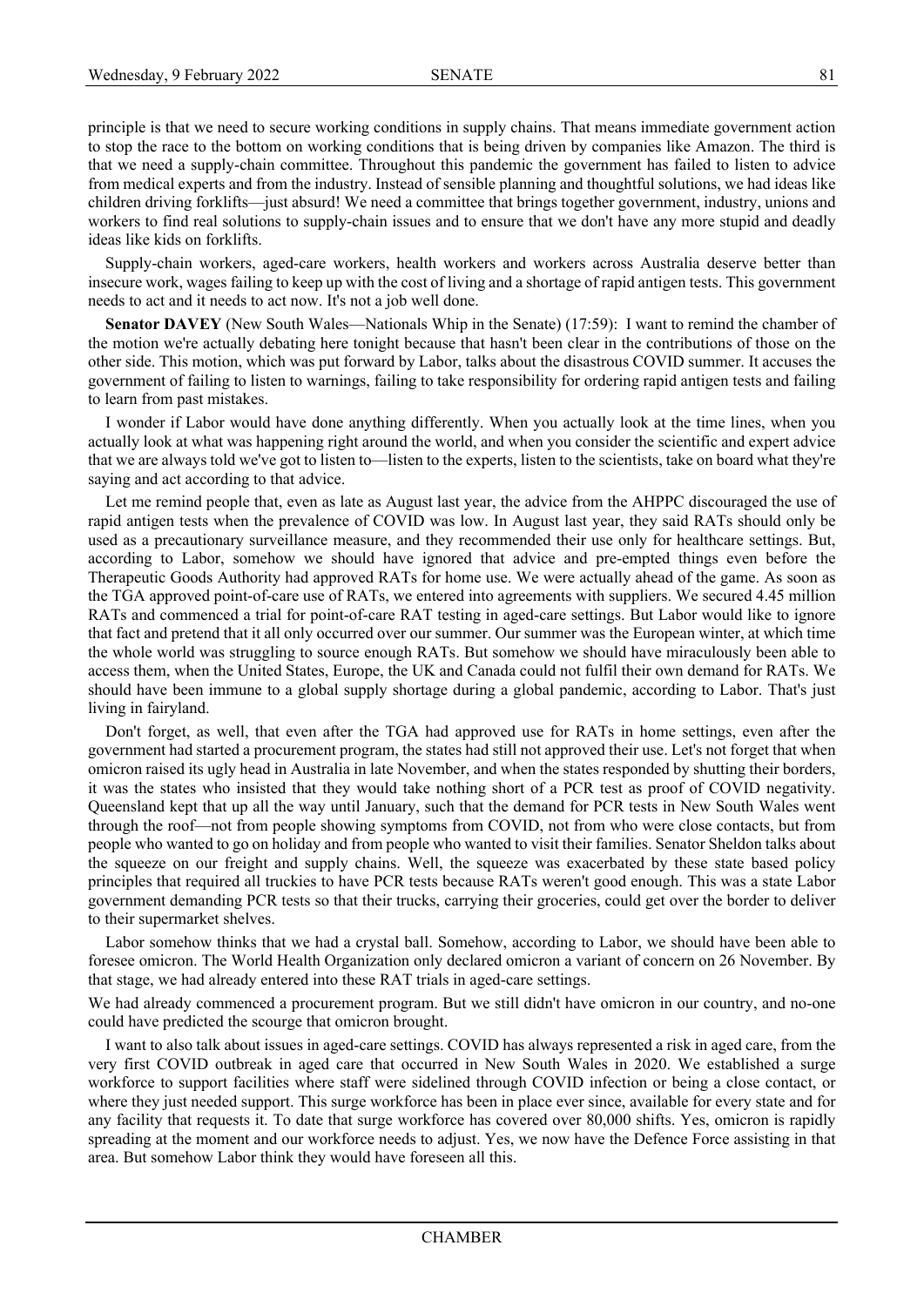principle is that we need to secure working conditions in supply chains. That means immediate government action to stop the race to the bottom on working conditions that is being driven by companies like Amazon. The third is that we need a supply-chain committee. Throughout this pandemic the government has failed to listen to advice from medical experts and from the industry. Instead of sensible planning and thoughtful solutions, we had ideas like children driving forklifts—just absurd! We need a committee that brings together government, industry, unions and workers to find real solutions to supply-chain issues and to ensure that we don't have any more stupid and deadly ideas like kids on forklifts.

Supply-chain workers, aged-care workers, health workers and workers across Australia deserve better than insecure work, wages failing to keep up with the cost of living and a shortage of rapid antigen tests. This government needs to act and it needs to act now. It's not a job well done.

**Senator DAVEY** (New South Wales—Nationals Whip in the Senate) (17:59): I want to remind the chamber of the motion we're actually debating here tonight because that hasn't been clear in the contributions of those on the other side. This motion, which was put forward by Labor, talks about the disastrous COVID summer. It accuses the government of failing to listen to warnings, failing to take responsibility for ordering rapid antigen tests and failing to learn from past mistakes.

I wonder if Labor would have done anything differently. When you actually look at the time lines, when you actually look at what was happening right around the world, and when you consider the scientific and expert advice that we are always told we've got to listen to—listen to the experts, listen to the scientists, take on board what they're saying and act according to that advice.

Let me remind people that, even as late as August last year, the advice from the AHPPC discouraged the use of rapid antigen tests when the prevalence of COVID was low. In August last year, they said RATs should only be used as a precautionary surveillance measure, and they recommended their use only for healthcare settings. But, according to Labor, somehow we should have ignored that advice and pre-empted things even before the Therapeutic Goods Authority had approved RATs for home use. We were actually ahead of the game. As soon as the TGA approved point-of-care use of RATs, we entered into agreements with suppliers. We secured 4.45 million RATs and commenced a trial for point-of-care RAT testing in aged-care settings. But Labor would like to ignore that fact and pretend that it all only occurred over our summer. Our summer was the European winter, at which time the whole world was struggling to source enough RATs. But somehow we should have miraculously been able to access them, when the United States, Europe, the UK and Canada could not fulfil their own demand for RATs. We should have been immune to a global supply shortage during a global pandemic, according to Labor. That's just living in fairyland.

Don't forget, as well, that even after the TGA had approved use for RATs in home settings, even after the government had started a procurement program, the states had still not approved their use. Let's not forget that when omicron raised its ugly head in Australia in late November, and when the states responded by shutting their borders, it was the states who insisted that they would take nothing short of a PCR test as proof of COVID negativity. Queensland kept that up all the way until January, such that the demand for PCR tests in New South Wales went through the roof—not from people showing symptoms from COVID, not from who were close contacts, but from people who wanted to go on holiday and from people who wanted to visit their families. Senator Sheldon talks about the squeeze on our freight and supply chains. Well, the squeeze was exacerbated by these state based policy principles that required all truckies to have PCR tests because RATs weren't good enough. This was a state Labor government demanding PCR tests so that their trucks, carrying their groceries, could get over the border to deliver to their supermarket shelves.

Labor somehow thinks that we had a crystal ball. Somehow, according to Labor, we should have been able to foresee omicron. The World Health Organization only declared omicron a variant of concern on 26 November. By that stage, we had already entered into these RAT trials in aged-care settings.

We had already commenced a procurement program. But we still didn't have omicron in our country, and no-one could have predicted the scourge that omicron brought.

I want to also talk about issues in aged-care settings. COVID has always represented a risk in aged care, from the very first COVID outbreak in aged care that occurred in New South Wales in 2020. We established a surge workforce to support facilities where staff were sidelined through COVID infection or being a close contact, or where they just needed support. This surge workforce has been in place ever since, available for every state and for any facility that requests it. To date that surge workforce has covered over 80,000 shifts. Yes, omicron is rapidly spreading at the moment and our workforce needs to adjust. Yes, we now have the Defence Force assisting in that area. But somehow Labor think they would have foreseen all this.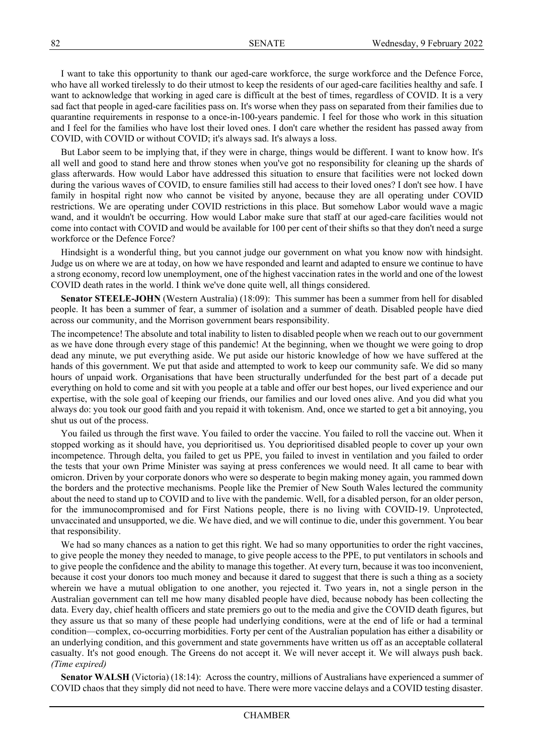I want to take this opportunity to thank our aged-care workforce, the surge workforce and the Defence Force, who have all worked tirelessly to do their utmost to keep the residents of our aged-care facilities healthy and safe. I want to acknowledge that working in aged care is difficult at the best of times, regardless of COVID. It is a very sad fact that people in aged-care facilities pass on. It's worse when they pass on separated from their families due to quarantine requirements in response to a once-in-100-years pandemic. I feel for those who work in this situation and I feel for the families who have lost their loved ones. I don't care whether the resident has passed away from COVID, with COVID or without COVID; it's always sad. It's always a loss.

But Labor seem to be implying that, if they were in charge, things would be different. I want to know how. It's all well and good to stand here and throw stones when you've got no responsibility for cleaning up the shards of glass afterwards. How would Labor have addressed this situation to ensure that facilities were not locked down during the various waves of COVID, to ensure families still had access to their loved ones? I don't see how. I have family in hospital right now who cannot be visited by anyone, because they are all operating under COVID restrictions. We are operating under COVID restrictions in this place. But somehow Labor would wave a magic wand, and it wouldn't be occurring. How would Labor make sure that staff at our aged-care facilities would not come into contact with COVID and would be available for 100 per cent of their shifts so that they don't need a surge workforce or the Defence Force?

Hindsight is a wonderful thing, but you cannot judge our government on what you know now with hindsight. Judge us on where we are at today, on how we have responded and learnt and adapted to ensure we continue to have a strong economy, record low unemployment, one of the highest vaccination rates in the world and one of the lowest COVID death rates in the world. I think we've done quite well, all things considered.

**Senator STEELE-JOHN** (Western Australia) (18:09): This summer has been a summer from hell for disabled people. It has been a summer of fear, a summer of isolation and a summer of death. Disabled people have died across our community, and the Morrison government bears responsibility.

The incompetence! The absolute and total inability to listen to disabled people when we reach out to our government as we have done through every stage of this pandemic! At the beginning, when we thought we were going to drop dead any minute, we put everything aside. We put aside our historic knowledge of how we have suffered at the hands of this government. We put that aside and attempted to work to keep our community safe. We did so many hours of unpaid work. Organisations that have been structurally underfunded for the best part of a decade put everything on hold to come and sit with you people at a table and offer our best hopes, our lived experience and our expertise, with the sole goal of keeping our friends, our families and our loved ones alive. And you did what you always do: you took our good faith and you repaid it with tokenism. And, once we started to get a bit annoying, you shut us out of the process.

You failed us through the first wave. You failed to order the vaccine. You failed to roll the vaccine out. When it stopped working as it should have, you deprioritised us. You deprioritised disabled people to cover up your own incompetence. Through delta, you failed to get us PPE, you failed to invest in ventilation and you failed to order the tests that your own Prime Minister was saying at press conferences we would need. It all came to bear with omicron. Driven by your corporate donors who were so desperate to begin making money again, you rammed down the borders and the protective mechanisms. People like the Premier of New South Wales lectured the community about the need to stand up to COVID and to live with the pandemic. Well, for a disabled person, for an older person, for the immunocompromised and for First Nations people, there is no living with COVID-19. Unprotected, unvaccinated and unsupported, we die. We have died, and we will continue to die, under this government. You bear that responsibility.

We had so many chances as a nation to get this right. We had so many opportunities to order the right vaccines, to give people the money they needed to manage, to give people access to the PPE, to put ventilators in schools and to give people the confidence and the ability to manage this together. At every turn, because it was too inconvenient, because it cost your donors too much money and because it dared to suggest that there is such a thing as a society wherein we have a mutual obligation to one another, you rejected it. Two years in, not a single person in the Australian government can tell me how many disabled people have died, because nobody has been collecting the data. Every day, chief health officers and state premiers go out to the media and give the COVID death figures, but they assure us that so many of these people had underlying conditions, were at the end of life or had a terminal condition—complex, co-occurring morbidities. Forty per cent of the Australian population has either a disability or an underlying condition, and this government and state governments have written us off as an acceptable collateral casualty. It's not good enough. The Greens do not accept it. We will never accept it. We will always push back. *(Time expired)*

**Senator WALSH** (Victoria) (18:14): Across the country, millions of Australians have experienced a summer of COVID chaos that they simply did not need to have. There were more vaccine delays and a COVID testing disaster.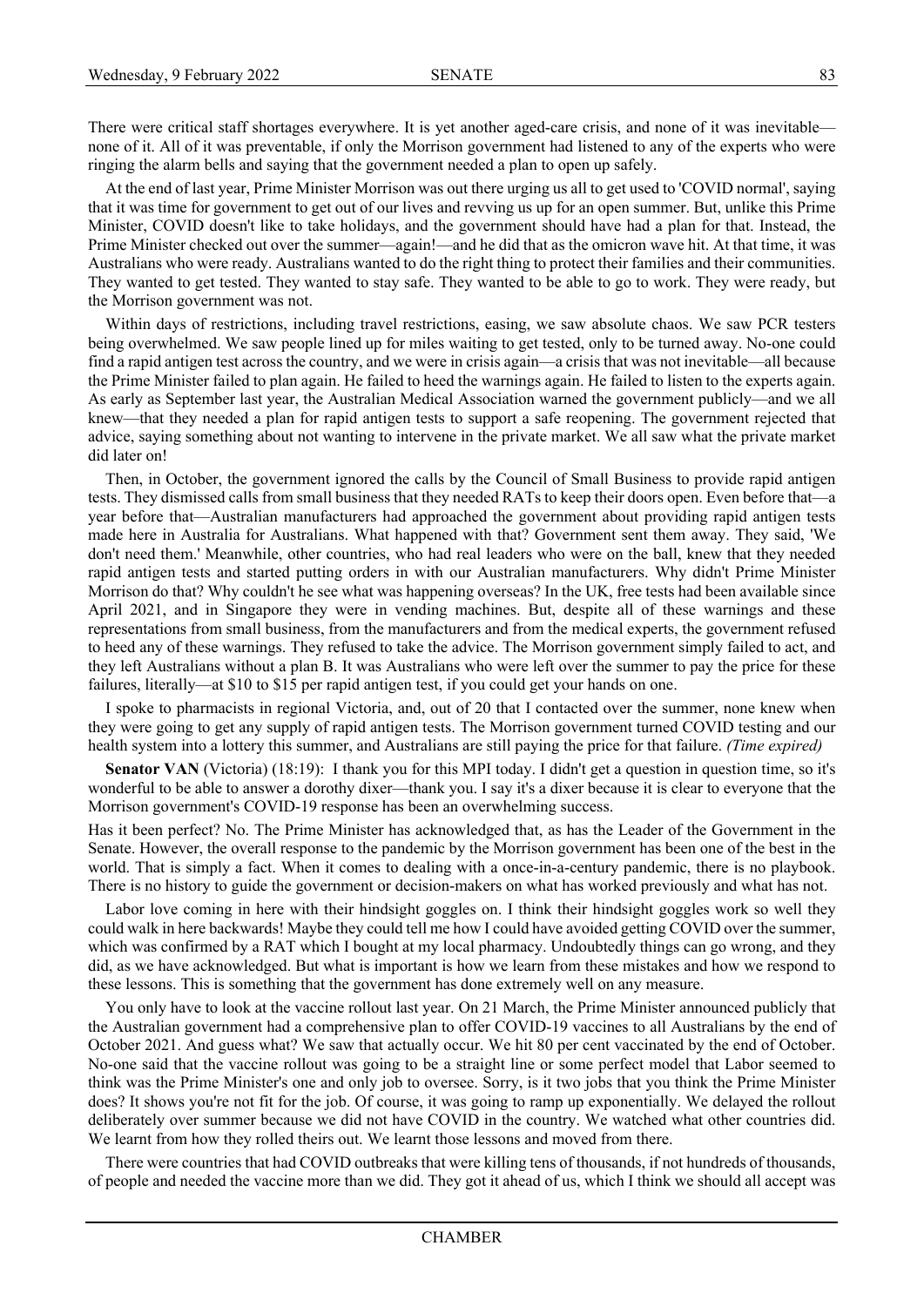There were critical staff shortages everywhere. It is yet another aged-care crisis, and none of it was inevitable—none of it. All of it was preventable, if only the Morrison government had listened to any of the experts who were ringing the alarm bells and saying that the government needed a plan to open up safely.

At the end of last year, Prime Minister Morrison was out there urging us all to get used to 'COVID normal', saying that it was time for government to get out of our lives and revving us up for an open summer. But, unlike this Prime Minister, COVID doesn't like to take holidays, and the government should have had a plan for that. Instead, the Prime Minister checked out over the summer—again!—and he did that as the omicron wave hit. At that time, it was Australians who were ready. Australians wanted to do the right thing to protect their families and their communities. They wanted to get tested. They wanted to stay safe. They wanted to be able to go to work. They were ready, but the Morrison government was not.

Within days of restrictions, including travel restrictions, easing, we saw absolute chaos. We saw PCR testers being overwhelmed. We saw people lined up for miles waiting to get tested, only to be turned away. No-one could find a rapid antigen test across the country, and we were in crisis again—a crisis that was not inevitable—all because the Prime Minister failed to plan again. He failed to heed the warnings again. He failed to listen to the experts again. As early as September last year, the Australian Medical Association warned the government publicly—and we all knew—that they needed a plan for rapid antigen tests to support a safe reopening. The government rejected that advice, saying something about not wanting to intervene in the private market. We all saw what the private market did later on!

Then, in October, the government ignored the calls by the Council of Small Business to provide rapid antigen tests. They dismissed calls from small business that they needed RATs to keep their doors open. Even before that—a year before that—Australian manufacturers had approached the government about providing rapid antigen tests made here in Australia for Australians. What happened with that? Government sent them away. They said, 'We don't need them.' Meanwhile, other countries, who had real leaders who were on the ball, knew that they needed rapid antigen tests and started putting orders in with our Australian manufacturers. Why didn't Prime Minister Morrison do that? Why couldn't he see what was happening overseas? In the UK, free tests had been available since April 2021, and in Singapore they were in vending machines. But, despite all of these warnings and these representations from small business, from the manufacturers and from the medical experts, the government refused to heed any of these warnings. They refused to take the advice. The Morrison government simply failed to act, and they left Australians without a plan B. It was Australians who were left over the summer to pay the price for these failures, literally—at $10 to $15 per rapid antigen test, if you could get your hands on one.

I spoke to pharmacists in regional Victoria, and, out of 20 that I contacted over the summer, none knew when they were going to get any supply of rapid antigen tests. The Morrison government turned COVID testing and our health system into a lottery this summer, and Australians are still paying the price for that failure. *(Time expired)*

**Senator VAN** (Victoria) (18:19): I thank you for this MPI today. I didn't get a question in question time, so it's wonderful to be able to answer a dorothy dixer—thank you. I say it's a dixer because it is clear to everyone that the Morrison government's COVID-19 response has been an overwhelming success.

Has it been perfect? No. The Prime Minister has acknowledged that, as has the Leader of the Government in the Senate. However, the overall response to the pandemic by the Morrison government has been one of the best in the world. That is simply a fact. When it comes to dealing with a once-in-a-century pandemic, there is no playbook. There is no history to guide the government or decision-makers on what has worked previously and what has not.

Labor love coming in here with their hindsight goggles on. I think their hindsight goggles work so well they could walk in here backwards! Maybe they could tell me how I could have avoided getting COVID over the summer, which was confirmed by a RAT which I bought at my local pharmacy. Undoubtedly things can go wrong, and they did, as we have acknowledged. But what is important is how we learn from these mistakes and how we respond to these lessons. This is something that the government has done extremely well on any measure.

You only have to look at the vaccine rollout last year. On 21 March, the Prime Minister announced publicly that the Australian government had a comprehensive plan to offer COVID-19 vaccines to all Australians by the end of October 2021. And guess what? We saw that actually occur. We hit 80 per cent vaccinated by the end of October. No-one said that the vaccine rollout was going to be a straight line or some perfect model that Labor seemed to think was the Prime Minister's one and only job to oversee. Sorry, is it two jobs that you think the Prime Minister does? It shows you're not fit for the job. Of course, it was going to ramp up exponentially. We delayed the rollout deliberately over summer because we did not have COVID in the country. We watched what other countries did. We learnt from how they rolled theirs out. We learnt those lessons and moved from there.

There were countries that had COVID outbreaks that were killing tens of thousands, if not hundreds of thousands, of people and needed the vaccine more than we did. They got it ahead of us, which I think we should all accept was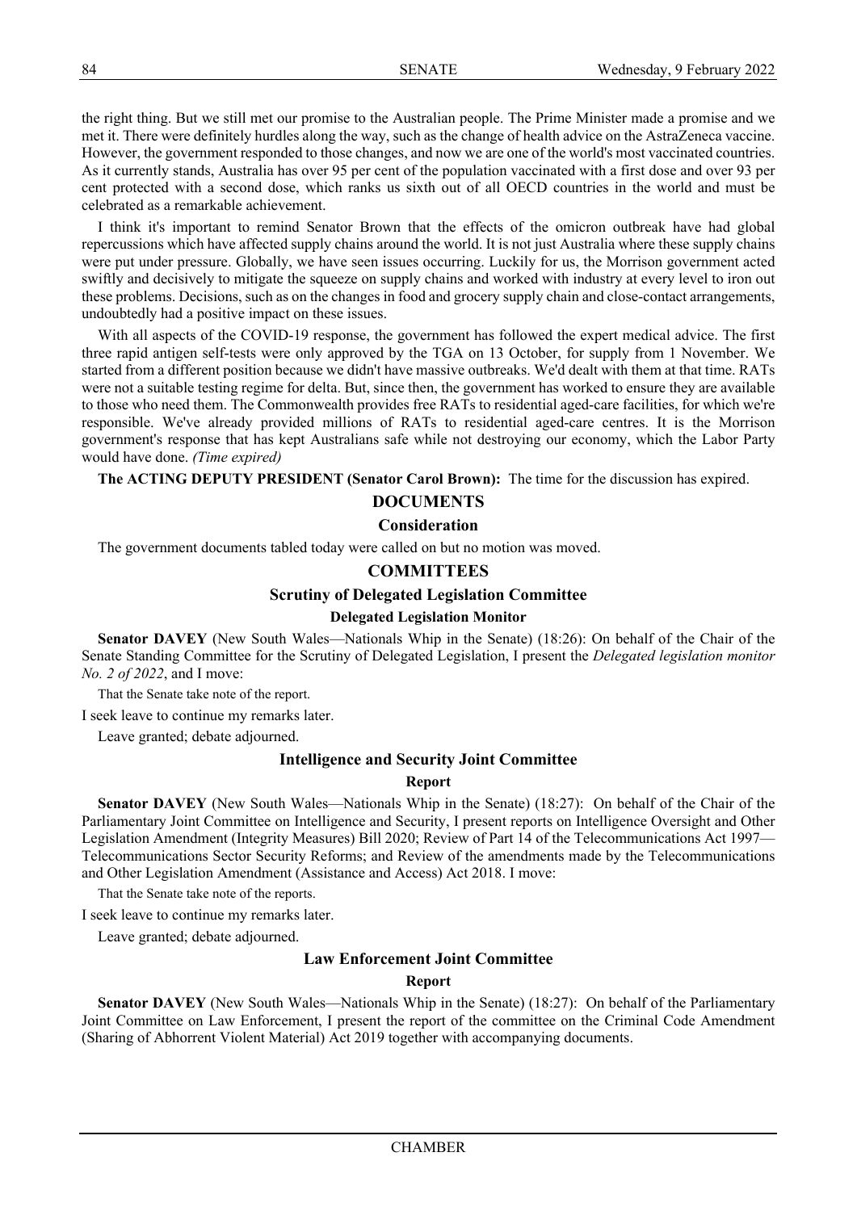the right thing. But we still met our promise to the Australian people. The Prime Minister made a promise and we met it. There were definitely hurdles along the way, such as the change of health advice on the AstraZeneca vaccine. However, the government responded to those changes, and now we are one of the world's most vaccinated countries. As it currently stands, Australia has over 95 per cent of the population vaccinated with a first dose and over 93 per cent protected with a second dose, which ranks us sixth out of all OECD countries in the world and must be celebrated as a remarkable achievement.

I think it's important to remind Senator Brown that the effects of the omicron outbreak have had global repercussions which have affected supply chains around the world. It is not just Australia where these supply chains were put under pressure. Globally, we have seen issues occurring. Luckily for us, the Morrison government acted swiftly and decisively to mitigate the squeeze on supply chains and worked with industry at every level to iron out these problems. Decisions, such as on the changes in food and grocery supply chain and close-contact arrangements, undoubtedly had a positive impact on these issues.

With all aspects of the COVID-19 response, the government has followed the expert medical advice. The first three rapid antigen self-tests were only approved by the TGA on 13 October, for supply from 1 November. We started from a different position because we didn't have massive outbreaks. We'd dealt with them at that time. RATs were not a suitable testing regime for delta. But, since then, the government has worked to ensure they are available to those who need them. The Commonwealth provides free RATs to residential aged-care facilities, for which we're responsible. We've already provided millions of RATs to residential aged-care centres. It is the Morrison government's response that has kept Australians safe while not destroying our economy, which the Labor Party would have done. *(Time expired)*

**The ACTING DEPUTY PRESIDENT (Senator Carol Brown):** The time for the discussion has expired.

## DOCUMENTS

### Consideration

The government documents tabled today were called on but no motion was moved.

## COMMITTEES

### Scrutiny of Delegated Legislation Committee

#### Delegated Legislation Monitor

**Senator DAVEY** (New South Wales—Nationals Whip in the Senate) (18:26): On behalf of the Chair of the Senate Standing Committee for the Scrutiny of Delegated Legislation, I present the *Delegated legislation monitor No. 2 of 2022*, and I move:

That the Senate take note of the report.

I seek leave to continue my remarks later.

Leave granted; debate adjourned.

### Intelligence and Security Joint Committee

#### Report

**Senator DAVEY** (New South Wales—Nationals Whip in the Senate) (18:27): On behalf of the Chair of the Parliamentary Joint Committee on Intelligence and Security, I present reports on Intelligence Oversight and Other Legislation Amendment (Integrity Measures) Bill 2020; Review of Part 14 of the Telecommunications Act 1997—Telecommunications Sector Security Reforms; and Review of the amendments made by the Telecommunications and Other Legislation Amendment (Assistance and Access) Act 2018. I move:

That the Senate take note of the reports.

I seek leave to continue my remarks later.

Leave granted; debate adjourned.

### Law Enforcement Joint Committee

#### Report

**Senator DAVEY** (New South Wales—Nationals Whip in the Senate) (18:27): On behalf of the Parliamentary Joint Committee on Law Enforcement, I present the report of the committee on the Criminal Code Amendment (Sharing of Abhorrent Violent Material) Act 2019 together with accompanying documents.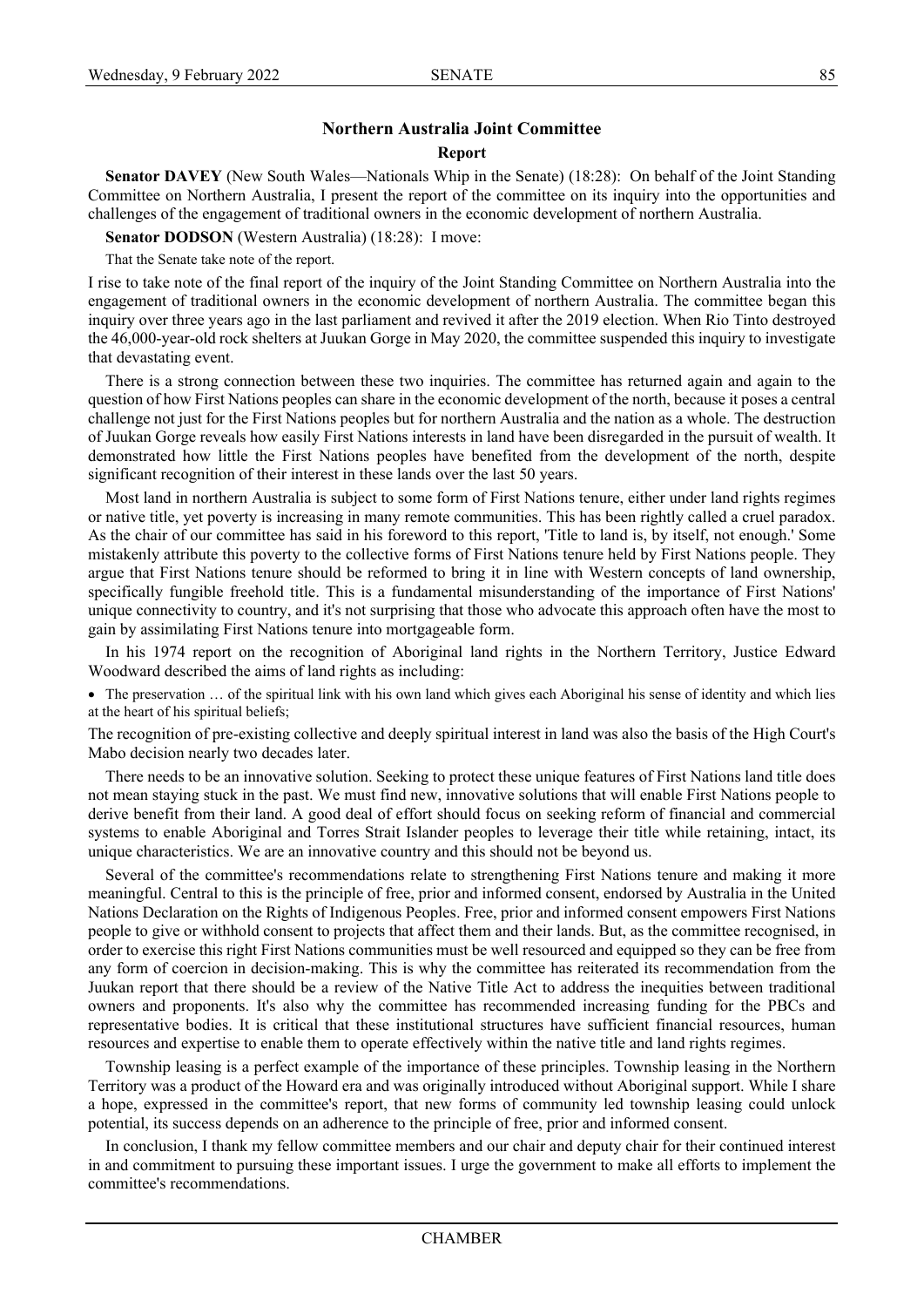## Northern Australia Joint Committee

### Report

**Senator DAVEY** (New South Wales—Nationals Whip in the Senate) (18:28): On behalf of the Joint Standing Committee on Northern Australia, I present the report of the committee on its inquiry into the opportunities and challenges of the engagement of traditional owners in the economic development of northern Australia.

**Senator DODSON** (Western Australia) (18:28): I move:

That the Senate take note of the report.

I rise to take note of the final report of the inquiry of the Joint Standing Committee on Northern Australia into the engagement of traditional owners in the economic development of northern Australia. The committee began this inquiry over three years ago in the last parliament and revived it after the 2019 election. When Rio Tinto destroyed the 46,000-year-old rock shelters at Juukan Gorge in May 2020, the committee suspended this inquiry to investigate that devastating event.

There is a strong connection between these two inquiries. The committee has returned again and again to the question of how First Nations peoples can share in the economic development of the north, because it poses a central challenge not just for the First Nations peoples but for northern Australia and the nation as a whole. The destruction of Juukan Gorge reveals how easily First Nations interests in land have been disregarded in the pursuit of wealth. It demonstrated how little the First Nations peoples have benefited from the development of the north, despite significant recognition of their interest in these lands over the last 50 years.

Most land in northern Australia is subject to some form of First Nations tenure, either under land rights regimes or native title, yet poverty is increasing in many remote communities. This has been rightly called a cruel paradox. As the chair of our committee has said in his foreword to this report, 'Title to land is, by itself, not enough.' Some mistakenly attribute this poverty to the collective forms of First Nations tenure held by First Nations people. They argue that First Nations tenure should be reformed to bring it in line with Western concepts of land ownership, specifically fungible freehold title. This is a fundamental misunderstanding of the importance of First Nations' unique connectivity to country, and it's not surprising that those who advocate this approach often have the most to gain by assimilating First Nations tenure into mortgageable form.

In his 1974 report on the recognition of Aboriginal land rights in the Northern Territory, Justice Edward Woodward described the aims of land rights as including:

- The preservation … of the spiritual link with his own land which gives each Aboriginal his sense of identity and which lies at the heart of his spiritual beliefs;

The recognition of pre-existing collective and deeply spiritual interest in land was also the basis of the High Court's Mabo decision nearly two decades later.

There needs to be an innovative solution. Seeking to protect these unique features of First Nations land title does not mean staying stuck in the past. We must find new, innovative solutions that will enable First Nations people to derive benefit from their land. A good deal of effort should focus on seeking reform of financial and commercial systems to enable Aboriginal and Torres Strait Islander peoples to leverage their title while retaining, intact, its unique characteristics. We are an innovative country and this should not be beyond us.

Several of the committee's recommendations relate to strengthening First Nations tenure and making it more meaningful. Central to this is the principle of free, prior and informed consent, endorsed by Australia in the United Nations Declaration on the Rights of Indigenous Peoples. Free, prior and informed consent empowers First Nations people to give or withhold consent to projects that affect them and their lands. But, as the committee recognised, in order to exercise this right First Nations communities must be well resourced and equipped so they can be free from any form of coercion in decision-making. This is why the committee has reiterated its recommendation from the Juukan report that there should be a review of the Native Title Act to address the inequities between traditional owners and proponents. It's also why the committee has recommended increasing funding for the PBCs and representative bodies. It is critical that these institutional structures have sufficient financial resources, human resources and expertise to enable them to operate effectively within the native title and land rights regimes.

Township leasing is a perfect example of the importance of these principles. Township leasing in the Northern Territory was a product of the Howard era and was originally introduced without Aboriginal support. While I share a hope, expressed in the committee's report, that new forms of community led township leasing could unlock potential, its success depends on an adherence to the principle of free, prior and informed consent.

In conclusion, I thank my fellow committee members and our chair and deputy chair for their continued interest in and commitment to pursuing these important issues. I urge the government to make all efforts to implement the committee's recommendations.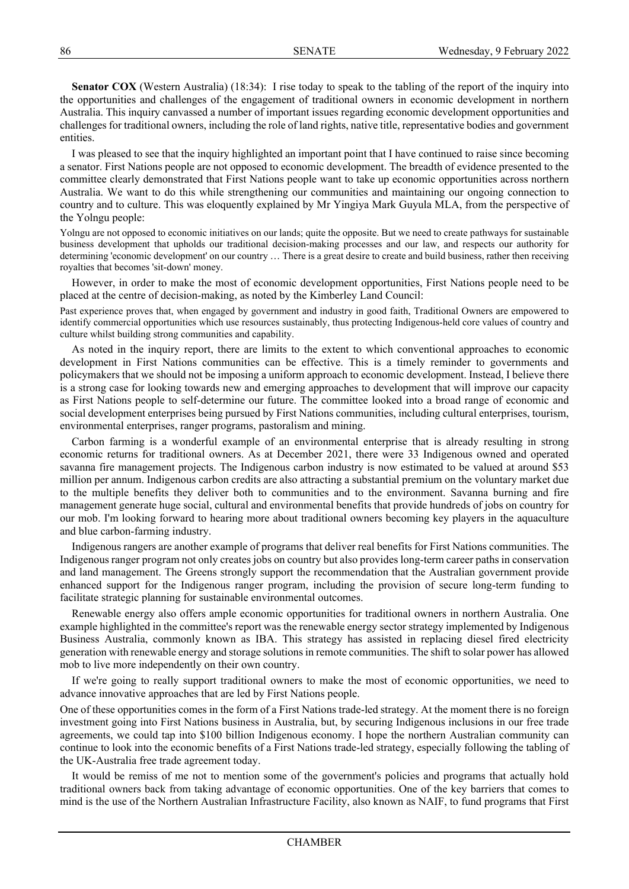**Senator COX** (Western Australia) (18:34): I rise today to speak to the tabling of the report of the inquiry into the opportunities and challenges of the engagement of traditional owners in economic development in northern Australia. This inquiry canvassed a number of important issues regarding economic development opportunities and challenges for traditional owners, including the role of land rights, native title, representative bodies and government entities.

I was pleased to see that the inquiry highlighted an important point that I have continued to raise since becoming a senator. First Nations people are not opposed to economic development. The breadth of evidence presented to the committee clearly demonstrated that First Nations people want to take up economic opportunities across northern Australia. We want to do this while strengthening our communities and maintaining our ongoing connection to country and to culture. This was eloquently explained by Mr Yingiya Mark Guyula MLA, from the perspective of the Yolngu people:

> Yolngu are not opposed to economic initiatives on our lands; quite the opposite. But we need to create pathways for sustainable business development that upholds our traditional decision-making processes and our law, and respects our authority for determining 'economic development' on our country … There is a great desire to create and build business, rather then receiving royalties that becomes 'sit-down' money.

However, in order to make the most of economic development opportunities, First Nations people need to be placed at the centre of decision-making, as noted by the Kimberley Land Council:

> Past experience proves that, when engaged by government and industry in good faith, Traditional Owners are empowered to identify commercial opportunities which use resources sustainably, thus protecting Indigenous-held core values of country and culture whilst building strong communities and capability.

As noted in the inquiry report, there are limits to the extent to which conventional approaches to economic development in First Nations communities can be effective. This is a timely reminder to governments and policymakers that we should not be imposing a uniform approach to economic development. Instead, I believe there is a strong case for looking towards new and emerging approaches to development that will improve our capacity as First Nations people to self-determine our future. The committee looked into a broad range of economic and social development enterprises being pursued by First Nations communities, including cultural enterprises, tourism, environmental enterprises, ranger programs, pastoralism and mining.

Carbon farming is a wonderful example of an environmental enterprise that is already resulting in strong economic returns for traditional owners. As at December 2021, there were 33 Indigenous owned and operated savanna fire management projects. The Indigenous carbon industry is now estimated to be valued at around $53 million per annum. Indigenous carbon credits are also attracting a substantial premium on the voluntary market due to the multiple benefits they deliver both to communities and to the environment. Savanna burning and fire management generate huge social, cultural and environmental benefits that provide hundreds of jobs on country for our mob. I'm looking forward to hearing more about traditional owners becoming key players in the aquaculture and blue carbon-farming industry.

Indigenous rangers are another example of programs that deliver real benefits for First Nations communities. The Indigenous ranger program not only creates jobs on country but also provides long-term career paths in conservation and land management. The Greens strongly support the recommendation that the Australian government provide enhanced support for the Indigenous ranger program, including the provision of secure long-term funding to facilitate strategic planning for sustainable environmental outcomes.

Renewable energy also offers ample economic opportunities for traditional owners in northern Australia. One example highlighted in the committee's report was the renewable energy sector strategy implemented by Indigenous Business Australia, commonly known as IBA. This strategy has assisted in replacing diesel fired electricity generation with renewable energy and storage solutions in remote communities. The shift to solar power has allowed mob to live more independently on their own country.

If we're going to really support traditional owners to make the most of economic opportunities, we need to advance innovative approaches that are led by First Nations people.

One of these opportunities comes in the form of a First Nations trade-led strategy. At the moment there is no foreign investment going into First Nations business in Australia, but, by securing Indigenous inclusions in our free trade agreements, we could tap into $100 billion Indigenous economy. I hope the northern Australian community can continue to look into the economic benefits of a First Nations trade-led strategy, especially following the tabling of the UK-Australia free trade agreement today.

It would be remiss of me not to mention some of the government's policies and programs that actually hold traditional owners back from taking advantage of economic opportunities. One of the key barriers that comes to mind is the use of the Northern Australian Infrastructure Facility, also known as NAIF, to fund programs that First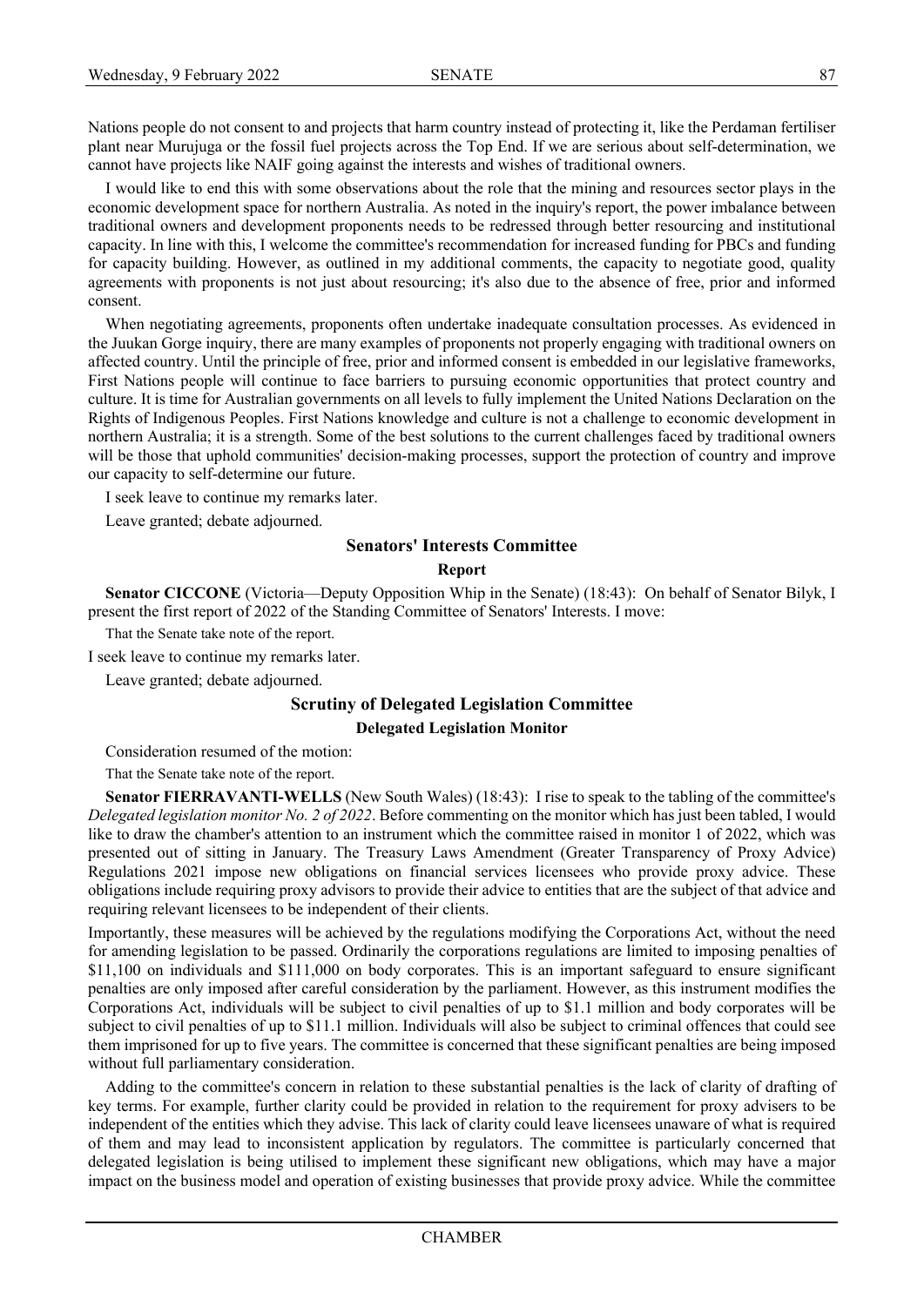Nations people do not consent to and projects that harm country instead of protecting it, like the Perdaman fertiliser plant near Murujuga or the fossil fuel projects across the Top End. If we are serious about self-determination, we cannot have projects like NAIF going against the interests and wishes of traditional owners.

I would like to end this with some observations about the role that the mining and resources sector plays in the economic development space for northern Australia. As noted in the inquiry's report, the power imbalance between traditional owners and development proponents needs to be redressed through better resourcing and institutional capacity. In line with this, I welcome the committee's recommendation for increased funding for PBCs and funding for capacity building. However, as outlined in my additional comments, the capacity to negotiate good, quality agreements with proponents is not just about resourcing; it's also due to the absence of free, prior and informed consent.

When negotiating agreements, proponents often undertake inadequate consultation processes. As evidenced in the Juukan Gorge inquiry, there are many examples of proponents not properly engaging with traditional owners on affected country. Until the principle of free, prior and informed consent is embedded in our legislative frameworks, First Nations people will continue to face barriers to pursuing economic opportunities that protect country and culture. It is time for Australian governments on all levels to fully implement the United Nations Declaration on the Rights of Indigenous Peoples. First Nations knowledge and culture is not a challenge to economic development in northern Australia; it is a strength. Some of the best solutions to the current challenges faced by traditional owners will be those that uphold communities' decision-making processes, support the protection of country and improve our capacity to self-determine our future.

I seek leave to continue my remarks later.

Leave granted; debate adjourned.

## Senators' Interests Committee

### Report

**Senator CICCONE** (Victoria—Deputy Opposition Whip in the Senate) (18:43): On behalf of Senator Bilyk, I present the first report of 2022 of the Standing Committee of Senators' Interests. I move:

That the Senate take note of the report.

I seek leave to continue my remarks later.

Leave granted; debate adjourned.

## Scrutiny of Delegated Legislation Committee

### Delegated Legislation Monitor

Consideration resumed of the motion:

That the Senate take note of the report.

**Senator FIERRAVANTI-WELLS** (New South Wales) (18:43): I rise to speak to the tabling of the committee's *Delegated legislation monitor No. 2 of 2022*. Before commenting on the monitor which has just been tabled, I would like to draw the chamber's attention to an instrument which the committee raised in monitor 1 of 2022, which was presented out of sitting in January. The Treasury Laws Amendment (Greater Transparency of Proxy Advice) Regulations 2021 impose new obligations on financial services licensees who provide proxy advice. These obligations include requiring proxy advisors to provide their advice to entities that are the subject of that advice and requiring relevant licensees to be independent of their clients.

Importantly, these measures will be achieved by the regulations modifying the Corporations Act, without the need for amending legislation to be passed. Ordinarily the corporations regulations are limited to imposing penalties of $11,100 on individuals and $111,000 on body corporates. This is an important safeguard to ensure significant penalties are only imposed after careful consideration by the parliament. However, as this instrument modifies the Corporations Act, individuals will be subject to civil penalties of up to $1.1 million and body corporates will be subject to civil penalties of up to $11.1 million. Individuals will also be subject to criminal offences that could see them imprisoned for up to five years. The committee is concerned that these significant penalties are being imposed without full parliamentary consideration.

Adding to the committee's concern in relation to these substantial penalties is the lack of clarity of drafting of key terms. For example, further clarity could be provided in relation to the requirement for proxy advisers to be independent of the entities which they advise. This lack of clarity could leave licensees unaware of what is required of them and may lead to inconsistent application by regulators. The committee is particularly concerned that delegated legislation is being utilised to implement these significant new obligations, which may have a major impact on the business model and operation of existing businesses that provide proxy advice. While the committee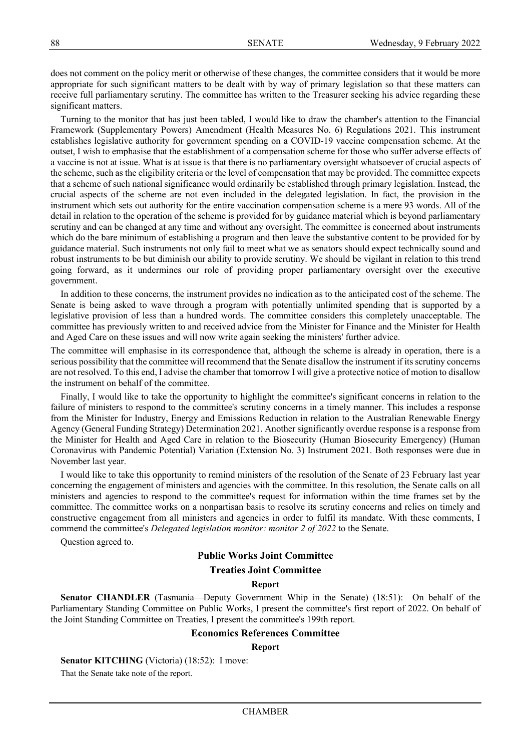does not comment on the policy merit or otherwise of these changes, the committee considers that it would be more appropriate for such significant matters to be dealt with by way of primary legislation so that these matters can receive full parliamentary scrutiny. The committee has written to the Treasurer seeking his advice regarding these significant matters.

Turning to the monitor that has just been tabled, I would like to draw the chamber's attention to the Financial Framework (Supplementary Powers) Amendment (Health Measures No. 6) Regulations 2021. This instrument establishes legislative authority for government spending on a COVID-19 vaccine compensation scheme. At the outset, I wish to emphasise that the establishment of a compensation scheme for those who suffer adverse effects of a vaccine is not at issue. What is at issue is that there is no parliamentary oversight whatsoever of crucial aspects of the scheme, such as the eligibility criteria or the level of compensation that may be provided. The committee expects that a scheme of such national significance would ordinarily be established through primary legislation. Instead, the crucial aspects of the scheme are not even included in the delegated legislation. In fact, the provision in the instrument which sets out authority for the entire vaccination compensation scheme is a mere 93 words. All of the detail in relation to the operation of the scheme is provided for by guidance material which is beyond parliamentary scrutiny and can be changed at any time and without any oversight. The committee is concerned about instruments which do the bare minimum of establishing a program and then leave the substantive content to be provided for by guidance material. Such instruments not only fail to meet what we as senators should expect technically sound and robust instruments to be but diminish our ability to provide scrutiny. We should be vigilant in relation to this trend going forward, as it undermines our role of providing proper parliamentary oversight over the executive government.

In addition to these concerns, the instrument provides no indication as to the anticipated cost of the scheme. The Senate is being asked to wave through a program with potentially unlimited spending that is supported by a legislative provision of less than a hundred words. The committee considers this completely unacceptable. The committee has previously written to and received advice from the Minister for Finance and the Minister for Health and Aged Care on these issues and will now write again seeking the ministers' further advice.

The committee will emphasise in its correspondence that, although the scheme is already in operation, there is a serious possibility that the committee will recommend that the Senate disallow the instrument if its scrutiny concerns are not resolved. To this end, I advise the chamber that tomorrow I will give a protective notice of motion to disallow the instrument on behalf of the committee.

Finally, I would like to take the opportunity to highlight the committee's significant concerns in relation to the failure of ministers to respond to the committee's scrutiny concerns in a timely manner. This includes a response from the Minister for Industry, Energy and Emissions Reduction in relation to the Australian Renewable Energy Agency (General Funding Strategy) Determination 2021. Another significantly overdue response is a response from the Minister for Health and Aged Care in relation to the Biosecurity (Human Biosecurity Emergency) (Human Coronavirus with Pandemic Potential) Variation (Extension No. 3) Instrument 2021. Both responses were due in November last year.

I would like to take this opportunity to remind ministers of the resolution of the Senate of 23 February last year concerning the engagement of ministers and agencies with the committee. In this resolution, the Senate calls on all ministers and agencies to respond to the committee's request for information within the time frames set by the committee. The committee works on a nonpartisan basis to resolve its scrutiny concerns and relies on timely and constructive engagement from all ministers and agencies in order to fulfil its mandate. With these comments, I commend the committee's *Delegated legislation monitor: monitor 2 of 2022* to the Senate.

Question agreed to.

### Public Works Joint Committee

### Treaties Joint Committee

#### Report

**Senator CHANDLER** (Tasmania—Deputy Government Whip in the Senate) (18:51): On behalf of the Parliamentary Standing Committee on Public Works, I present the committee's first report of 2022. On behalf of the Joint Standing Committee on Treaties, I present the committee's 199th report.

### Economics References Committee

#### Report

**Senator KITCHING** (Victoria) (18:52): I move:

That the Senate take note of the report.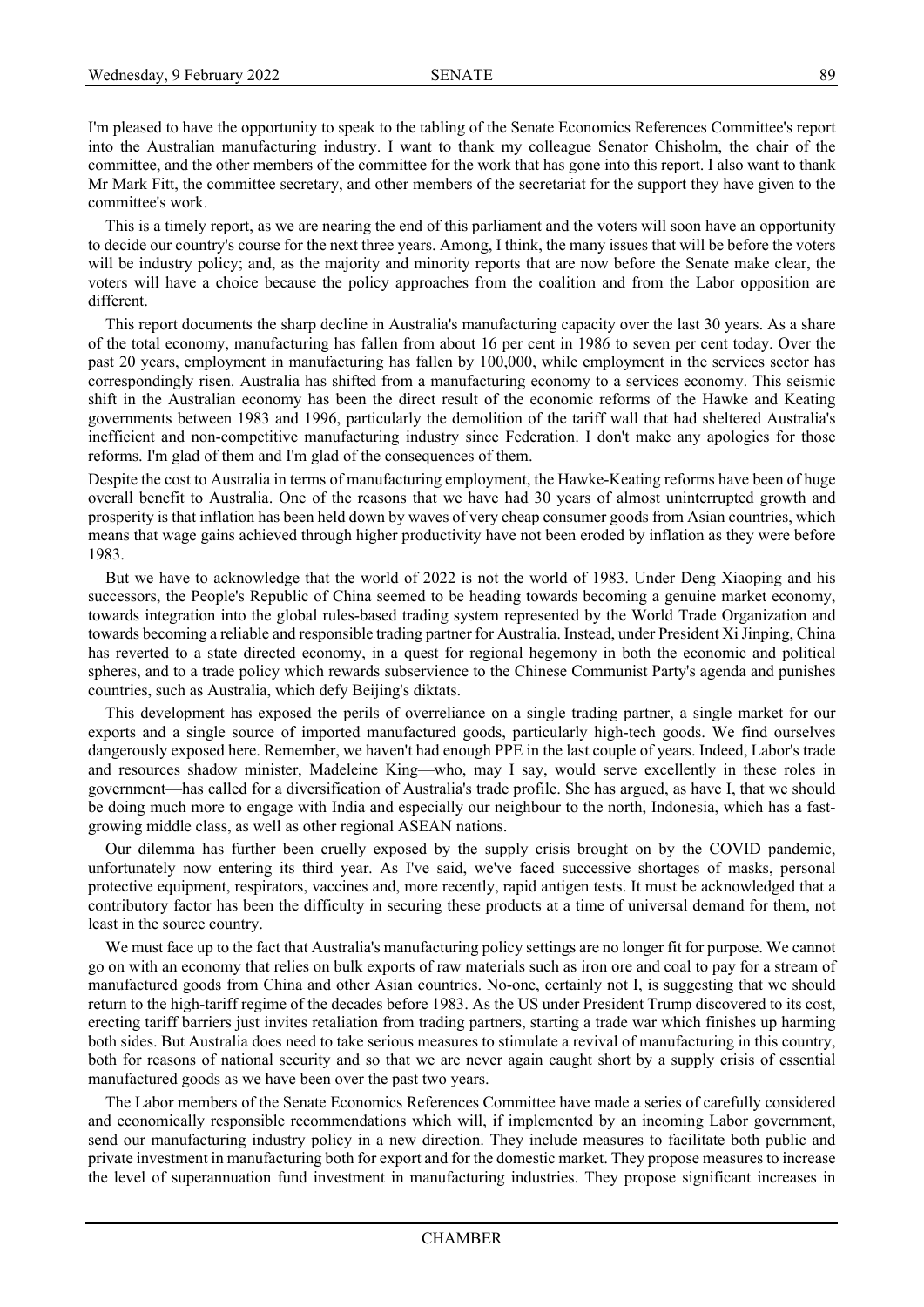I'm pleased to have the opportunity to speak to the tabling of the Senate Economics References Committee's report into the Australian manufacturing industry. I want to thank my colleague Senator Chisholm, the chair of the committee, and the other members of the committee for the work that has gone into this report. I also want to thank Mr Mark Fitt, the committee secretary, and other members of the secretariat for the support they have given to the committee's work.

This is a timely report, as we are nearing the end of this parliament and the voters will soon have an opportunity to decide our country's course for the next three years. Among, I think, the many issues that will be before the voters will be industry policy; and, as the majority and minority reports that are now before the Senate make clear, the voters will have a choice because the policy approaches from the coalition and from the Labor opposition are different.

This report documents the sharp decline in Australia's manufacturing capacity over the last 30 years. As a share of the total economy, manufacturing has fallen from about 16 per cent in 1986 to seven per cent today. Over the past 20 years, employment in manufacturing has fallen by 100,000, while employment in the services sector has correspondingly risen. Australia has shifted from a manufacturing economy to a services economy. This seismic shift in the Australian economy has been the direct result of the economic reforms of the Hawke and Keating governments between 1983 and 1996, particularly the demolition of the tariff wall that had sheltered Australia's inefficient and non-competitive manufacturing industry since Federation. I don't make any apologies for those reforms. I'm glad of them and I'm glad of the consequences of them.

Despite the cost to Australia in terms of manufacturing employment, the Hawke-Keating reforms have been of huge overall benefit to Australia. One of the reasons that we have had 30 years of almost uninterrupted growth and prosperity is that inflation has been held down by waves of very cheap consumer goods from Asian countries, which means that wage gains achieved through higher productivity have not been eroded by inflation as they were before 1983.

But we have to acknowledge that the world of 2022 is not the world of 1983. Under Deng Xiaoping and his successors, the People's Republic of China seemed to be heading towards becoming a genuine market economy, towards integration into the global rules-based trading system represented by the World Trade Organization and towards becoming a reliable and responsible trading partner for Australia. Instead, under President Xi Jinping, China has reverted to a state directed economy, in a quest for regional hegemony in both the economic and political spheres, and to a trade policy which rewards subservience to the Chinese Communist Party's agenda and punishes countries, such as Australia, which defy Beijing's diktats.

This development has exposed the perils of overreliance on a single trading partner, a single market for our exports and a single source of imported manufactured goods, particularly high-tech goods. We find ourselves dangerously exposed here. Remember, we haven't had enough PPE in the last couple of years. Indeed, Labor's trade and resources shadow minister, Madeleine King—who, may I say, would serve excellently in these roles in government—has called for a diversification of Australia's trade profile. She has argued, as have I, that we should be doing much more to engage with India and especially our neighbour to the north, Indonesia, which has a fast-growing middle class, as well as other regional ASEAN nations.

Our dilemma has further been cruelly exposed by the supply crisis brought on by the COVID pandemic, unfortunately now entering its third year. As I've said, we've faced successive shortages of masks, personal protective equipment, respirators, vaccines and, more recently, rapid antigen tests. It must be acknowledged that a contributory factor has been the difficulty in securing these products at a time of universal demand for them, not least in the source country.

We must face up to the fact that Australia's manufacturing policy settings are no longer fit for purpose. We cannot go on with an economy that relies on bulk exports of raw materials such as iron ore and coal to pay for a stream of manufactured goods from China and other Asian countries. No-one, certainly not I, is suggesting that we should return to the high-tariff regime of the decades before 1983. As the US under President Trump discovered to its cost, erecting tariff barriers just invites retaliation from trading partners, starting a trade war which finishes up harming both sides. But Australia does need to take serious measures to stimulate a revival of manufacturing in this country, both for reasons of national security and so that we are never again caught short by a supply crisis of essential manufactured goods as we have been over the past two years.

The Labor members of the Senate Economics References Committee have made a series of carefully considered and economically responsible recommendations which will, if implemented by an incoming Labor government, send our manufacturing industry policy in a new direction. They include measures to facilitate both public and private investment in manufacturing both for export and for the domestic market. They propose measures to increase the level of superannuation fund investment in manufacturing industries. They propose significant increases in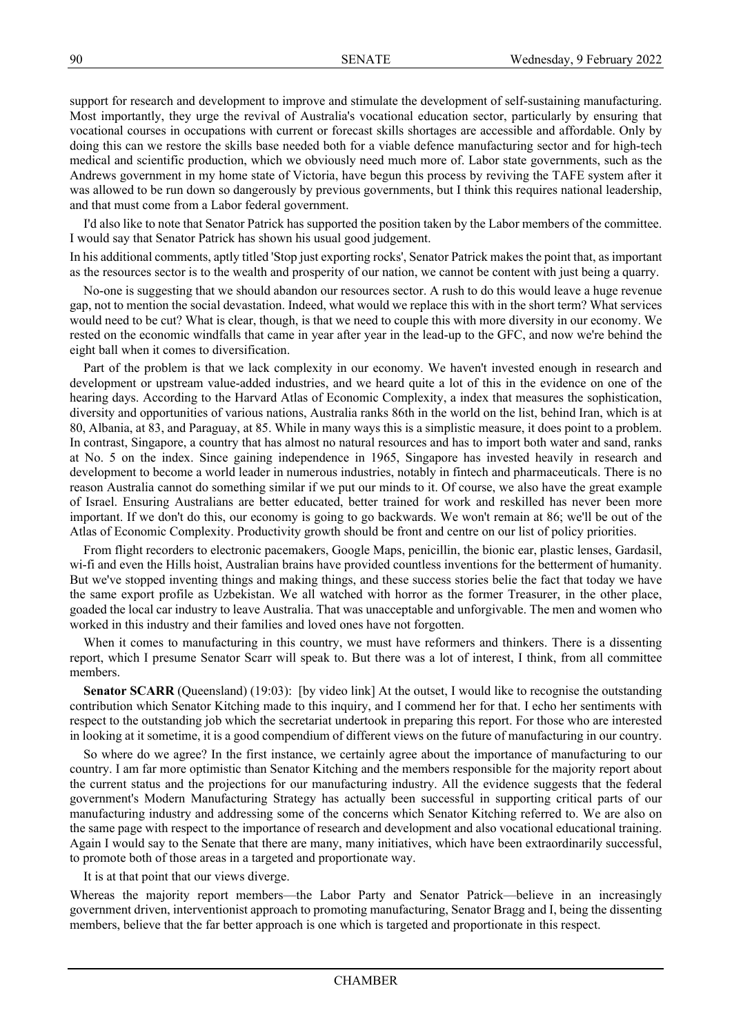support for research and development to improve and stimulate the development of self-sustaining manufacturing. Most importantly, they urge the revival of Australia's vocational education sector, particularly by ensuring that vocational courses in occupations with current or forecast skills shortages are accessible and affordable. Only by doing this can we restore the skills base needed both for a viable defence manufacturing sector and for high-tech medical and scientific production, which we obviously need much more of. Labor state governments, such as the Andrews government in my home state of Victoria, have begun this process by reviving the TAFE system after it was allowed to be run down so dangerously by previous governments, but I think this requires national leadership, and that must come from a Labor federal government.

I'd also like to note that Senator Patrick has supported the position taken by the Labor members of the committee. I would say that Senator Patrick has shown his usual good judgement.

In his additional comments, aptly titled 'Stop just exporting rocks', Senator Patrick makes the point that, as important as the resources sector is to the wealth and prosperity of our nation, we cannot be content with just being a quarry.

No-one is suggesting that we should abandon our resources sector. A rush to do this would leave a huge revenue gap, not to mention the social devastation. Indeed, what would we replace this with in the short term? What services would need to be cut? What is clear, though, is that we need to couple this with more diversity in our economy. We rested on the economic windfalls that came in year after year in the lead-up to the GFC, and now we're behind the eight ball when it comes to diversification.

Part of the problem is that we lack complexity in our economy. We haven't invested enough in research and development or upstream value-added industries, and we heard quite a lot of this in the evidence on one of the hearing days. According to the Harvard Atlas of Economic Complexity, a index that measures the sophistication, diversity and opportunities of various nations, Australia ranks 86th in the world on the list, behind Iran, which is at 80, Albania, at 83, and Paraguay, at 85. While in many ways this is a simplistic measure, it does point to a problem. In contrast, Singapore, a country that has almost no natural resources and has to import both water and sand, ranks at No. 5 on the index. Since gaining independence in 1965, Singapore has invested heavily in research and development to become a world leader in numerous industries, notably in fintech and pharmaceuticals. There is no reason Australia cannot do something similar if we put our minds to it. Of course, we also have the great example of Israel. Ensuring Australians are better educated, better trained for work and reskilled has never been more important. If we don't do this, our economy is going to go backwards. We won't remain at 86; we'll be out of the Atlas of Economic Complexity. Productivity growth should be front and centre on our list of policy priorities.

From flight recorders to electronic pacemakers, Google Maps, penicillin, the bionic ear, plastic lenses, Gardasil, wi-fi and even the Hills hoist, Australian brains have provided countless inventions for the betterment of humanity. But we've stopped inventing things and making things, and these success stories belie the fact that today we have the same export profile as Uzbekistan. We all watched with horror as the former Treasurer, in the other place, goaded the local car industry to leave Australia. That was unacceptable and unforgivable. The men and women who worked in this industry and their families and loved ones have not forgotten.

When it comes to manufacturing in this country, we must have reformers and thinkers. There is a dissenting report, which I presume Senator Scarr will speak to. But there was a lot of interest, I think, from all committee members.

**Senator SCARR** (Queensland) (19:03): [by video link] At the outset, I would like to recognise the outstanding contribution which Senator Kitching made to this inquiry, and I commend her for that. I echo her sentiments with respect to the outstanding job which the secretariat undertook in preparing this report. For those who are interested in looking at it sometime, it is a good compendium of different views on the future of manufacturing in our country.

So where do we agree? In the first instance, we certainly agree about the importance of manufacturing to our country. I am far more optimistic than Senator Kitching and the members responsible for the majority report about the current status and the projections for our manufacturing industry. All the evidence suggests that the federal government's Modern Manufacturing Strategy has actually been successful in supporting critical parts of our manufacturing industry and addressing some of the concerns which Senator Kitching referred to. We are also on the same page with respect to the importance of research and development and also vocational educational training. Again I would say to the Senate that there are many, many initiatives, which have been extraordinarily successful, to promote both of those areas in a targeted and proportionate way.

It is at that point that our views diverge.

Whereas the majority report members—the Labor Party and Senator Patrick—believe in an increasingly government driven, interventionist approach to promoting manufacturing, Senator Bragg and I, being the dissenting members, believe that the far better approach is one which is targeted and proportionate in this respect.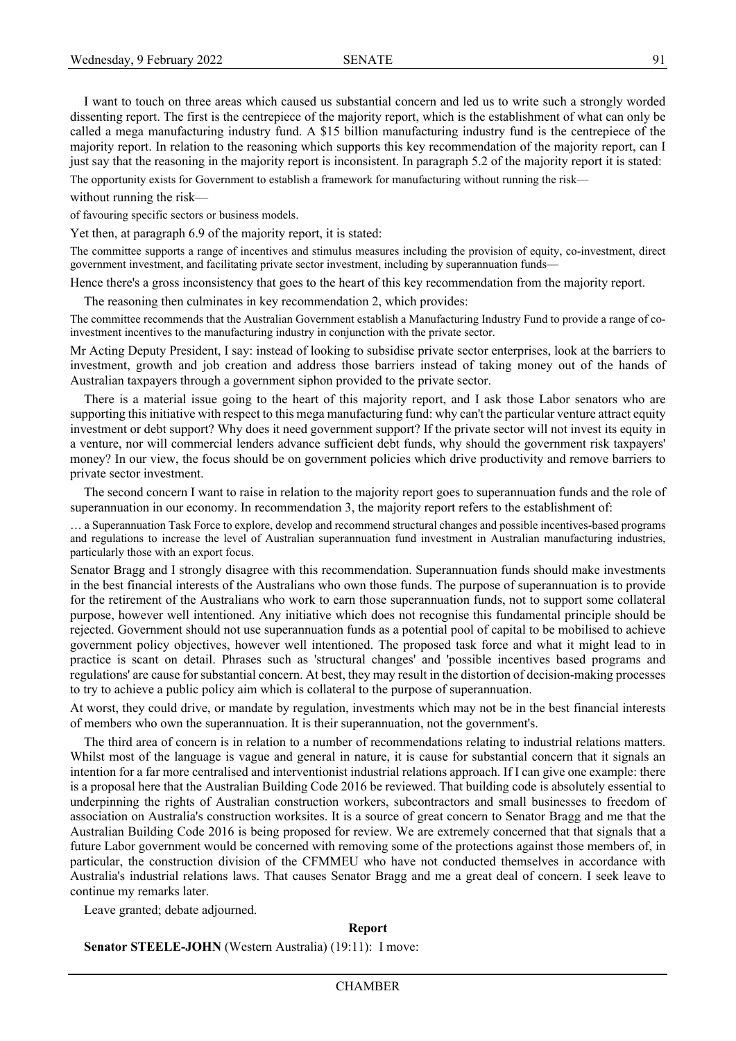I want to touch on three areas which caused us substantial concern and led us to write such a strongly worded dissenting report. The first is the centrepiece of the majority report, which is the establishment of what can only be called a mega manufacturing industry fund. A $15 billion manufacturing industry fund is the centrepiece of the majority report. In relation to the reasoning which supports this key recommendation of the majority report, can I just say that the reasoning in the majority report is inconsistent. In paragraph 5.2 of the majority report it is stated:

> The opportunity exists for Government to establish a framework for manufacturing without running the risk—

without running the risk—

> of favouring specific sectors or business models.

Yet then, at paragraph 6.9 of the majority report, it is stated:

> The committee supports a range of incentives and stimulus measures including the provision of equity, co-investment, direct government investment, and facilitating private sector investment, including by superannuation funds—

Hence there's a gross inconsistency that goes to the heart of this key recommendation from the majority report.

The reasoning then culminates in key recommendation 2, which provides:

> The committee recommends that the Australian Government establish a Manufacturing Industry Fund to provide a range of co-investment incentives to the manufacturing industry in conjunction with the private sector.

Mr Acting Deputy President, I say: instead of looking to subsidise private sector enterprises, look at the barriers to investment, growth and job creation and address those barriers instead of taking money out of the hands of Australian taxpayers through a government siphon provided to the private sector.

There is a material issue going to the heart of this majority report, and I ask those Labor senators who are supporting this initiative with respect to this mega manufacturing fund: why can't the particular venture attract equity investment or debt support? Why does it need government support? If the private sector will not invest its equity in a venture, nor will commercial lenders advance sufficient debt funds, why should the government risk taxpayers' money? In our view, the focus should be on government policies which drive productivity and remove barriers to private sector investment.

The second concern I want to raise in relation to the majority report goes to superannuation funds and the role of superannuation in our economy. In recommendation 3, the majority report refers to the establishment of:

> … a Superannuation Task Force to explore, develop and recommend structural changes and possible incentives-based programs and regulations to increase the level of Australian superannuation fund investment in Australian manufacturing industries, particularly those with an export focus.

Senator Bragg and I strongly disagree with this recommendation. Superannuation funds should make investments in the best financial interests of the Australians who own those funds. The purpose of superannuation is to provide for the retirement of the Australians who work to earn those superannuation funds, not to support some collateral purpose, however well intentioned. Any initiative which does not recognise this fundamental principle should be rejected. Government should not use superannuation funds as a potential pool of capital to be mobilised to achieve government policy objectives, however well intentioned. The proposed task force and what it might lead to in practice is scant on detail. Phrases such as 'structural changes' and 'possible incentives based programs and regulations' are cause for substantial concern. At best, they may result in the distortion of decision-making processes to try to achieve a public policy aim which is collateral to the purpose of superannuation.

At worst, they could drive, or mandate by regulation, investments which may not be in the best financial interests of members who own the superannuation. It is their superannuation, not the government's.

The third area of concern is in relation to a number of recommendations relating to industrial relations matters. Whilst most of the language is vague and general in nature, it is cause for substantial concern that it signals an intention for a far more centralised and interventionist industrial relations approach. If I can give one example: there is a proposal here that the Australian Building Code 2016 be reviewed. That building code is absolutely essential to underpinning the rights of Australian construction workers, subcontractors and small businesses to freedom of association on Australia's construction worksites. It is a source of great concern to Senator Bragg and me that the Australian Building Code 2016 is being proposed for review. We are extremely concerned that that signals that a future Labor government would be concerned with removing some of the protections against those members of, in particular, the construction division of the CFMMEU who have not conducted themselves in accordance with Australia's industrial relations laws. That causes Senator Bragg and me a great deal of concern. I seek leave to continue my remarks later.

Leave granted; debate adjourned.

**Report**

**Senator STEELE-JOHN** (Western Australia) (19:11): I move: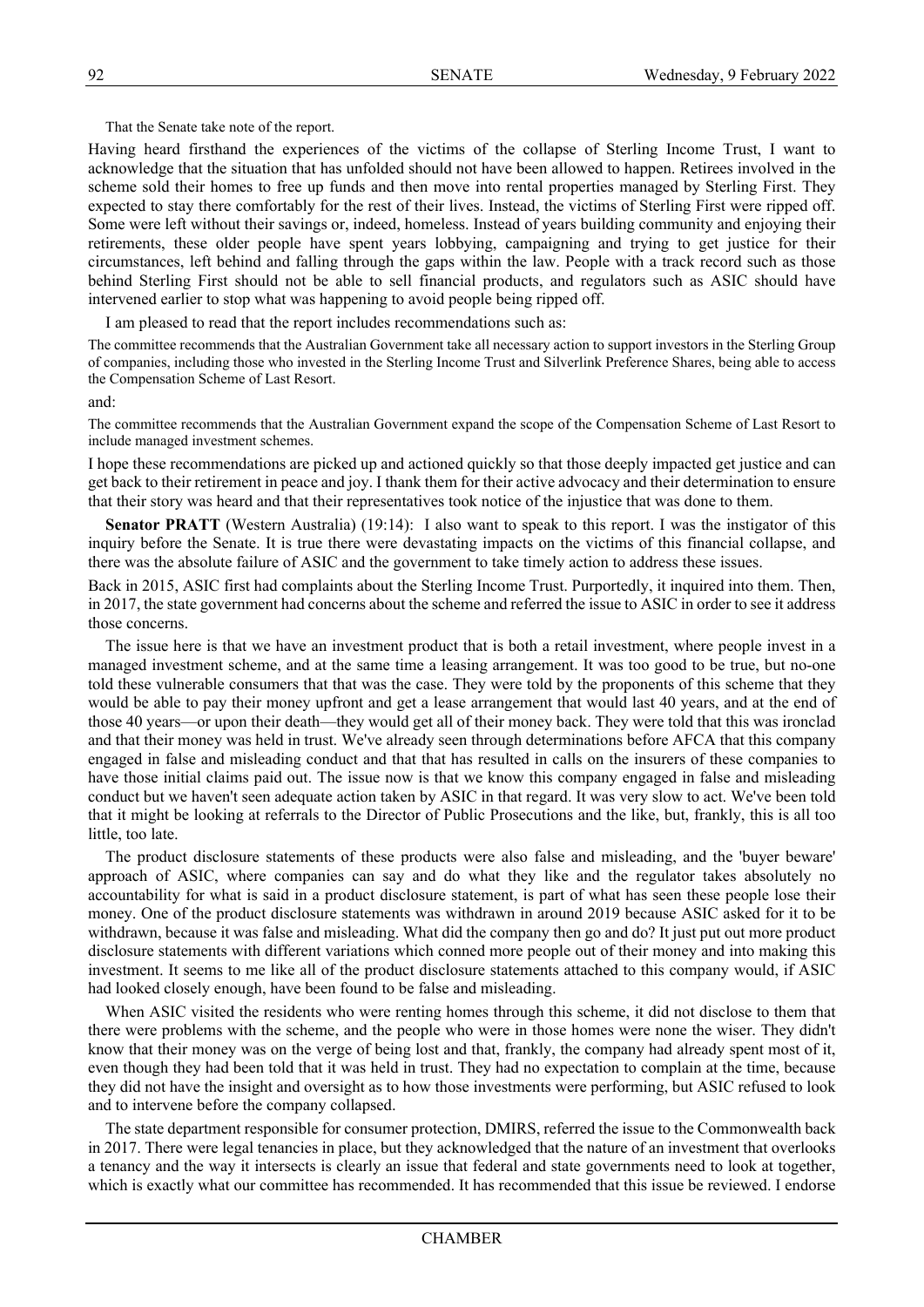That the Senate take note of the report.

Having heard firsthand the experiences of the victims of the collapse of Sterling Income Trust, I want to acknowledge that the situation that has unfolded should not have been allowed to happen. Retirees involved in the scheme sold their homes to free up funds and then move into rental properties managed by Sterling First. They expected to stay there comfortably for the rest of their lives. Instead, the victims of Sterling First were ripped off. Some were left without their savings or, indeed, homeless. Instead of years building community and enjoying their retirements, these older people have spent years lobbying, campaigning and trying to get justice for their circumstances, left behind and falling through the gaps within the law. People with a track record such as those behind Sterling First should not be able to sell financial products, and regulators such as ASIC should have intervened earlier to stop what was happening to avoid people being ripped off.

I am pleased to read that the report includes recommendations such as:

The committee recommends that the Australian Government take all necessary action to support investors in the Sterling Group of companies, including those who invested in the Sterling Income Trust and Silverlink Preference Shares, being able to access the Compensation Scheme of Last Resort.

and:

The committee recommends that the Australian Government expand the scope of the Compensation Scheme of Last Resort to include managed investment schemes.

I hope these recommendations are picked up and actioned quickly so that those deeply impacted get justice and can get back to their retirement in peace and joy. I thank them for their active advocacy and their determination to ensure that their story was heard and that their representatives took notice of the injustice that was done to them.

**Senator PRATT** (Western Australia) (19:14): I also want to speak to this report. I was the instigator of this inquiry before the Senate. It is true there were devastating impacts on the victims of this financial collapse, and there was the absolute failure of ASIC and the government to take timely action to address these issues.

Back in 2015, ASIC first had complaints about the Sterling Income Trust. Purportedly, it inquired into them. Then, in 2017, the state government had concerns about the scheme and referred the issue to ASIC in order to see it address those concerns.

The issue here is that we have an investment product that is both a retail investment, where people invest in a managed investment scheme, and at the same time a leasing arrangement. It was too good to be true, but no-one told these vulnerable consumers that that was the case. They were told by the proponents of this scheme that they would be able to pay their money upfront and get a lease arrangement that would last 40 years, and at the end of those 40 years—or upon their death—they would get all of their money back. They were told that this was ironclad and that their money was held in trust. We've already seen through determinations before AFCA that this company engaged in false and misleading conduct and that that has resulted in calls on the insurers of these companies to have those initial claims paid out. The issue now is that we know this company engaged in false and misleading conduct but we haven't seen adequate action taken by ASIC in that regard. It was very slow to act. We've been told that it might be looking at referrals to the Director of Public Prosecutions and the like, but, frankly, this is all too little, too late.

The product disclosure statements of these products were also false and misleading, and the 'buyer beware' approach of ASIC, where companies can say and do what they like and the regulator takes absolutely no accountability for what is said in a product disclosure statement, is part of what has seen these people lose their money. One of the product disclosure statements was withdrawn in around 2019 because ASIC asked for it to be withdrawn, because it was false and misleading. What did the company then go and do? It just put out more product disclosure statements with different variations which conned more people out of their money and into making this investment. It seems to me like all of the product disclosure statements attached to this company would, if ASIC had looked closely enough, have been found to be false and misleading.

When ASIC visited the residents who were renting homes through this scheme, it did not disclose to them that there were problems with the scheme, and the people who were in those homes were none the wiser. They didn't know that their money was on the verge of being lost and that, frankly, the company had already spent most of it, even though they had been told that it was held in trust. They had no expectation to complain at the time, because they did not have the insight and oversight as to how those investments were performing, but ASIC refused to look and to intervene before the company collapsed.

The state department responsible for consumer protection, DMIRS, referred the issue to the Commonwealth back in 2017. There were legal tenancies in place, but they acknowledged that the nature of an investment that overlooks a tenancy and the way it intersects is clearly an issue that federal and state governments need to look at together, which is exactly what our committee has recommended. It has recommended that this issue be reviewed. I endorse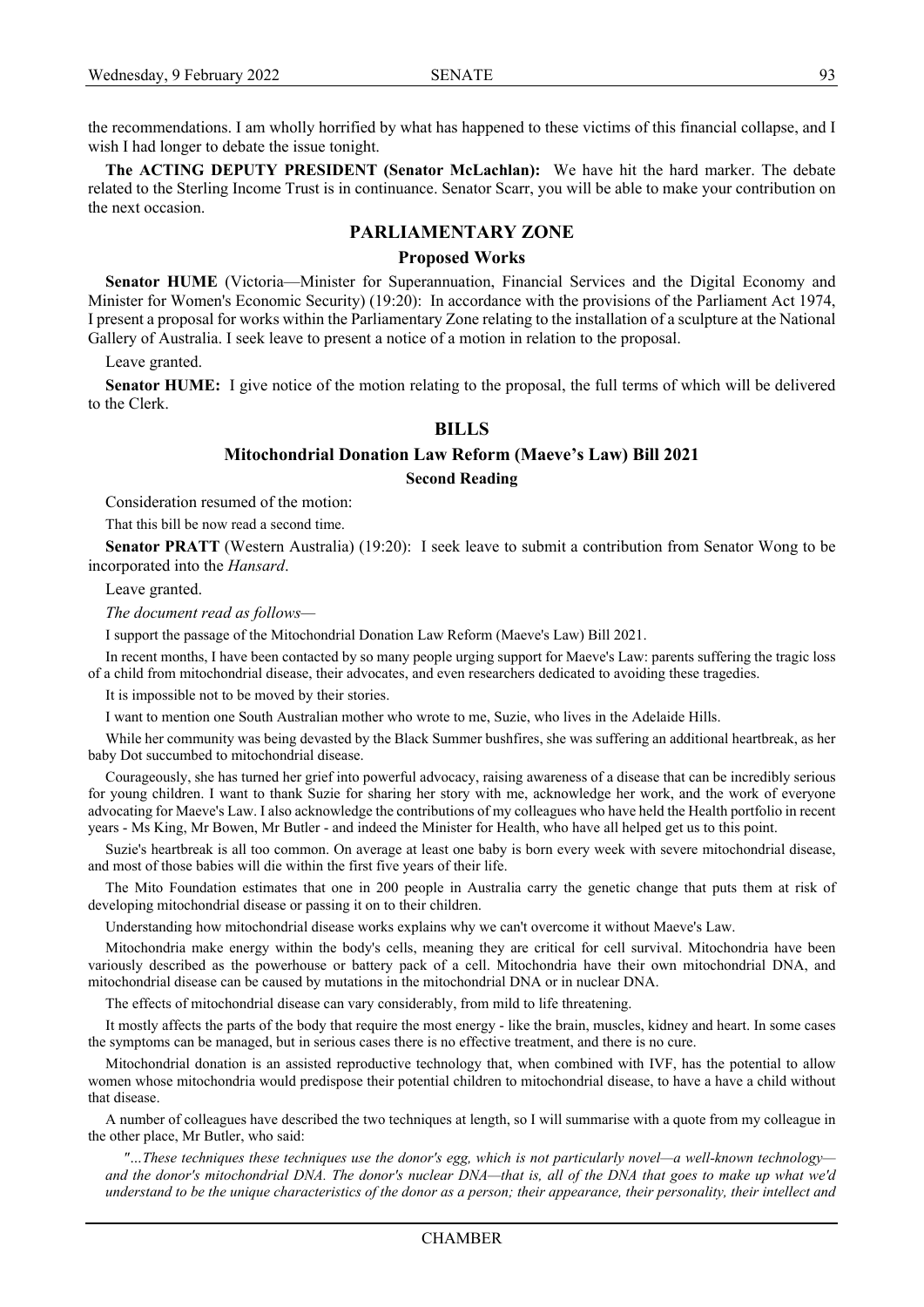the recommendations. I am wholly horrified by what has happened to these victims of this financial collapse, and I wish I had longer to debate the issue tonight.

**The ACTING DEPUTY PRESIDENT (Senator McLachlan):** We have hit the hard marker. The debate related to the Sterling Income Trust is in continuance. Senator Scarr, you will be able to make your contribution on the next occasion.

## PARLIAMENTARY ZONE

### Proposed Works

**Senator HUME** (Victoria—Minister for Superannuation, Financial Services and the Digital Economy and Minister for Women's Economic Security) (19:20): In accordance with the provisions of the Parliament Act 1974, I present a proposal for works within the Parliamentary Zone relating to the installation of a sculpture at the National Gallery of Australia. I seek leave to present a notice of a motion in relation to the proposal.

Leave granted.

**Senator HUME:** I give notice of the motion relating to the proposal, the full terms of which will be delivered to the Clerk.

## BILLS

### Mitochondrial Donation Law Reform (Maeve's Law) Bill 2021

#### Second Reading

Consideration resumed of the motion:

That this bill be now read a second time.

**Senator PRATT** (Western Australia) (19:20): I seek leave to submit a contribution from Senator Wong to be incorporated into the *Hansard*.

Leave granted.

*The document read as follows—*

I support the passage of the Mitochondrial Donation Law Reform (Maeve's Law) Bill 2021.

In recent months, I have been contacted by so many people urging support for Maeve's Law: parents suffering the tragic loss of a child from mitochondrial disease, their advocates, and even researchers dedicated to avoiding these tragedies.

It is impossible not to be moved by their stories.

I want to mention one South Australian mother who wrote to me, Suzie, who lives in the Adelaide Hills.

While her community was being devasted by the Black Summer bushfires, she was suffering an additional heartbreak, as her baby Dot succumbed to mitochondrial disease.

Courageously, she has turned her grief into powerful advocacy, raising awareness of a disease that can be incredibly serious for young children. I want to thank Suzie for sharing her story with me, acknowledge her work, and the work of everyone advocating for Maeve's Law. I also acknowledge the contributions of my colleagues who have held the Health portfolio in recent years - Ms King, Mr Bowen, Mr Butler - and indeed the Minister for Health, who have all helped get us to this point.

Suzie's heartbreak is all too common. On average at least one baby is born every week with severe mitochondrial disease, and most of those babies will die within the first five years of their life.

The Mito Foundation estimates that one in 200 people in Australia carry the genetic change that puts them at risk of developing mitochondrial disease or passing it on to their children.

Understanding how mitochondrial disease works explains why we can't overcome it without Maeve's Law.

Mitochondria make energy within the body's cells, meaning they are critical for cell survival. Mitochondria have been variously described as the powerhouse or battery pack of a cell. Mitochondria have their own mitochondrial DNA, and mitochondrial disease can be caused by mutations in the mitochondrial DNA or in nuclear DNA.

The effects of mitochondrial disease can vary considerably, from mild to life threatening.

It mostly affects the parts of the body that require the most energy - like the brain, muscles, kidney and heart. In some cases the symptoms can be managed, but in serious cases there is no effective treatment, and there is no cure.

Mitochondrial donation is an assisted reproductive technology that, when combined with IVF, has the potential to allow women whose mitochondria would predispose their potential children to mitochondrial disease, to have a have a child without that disease.

A number of colleagues have described the two techniques at length, so I will summarise with a quote from my colleague in the other place, Mr Butler, who said:

*"…These techniques these techniques use the donor's egg, which is not particularly novel—a well-known technology—and the donor's mitochondrial DNA. The donor's nuclear DNA—that is, all of the DNA that goes to make up what we'd understand to be the unique characteristics of the donor as a person; their appearance, their personality, their intellect and*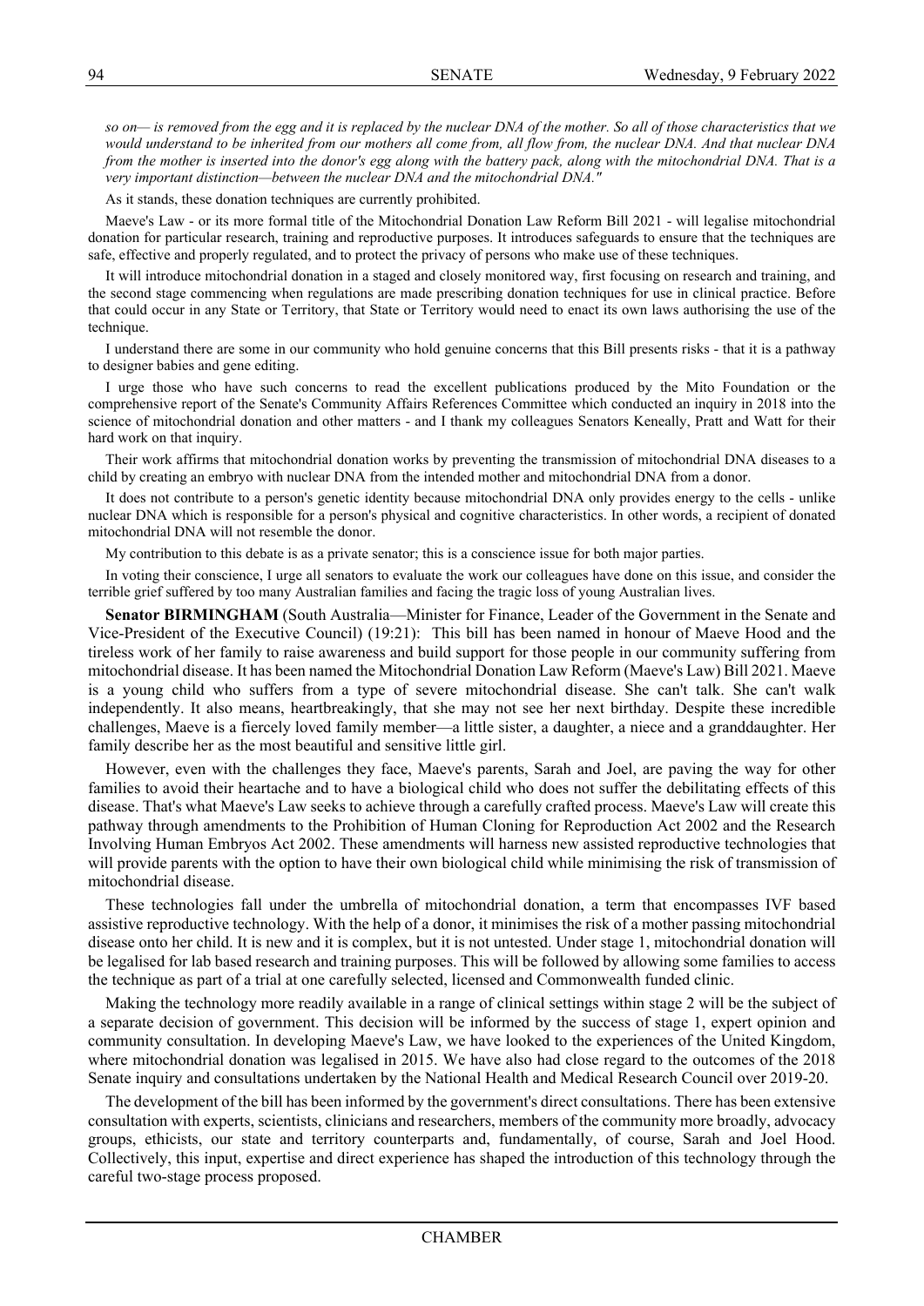*so on— is removed from the egg and it is replaced by the nuclear DNA of the mother. So all of those characteristics that we would understand to be inherited from our mothers all come from, all flow from, the nuclear DNA. And that nuclear DNA from the mother is inserted into the donor's egg along with the battery pack, along with the mitochondrial DNA. That is a very important distinction—between the nuclear DNA and the mitochondrial DNA."*

As it stands, these donation techniques are currently prohibited.

Maeve's Law - or its more formal title of the Mitochondrial Donation Law Reform Bill 2021 - will legalise mitochondrial donation for particular research, training and reproductive purposes. It introduces safeguards to ensure that the techniques are safe, effective and properly regulated, and to protect the privacy of persons who make use of these techniques.

It will introduce mitochondrial donation in a staged and closely monitored way, first focusing on research and training, and the second stage commencing when regulations are made prescribing donation techniques for use in clinical practice. Before that could occur in any State or Territory, that State or Territory would need to enact its own laws authorising the use of the technique.

I understand there are some in our community who hold genuine concerns that this Bill presents risks - that it is a pathway to designer babies and gene editing.

I urge those who have such concerns to read the excellent publications produced by the Mito Foundation or the comprehensive report of the Senate's Community Affairs References Committee which conducted an inquiry in 2018 into the science of mitochondrial donation and other matters - and I thank my colleagues Senators Keneally, Pratt and Watt for their hard work on that inquiry.

Their work affirms that mitochondrial donation works by preventing the transmission of mitochondrial DNA diseases to a child by creating an embryo with nuclear DNA from the intended mother and mitochondrial DNA from a donor.

It does not contribute to a person's genetic identity because mitochondrial DNA only provides energy to the cells - unlike nuclear DNA which is responsible for a person's physical and cognitive characteristics. In other words, a recipient of donated mitochondrial DNA will not resemble the donor.

My contribution to this debate is as a private senator; this is a conscience issue for both major parties.

In voting their conscience, I urge all senators to evaluate the work our colleagues have done on this issue, and consider the terrible grief suffered by too many Australian families and facing the tragic loss of young Australian lives.

**Senator BIRMINGHAM** (South Australia—Minister for Finance, Leader of the Government in the Senate and Vice-President of the Executive Council) (19:21): This bill has been named in honour of Maeve Hood and the tireless work of her family to raise awareness and build support for those people in our community suffering from mitochondrial disease. It has been named the Mitochondrial Donation Law Reform (Maeve's Law) Bill 2021. Maeve is a young child who suffers from a type of severe mitochondrial disease. She can't talk. She can't walk independently. It also means, heartbreakingly, that she may not see her next birthday. Despite these incredible challenges, Maeve is a fiercely loved family member—a little sister, a daughter, a niece and a granddaughter. Her family describe her as the most beautiful and sensitive little girl.

However, even with the challenges they face, Maeve's parents, Sarah and Joel, are paving the way for other families to avoid their heartache and to have a biological child who does not suffer the debilitating effects of this disease. That's what Maeve's Law seeks to achieve through a carefully crafted process. Maeve's Law will create this pathway through amendments to the Prohibition of Human Cloning for Reproduction Act 2002 and the Research Involving Human Embryos Act 2002. These amendments will harness new assisted reproductive technologies that will provide parents with the option to have their own biological child while minimising the risk of transmission of mitochondrial disease.

These technologies fall under the umbrella of mitochondrial donation, a term that encompasses IVF based assistive reproductive technology. With the help of a donor, it minimises the risk of a mother passing mitochondrial disease onto her child. It is new and it is complex, but it is not untested. Under stage 1, mitochondrial donation will be legalised for lab based research and training purposes. This will be followed by allowing some families to access the technique as part of a trial at one carefully selected, licensed and Commonwealth funded clinic.

Making the technology more readily available in a range of clinical settings within stage 2 will be the subject of a separate decision of government. This decision will be informed by the success of stage 1, expert opinion and community consultation. In developing Maeve's Law, we have looked to the experiences of the United Kingdom, where mitochondrial donation was legalised in 2015. We have also had close regard to the outcomes of the 2018 Senate inquiry and consultations undertaken by the National Health and Medical Research Council over 2019-20.

The development of the bill has been informed by the government's direct consultations. There has been extensive consultation with experts, scientists, clinicians and researchers, members of the community more broadly, advocacy groups, ethicists, our state and territory counterparts and, fundamentally, of course, Sarah and Joel Hood. Collectively, this input, expertise and direct experience has shaped the introduction of this technology through the careful two-stage process proposed.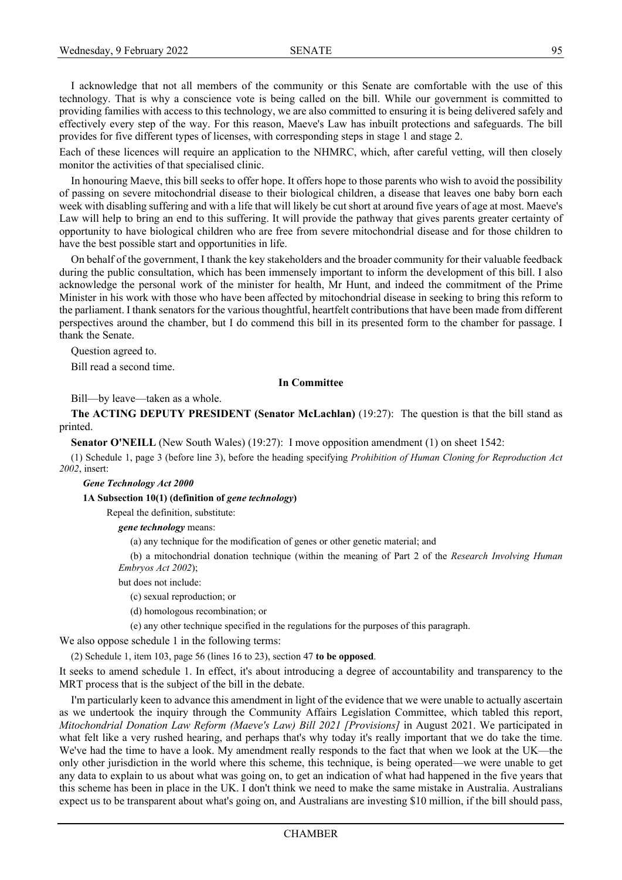I acknowledge that not all members of the community or this Senate are comfortable with the use of this technology. That is why a conscience vote is being called on the bill. While our government is committed to providing families with access to this technology, we are also committed to ensuring it is being delivered safely and effectively every step of the way. For this reason, Maeve's Law has inbuilt protections and safeguards. The bill provides for five different types of licenses, with corresponding steps in stage 1 and stage 2.

Each of these licences will require an application to the NHMRC, which, after careful vetting, will then closely monitor the activities of that specialised clinic.

In honouring Maeve, this bill seeks to offer hope. It offers hope to those parents who wish to avoid the possibility of passing on severe mitochondrial disease to their biological children, a disease that leaves one baby born each week with disabling suffering and with a life that will likely be cut short at around five years of age at most. Maeve's Law will help to bring an end to this suffering. It will provide the pathway that gives parents greater certainty of opportunity to have biological children who are free from severe mitochondrial disease and for those children to have the best possible start and opportunities in life.

On behalf of the government, I thank the key stakeholders and the broader community for their valuable feedback during the public consultation, which has been immensely important to inform the development of this bill. I also acknowledge the personal work of the minister for health, Mr Hunt, and indeed the commitment of the Prime Minister in his work with those who have been affected by mitochondrial disease in seeking to bring this reform to the parliament. I thank senators for the various thoughtful, heartfelt contributions that have been made from different perspectives around the chamber, but I do commend this bill in its presented form to the chamber for passage. I thank the Senate.

Question agreed to.

Bill read a second time.

**In Committee**

Bill—by leave—taken as a whole.

**The ACTING DEPUTY PRESIDENT (Senator McLachlan)** (19:27): The question is that the bill stand as printed.

**Senator O'NEILL** (New South Wales) (19:27): I move opposition amendment (1) on sheet 1542:

(1) Schedule 1, page 3 (before line 3), before the heading specifying *Prohibition of Human Cloning for Reproduction Act 2002*, insert:

***Gene Technology Act 2000***

**1A Subsection 10(1) (definition of *gene technology*)**

Repeal the definition, substitute:

***gene technology*** means:

(a) any technique for the modification of genes or other genetic material; and

(b) a mitochondrial donation technique (within the meaning of Part 2 of the *Research Involving Human Embryos Act 2002*);

but does not include:

(c) sexual reproduction; or

(d) homologous recombination; or

(e) any other technique specified in the regulations for the purposes of this paragraph.

We also oppose schedule 1 in the following terms:

(2) Schedule 1, item 103, page 56 (lines 16 to 23), section 47 **to be opposed**.

It seeks to amend schedule 1. In effect, it's about introducing a degree of accountability and transparency to the MRT process that is the subject of the bill in the debate.

I'm particularly keen to advance this amendment in light of the evidence that we were unable to actually ascertain as we undertook the inquiry through the Community Affairs Legislation Committee, which tabled this report, *Mitochondrial Donation Law Reform (Maeve's Law) Bill 2021 [Provisions]* in August 2021. We participated in what felt like a very rushed hearing, and perhaps that's why today it's really important that we do take the time. We've had the time to have a look. My amendment really responds to the fact that when we look at the UK—the only other jurisdiction in the world where this scheme, this technique, is being operated—we were unable to get any data to explain to us about what was going on, to get an indication of what had happened in the five years that this scheme has been in place in the UK. I don't think we need to make the same mistake in Australia. Australians expect us to be transparent about what's going on, and Australians are investing $10 million, if the bill should pass,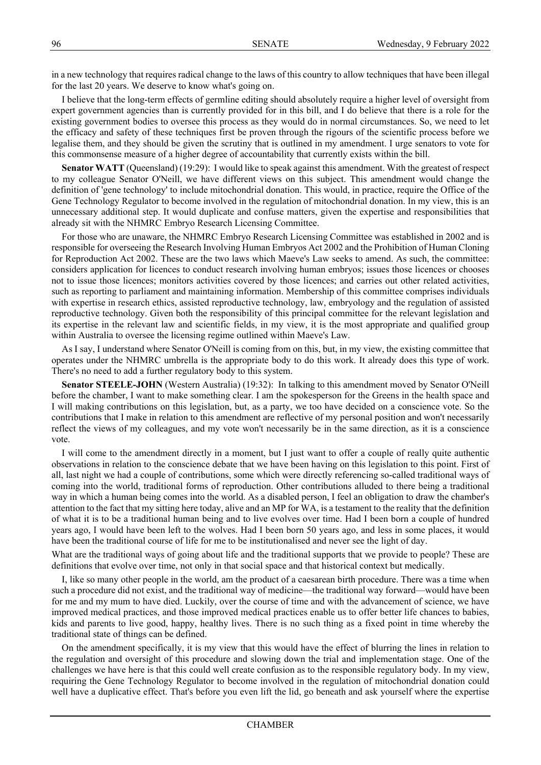in a new technology that requires radical change to the laws of this country to allow techniques that have been illegal for the last 20 years. We deserve to know what's going on.

I believe that the long-term effects of germline editing should absolutely require a higher level of oversight from expert government agencies than is currently provided for in this bill, and I do believe that there is a role for the existing government bodies to oversee this process as they would do in normal circumstances. So, we need to let the efficacy and safety of these techniques first be proven through the rigours of the scientific process before we legalise them, and they should be given the scrutiny that is outlined in my amendment. I urge senators to vote for this commonsense measure of a higher degree of accountability that currently exists within the bill.

**Senator WATT** (Queensland) (19:29): I would like to speak against this amendment. With the greatest of respect to my colleague Senator O'Neill, we have different views on this subject. This amendment would change the definition of 'gene technology' to include mitochondrial donation. This would, in practice, require the Office of the Gene Technology Regulator to become involved in the regulation of mitochondrial donation. In my view, this is an unnecessary additional step. It would duplicate and confuse matters, given the expertise and responsibilities that already sit with the NHMRC Embryo Research Licensing Committee.

For those who are unaware, the NHMRC Embryo Research Licensing Committee was established in 2002 and is responsible for overseeing the Research Involving Human Embryos Act 2002 and the Prohibition of Human Cloning for Reproduction Act 2002. These are the two laws which Maeve's Law seeks to amend. As such, the committee: considers application for licences to conduct research involving human embryos; issues those licences or chooses not to issue those licences; monitors activities covered by those licences; and carries out other related activities, such as reporting to parliament and maintaining information. Membership of this committee comprises individuals with expertise in research ethics, assisted reproductive technology, law, embryology and the regulation of assisted reproductive technology. Given both the responsibility of this principal committee for the relevant legislation and its expertise in the relevant law and scientific fields, in my view, it is the most appropriate and qualified group within Australia to oversee the licensing regime outlined within Maeve's Law.

As I say, I understand where Senator O'Neill is coming from on this, but, in my view, the existing committee that operates under the NHMRC umbrella is the appropriate body to do this work. It already does this type of work. There's no need to add a further regulatory body to this system.

**Senator STEELE-JOHN** (Western Australia) (19:32): In talking to this amendment moved by Senator O'Neill before the chamber, I want to make something clear. I am the spokesperson for the Greens in the health space and I will making contributions on this legislation, but, as a party, we too have decided on a conscience vote. So the contributions that I make in relation to this amendment are reflective of my personal position and won't necessarily reflect the views of my colleagues, and my vote won't necessarily be in the same direction, as it is a conscience vote.

I will come to the amendment directly in a moment, but I just want to offer a couple of really quite authentic observations in relation to the conscience debate that we have been having on this legislation to this point. First of all, last night we had a couple of contributions, some which were directly referencing so-called traditional ways of coming into the world, traditional forms of reproduction. Other contributions alluded to there being a traditional way in which a human being comes into the world. As a disabled person, I feel an obligation to draw the chamber's attention to the fact that my sitting here today, alive and an MP for WA, is a testament to the reality that the definition of what it is to be a traditional human being and to live evolves over time. Had I been born a couple of hundred years ago, I would have been left to the wolves. Had I been born 50 years ago, and less in some places, it would have been the traditional course of life for me to be institutionalised and never see the light of day.

What are the traditional ways of going about life and the traditional supports that we provide to people? These are definitions that evolve over time, not only in that social space and that historical context but medically.

I, like so many other people in the world, am the product of a caesarean birth procedure. There was a time when such a procedure did not exist, and the traditional way of medicine—the traditional way forward—would have been for me and my mum to have died. Luckily, over the course of time and with the advancement of science, we have improved medical practices, and those improved medical practices enable us to offer better life chances to babies, kids and parents to live good, happy, healthy lives. There is no such thing as a fixed point in time whereby the traditional state of things can be defined.

On the amendment specifically, it is my view that this would have the effect of blurring the lines in relation to the regulation and oversight of this procedure and slowing down the trial and implementation stage. One of the challenges we have here is that this could well create confusion as to the responsible regulatory body. In my view, requiring the Gene Technology Regulator to become involved in the regulation of mitochondrial donation could well have a duplicative effect. That's before you even lift the lid, go beneath and ask yourself where the expertise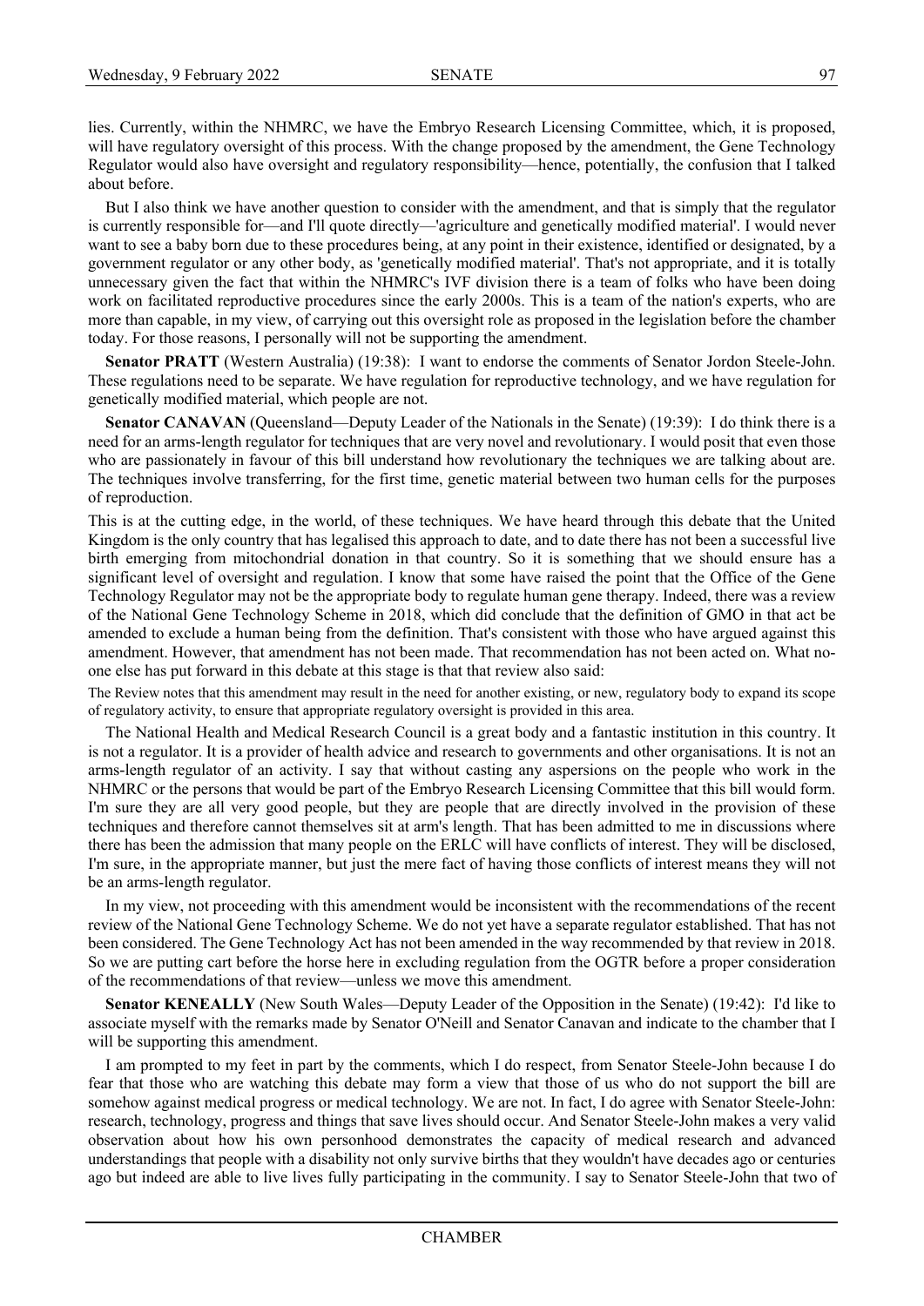lies. Currently, within the NHMRC, we have the Embryo Research Licensing Committee, which, it is proposed, will have regulatory oversight of this process. With the change proposed by the amendment, the Gene Technology Regulator would also have oversight and regulatory responsibility—hence, potentially, the confusion that I talked about before.

But I also think we have another question to consider with the amendment, and that is simply that the regulator is currently responsible for—and I'll quote directly—'agriculture and genetically modified material'. I would never want to see a baby born due to these procedures being, at any point in their existence, identified or designated, by a government regulator or any other body, as 'genetically modified material'. That's not appropriate, and it is totally unnecessary given the fact that within the NHMRC's IVF division there is a team of folks who have been doing work on facilitated reproductive procedures since the early 2000s. This is a team of the nation's experts, who are more than capable, in my view, of carrying out this oversight role as proposed in the legislation before the chamber today. For those reasons, I personally will not be supporting the amendment.

**Senator PRATT** (Western Australia) (19:38): I want to endorse the comments of Senator Jordon Steele-John. These regulations need to be separate. We have regulation for reproductive technology, and we have regulation for genetically modified material, which people are not.

**Senator CANAVAN** (Queensland—Deputy Leader of the Nationals in the Senate) (19:39): I do think there is a need for an arms-length regulator for techniques that are very novel and revolutionary. I would posit that even those who are passionately in favour of this bill understand how revolutionary the techniques we are talking about are. The techniques involve transferring, for the first time, genetic material between two human cells for the purposes of reproduction.

This is at the cutting edge, in the world, of these techniques. We have heard through this debate that the United Kingdom is the only country that has legalised this approach to date, and to date there has not been a successful live birth emerging from mitochondrial donation in that country. So it is something that we should ensure has a significant level of oversight and regulation. I know that some have raised the point that the Office of the Gene Technology Regulator may not be the appropriate body to regulate human gene therapy. Indeed, there was a review of the National Gene Technology Scheme in 2018, which did conclude that the definition of GMO in that act be amended to exclude a human being from the definition. That's consistent with those who have argued against this amendment. However, that amendment has not been made. That recommendation has not been acted on. What no-one else has put forward in this debate at this stage is that that review also said:

> The Review notes that this amendment may result in the need for another existing, or new, regulatory body to expand its scope of regulatory activity, to ensure that appropriate regulatory oversight is provided in this area.

The National Health and Medical Research Council is a great body and a fantastic institution in this country. It is not a regulator. It is a provider of health advice and research to governments and other organisations. It is not an arms-length regulator of an activity. I say that without casting any aspersions on the people who work in the NHMRC or the persons that would be part of the Embryo Research Licensing Committee that this bill would form. I'm sure they are all very good people, but they are people that are directly involved in the provision of these techniques and therefore cannot themselves sit at arm's length. That has been admitted to me in discussions where there has been the admission that many people on the ERLC will have conflicts of interest. They will be disclosed, I'm sure, in the appropriate manner, but just the mere fact of having those conflicts of interest means they will not be an arms-length regulator.

In my view, not proceeding with this amendment would be inconsistent with the recommendations of the recent review of the National Gene Technology Scheme. We do not yet have a separate regulator established. That has not been considered. The Gene Technology Act has not been amended in the way recommended by that review in 2018. So we are putting cart before the horse here in excluding regulation from the OGTR before a proper consideration of the recommendations of that review—unless we move this amendment.

**Senator KENEALLY** (New South Wales—Deputy Leader of the Opposition in the Senate) (19:42): I'd like to associate myself with the remarks made by Senator O'Neill and Senator Canavan and indicate to the chamber that I will be supporting this amendment.

I am prompted to my feet in part by the comments, which I do respect, from Senator Steele-John because I do fear that those who are watching this debate may form a view that those of us who do not support the bill are somehow against medical progress or medical technology. We are not. In fact, I do agree with Senator Steele-John: research, technology, progress and things that save lives should occur. And Senator Steele-John makes a very valid observation about how his own personhood demonstrates the capacity of medical research and advanced understandings that people with a disability not only survive births that they wouldn't have decades ago or centuries ago but indeed are able to live lives fully participating in the community. I say to Senator Steele-John that two of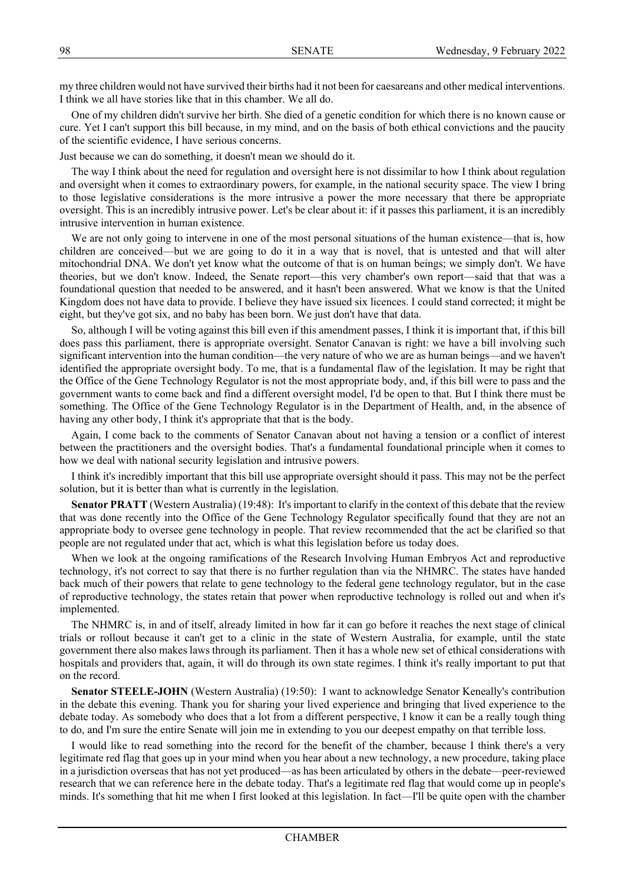my three children would not have survived their births had it not been for caesareans and other medical interventions. I think we all have stories like that in this chamber. We all do.

One of my children didn't survive her birth. She died of a genetic condition for which there is no known cause or cure. Yet I can't support this bill because, in my mind, and on the basis of both ethical convictions and the paucity of the scientific evidence, I have serious concerns.

Just because we can do something, it doesn't mean we should do it.

The way I think about the need for regulation and oversight here is not dissimilar to how I think about regulation and oversight when it comes to extraordinary powers, for example, in the national security space. The view I bring to those legislative considerations is the more intrusive a power the more necessary that there be appropriate oversight. This is an incredibly intrusive power. Let's be clear about it: if it passes this parliament, it is an incredibly intrusive intervention in human existence.

We are not only going to intervene in one of the most personal situations of the human existence—that is, how children are conceived—but we are going to do it in a way that is novel, that is untested and that will alter mitochondrial DNA. We don't yet know what the outcome of that is on human beings; we simply don't. We have theories, but we don't know. Indeed, the Senate report—this very chamber's own report—said that that was a foundational question that needed to be answered, and it hasn't been answered. What we know is that the United Kingdom does not have data to provide. I believe they have issued six licences. I could stand corrected; it might be eight, but they've got six, and no baby has been born. We just don't have that data.

So, although I will be voting against this bill even if this amendment passes, I think it is important that, if this bill does pass this parliament, there is appropriate oversight. Senator Canavan is right: we have a bill involving such significant intervention into the human condition—the very nature of who we are as human beings—and we haven't identified the appropriate oversight body. To me, that is a fundamental flaw of the legislation. It may be right that the Office of the Gene Technology Regulator is not the most appropriate body, and, if this bill were to pass and the government wants to come back and find a different oversight model, I'd be open to that. But I think there must be something. The Office of the Gene Technology Regulator is in the Department of Health, and, in the absence of having any other body, I think it's appropriate that that is the body.

Again, I come back to the comments of Senator Canavan about not having a tension or a conflict of interest between the practitioners and the oversight bodies. That's a fundamental foundational principle when it comes to how we deal with national security legislation and intrusive powers.

I think it's incredibly important that this bill use appropriate oversight should it pass. This may not be the perfect solution, but it is better than what is currently in the legislation.

**Senator PRATT** (Western Australia) (19:48): It's important to clarify in the context of this debate that the review that was done recently into the Office of the Gene Technology Regulator specifically found that they are not an appropriate body to oversee gene technology in people. That review recommended that the act be clarified so that people are not regulated under that act, which is what this legislation before us today does.

When we look at the ongoing ramifications of the Research Involving Human Embryos Act and reproductive technology, it's not correct to say that there is no further regulation than via the NHMRC. The states have handed back much of their powers that relate to gene technology to the federal gene technology regulator, but in the case of reproductive technology, the states retain that power when reproductive technology is rolled out and when it's implemented.

The NHMRC is, in and of itself, already limited in how far it can go before it reaches the next stage of clinical trials or rollout because it can't get to a clinic in the state of Western Australia, for example, until the state government there also makes laws through its parliament. Then it has a whole new set of ethical considerations with hospitals and providers that, again, it will do through its own state regimes. I think it's really important to put that on the record.

**Senator STEELE-JOHN** (Western Australia) (19:50): I want to acknowledge Senator Keneally's contribution in the debate this evening. Thank you for sharing your lived experience and bringing that lived experience to the debate today. As somebody who does that a lot from a different perspective, I know it can be a really tough thing to do, and I'm sure the entire Senate will join me in extending to you our deepest empathy on that terrible loss.

I would like to read something into the record for the benefit of the chamber, because I think there's a very legitimate red flag that goes up in your mind when you hear about a new technology, a new procedure, taking place in a jurisdiction overseas that has not yet produced—as has been articulated by others in the debate—peer-reviewed research that we can reference here in the debate today. That's a legitimate red flag that would come up in people's minds. It's something that hit me when I first looked at this legislation. In fact—I'll be quite open with the chamber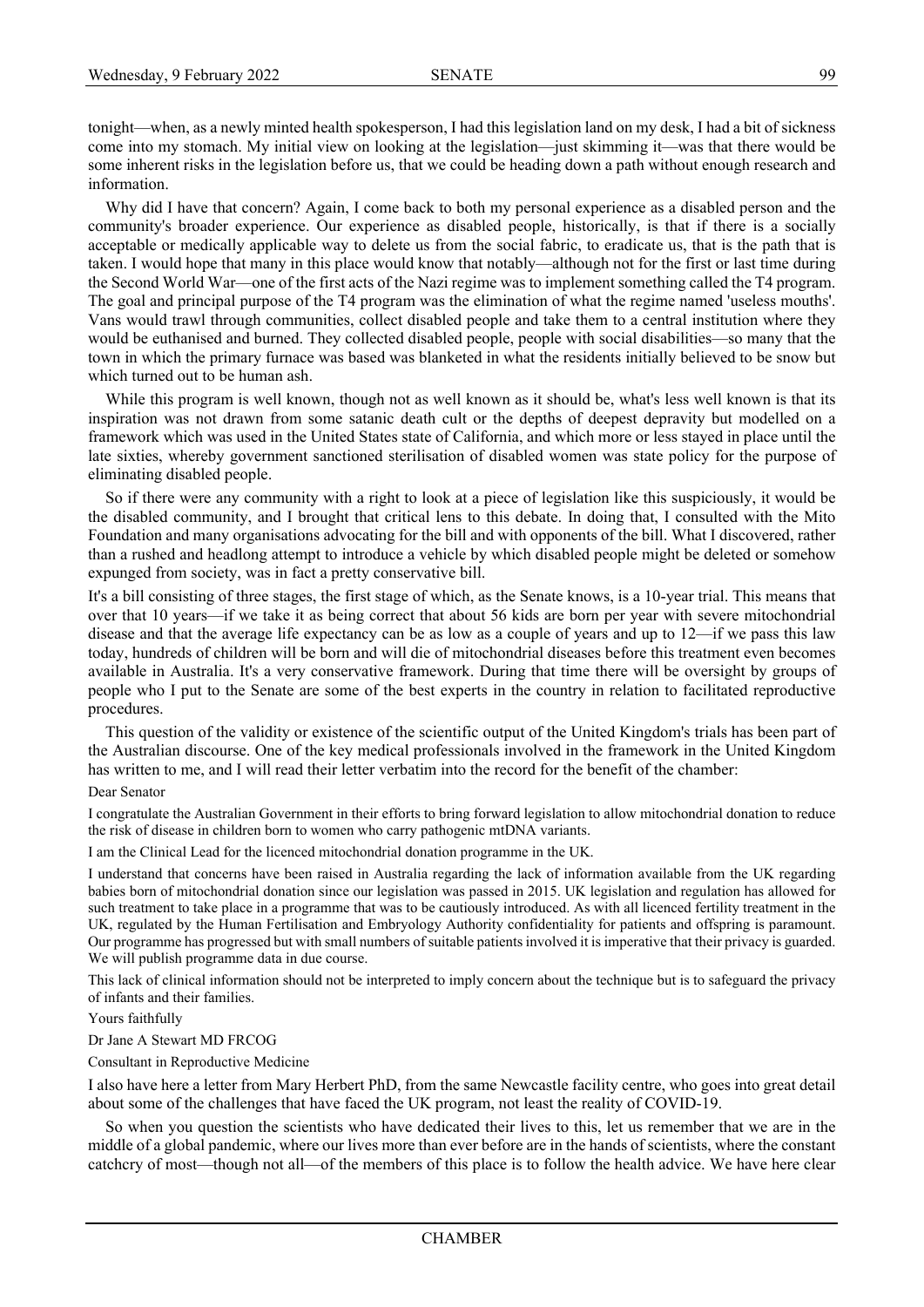tonight—when, as a newly minted health spokesperson, I had this legislation land on my desk, I had a bit of sickness come into my stomach. My initial view on looking at the legislation—just skimming it—was that there would be some inherent risks in the legislation before us, that we could be heading down a path without enough research and information.

Why did I have that concern? Again, I come back to both my personal experience as a disabled person and the community's broader experience. Our experience as disabled people, historically, is that if there is a socially acceptable or medically applicable way to delete us from the social fabric, to eradicate us, that is the path that is taken. I would hope that many in this place would know that notably—although not for the first or last time during the Second World War—one of the first acts of the Nazi regime was to implement something called the T4 program. The goal and principal purpose of the T4 program was the elimination of what the regime named 'useless mouths'. Vans would trawl through communities, collect disabled people and take them to a central institution where they would be euthanised and burned. They collected disabled people, people with social disabilities—so many that the town in which the primary furnace was based was blanketed in what the residents initially believed to be snow but which turned out to be human ash.

While this program is well known, though not as well known as it should be, what's less well known is that its inspiration was not drawn from some satanic death cult or the depths of deepest depravity but modelled on a framework which was used in the United States state of California, and which more or less stayed in place until the late sixties, whereby government sanctioned sterilisation of disabled women was state policy for the purpose of eliminating disabled people.

So if there were any community with a right to look at a piece of legislation like this suspiciously, it would be the disabled community, and I brought that critical lens to this debate. In doing that, I consulted with the Mito Foundation and many organisations advocating for the bill and with opponents of the bill. What I discovered, rather than a rushed and headlong attempt to introduce a vehicle by which disabled people might be deleted or somehow expunged from society, was in fact a pretty conservative bill.

It's a bill consisting of three stages, the first stage of which, as the Senate knows, is a 10-year trial. This means that over that 10 years—if we take it as being correct that about 56 kids are born per year with severe mitochondrial disease and that the average life expectancy can be as low as a couple of years and up to 12—if we pass this law today, hundreds of children will be born and will die of mitochondrial diseases before this treatment even becomes available in Australia. It's a very conservative framework. During that time there will be oversight by groups of people who I put to the Senate are some of the best experts in the country in relation to facilitated reproductive procedures.

This question of the validity or existence of the scientific output of the United Kingdom's trials has been part of the Australian discourse. One of the key medical professionals involved in the framework in the United Kingdom has written to me, and I will read their letter verbatim into the record for the benefit of the chamber:

Dear Senator

I congratulate the Australian Government in their efforts to bring forward legislation to allow mitochondrial donation to reduce the risk of disease in children born to women who carry pathogenic mtDNA variants.

I am the Clinical Lead for the licenced mitochondrial donation programme in the UK.

I understand that concerns have been raised in Australia regarding the lack of information available from the UK regarding babies born of mitochondrial donation since our legislation was passed in 2015. UK legislation and regulation has allowed for such treatment to take place in a programme that was to be cautiously introduced. As with all licenced fertility treatment in the UK, regulated by the Human Fertilisation and Embryology Authority confidentiality for patients and offspring is paramount. Our programme has progressed but with small numbers of suitable patients involved it is imperative that their privacy is guarded. We will publish programme data in due course.

This lack of clinical information should not be interpreted to imply concern about the technique but is to safeguard the privacy of infants and their families.

Yours faithfully

Dr Jane A Stewart MD FRCOG

Consultant in Reproductive Medicine

I also have here a letter from Mary Herbert PhD, from the same Newcastle facility centre, who goes into great detail about some of the challenges that have faced the UK program, not least the reality of COVID-19.

So when you question the scientists who have dedicated their lives to this, let us remember that we are in the middle of a global pandemic, where our lives more than ever before are in the hands of scientists, where the constant catchcry of most—though not all—of the members of this place is to follow the health advice. We have here clear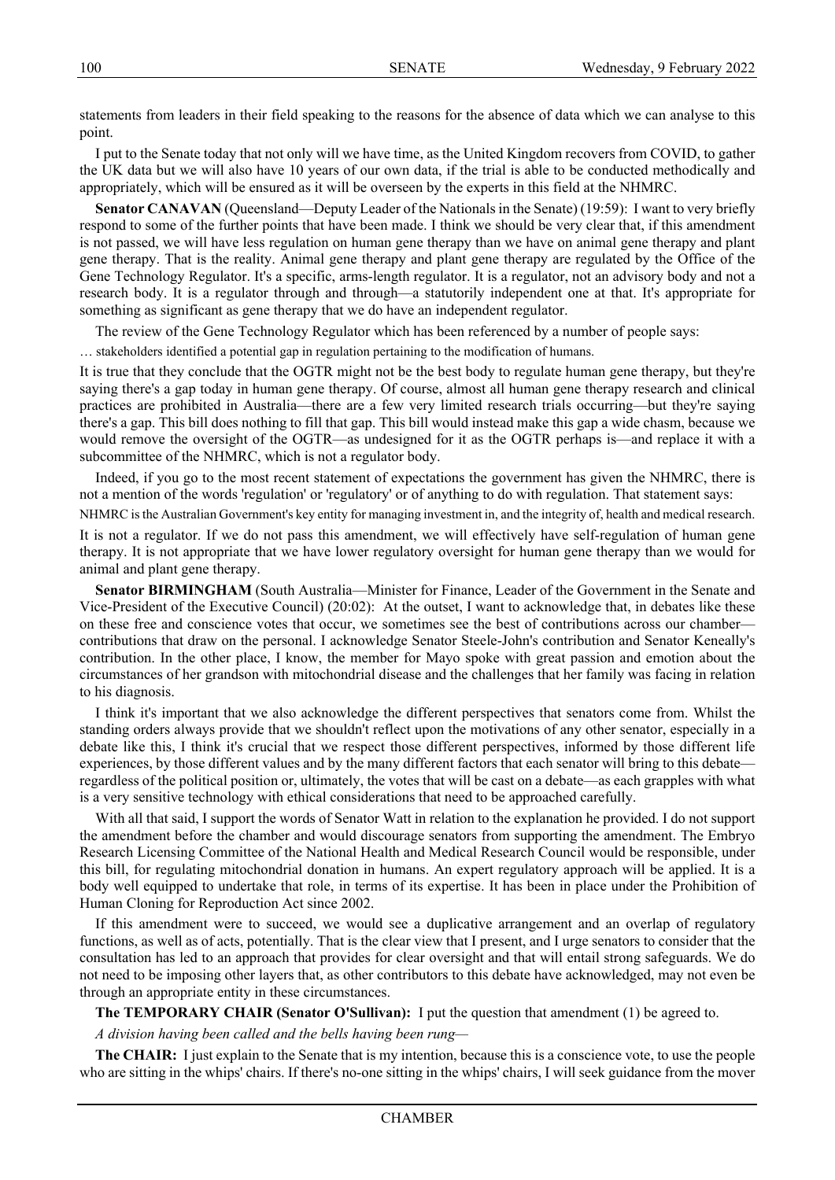statements from leaders in their field speaking to the reasons for the absence of data which we can analyse to this point.

I put to the Senate today that not only will we have time, as the United Kingdom recovers from COVID, to gather the UK data but we will also have 10 years of our own data, if the trial is able to be conducted methodically and appropriately, which will be ensured as it will be overseen by the experts in this field at the NHMRC.

**Senator CANAVAN** (Queensland—Deputy Leader of the Nationals in the Senate) (19:59): I want to very briefly respond to some of the further points that have been made. I think we should be very clear that, if this amendment is not passed, we will have less regulation on human gene therapy than we have on animal gene therapy and plant gene therapy. That is the reality. Animal gene therapy and plant gene therapy are regulated by the Office of the Gene Technology Regulator. It's a specific, arms-length regulator. It is a regulator, not an advisory body and not a research body. It is a regulator through and through—a statutorily independent one at that. It's appropriate for something as significant as gene therapy that we do have an independent regulator.

The review of the Gene Technology Regulator which has been referenced by a number of people says:

… stakeholders identified a potential gap in regulation pertaining to the modification of humans.

It is true that they conclude that the OGTR might not be the best body to regulate human gene therapy, but they're saying there's a gap today in human gene therapy. Of course, almost all human gene therapy research and clinical practices are prohibited in Australia—there are a few very limited research trials occurring—but they're saying there's a gap. This bill does nothing to fill that gap. This bill would instead make this gap a wide chasm, because we would remove the oversight of the OGTR—as undesigned for it as the OGTR perhaps is—and replace it with a subcommittee of the NHMRC, which is not a regulator body.

Indeed, if you go to the most recent statement of expectations the government has given the NHMRC, there is not a mention of the words 'regulation' or 'regulatory' or of anything to do with regulation. That statement says:

NHMRC is the Australian Government's key entity for managing investment in, and the integrity of, health and medical research.

It is not a regulator. If we do not pass this amendment, we will effectively have self-regulation of human gene therapy. It is not appropriate that we have lower regulatory oversight for human gene therapy than we would for animal and plant gene therapy.

**Senator BIRMINGHAM** (South Australia—Minister for Finance, Leader of the Government in the Senate and Vice-President of the Executive Council) (20:02): At the outset, I want to acknowledge that, in debates like these on these free and conscience votes that occur, we sometimes see the best of contributions across our chamber—contributions that draw on the personal. I acknowledge Senator Steele-John's contribution and Senator Keneally's contribution. In the other place, I know, the member for Mayo spoke with great passion and emotion about the circumstances of her grandson with mitochondrial disease and the challenges that her family was facing in relation to his diagnosis.

I think it's important that we also acknowledge the different perspectives that senators come from. Whilst the standing orders always provide that we shouldn't reflect upon the motivations of any other senator, especially in a debate like this, I think it's crucial that we respect those different perspectives, informed by those different life experiences, by those different values and by the many different factors that each senator will bring to this debate—regardless of the political position or, ultimately, the votes that will be cast on a debate—as each grapples with what is a very sensitive technology with ethical considerations that need to be approached carefully.

With all that said, I support the words of Senator Watt in relation to the explanation he provided. I do not support the amendment before the chamber and would discourage senators from supporting the amendment. The Embryo Research Licensing Committee of the National Health and Medical Research Council would be responsible, under this bill, for regulating mitochondrial donation in humans. An expert regulatory approach will be applied. It is a body well equipped to undertake that role, in terms of its expertise. It has been in place under the Prohibition of Human Cloning for Reproduction Act since 2002.

If this amendment were to succeed, we would see a duplicative arrangement and an overlap of regulatory functions, as well as of acts, potentially. That is the clear view that I present, and I urge senators to consider that the consultation has led to an approach that provides for clear oversight and that will entail strong safeguards. We do not need to be imposing other layers that, as other contributors to this debate have acknowledged, may not even be through an appropriate entity in these circumstances.

**The TEMPORARY CHAIR (Senator O'Sullivan):** I put the question that amendment (1) be agreed to.

*A division having been called and the bells having been rung—*

**The CHAIR:** I just explain to the Senate that is my intention, because this is a conscience vote, to use the people who are sitting in the whips' chairs. If there's no-one sitting in the whips' chairs, I will seek guidance from the mover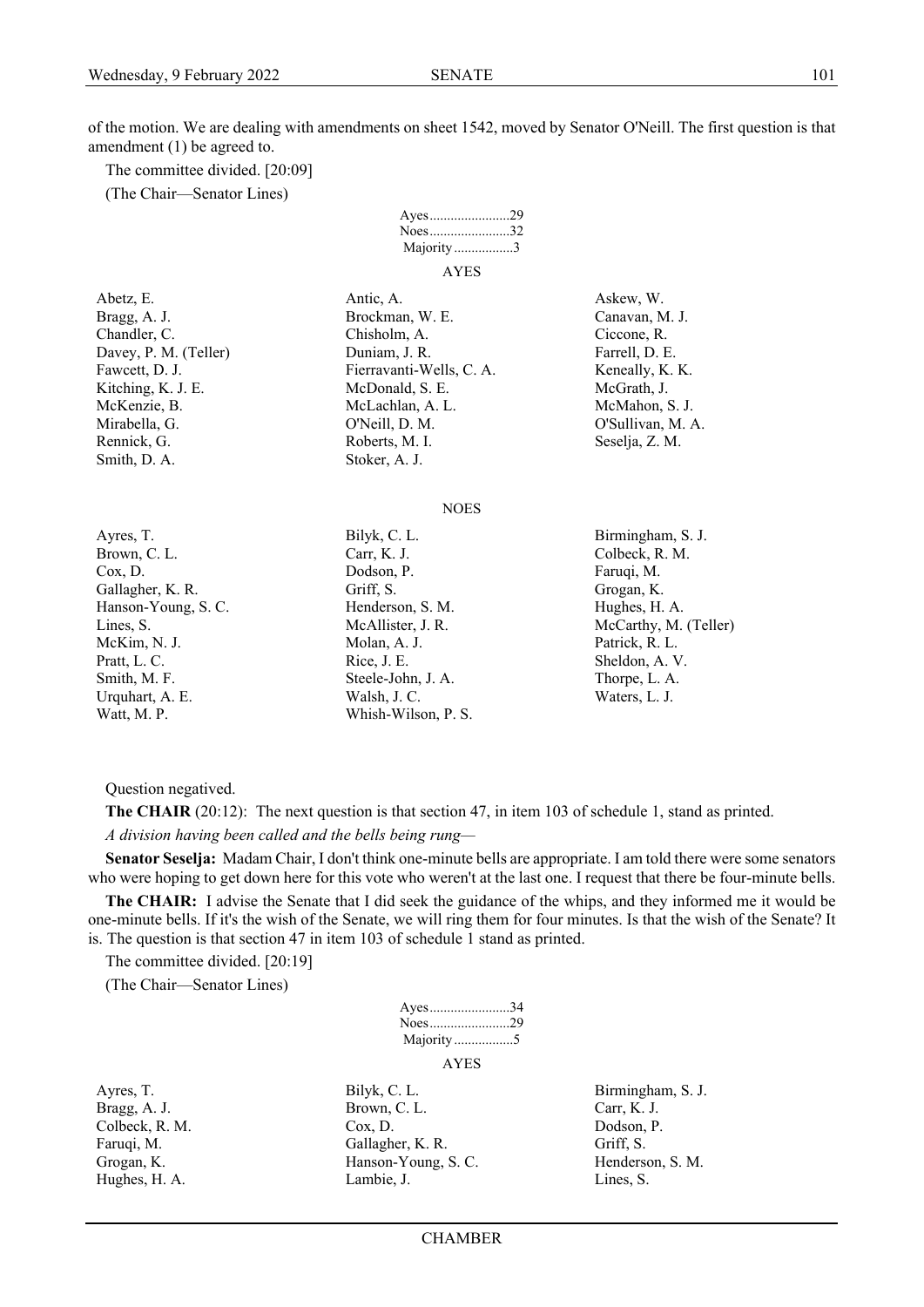of the motion. We are dealing with amendments on sheet 1542, moved by Senator O'Neill. The first question is that amendment (1) be agreed to.

The committee divided. [20:09]

(The Chair—Senator Lines)

Ayes......................29
Noes......................32
Majority.................3

AYES

| | | |
|---|---|---|
| Abetz, E. | Antic, A. | Askew, W. |
| Bragg, A. J. | Brockman, W. E. | Canavan, M. J. |
| Chandler, C. | Chisholm, A. | Ciccone, R. |
| Davey, P. M. (Teller) | Duniam, J. R. | Farrell, D. E. |
| Fawcett, D. J. | Fierravanti-Wells, C. A. | Keneally, K. K. |
| Kitching, K. J. E. | McDonald, S. E. | McGrath, J. |
| McKenzie, B. | McLachlan, A. L. | McMahon, S. J. |
| Mirabella, G. | O'Neill, D. M. | O'Sullivan, M. A. |
| Rennick, G. | Roberts, M. I. | Seselja, Z. M. |
| Smith, D. A. | Stoker, A. J. | |

NOES

| | | |
|---|---|---|
| Ayres, T. | Bilyk, C. L. | Birmingham, S. J. |
| Brown, C. L. | Carr, K. J. | Colbeck, R. M. |
| Cox, D. | Dodson, P. | Faruqi, M. |
| Gallagher, K. R. | Griff, S. | Grogan, K. |
| Hanson-Young, S. C. | Henderson, S. M. | Hughes, H. A. |
| Lines, S. | McAllister, J. R. | McCarthy, M. (Teller) |
| McKim, N. J. | Molan, A. J. | Patrick, R. L. |
| Pratt, L. C. | Rice, J. E. | Sheldon, A. V. |
| Smith, M. F. | Steele-John, J. A. | Thorpe, L. A. |
| Urquhart, A. E. | Walsh, J. C. | Waters, L. J. |
| Watt, M. P. | Whish-Wilson, P. S. | |

Question negatived.

**The CHAIR** (20:12): The next question is that section 47, in item 103 of schedule 1, stand as printed.

*A division having been called and the bells being rung—*

**Senator Seselja:** Madam Chair, I don't think one-minute bells are appropriate. I am told there were some senators who were hoping to get down here for this vote who weren't at the last one. I request that there be four-minute bells.

**The CHAIR:** I advise the Senate that I did seek the guidance of the whips, and they informed me it would be one-minute bells. If it's the wish of the Senate, we will ring them for four minutes. Is that the wish of the Senate? It is. The question is that section 47 in item 103 of schedule 1 stand as printed.

The committee divided. [20:19]

(The Chair—Senator Lines)

Ayes......................34
Noes......................29
Majority.................5

AYES

| | | |
|---|---|---|
| Ayres, T. | Bilyk, C. L. | Birmingham, S. J. |
| Bragg, A. J. | Brown, C. L. | Carr, K. J. |
| Colbeck, R. M. | Cox, D. | Dodson, P. |
| Faruqi, M. | Gallagher, K. R. | Griff, S. |
| Grogan, K. | Hanson-Young, S. C. | Henderson, S. M. |
| Hughes, H. A. | Lambie, J. | Lines, S. |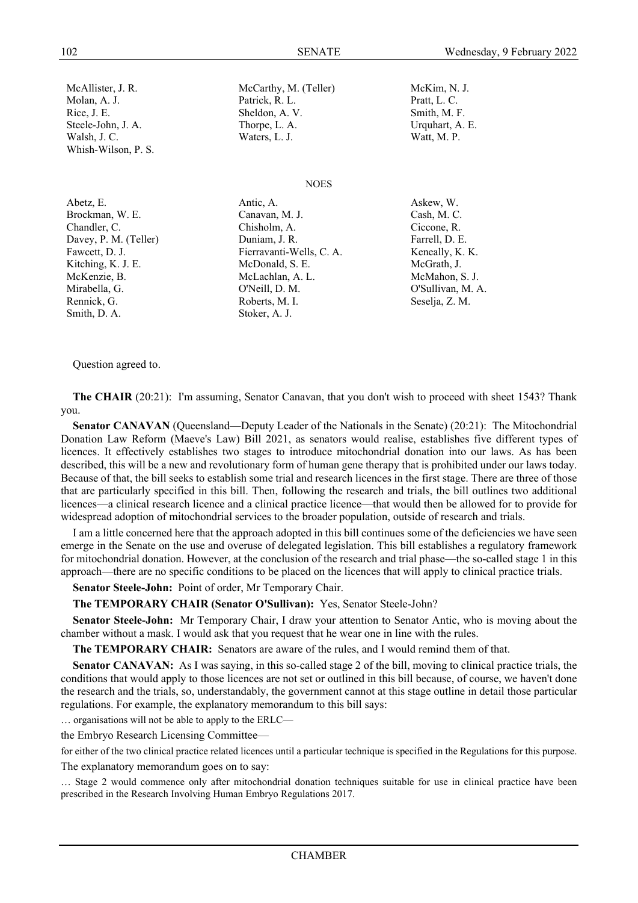| | | |
|---|---|---|
| McAllister, J. R. | McCarthy, M. (Teller) | McKim, N. J. |
| Molan, A. J. | Patrick, R. L. | Pratt, L. C. |
| Rice, J. E. | Sheldon, A. V. | Smith, M. F. |
| Steele-John, J. A. | Thorpe, L. A. | Urquhart, A. E. |
| Walsh, J. C. | Waters, L. J. | Watt, M. P. |
| Whish-Wilson, P. S. | | |

NOES

| | | |
|---|---|---|
| Abetz, E. | Antic, A. | Askew, W. |
| Brockman, W. E. | Canavan, M. J. | Cash, M. C. |
| Chandler, C. | Chisholm, A. | Ciccone, R. |
| Davey, P. M. (Teller) | Duniam, J. R. | Farrell, D. E. |
| Fawcett, D. J. | Fierravanti-Wells, C. A. | Keneally, K. K. |
| Kitching, K. J. E. | McDonald, S. E. | McGrath, J. |
| McKenzie, B. | McLachlan, A. L. | McMahon, S. J. |
| Mirabella, G. | O'Neill, D. M. | O'Sullivan, M. A. |
| Rennick, G. | Roberts, M. I. | Seselja, Z. M. |
| Smith, D. A. | Stoker, A. J. | |

Question agreed to.

**The CHAIR** (20:21): I'm assuming, Senator Canavan, that you don't wish to proceed with sheet 1543? Thank you.

**Senator CANAVAN** (Queensland—Deputy Leader of the Nationals in the Senate) (20:21): The Mitochondrial Donation Law Reform (Maeve's Law) Bill 2021, as senators would realise, establishes five different types of licences. It effectively establishes two stages to introduce mitochondrial donation into our laws. As has been described, this will be a new and revolutionary form of human gene therapy that is prohibited under our laws today. Because of that, the bill seeks to establish some trial and research licences in the first stage. There are three of those that are particularly specified in this bill. Then, following the research and trials, the bill outlines two additional licences—a clinical research licence and a clinical practice licence—that would then be allowed for to provide for widespread adoption of mitochondrial services to the broader population, outside of research and trials.

I am a little concerned here that the approach adopted in this bill continues some of the deficiencies we have seen emerge in the Senate on the use and overuse of delegated legislation. This bill establishes a regulatory framework for mitochondrial donation. However, at the conclusion of the research and trial phase—the so-called stage 1 in this approach—there are no specific conditions to be placed on the licences that will apply to clinical practice trials.

**Senator Steele-John:** Point of order, Mr Temporary Chair.

**The TEMPORARY CHAIR (Senator O'Sullivan):** Yes, Senator Steele-John?

**Senator Steele-John:** Mr Temporary Chair, I draw your attention to Senator Antic, who is moving about the chamber without a mask. I would ask that you request that he wear one in line with the rules.

**The TEMPORARY CHAIR:** Senators are aware of the rules, and I would remind them of that.

**Senator CANAVAN:** As I was saying, in this so-called stage 2 of the bill, moving to clinical practice trials, the conditions that would apply to those licences are not set or outlined in this bill because, of course, we haven't done the research and the trials, so, understandably, the government cannot at this stage outline in detail those particular regulations. For example, the explanatory memorandum to this bill says:

> … organisations will not be able to apply to the ERLC—

the Embryo Research Licensing Committee—

> for either of the two clinical practice related licences until a particular technique is specified in the Regulations for this purpose.

The explanatory memorandum goes on to say:

> … Stage 2 would commence only after mitochondrial donation techniques suitable for use in clinical practice have been prescribed in the Research Involving Human Embryo Regulations 2017.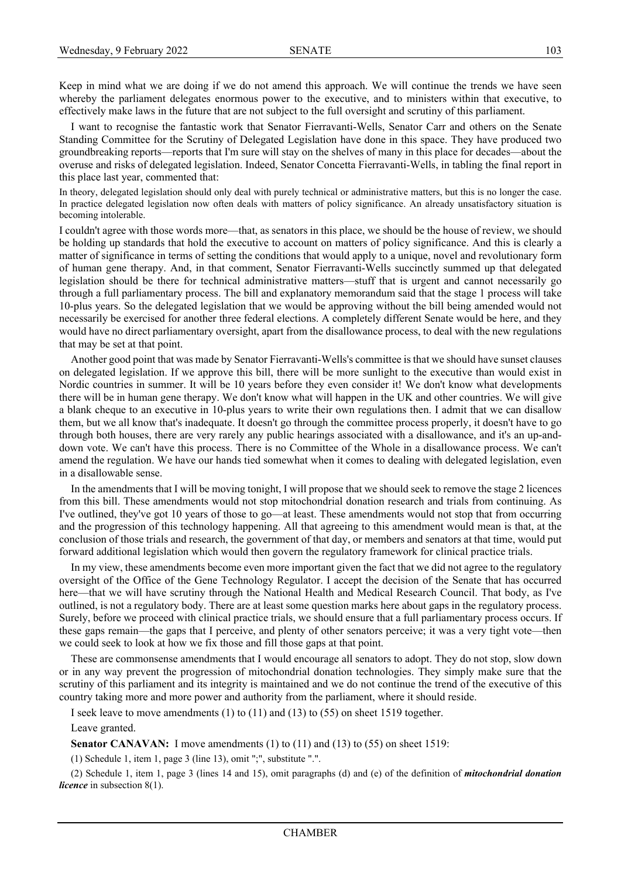Keep in mind what we are doing if we do not amend this approach. We will continue the trends we have seen whereby the parliament delegates enormous power to the executive, and to ministers within that executive, to effectively make laws in the future that are not subject to the full oversight and scrutiny of this parliament.

I want to recognise the fantastic work that Senator Fierravanti-Wells, Senator Carr and others on the Senate Standing Committee for the Scrutiny of Delegated Legislation have done in this space. They have produced two groundbreaking reports—reports that I'm sure will stay on the shelves of many in this place for decades—about the overuse and risks of delegated legislation. Indeed, Senator Concetta Fierravanti-Wells, in tabling the final report in this place last year, commented that:

> In theory, delegated legislation should only deal with purely technical or administrative matters, but this is no longer the case. In practice delegated legislation now often deals with matters of policy significance. An already unsatisfactory situation is becoming intolerable.

I couldn't agree with those words more—that, as senators in this place, we should be the house of review, we should be holding up standards that hold the executive to account on matters of policy significance. And this is clearly a matter of significance in terms of setting the conditions that would apply to a unique, novel and revolutionary form of human gene therapy. And, in that comment, Senator Fierravanti-Wells succinctly summed up that delegated legislation should be there for technical administrative matters—stuff that is urgent and cannot necessarily go through a full parliamentary process. The bill and explanatory memorandum said that the stage 1 process will take 10-plus years. So the delegated legislation that we would be approving without the bill being amended would not necessarily be exercised for another three federal elections. A completely different Senate would be here, and they would have no direct parliamentary oversight, apart from the disallowance process, to deal with the new regulations that may be set at that point.

Another good point that was made by Senator Fierravanti-Wells's committee is that we should have sunset clauses on delegated legislation. If we approve this bill, there will be more sunlight to the executive than would exist in Nordic countries in summer. It will be 10 years before they even consider it! We don't know what developments there will be in human gene therapy. We don't know what will happen in the UK and other countries. We will give a blank cheque to an executive in 10-plus years to write their own regulations then. I admit that we can disallow them, but we all know that's inadequate. It doesn't go through the committee process properly, it doesn't have to go through both houses, there are very rarely any public hearings associated with a disallowance, and it's an up-and-down vote. We can't have this process. There is no Committee of the Whole in a disallowance process. We can't amend the regulation. We have our hands tied somewhat when it comes to dealing with delegated legislation, even in a disallowable sense.

In the amendments that I will be moving tonight, I will propose that we should seek to remove the stage 2 licences from this bill. These amendments would not stop mitochondrial donation research and trials from continuing. As I've outlined, they've got 10 years of those to go—at least. These amendments would not stop that from occurring and the progression of this technology happening. All that agreeing to this amendment would mean is that, at the conclusion of those trials and research, the government of that day, or members and senators at that time, would put forward additional legislation which would then govern the regulatory framework for clinical practice trials.

In my view, these amendments become even more important given the fact that we did not agree to the regulatory oversight of the Office of the Gene Technology Regulator. I accept the decision of the Senate that has occurred here—that we will have scrutiny through the National Health and Medical Research Council. That body, as I've outlined, is not a regulatory body. There are at least some question marks here about gaps in the regulatory process. Surely, before we proceed with clinical practice trials, we should ensure that a full parliamentary process occurs. If these gaps remain—the gaps that I perceive, and plenty of other senators perceive; it was a very tight vote—then we could seek to look at how we fix those and fill those gaps at that point.

These are commonsense amendments that I would encourage all senators to adopt. They do not stop, slow down or in any way prevent the progression of mitochondrial donation technologies. They simply make sure that the scrutiny of this parliament and its integrity is maintained and we do not continue the trend of the executive of this country taking more and more power and authority from the parliament, where it should reside.

I seek leave to move amendments (1) to (11) and (13) to (55) on sheet 1519 together.

Leave granted.

**Senator CANAVAN:** I move amendments (1) to (11) and (13) to (55) on sheet 1519:

(1) Schedule 1, item 1, page 3 (line 13), omit ";", substitute ".".

(2) Schedule 1, item 1, page 3 (lines 14 and 15), omit paragraphs (d) and (e) of the definition of ***mitochondrial donation licence*** in subsection 8(1).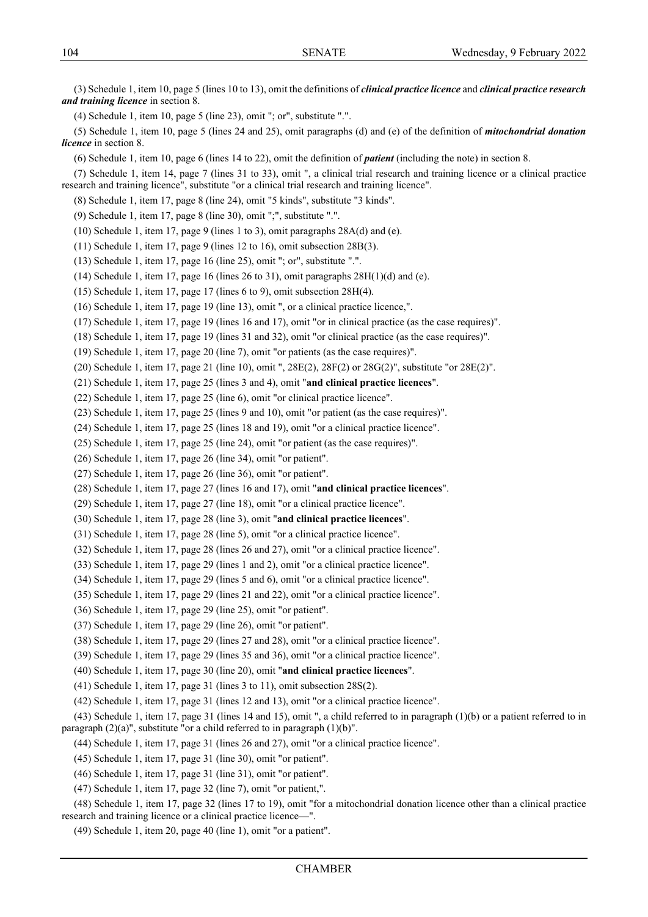(3) Schedule 1, item 10, page 5 (lines 10 to 13), omit the definitions of ***clinical practice licence*** and ***clinical practice research and training licence*** in section 8.

(4) Schedule 1, item 10, page 5 (line 23), omit "; or", substitute ".".

(5) Schedule 1, item 10, page 5 (lines 24 and 25), omit paragraphs (d) and (e) of the definition of ***mitochondrial donation licence*** in section 8.

(6) Schedule 1, item 10, page 6 (lines 14 to 22), omit the definition of ***patient*** (including the note) in section 8.

(7) Schedule 1, item 14, page 7 (lines 31 to 33), omit ", a clinical trial research and training licence or a clinical practice research and training licence", substitute "or a clinical trial research and training licence".

(8) Schedule 1, item 17, page 8 (line 24), omit "5 kinds", substitute "3 kinds".

(9) Schedule 1, item 17, page 8 (line 30), omit ";", substitute ".".

(10) Schedule 1, item 17, page 9 (lines 1 to 3), omit paragraphs 28A(d) and (e).

(11) Schedule 1, item 17, page 9 (lines 12 to 16), omit subsection 28B(3).

(13) Schedule 1, item 17, page 16 (line 25), omit "; or", substitute ".".

(14) Schedule 1, item 17, page 16 (lines 26 to 31), omit paragraphs 28H(1)(d) and (e).

(15) Schedule 1, item 17, page 17 (lines 6 to 9), omit subsection 28H(4).

(16) Schedule 1, item 17, page 19 (line 13), omit ", or a clinical practice licence,".

(17) Schedule 1, item 17, page 19 (lines 16 and 17), omit "or in clinical practice (as the case requires)".

(18) Schedule 1, item 17, page 19 (lines 31 and 32), omit "or clinical practice (as the case requires)".

(19) Schedule 1, item 17, page 20 (line 7), omit "or patients (as the case requires)".

(20) Schedule 1, item 17, page 21 (line 10), omit ", 28E(2), 28F(2) or 28G(2)", substitute "or 28E(2)".

(21) Schedule 1, item 17, page 25 (lines 3 and 4), omit "**and clinical practice licences**".

(22) Schedule 1, item 17, page 25 (line 6), omit "or clinical practice licence".

(23) Schedule 1, item 17, page 25 (lines 9 and 10), omit "or patient (as the case requires)".

(24) Schedule 1, item 17, page 25 (lines 18 and 19), omit "or a clinical practice licence".

(25) Schedule 1, item 17, page 25 (line 24), omit "or patient (as the case requires)".

(26) Schedule 1, item 17, page 26 (line 34), omit "or patient".

(27) Schedule 1, item 17, page 26 (line 36), omit "or patient".

(28) Schedule 1, item 17, page 27 (lines 16 and 17), omit "**and clinical practice licences**".

(29) Schedule 1, item 17, page 27 (line 18), omit "or a clinical practice licence".

(30) Schedule 1, item 17, page 28 (line 3), omit "**and clinical practice licences**".

(31) Schedule 1, item 17, page 28 (line 5), omit "or a clinical practice licence".

(32) Schedule 1, item 17, page 28 (lines 26 and 27), omit "or a clinical practice licence".

(33) Schedule 1, item 17, page 29 (lines 1 and 2), omit "or a clinical practice licence".

(34) Schedule 1, item 17, page 29 (lines 5 and 6), omit "or a clinical practice licence".

(35) Schedule 1, item 17, page 29 (lines 21 and 22), omit "or a clinical practice licence".

(36) Schedule 1, item 17, page 29 (line 25), omit "or patient".

(37) Schedule 1, item 17, page 29 (line 26), omit "or patient".

(38) Schedule 1, item 17, page 29 (lines 27 and 28), omit "or a clinical practice licence".

(39) Schedule 1, item 17, page 29 (lines 35 and 36), omit "or a clinical practice licence".

(40) Schedule 1, item 17, page 30 (line 20), omit "**and clinical practice licences**".

(41) Schedule 1, item 17, page 31 (lines 3 to 11), omit subsection 28S(2).

(42) Schedule 1, item 17, page 31 (lines 12 and 13), omit "or a clinical practice licence".

(43) Schedule 1, item 17, page 31 (lines 14 and 15), omit ", a child referred to in paragraph (1)(b) or a patient referred to in paragraph (2)(a)", substitute "or a child referred to in paragraph (1)(b)".

(44) Schedule 1, item 17, page 31 (lines 26 and 27), omit "or a clinical practice licence".

(45) Schedule 1, item 17, page 31 (line 30), omit "or patient".

(46) Schedule 1, item 17, page 31 (line 31), omit "or patient".

(47) Schedule 1, item 17, page 32 (line 7), omit "or patient,".

(48) Schedule 1, item 17, page 32 (lines 17 to 19), omit "for a mitochondrial donation licence other than a clinical practice research and training licence or a clinical practice licence—".

(49) Schedule 1, item 20, page 40 (line 1), omit "or a patient".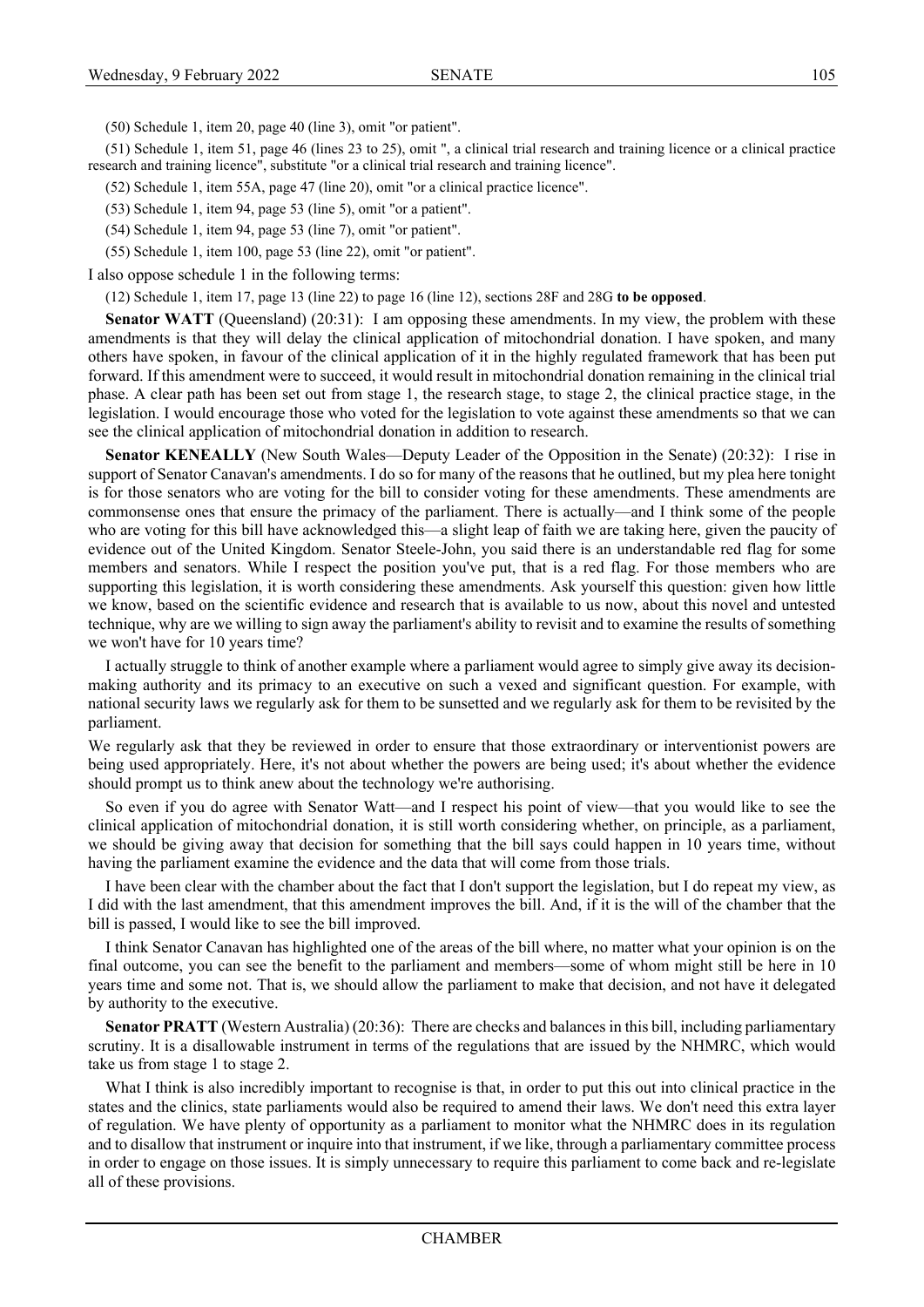(50) Schedule 1, item 20, page 40 (line 3), omit "or patient".

(51) Schedule 1, item 51, page 46 (lines 23 to 25), omit ", a clinical trial research and training licence or a clinical practice research and training licence", substitute "or a clinical trial research and training licence".

(52) Schedule 1, item 55A, page 47 (line 20), omit "or a clinical practice licence".

(53) Schedule 1, item 94, page 53 (line 5), omit "or a patient".

(54) Schedule 1, item 94, page 53 (line 7), omit "or patient".

(55) Schedule 1, item 100, page 53 (line 22), omit "or patient".

I also oppose schedule 1 in the following terms:

(12) Schedule 1, item 17, page 13 (line 22) to page 16 (line 12), sections 28F and 28G **to be opposed**.

**Senator WATT** (Queensland) (20:31): I am opposing these amendments. In my view, the problem with these amendments is that they will delay the clinical application of mitochondrial donation. I have spoken, and many others have spoken, in favour of the clinical application of it in the highly regulated framework that has been put forward. If this amendment were to succeed, it would result in mitochondrial donation remaining in the clinical trial phase. A clear path has been set out from stage 1, the research stage, to stage 2, the clinical practice stage, in the legislation. I would encourage those who voted for the legislation to vote against these amendments so that we can see the clinical application of mitochondrial donation in addition to research.

**Senator KENEALLY** (New South Wales—Deputy Leader of the Opposition in the Senate) (20:32): I rise in support of Senator Canavan's amendments. I do so for many of the reasons that he outlined, but my plea here tonight is for those senators who are voting for the bill to consider voting for these amendments. These amendments are commonsense ones that ensure the primacy of the parliament. There is actually—and I think some of the people who are voting for this bill have acknowledged this—a slight leap of faith we are taking here, given the paucity of evidence out of the United Kingdom. Senator Steele-John, you said there is an understandable red flag for some members and senators. While I respect the position you've put, that is a red flag. For those members who are supporting this legislation, it is worth considering these amendments. Ask yourself this question: given how little we know, based on the scientific evidence and research that is available to us now, about this novel and untested technique, why are we willing to sign away the parliament's ability to revisit and to examine the results of something we won't have for 10 years time?

I actually struggle to think of another example where a parliament would agree to simply give away its decision-making authority and its primacy to an executive on such a vexed and significant question. For example, with national security laws we regularly ask for them to be sunsetted and we regularly ask for them to be revisited by the parliament.

We regularly ask that they be reviewed in order to ensure that those extraordinary or interventionist powers are being used appropriately. Here, it's not about whether the powers are being used; it's about whether the evidence should prompt us to think anew about the technology we're authorising.

So even if you do agree with Senator Watt—and I respect his point of view—that you would like to see the clinical application of mitochondrial donation, it is still worth considering whether, on principle, as a parliament, we should be giving away that decision for something that the bill says could happen in 10 years time, without having the parliament examine the evidence and the data that will come from those trials.

I have been clear with the chamber about the fact that I don't support the legislation, but I do repeat my view, as I did with the last amendment, that this amendment improves the bill. And, if it is the will of the chamber that the bill is passed, I would like to see the bill improved.

I think Senator Canavan has highlighted one of the areas of the bill where, no matter what your opinion is on the final outcome, you can see the benefit to the parliament and members—some of whom might still be here in 10 years time and some not. That is, we should allow the parliament to make that decision, and not have it delegated by authority to the executive.

**Senator PRATT** (Western Australia) (20:36): There are checks and balances in this bill, including parliamentary scrutiny. It is a disallowable instrument in terms of the regulations that are issued by the NHMRC, which would take us from stage 1 to stage 2.

What I think is also incredibly important to recognise is that, in order to put this out into clinical practice in the states and the clinics, state parliaments would also be required to amend their laws. We don't need this extra layer of regulation. We have plenty of opportunity as a parliament to monitor what the NHMRC does in its regulation and to disallow that instrument or inquire into that instrument, if we like, through a parliamentary committee process in order to engage on those issues. It is simply unnecessary to require this parliament to come back and re-legislate all of these provisions.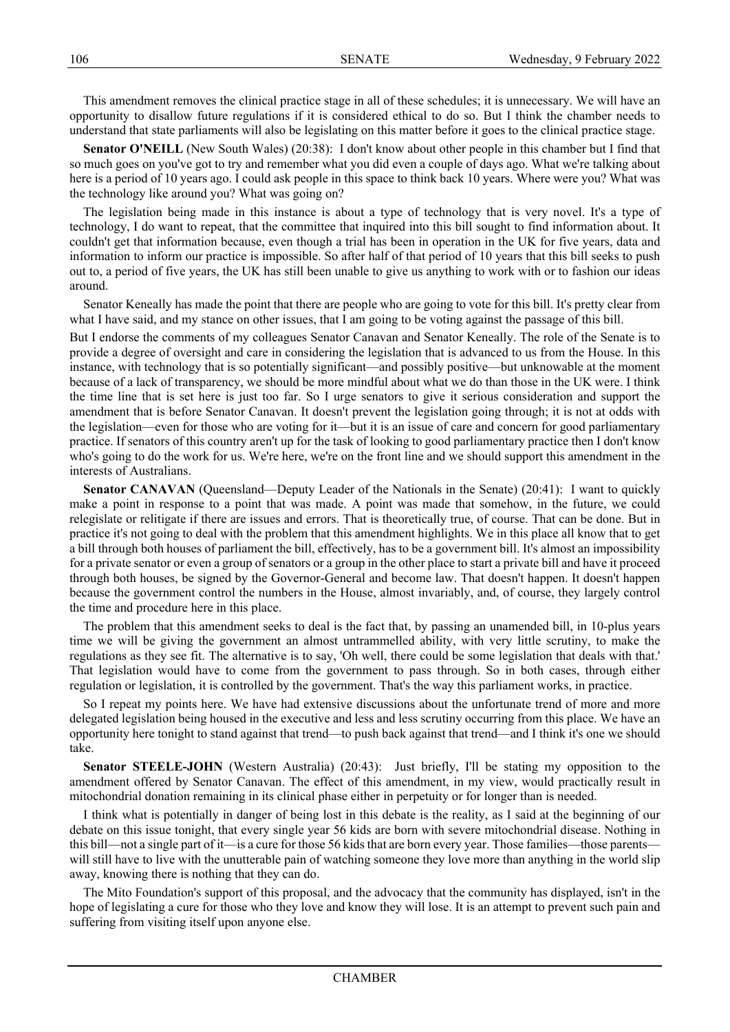This amendment removes the clinical practice stage in all of these schedules; it is unnecessary. We will have an opportunity to disallow future regulations if it is considered ethical to do so. But I think the chamber needs to understand that state parliaments will also be legislating on this matter before it goes to the clinical practice stage.

**Senator O'NEILL** (New South Wales) (20:38): I don't know about other people in this chamber but I find that so much goes on you've got to try and remember what you did even a couple of days ago. What we're talking about here is a period of 10 years ago. I could ask people in this space to think back 10 years. Where were you? What was the technology like around you? What was going on?

The legislation being made in this instance is about a type of technology that is very novel. It's a type of technology, I do want to repeat, that the committee that inquired into this bill sought to find information about. It couldn't get that information because, even though a trial has been in operation in the UK for five years, data and information to inform our practice is impossible. So after half of that period of 10 years that this bill seeks to push out to, a period of five years, the UK has still been unable to give us anything to work with or to fashion our ideas around.

Senator Keneally has made the point that there are people who are going to vote for this bill. It's pretty clear from what I have said, and my stance on other issues, that I am going to be voting against the passage of this bill.

But I endorse the comments of my colleagues Senator Canavan and Senator Keneally. The role of the Senate is to provide a degree of oversight and care in considering the legislation that is advanced to us from the House. In this instance, with technology that is so potentially significant—and possibly positive—but unknowable at the moment because of a lack of transparency, we should be more mindful about what we do than those in the UK were. I think the time line that is set here is just too far. So I urge senators to give it serious consideration and support the amendment that is before Senator Canavan. It doesn't prevent the legislation going through; it is not at odds with the legislation—even for those who are voting for it—but it is an issue of care and concern for good parliamentary practice. If senators of this country aren't up for the task of looking to good parliamentary practice then I don't know who's going to do the work for us. We're here, we're on the front line and we should support this amendment in the interests of Australians.

**Senator CANAVAN** (Queensland—Deputy Leader of the Nationals in the Senate) (20:41): I want to quickly make a point in response to a point that was made. A point was made that somehow, in the future, we could relegislate or relitigate if there are issues and errors. That is theoretically true, of course. That can be done. But in practice it's not going to deal with the problem that this amendment highlights. We in this place all know that to get a bill through both houses of parliament the bill, effectively, has to be a government bill. It's almost an impossibility for a private senator or even a group of senators or a group in the other place to start a private bill and have it proceed through both houses, be signed by the Governor-General and become law. That doesn't happen. It doesn't happen because the government control the numbers in the House, almost invariably, and, of course, they largely control the time and procedure here in this place.

The problem that this amendment seeks to deal is the fact that, by passing an unamended bill, in 10-plus years time we will be giving the government an almost untrammelled ability, with very little scrutiny, to make the regulations as they see fit. The alternative is to say, 'Oh well, there could be some legislation that deals with that.' That legislation would have to come from the government to pass through. So in both cases, through either regulation or legislation, it is controlled by the government. That's the way this parliament works, in practice.

So I repeat my points here. We have had extensive discussions about the unfortunate trend of more and more delegated legislation being housed in the executive and less and less scrutiny occurring from this place. We have an opportunity here tonight to stand against that trend—to push back against that trend—and I think it's one we should take.

**Senator STEELE-JOHN** (Western Australia) (20:43): Just briefly, I'll be stating my opposition to the amendment offered by Senator Canavan. The effect of this amendment, in my view, would practically result in mitochondrial donation remaining in its clinical phase either in perpetuity or for longer than is needed.

I think what is potentially in danger of being lost in this debate is the reality, as I said at the beginning of our debate on this issue tonight, that every single year 56 kids are born with severe mitochondrial disease. Nothing in this bill—not a single part of it—is a cure for those 56 kids that are born every year. Those families—those parents—will still have to live with the unutterable pain of watching someone they love more than anything in the world slip away, knowing there is nothing that they can do.

The Mito Foundation's support of this proposal, and the advocacy that the community has displayed, isn't in the hope of legislating a cure for those who they love and know they will lose. It is an attempt to prevent such pain and suffering from visiting itself upon anyone else.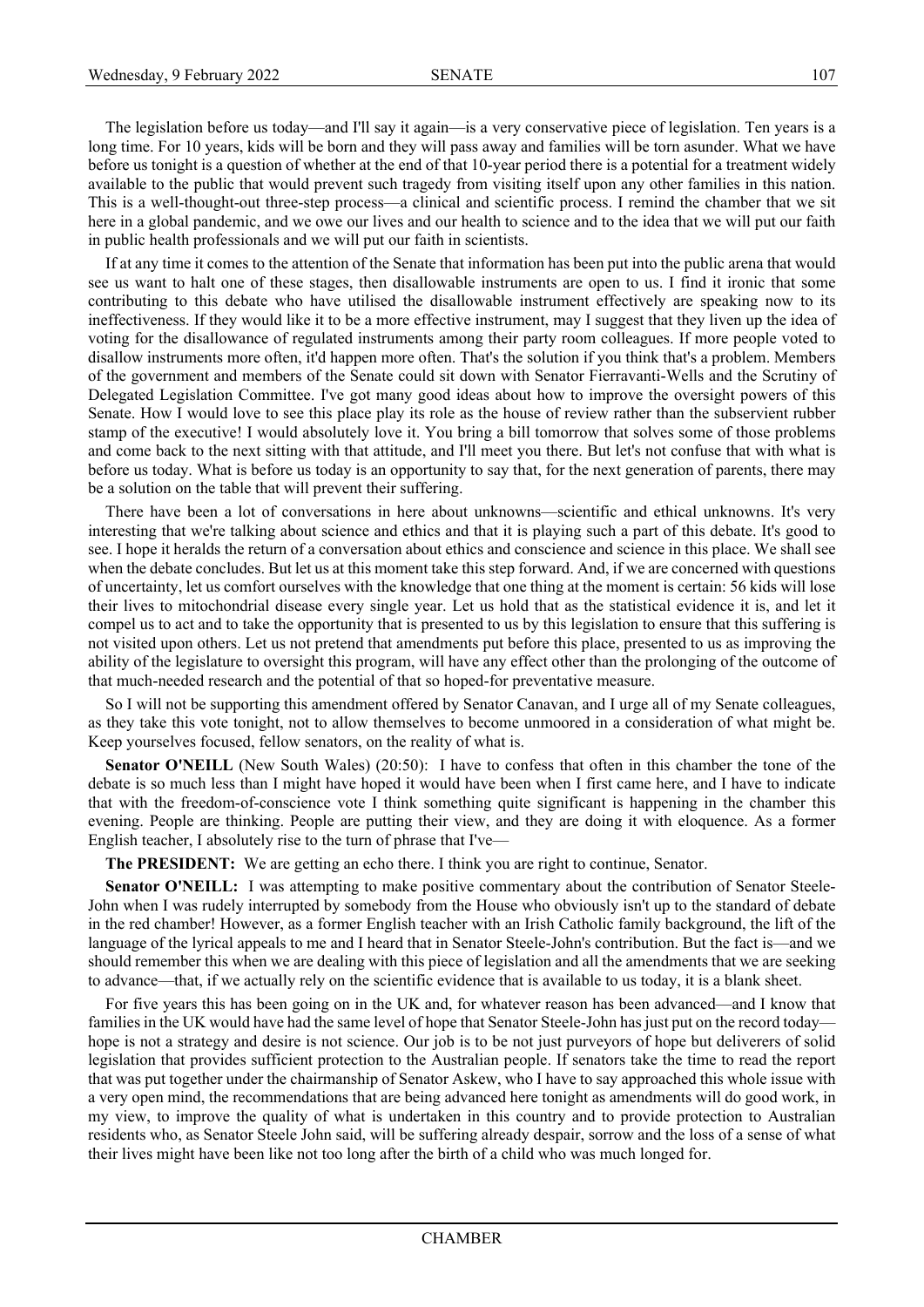The legislation before us today—and I'll say it again—is a very conservative piece of legislation. Ten years is a long time. For 10 years, kids will be born and they will pass away and families will be torn asunder. What we have before us tonight is a question of whether at the end of that 10-year period there is a potential for a treatment widely available to the public that would prevent such tragedy from visiting itself upon any other families in this nation. This is a well-thought-out three-step process—a clinical and scientific process. I remind the chamber that we sit here in a global pandemic, and we owe our lives and our health to science and to the idea that we will put our faith in public health professionals and we will put our faith in scientists.

If at any time it comes to the attention of the Senate that information has been put into the public arena that would see us want to halt one of these stages, then disallowable instruments are open to us. I find it ironic that some contributing to this debate who have utilised the disallowable instrument effectively are speaking now to its ineffectiveness. If they would like it to be a more effective instrument, may I suggest that they liven up the idea of voting for the disallowance of regulated instruments among their party room colleagues. If more people voted to disallow instruments more often, it'd happen more often. That's the solution if you think that's a problem. Members of the government and members of the Senate could sit down with Senator Fierravanti-Wells and the Scrutiny of Delegated Legislation Committee. I've got many good ideas about how to improve the oversight powers of this Senate. How I would love to see this place play its role as the house of review rather than the subservient rubber stamp of the executive! I would absolutely love it. You bring a bill tomorrow that solves some of those problems and come back to the next sitting with that attitude, and I'll meet you there. But let's not confuse that with what is before us today. What is before us today is an opportunity to say that, for the next generation of parents, there may be a solution on the table that will prevent their suffering.

There have been a lot of conversations in here about unknowns—scientific and ethical unknowns. It's very interesting that we're talking about science and ethics and that it is playing such a part of this debate. It's good to see. I hope it heralds the return of a conversation about ethics and conscience and science in this place. We shall see when the debate concludes. But let us at this moment take this step forward. And, if we are concerned with questions of uncertainty, let us comfort ourselves with the knowledge that one thing at the moment is certain: 56 kids will lose their lives to mitochondrial disease every single year. Let us hold that as the statistical evidence it is, and let it compel us to act and to take the opportunity that is presented to us by this legislation to ensure that this suffering is not visited upon others. Let us not pretend that amendments put before this place, presented to us as improving the ability of the legislature to oversight this program, will have any effect other than the prolonging of the outcome of that much-needed research and the potential of that so hoped-for preventative measure.

So I will not be supporting this amendment offered by Senator Canavan, and I urge all of my Senate colleagues, as they take this vote tonight, not to allow themselves to become unmoored in a consideration of what might be. Keep yourselves focused, fellow senators, on the reality of what is.

**Senator O'NEILL** (New South Wales) (20:50): I have to confess that often in this chamber the tone of the debate is so much less than I might have hoped it would have been when I first came here, and I have to indicate that with the freedom-of-conscience vote I think something quite significant is happening in the chamber this evening. People are thinking. People are putting their view, and they are doing it with eloquence. As a former English teacher, I absolutely rise to the turn of phrase that I've—

**The PRESIDENT:** We are getting an echo there. I think you are right to continue, Senator.

**Senator O'NEILL:** I was attempting to make positive commentary about the contribution of Senator Steele-John when I was rudely interrupted by somebody from the House who obviously isn't up to the standard of debate in the red chamber! However, as a former English teacher with an Irish Catholic family background, the lift of the language of the lyrical appeals to me and I heard that in Senator Steele-John's contribution. But the fact is—and we should remember this when we are dealing with this piece of legislation and all the amendments that we are seeking to advance—that, if we actually rely on the scientific evidence that is available to us today, it is a blank sheet.

For five years this has been going on in the UK and, for whatever reason has been advanced—and I know that families in the UK would have had the same level of hope that Senator Steele-John has just put on the record today—hope is not a strategy and desire is not science. Our job is to be not just purveyors of hope but deliverers of solid legislation that provides sufficient protection to the Australian people. If senators take the time to read the report that was put together under the chairmanship of Senator Askew, who I have to say approached this whole issue with a very open mind, the recommendations that are being advanced here tonight as amendments will do good work, in my view, to improve the quality of what is undertaken in this country and to provide protection to Australian residents who, as Senator Steele John said, will be suffering already despair, sorrow and the loss of a sense of what their lives might have been like not too long after the birth of a child who was much longed for.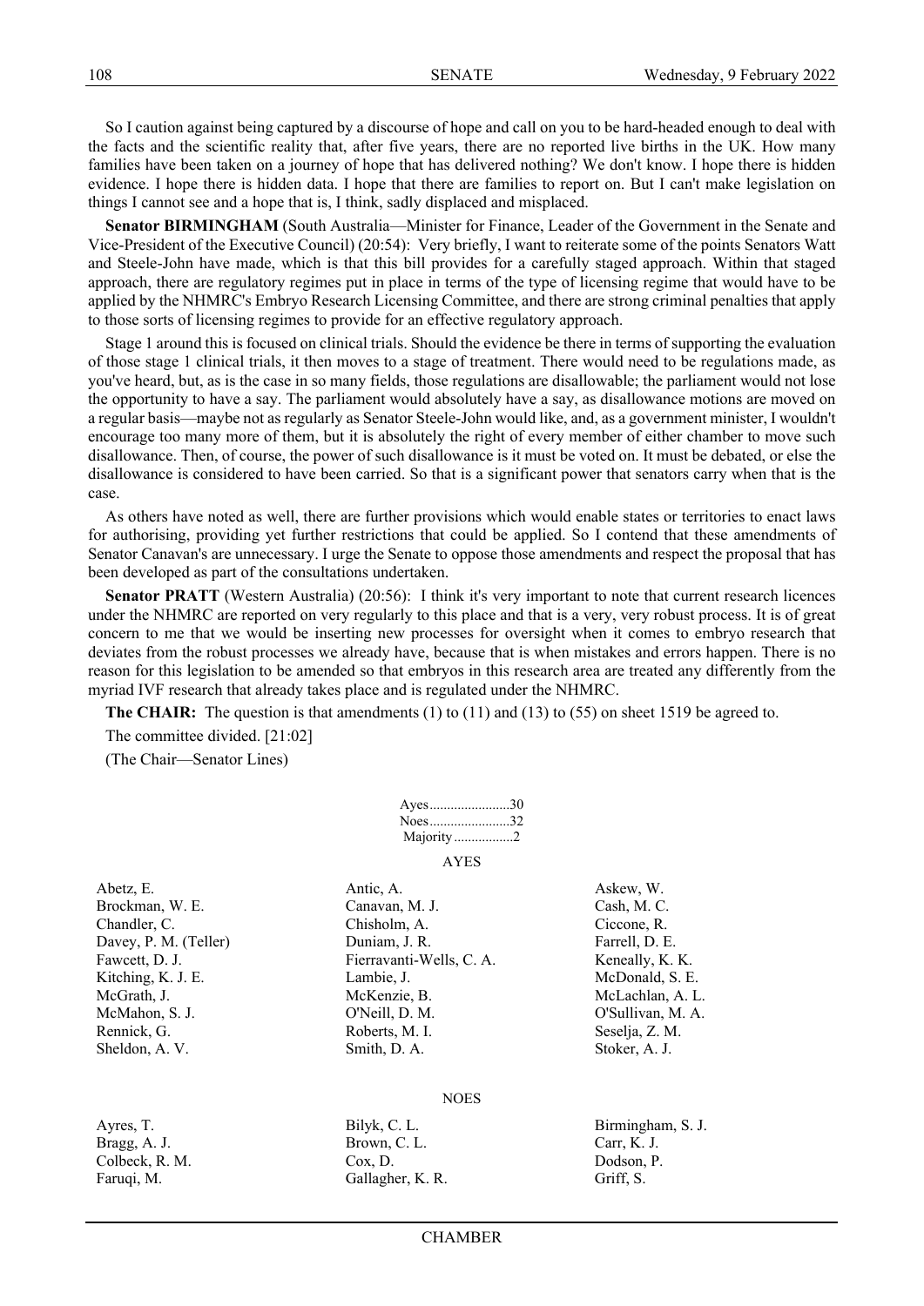So I caution against being captured by a discourse of hope and call on you to be hard-headed enough to deal with the facts and the scientific reality that, after five years, there are no reported live births in the UK. How many families have been taken on a journey of hope that has delivered nothing? We don't know. I hope there is hidden evidence. I hope there is hidden data. I hope that there are families to report on. But I can't make legislation on things I cannot see and a hope that is, I think, sadly displaced and misplaced.

**Senator BIRMINGHAM** (South Australia—Minister for Finance, Leader of the Government in the Senate and Vice-President of the Executive Council) (20:54): Very briefly, I want to reiterate some of the points Senators Watt and Steele-John have made, which is that this bill provides for a carefully staged approach. Within that staged approach, there are regulatory regimes put in place in terms of the type of licensing regime that would have to be applied by the NHMRC's Embryo Research Licensing Committee, and there are strong criminal penalties that apply to those sorts of licensing regimes to provide for an effective regulatory approach.

Stage 1 around this is focused on clinical trials. Should the evidence be there in terms of supporting the evaluation of those stage 1 clinical trials, it then moves to a stage of treatment. There would need to be regulations made, as you've heard, but, as is the case in so many fields, those regulations are disallowable; the parliament would not lose the opportunity to have a say. The parliament would absolutely have a say, as disallowance motions are moved on a regular basis—maybe not as regularly as Senator Steele-John would like, and, as a government minister, I wouldn't encourage too many more of them, but it is absolutely the right of every member of either chamber to move such disallowance. Then, of course, the power of such disallowance is it must be voted on. It must be debated, or else the disallowance is considered to have been carried. So that is a significant power that senators carry when that is the case.

As others have noted as well, there are further provisions which would enable states or territories to enact laws for authorising, providing yet further restrictions that could be applied. So I contend that these amendments of Senator Canavan's are unnecessary. I urge the Senate to oppose those amendments and respect the proposal that has been developed as part of the consultations undertaken.

**Senator PRATT** (Western Australia) (20:56): I think it's very important to note that current research licences under the NHMRC are reported on very regularly to this place and that is a very, very robust process. It is of great concern to me that we would be inserting new processes for oversight when it comes to embryo research that deviates from the robust processes we already have, because that is when mistakes and errors happen. There is no reason for this legislation to be amended so that embryos in this research area are treated any differently from the myriad IVF research that already takes place and is regulated under the NHMRC.

**The CHAIR:** The question is that amendments (1) to (11) and (13) to (55) on sheet 1519 be agreed to.

The committee divided. [21:02]

(The Chair—Senator Lines)

Ayes.......................30
Noes.......................32
Majority.................2

AYES

Abetz, E.
Antic, A.
Askew, W.
Brockman, W. E.
Canavan, M. J.
Cash, M. C.
Chandler, C.
Chisholm, A.
Ciccone, R.
Davey, P. M. (Teller)
Duniam, J. R.
Farrell, D. E.
Fawcett, D. J.
Fierravanti-Wells, C. A.
Keneally, K. K.
Kitching, K. J. E.
Lambie, J.
McDonald, S. E.
McGrath, J.
McKenzie, B.
McLachlan, A. L.
McMahon, S. J.
O'Neill, D. M.
O'Sullivan, M. A.
Rennick, G.
Roberts, M. I.
Seselja, Z. M.
Sheldon, A. V.
Smith, D. A.
Stoker, A. J.

NOES

Ayres, T.
Bilyk, C. L.
Birmingham, S. J.
Bragg, A. J.
Brown, C. L.
Carr, K. J.
Colbeck, R. M.
Cox, D.
Dodson, P.
Faruqi, M.
Gallagher, K. R.
Griff, S.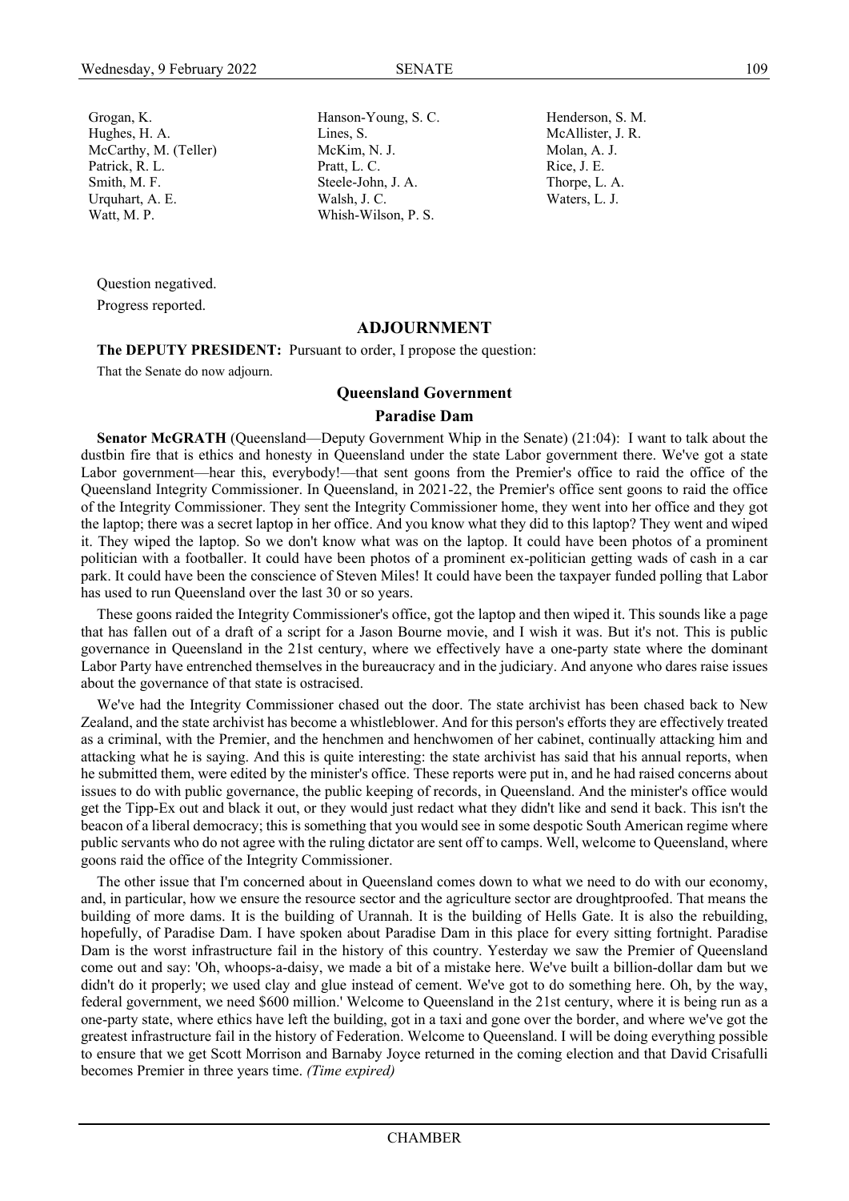| | | |
|---|---|---|
| Grogan, K. | Hanson-Young, S. C. | Henderson, S. M. |
| Hughes, H. A. | Lines, S. | McAllister, J. R. |
| McCarthy, M. (Teller) | McKim, N. J. | Molan, A. J. |
| Patrick, R. L. | Pratt, L. C. | Rice, J. E. |
| Smith, M. F. | Steele-John, J. A. | Thorpe, L. A. |
| Urquhart, A. E. | Walsh, J. C. | Waters, L. J. |
| Watt, M. P. | Whish-Wilson, P. S. | |

Question negatived.

Progress reported.

## ADJOURNMENT

**The DEPUTY PRESIDENT:** Pursuant to order, I propose the question:

That the Senate do now adjourn.

### Queensland Government

### Paradise Dam

**Senator McGRATH** (Queensland—Deputy Government Whip in the Senate) (21:04): I want to talk about the dustbin fire that is ethics and honesty in Queensland under the state Labor government there. We've got a state Labor government—hear this, everybody!—that sent goons from the Premier's office to raid the office of the Queensland Integrity Commissioner. In Queensland, in 2021-22, the Premier's office sent goons to raid the office of the Integrity Commissioner. They sent the Integrity Commissioner home, they went into her office and they got the laptop; there was a secret laptop in her office. And you know what they did to this laptop? They went and wiped it. They wiped the laptop. So we don't know what was on the laptop. It could have been photos of a prominent politician with a footballer. It could have been photos of a prominent ex-politician getting wads of cash in a car park. It could have been the conscience of Steven Miles! It could have been the taxpayer funded polling that Labor has used to run Queensland over the last 30 or so years.

These goons raided the Integrity Commissioner's office, got the laptop and then wiped it. This sounds like a page that has fallen out of a draft of a script for a Jason Bourne movie, and I wish it was. But it's not. This is public governance in Queensland in the 21st century, where we effectively have a one-party state where the dominant Labor Party have entrenched themselves in the bureaucracy and in the judiciary. And anyone who dares raise issues about the governance of that state is ostracised.

We've had the Integrity Commissioner chased out the door. The state archivist has been chased back to New Zealand, and the state archivist has become a whistleblower. And for this person's efforts they are effectively treated as a criminal, with the Premier, and the henchmen and henchwomen of her cabinet, continually attacking him and attacking what he is saying. And this is quite interesting: the state archivist has said that his annual reports, when he submitted them, were edited by the minister's office. These reports were put in, and he had raised concerns about issues to do with public governance, the public keeping of records, in Queensland. And the minister's office would get the Tipp-Ex out and black it out, or they would just redact what they didn't like and send it back. This isn't the beacon of a liberal democracy; this is something that you would see in some despotic South American regime where public servants who do not agree with the ruling dictator are sent off to camps. Well, welcome to Queensland, where goons raid the office of the Integrity Commissioner.

The other issue that I'm concerned about in Queensland comes down to what we need to do with our economy, and, in particular, how we ensure the resource sector and the agriculture sector are droughtproofed. That means the building of more dams. It is the building of Urannah. It is the building of Hells Gate. It is also the rebuilding, hopefully, of Paradise Dam. I have spoken about Paradise Dam in this place for every sitting fortnight. Paradise Dam is the worst infrastructure fail in the history of this country. Yesterday we saw the Premier of Queensland come out and say: 'Oh, whoops-a-daisy, we made a bit of a mistake here. We've built a billion-dollar dam but we didn't do it properly; we used clay and glue instead of cement. We've got to do something here. Oh, by the way, federal government, we need $600 million.' Welcome to Queensland in the 21st century, where it is being run as a one-party state, where ethics have left the building, got in a taxi and gone over the border, and where we've got the greatest infrastructure fail in the history of Federation. Welcome to Queensland. I will be doing everything possible to ensure that we get Scott Morrison and Barnaby Joyce returned in the coming election and that David Crisafulli becomes Premier in three years time. *(Time expired)*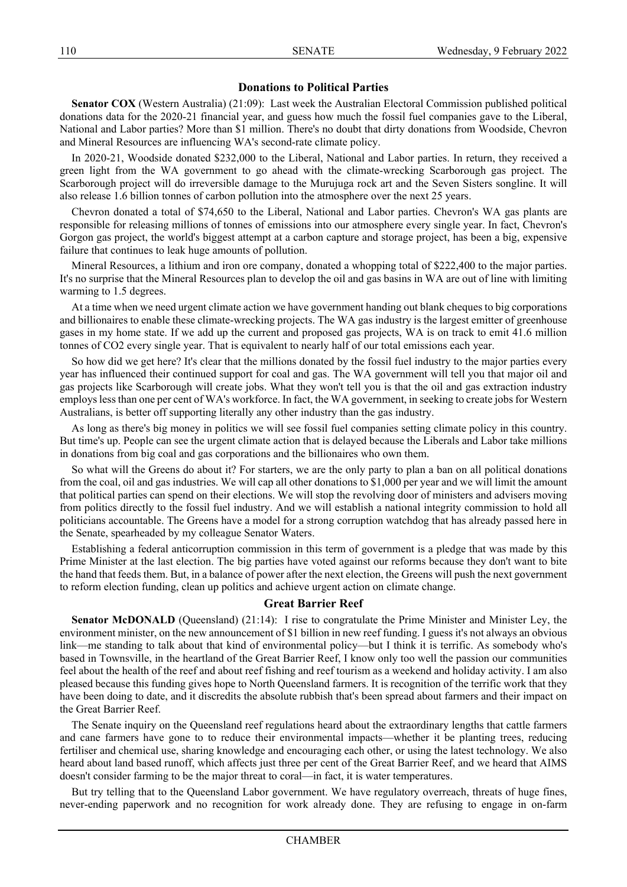## Donations to Political Parties

**Senator COX** (Western Australia) (21:09): Last week the Australian Electoral Commission published political donations data for the 2020-21 financial year, and guess how much the fossil fuel companies gave to the Liberal, National and Labor parties? More than $1 million. There's no doubt that dirty donations from Woodside, Chevron and Mineral Resources are influencing WA's second-rate climate policy.

In 2020-21, Woodside donated $232,000 to the Liberal, National and Labor parties. In return, they received a green light from the WA government to go ahead with the climate-wrecking Scarborough gas project. The Scarborough project will do irreversible damage to the Murujuga rock art and the Seven Sisters songline. It will also release 1.6 billion tonnes of carbon pollution into the atmosphere over the next 25 years.

Chevron donated a total of $74,650 to the Liberal, National and Labor parties. Chevron's WA gas plants are responsible for releasing millions of tonnes of emissions into our atmosphere every single year. In fact, Chevron's Gorgon gas project, the world's biggest attempt at a carbon capture and storage project, has been a big, expensive failure that continues to leak huge amounts of pollution.

Mineral Resources, a lithium and iron ore company, donated a whopping total of $222,400 to the major parties. It's no surprise that the Mineral Resources plan to develop the oil and gas basins in WA are out of line with limiting warming to 1.5 degrees.

At a time when we need urgent climate action we have government handing out blank cheques to big corporations and billionaires to enable these climate-wrecking projects. The WA gas industry is the largest emitter of greenhouse gases in my home state. If we add up the current and proposed gas projects, WA is on track to emit 41.6 million tonnes of $CO_2$ every single year. That is equivalent to nearly half of our total emissions each year.

So how did we get here? It's clear that the millions donated by the fossil fuel industry to the major parties every year has influenced their continued support for coal and gas. The WA government will tell you that major oil and gas projects like Scarborough will create jobs. What they won't tell you is that the oil and gas extraction industry employs less than one per cent of WA's workforce. In fact, the WA government, in seeking to create jobs for Western Australians, is better off supporting literally any other industry than the gas industry.

As long as there's big money in politics we will see fossil fuel companies setting climate policy in this country. But time's up. People can see the urgent climate action that is delayed because the Liberals and Labor take millions in donations from big coal and gas corporations and the billionaires who own them.

So what will the Greens do about it? For starters, we are the only party to plan a ban on all political donations from the coal, oil and gas industries. We will cap all other donations to $1,000 per year and we will limit the amount that political parties can spend on their elections. We will stop the revolving door of ministers and advisers moving from politics directly to the fossil fuel industry. And we will establish a national integrity commission to hold all politicians accountable. The Greens have a model for a strong corruption watchdog that has already passed here in the Senate, spearheaded by my colleague Senator Waters.

Establishing a federal anticorruption commission in this term of government is a pledge that was made by this Prime Minister at the last election. The big parties have voted against our reforms because they don't want to bite the hand that feeds them. But, in a balance of power after the next election, the Greens will push the next government to reform election funding, clean up politics and achieve urgent action on climate change.

## Great Barrier Reef

**Senator McDONALD** (Queensland) (21:14): I rise to congratulate the Prime Minister and Minister Ley, the environment minister, on the new announcement of $1 billion in new reef funding. I guess it's not always an obvious link—me standing to talk about that kind of environmental policy—but I think it is terrific. As somebody who's based in Townsville, in the heartland of the Great Barrier Reef, I know only too well the passion our communities feel about the health of the reef and about reef fishing and reef tourism as a weekend and holiday activity. I am also pleased because this funding gives hope to North Queensland farmers. It is recognition of the terrific work that they have been doing to date, and it discredits the absolute rubbish that's been spread about farmers and their impact on the Great Barrier Reef.

The Senate inquiry on the Queensland reef regulations heard about the extraordinary lengths that cattle farmers and cane farmers have gone to to reduce their environmental impacts—whether it be planting trees, reducing fertiliser and chemical use, sharing knowledge and encouraging each other, or using the latest technology. We also heard about land based runoff, which affects just three per cent of the Great Barrier Reef, and we heard that AIMS doesn't consider farming to be the major threat to coral—in fact, it is water temperatures.

But try telling that to the Queensland Labor government. We have regulatory overreach, threats of huge fines, never-ending paperwork and no recognition for work already done. They are refusing to engage in on-farm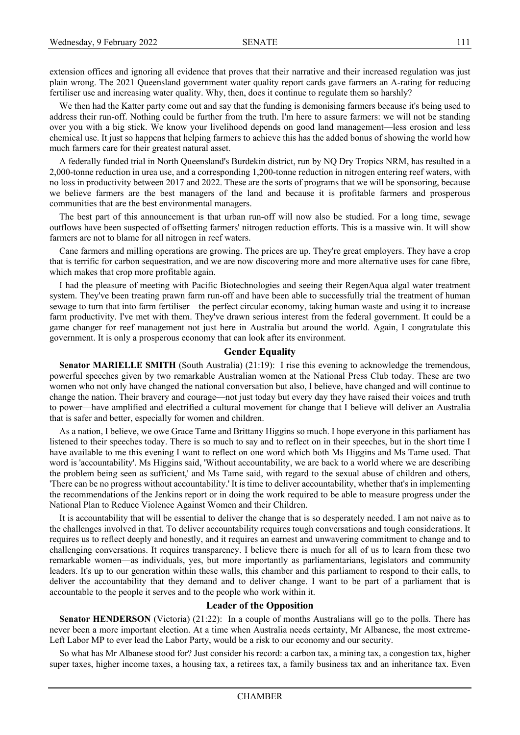extension offices and ignoring all evidence that proves that their narrative and their increased regulation was just plain wrong. The 2021 Queensland government water quality report cards gave farmers an A-rating for reducing fertiliser use and increasing water quality. Why, then, does it continue to regulate them so harshly?

We then had the Katter party come out and say that the funding is demonising farmers because it's being used to address their run-off. Nothing could be further from the truth. I'm here to assure farmers: we will not be standing over you with a big stick. We know your livelihood depends on good land management—less erosion and less chemical use. It just so happens that helping farmers to achieve this has the added bonus of showing the world how much farmers care for their greatest natural asset.

A federally funded trial in North Queensland's Burdekin district, run by NQ Dry Tropics NRM, has resulted in a 2,000-tonne reduction in urea use, and a corresponding 1,200-tonne reduction in nitrogen entering reef waters, with no loss in productivity between 2017 and 2022. These are the sorts of programs that we will be sponsoring, because we believe farmers are the best managers of the land and because it is profitable farmers and prosperous communities that are the best environmental managers.

The best part of this announcement is that urban run-off will now also be studied. For a long time, sewage outflows have been suspected of offsetting farmers' nitrogen reduction efforts. This is a massive win. It will show farmers are not to blame for all nitrogen in reef waters.

Cane farmers and milling operations are growing. The prices are up. They're great employers. They have a crop that is terrific for carbon sequestration, and we are now discovering more and more alternative uses for cane fibre, which makes that crop more profitable again.

I had the pleasure of meeting with Pacific Biotechnologies and seeing their RegenAqua algal water treatment system. They've been treating prawn farm run-off and have been able to successfully trial the treatment of human sewage to turn that into farm fertiliser—the perfect circular economy, taking human waste and using it to increase farm productivity. I've met with them. They've drawn serious interest from the federal government. It could be a game changer for reef management not just here in Australia but around the world. Again, I congratulate this government. It is only a prosperous economy that can look after its environment.

## Gender Equality

**Senator MARIELLE SMITH** (South Australia) (21:19): I rise this evening to acknowledge the tremendous, powerful speeches given by two remarkable Australian women at the National Press Club today. These are two women who not only have changed the national conversation but also, I believe, have changed and will continue to change the nation. Their bravery and courage—not just today but every day they have raised their voices and truth to power—have amplified and electrified a cultural movement for change that I believe will deliver an Australia that is safer and better, especially for women and children.

As a nation, I believe, we owe Grace Tame and Brittany Higgins so much. I hope everyone in this parliament has listened to their speeches today. There is so much to say and to reflect on in their speeches, but in the short time I have available to me this evening I want to reflect on one word which both Ms Higgins and Ms Tame used. That word is 'accountability'. Ms Higgins said, 'Without accountability, we are back to a world where we are describing the problem being seen as sufficient,' and Ms Tame said, with regard to the sexual abuse of children and others, 'There can be no progress without accountability.' It is time to deliver accountability, whether that's in implementing the recommendations of the Jenkins report or in doing the work required to be able to measure progress under the National Plan to Reduce Violence Against Women and their Children.

It is accountability that will be essential to deliver the change that is so desperately needed. I am not naive as to the challenges involved in that. To deliver accountability requires tough conversations and tough considerations. It requires us to reflect deeply and honestly, and it requires an earnest and unwavering commitment to change and to challenging conversations. It requires transparency. I believe there is much for all of us to learn from these two remarkable women—as individuals, yes, but more importantly as parliamentarians, legislators and community leaders. It's up to our generation within these walls, this chamber and this parliament to respond to their calls, to deliver the accountability that they demand and to deliver change. I want to be part of a parliament that is accountable to the people it serves and to the people who work within it.

## Leader of the Opposition

**Senator HENDERSON** (Victoria) (21:22): In a couple of months Australians will go to the polls. There has never been a more important election. At a time when Australia needs certainty, Mr Albanese, the most extreme-Left Labor MP to ever lead the Labor Party, would be a risk to our economy and our security.

So what has Mr Albanese stood for? Just consider his record: a carbon tax, a mining tax, a congestion tax, higher super taxes, higher income taxes, a housing tax, a retirees tax, a family business tax and an inheritance tax. Even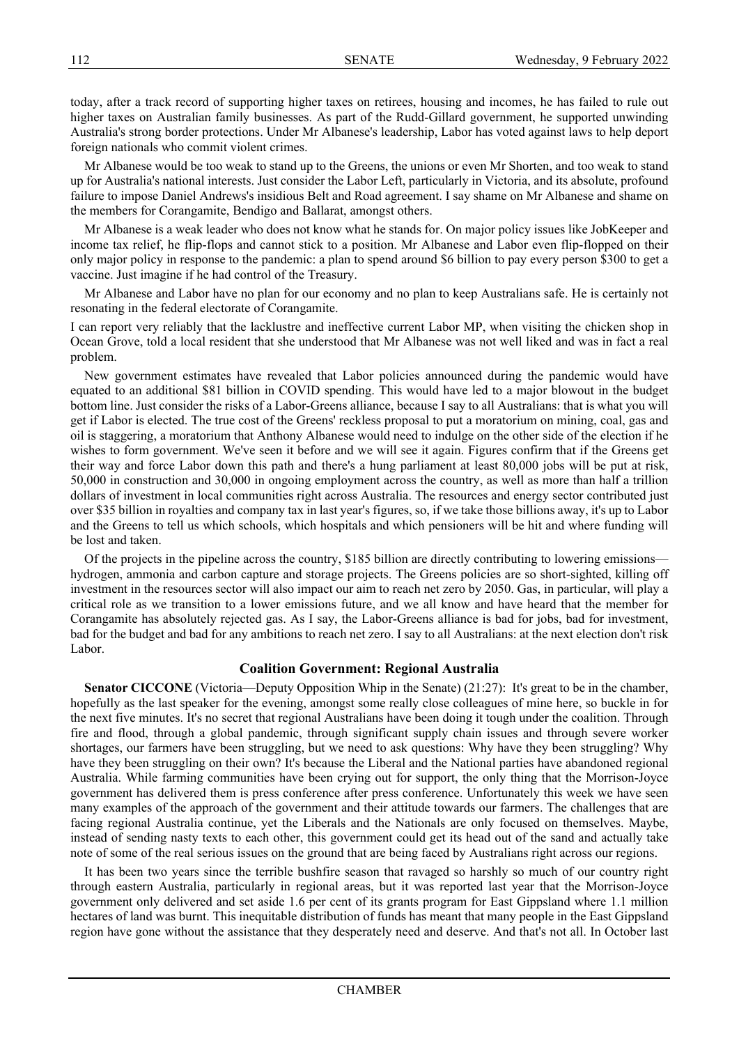today, after a track record of supporting higher taxes on retirees, housing and incomes, he has failed to rule out higher taxes on Australian family businesses. As part of the Rudd-Gillard government, he supported unwinding Australia's strong border protections. Under Mr Albanese's leadership, Labor has voted against laws to help deport foreign nationals who commit violent crimes.

Mr Albanese would be too weak to stand up to the Greens, the unions or even Mr Shorten, and too weak to stand up for Australia's national interests. Just consider the Labor Left, particularly in Victoria, and its absolute, profound failure to impose Daniel Andrews's insidious Belt and Road agreement. I say shame on Mr Albanese and shame on the members for Corangamite, Bendigo and Ballarat, amongst others.

Mr Albanese is a weak leader who does not know what he stands for. On major policy issues like JobKeeper and income tax relief, he flip-flops and cannot stick to a position. Mr Albanese and Labor even flip-flopped on their only major policy in response to the pandemic: a plan to spend around $6 billion to pay every person $300 to get a vaccine. Just imagine if he had control of the Treasury.

Mr Albanese and Labor have no plan for our economy and no plan to keep Australians safe. He is certainly not resonating in the federal electorate of Corangamite.

I can report very reliably that the lacklustre and ineffective current Labor MP, when visiting the chicken shop in Ocean Grove, told a local resident that she understood that Mr Albanese was not well liked and was in fact a real problem.

New government estimates have revealed that Labor policies announced during the pandemic would have equated to an additional $81 billion in COVID spending. This would have led to a major blowout in the budget bottom line. Just consider the risks of a Labor-Greens alliance, because I say to all Australians: that is what you will get if Labor is elected. The true cost of the Greens' reckless proposal to put a moratorium on mining, coal, gas and oil is staggering, a moratorium that Anthony Albanese would need to indulge on the other side of the election if he wishes to form government. We've seen it before and we will see it again. Figures confirm that if the Greens get their way and force Labor down this path and there's a hung parliament at least 80,000 jobs will be put at risk, 50,000 in construction and 30,000 in ongoing employment across the country, as well as more than half a trillion dollars of investment in local communities right across Australia. The resources and energy sector contributed just over $35 billion in royalties and company tax in last year's figures, so, if we take those billions away, it's up to Labor and the Greens to tell us which schools, which hospitals and which pensioners will be hit and where funding will be lost and taken.

Of the projects in the pipeline across the country, $185 billion are directly contributing to lowering emissions—hydrogen, ammonia and carbon capture and storage projects. The Greens policies are so short-sighted, killing off investment in the resources sector will also impact our aim to reach net zero by 2050. Gas, in particular, will play a critical role as we transition to a lower emissions future, and we all know and have heard that the member for Corangamite has absolutely rejected gas. As I say, the Labor-Greens alliance is bad for jobs, bad for investment, bad for the budget and bad for any ambitions to reach net zero. I say to all Australians: at the next election don't risk Labor.

## Coalition Government: Regional Australia

**Senator CICCONE** (Victoria—Deputy Opposition Whip in the Senate) (21:27): It's great to be in the chamber, hopefully as the last speaker for the evening, amongst some really close colleagues of mine here, so buckle in for the next five minutes. It's no secret that regional Australians have been doing it tough under the coalition. Through fire and flood, through a global pandemic, through significant supply chain issues and through severe worker shortages, our farmers have been struggling, but we need to ask questions: Why have they been struggling? Why have they been struggling on their own? It's because the Liberal and the National parties have abandoned regional Australia. While farming communities have been crying out for support, the only thing that the Morrison-Joyce government has delivered them is press conference after press conference. Unfortunately this week we have seen many examples of the approach of the government and their attitude towards our farmers. The challenges that are facing regional Australia continue, yet the Liberals and the Nationals are only focused on themselves. Maybe, instead of sending nasty texts to each other, this government could get its head out of the sand and actually take note of some of the real serious issues on the ground that are being faced by Australians right across our regions.

It has been two years since the terrible bushfire season that ravaged so harshly so much of our country right through eastern Australia, particularly in regional areas, but it was reported last year that the Morrison-Joyce government only delivered and set aside 1.6 per cent of its grants program for East Gippsland where 1.1 million hectares of land was burnt. This inequitable distribution of funds has meant that many people in the East Gippsland region have gone without the assistance that they desperately need and deserve. And that's not all. In October last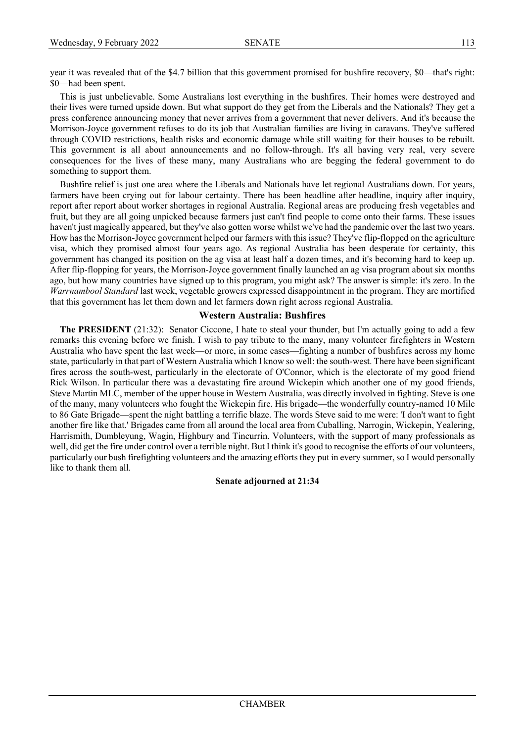year it was revealed that of the $4.7 billion that this government promised for bushfire recovery, $0—that's right: $0—had been spent.

This is just unbelievable. Some Australians lost everything in the bushfires. Their homes were destroyed and their lives were turned upside down. But what support do they get from the Liberals and the Nationals? They get a press conference announcing money that never arrives from a government that never delivers. And it's because the Morrison-Joyce government refuses to do its job that Australian families are living in caravans. They've suffered through COVID restrictions, health risks and economic damage while still waiting for their houses to be rebuilt. This government is all about announcements and no follow-through. It's all having very real, very severe consequences for the lives of these many, many Australians who are begging the federal government to do something to support them.

Bushfire relief is just one area where the Liberals and Nationals have let regional Australians down. For years, farmers have been crying out for labour certainty. There has been headline after headline, inquiry after inquiry, report after report about worker shortages in regional Australia. Regional areas are producing fresh vegetables and fruit, but they are all going unpicked because farmers just can't find people to come onto their farms. These issues haven't just magically appeared, but they've also gotten worse whilst we've had the pandemic over the last two years. How has the Morrison-Joyce government helped our farmers with this issue? They've flip-flopped on the agriculture visa, which they promised almost four years ago. As regional Australia has been desperate for certainty, this government has changed its position on the ag visa at least half a dozen times, and it's becoming hard to keep up. After flip-flopping for years, the Morrison-Joyce government finally launched an ag visa program about six months ago, but how many countries have signed up to this program, you might ask? The answer is simple: it's zero. In the *Warrnambool Standard* last week, vegetable growers expressed disappointment in the program. They are mortified that this government has let them down and let farmers down right across regional Australia.

## Western Australia: Bushfires

**The PRESIDENT** (21:32): Senator Ciccone, I hate to steal your thunder, but I'm actually going to add a few remarks this evening before we finish. I wish to pay tribute to the many, many volunteer firefighters in Western Australia who have spent the last week—or more, in some cases—fighting a number of bushfires across my home state, particularly in that part of Western Australia which I know so well: the south-west. There have been significant fires across the south-west, particularly in the electorate of O'Connor, which is the electorate of my good friend Rick Wilson. In particular there was a devastating fire around Wickepin which another one of my good friends, Steve Martin MLC, member of the upper house in Western Australia, was directly involved in fighting. Steve is one of the many, many volunteers who fought the Wickepin fire. His brigade—the wonderfully country-named 10 Mile to 86 Gate Brigade—spent the night battling a terrific blaze. The words Steve said to me were: 'I don't want to fight another fire like that.' Brigades came from all around the local area from Cuballing, Narrogin, Wickepin, Yealering, Harrismith, Dumbleyung, Wagin, Highbury and Tincurrin. Volunteers, with the support of many professionals as well, did get the fire under control over a terrible night. But I think it's good to recognise the efforts of our volunteers, particularly our bush firefighting volunteers and the amazing efforts they put in every summer, so I would personally like to thank them all.

**Senate adjourned at 21:34**